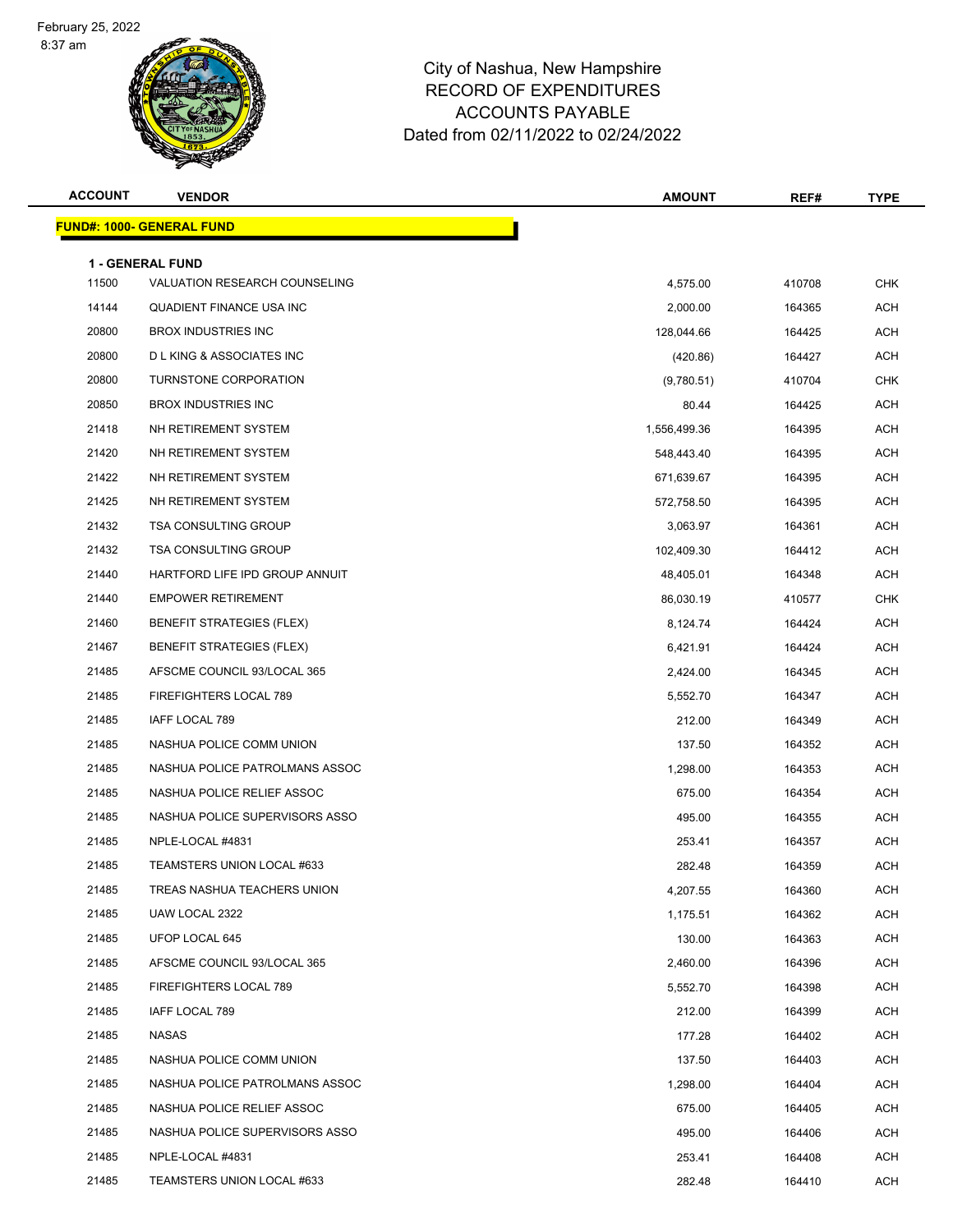February 25, 2022
8:37 am

# City of Nashua, New Hampshire
# RECORD OF EXPENDITURES
# ACCOUNTS PAYABLE
Dated from 02/11/2022 to 02/24/2022

| ACCOUNT | VENDOR | AMOUNT | REF# | TYPE |
|---|---|---|---|---|
| **FUND#: 1000- GENERAL FUND** | | | | |
| **1 - GENERAL FUND** | | | | |
| 11500 | VALUATION RESEARCH COUNSELING | 4,575.00 | 410708 | CHK |
| 14144 | QUADIENT FINANCE USA INC | 2,000.00 | 164365 | ACH |
| 20800 | BROX INDUSTRIES INC | 128,044.66 | 164425 | ACH |
| 20800 | D L KING & ASSOCIATES INC | (420.86) | 164427 | ACH |
| 20800 | TURNSTONE CORPORATION | (9,780.51) | 410704 | CHK |
| 20850 | BROX INDUSTRIES INC | 80.44 | 164425 | ACH |
| 21418 | NH RETIREMENT SYSTEM | 1,556,499.36 | 164395 | ACH |
| 21420 | NH RETIREMENT SYSTEM | 548,443.40 | 164395 | ACH |
| 21422 | NH RETIREMENT SYSTEM | 671,639.67 | 164395 | ACH |
| 21425 | NH RETIREMENT SYSTEM | 572,758.50 | 164395 | ACH |
| 21432 | TSA CONSULTING GROUP | 3,063.97 | 164361 | ACH |
| 21432 | TSA CONSULTING GROUP | 102,409.30 | 164412 | ACH |
| 21440 | HARTFORD LIFE IPD GROUP ANNUIT | 48,405.01 | 164348 | ACH |
| 21440 | EMPOWER RETIREMENT | 86,030.19 | 410577 | CHK |
| 21460 | BENEFIT STRATEGIES (FLEX) | 8,124.74 | 164424 | ACH |
| 21467 | BENEFIT STRATEGIES (FLEX) | 6,421.91 | 164424 | ACH |
| 21485 | AFSCME COUNCIL 93/LOCAL 365 | 2,424.00 | 164345 | ACH |
| 21485 | FIREFIGHTERS LOCAL 789 | 5,552.70 | 164347 | ACH |
| 21485 | IAFF LOCAL 789 | 212.00 | 164349 | ACH |
| 21485 | NASHUA POLICE COMM UNION | 137.50 | 164352 | ACH |
| 21485 | NASHUA POLICE PATROLMANS ASSOC | 1,298.00 | 164353 | ACH |
| 21485 | NASHUA POLICE RELIEF ASSOC | 675.00 | 164354 | ACH |
| 21485 | NASHUA POLICE SUPERVISORS ASSO | 495.00 | 164355 | ACH |
| 21485 | NPLE-LOCAL #4831 | 253.41 | 164357 | ACH |
| 21485 | TEAMSTERS UNION LOCAL #633 | 282.48 | 164359 | ACH |
| 21485 | TREAS NASHUA TEACHERS UNION | 4,207.55 | 164360 | ACH |
| 21485 | UAW LOCAL 2322 | 1,175.51 | 164362 | ACH |
| 21485 | UFOP LOCAL 645 | 130.00 | 164363 | ACH |
| 21485 | AFSCME COUNCIL 93/LOCAL 365 | 2,460.00 | 164396 | ACH |
| 21485 | FIREFIGHTERS LOCAL 789 | 5,552.70 | 164398 | ACH |
| 21485 | IAFF LOCAL 789 | 212.00 | 164399 | ACH |
| 21485 | NASAS | 177.28 | 164402 | ACH |
| 21485 | NASHUA POLICE COMM UNION | 137.50 | 164403 | ACH |
| 21485 | NASHUA POLICE PATROLMANS ASSOC | 1,298.00 | 164404 | ACH |
| 21485 | NASHUA POLICE RELIEF ASSOC | 675.00 | 164405 | ACH |
| 21485 | NASHUA POLICE SUPERVISORS ASSO | 495.00 | 164406 | ACH |
| 21485 | NPLE-LOCAL #4831 | 253.41 | 164408 | ACH |
| 21485 | TEAMSTERS UNION LOCAL #633 | 282.48 | 164410 | ACH |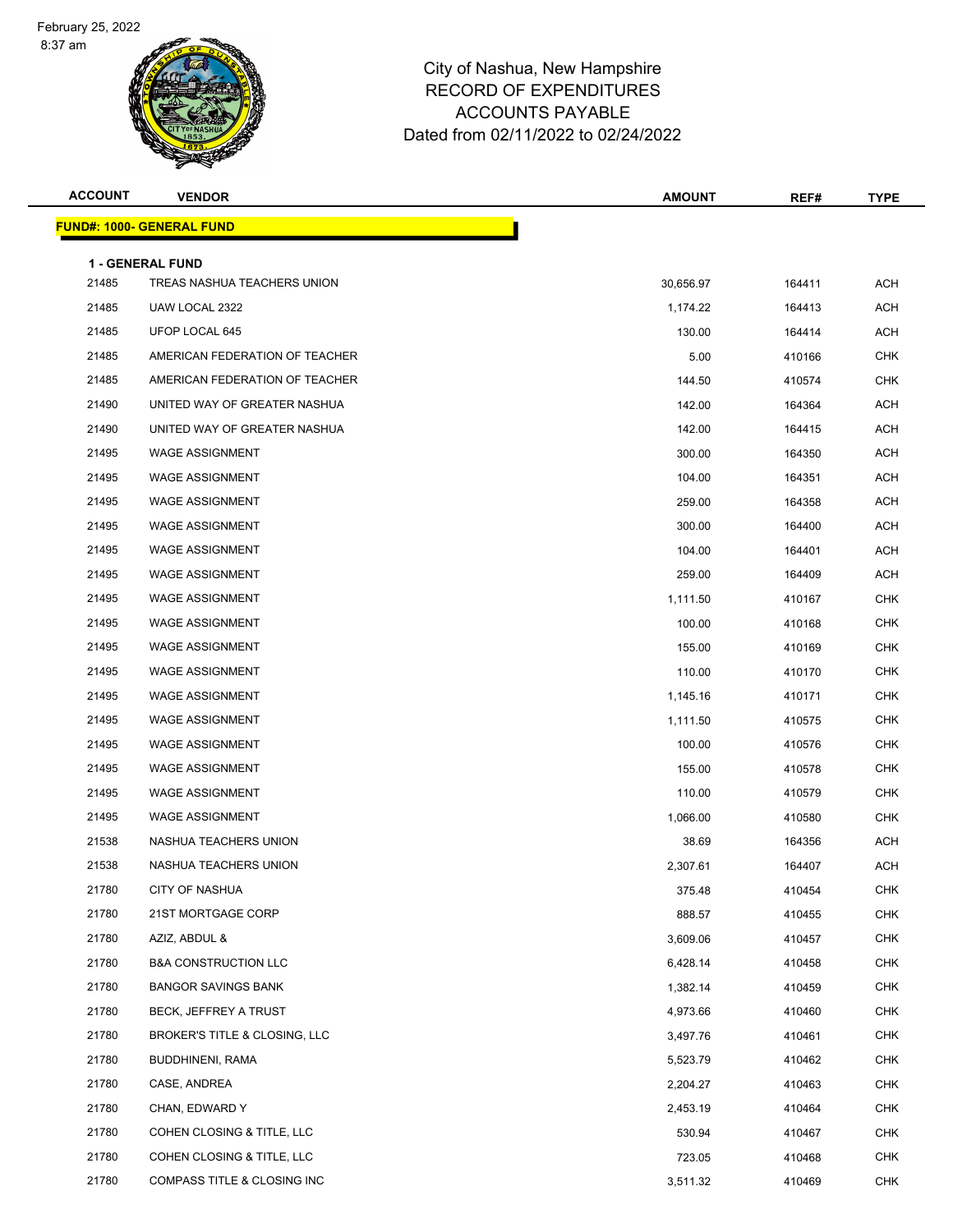February 25, 2022
8:37 am

City of Nashua, New Hampshire
RECORD OF EXPENDITURES
ACCOUNTS PAYABLE
Dated from 02/11/2022 to 02/24/2022

| ACCOUNT | VENDOR | AMOUNT | REF# | TYPE |
|---|---|---|---|---|
| **FUND#: 1000- GENERAL FUND** | | | | |
| **1 - GENERAL FUND** | | | | |
| 21485 | TREAS NASHUA TEACHERS UNION | 30,656.97 | 164411 | ACH |
| 21485 | UAW LOCAL 2322 | 1,174.22 | 164413 | ACH |
| 21485 | UFOP LOCAL 645 | 130.00 | 164414 | ACH |
| 21485 | AMERICAN FEDERATION OF TEACHER | 5.00 | 410166 | CHK |
| 21485 | AMERICAN FEDERATION OF TEACHER | 144.50 | 410574 | CHK |
| 21490 | UNITED WAY OF GREATER NASHUA | 142.00 | 164364 | ACH |
| 21490 | UNITED WAY OF GREATER NASHUA | 142.00 | 164415 | ACH |
| 21495 | WAGE ASSIGNMENT | 300.00 | 164350 | ACH |
| 21495 | WAGE ASSIGNMENT | 104.00 | 164351 | ACH |
| 21495 | WAGE ASSIGNMENT | 259.00 | 164358 | ACH |
| 21495 | WAGE ASSIGNMENT | 300.00 | 164400 | ACH |
| 21495 | WAGE ASSIGNMENT | 104.00 | 164401 | ACH |
| 21495 | WAGE ASSIGNMENT | 259.00 | 164409 | ACH |
| 21495 | WAGE ASSIGNMENT | 1,111.50 | 410167 | CHK |
| 21495 | WAGE ASSIGNMENT | 100.00 | 410168 | CHK |
| 21495 | WAGE ASSIGNMENT | 155.00 | 410169 | CHK |
| 21495 | WAGE ASSIGNMENT | 110.00 | 410170 | CHK |
| 21495 | WAGE ASSIGNMENT | 1,145.16 | 410171 | CHK |
| 21495 | WAGE ASSIGNMENT | 1,111.50 | 410575 | CHK |
| 21495 | WAGE ASSIGNMENT | 100.00 | 410576 | CHK |
| 21495 | WAGE ASSIGNMENT | 155.00 | 410578 | CHK |
| 21495 | WAGE ASSIGNMENT | 110.00 | 410579 | CHK |
| 21495 | WAGE ASSIGNMENT | 1,066.00 | 410580 | CHK |
| 21538 | NASHUA TEACHERS UNION | 38.69 | 164356 | ACH |
| 21538 | NASHUA TEACHERS UNION | 2,307.61 | 164407 | ACH |
| 21780 | CITY OF NASHUA | 375.48 | 410454 | CHK |
| 21780 | 21ST MORTGAGE CORP | 888.57 | 410455 | CHK |
| 21780 | AZIZ, ABDUL & | 3,609.06 | 410457 | CHK |
| 21780 | B&A CONSTRUCTION LLC | 6,428.14 | 410458 | CHK |
| 21780 | BANGOR SAVINGS BANK | 1,382.14 | 410459 | CHK |
| 21780 | BECK, JEFFREY A TRUST | 4,973.66 | 410460 | CHK |
| 21780 | BROKER'S TITLE & CLOSING, LLC | 3,497.76 | 410461 | CHK |
| 21780 | BUDDHINENI, RAMA | 5,523.79 | 410462 | CHK |
| 21780 | CASE, ANDREA | 2,204.27 | 410463 | CHK |
| 21780 | CHAN, EDWARD Y | 2,453.19 | 410464 | CHK |
| 21780 | COHEN CLOSING & TITLE, LLC | 530.94 | 410467 | CHK |
| 21780 | COHEN CLOSING & TITLE, LLC | 723.05 | 410468 | CHK |
| 21780 | COMPASS TITLE & CLOSING INC | 3,511.32 | 410469 | CHK |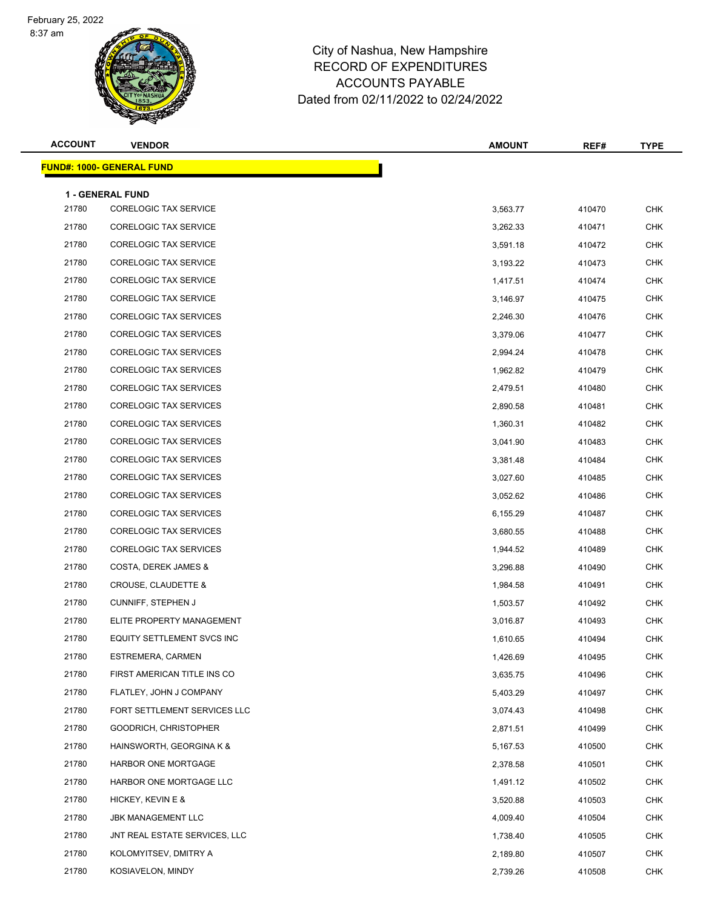City of Nashua, New Hampshire
RECORD OF EXPENDITURES
ACCOUNTS PAYABLE
Dated from 02/11/2022 to 02/24/2022

| ACCOUNT | VENDOR | AMOUNT | REF# | TYPE |
|---|---|---|---|---|
| **FUND#: 1000- GENERAL FUND** | | | | |
| **1 - GENERAL FUND** | | | | |
| 21780 | CORELOGIC TAX SERVICE | 3,563.77 | 410470 | CHK |
| 21780 | CORELOGIC TAX SERVICE | 3,262.33 | 410471 | CHK |
| 21780 | CORELOGIC TAX SERVICE | 3,591.18 | 410472 | CHK |
| 21780 | CORELOGIC TAX SERVICE | 3,193.22 | 410473 | CHK |
| 21780 | CORELOGIC TAX SERVICE | 1,417.51 | 410474 | CHK |
| 21780 | CORELOGIC TAX SERVICE | 3,146.97 | 410475 | CHK |
| 21780 | CORELOGIC TAX SERVICES | 2,246.30 | 410476 | CHK |
| 21780 | CORELOGIC TAX SERVICES | 3,379.06 | 410477 | CHK |
| 21780 | CORELOGIC TAX SERVICES | 2,994.24 | 410478 | CHK |
| 21780 | CORELOGIC TAX SERVICES | 1,962.82 | 410479 | CHK |
| 21780 | CORELOGIC TAX SERVICES | 2,479.51 | 410480 | CHK |
| 21780 | CORELOGIC TAX SERVICES | 2,890.58 | 410481 | CHK |
| 21780 | CORELOGIC TAX SERVICES | 1,360.31 | 410482 | CHK |
| 21780 | CORELOGIC TAX SERVICES | 3,041.90 | 410483 | CHK |
| 21780 | CORELOGIC TAX SERVICES | 3,381.48 | 410484 | CHK |
| 21780 | CORELOGIC TAX SERVICES | 3,027.60 | 410485 | CHK |
| 21780 | CORELOGIC TAX SERVICES | 3,052.62 | 410486 | CHK |
| 21780 | CORELOGIC TAX SERVICES | 6,155.29 | 410487 | CHK |
| 21780 | CORELOGIC TAX SERVICES | 3,680.55 | 410488 | CHK |
| 21780 | CORELOGIC TAX SERVICES | 1,944.52 | 410489 | CHK |
| 21780 | COSTA, DEREK JAMES & | 3,296.88 | 410490 | CHK |
| 21780 | CROUSE, CLAUDETTE & | 1,984.58 | 410491 | CHK |
| 21780 | CUNNIFF, STEPHEN J | 1,503.57 | 410492 | CHK |
| 21780 | ELITE PROPERTY MANAGEMENT | 3,016.87 | 410493 | CHK |
| 21780 | EQUITY SETTLEMENT SVCS INC | 1,610.65 | 410494 | CHK |
| 21780 | ESTREMERA, CARMEN | 1,426.69 | 410495 | CHK |
| 21780 | FIRST AMERICAN TITLE INS CO | 3,635.75 | 410496 | CHK |
| 21780 | FLATLEY, JOHN J COMPANY | 5,403.29 | 410497 | CHK |
| 21780 | FORT SETTLEMENT SERVICES LLC | 3,074.43 | 410498 | CHK |
| 21780 | GOODRICH, CHRISTOPHER | 2,871.51 | 410499 | CHK |
| 21780 | HAINSWORTH, GEORGINA K & | 5,167.53 | 410500 | CHK |
| 21780 | HARBOR ONE MORTGAGE | 2,378.58 | 410501 | CHK |
| 21780 | HARBOR ONE MORTGAGE LLC | 1,491.12 | 410502 | CHK |
| 21780 | HICKEY, KEVIN E & | 3,520.88 | 410503 | CHK |
| 21780 | JBK MANAGEMENT LLC | 4,009.40 | 410504 | CHK |
| 21780 | JNT REAL ESTATE SERVICES, LLC | 1,738.40 | 410505 | CHK |
| 21780 | KOLOMYITSEV, DMITRY A | 2,189.80 | 410507 | CHK |
| 21780 | KOSIAVELON, MINDY | 2,739.26 | 410508 | CHK |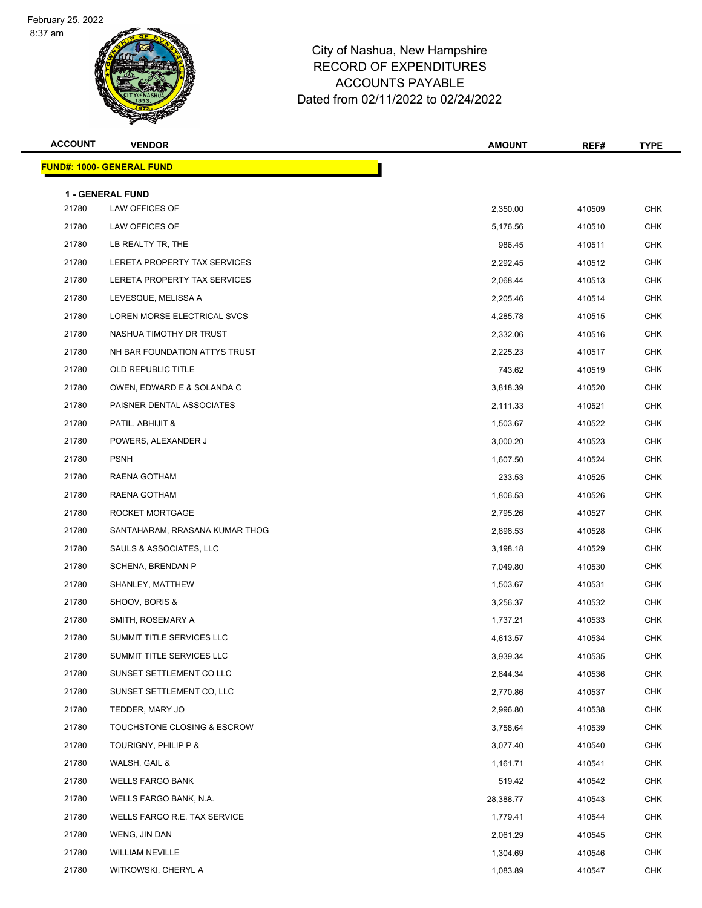City of Nashua, New Hampshire
RECORD OF EXPENDITURES
ACCOUNTS PAYABLE
Dated from 02/11/2022 to 02/24/2022

| ACCOUNT | VENDOR | AMOUNT | REF# | TYPE |
|---|---|---|---|---|
| **FUND#: 1000- GENERAL FUND** | | | | |
| **1 - GENERAL FUND** | | | | |
| 21780 | LAW OFFICES OF | 2,350.00 | 410509 | CHK |
| 21780 | LAW OFFICES OF | 5,176.56 | 410510 | CHK |
| 21780 | LB REALTY TR, THE | 986.45 | 410511 | CHK |
| 21780 | LERETA PROPERTY TAX SERVICES | 2,292.45 | 410512 | CHK |
| 21780 | LERETA PROPERTY TAX SERVICES | 2,068.44 | 410513 | CHK |
| 21780 | LEVESQUE, MELISSA A | 2,205.46 | 410514 | CHK |
| 21780 | LOREN MORSE ELECTRICAL SVCS | 4,285.78 | 410515 | CHK |
| 21780 | NASHUA TIMOTHY DR TRUST | 2,332.06 | 410516 | CHK |
| 21780 | NH BAR FOUNDATION ATTYS TRUST | 2,225.23 | 410517 | CHK |
| 21780 | OLD REPUBLIC TITLE | 743.62 | 410519 | CHK |
| 21780 | OWEN, EDWARD E & SOLANDA C | 3,818.39 | 410520 | CHK |
| 21780 | PAISNER DENTAL ASSOCIATES | 2,111.33 | 410521 | CHK |
| 21780 | PATIL, ABHIJIT & | 1,503.67 | 410522 | CHK |
| 21780 | POWERS, ALEXANDER J | 3,000.20 | 410523 | CHK |
| 21780 | PSNH | 1,607.50 | 410524 | CHK |
| 21780 | RAENA GOTHAM | 233.53 | 410525 | CHK |
| 21780 | RAENA GOTHAM | 1,806.53 | 410526 | CHK |
| 21780 | ROCKET MORTGAGE | 2,795.26 | 410527 | CHK |
| 21780 | SANTAHARAM, RRASANA KUMAR THOG | 2,898.53 | 410528 | CHK |
| 21780 | SAULS & ASSOCIATES, LLC | 3,198.18 | 410529 | CHK |
| 21780 | SCHENA, BRENDAN P | 7,049.80 | 410530 | CHK |
| 21780 | SHANLEY, MATTHEW | 1,503.67 | 410531 | CHK |
| 21780 | SHOOV, BORIS & | 3,256.37 | 410532 | CHK |
| 21780 | SMITH, ROSEMARY A | 1,737.21 | 410533 | CHK |
| 21780 | SUMMIT TITLE SERVICES LLC | 4,613.57 | 410534 | CHK |
| 21780 | SUMMIT TITLE SERVICES LLC | 3,939.34 | 410535 | CHK |
| 21780 | SUNSET SETTLEMENT CO LLC | 2,844.34 | 410536 | CHK |
| 21780 | SUNSET SETTLEMENT CO, LLC | 2,770.86 | 410537 | CHK |
| 21780 | TEDDER, MARY JO | 2,996.80 | 410538 | CHK |
| 21780 | TOUCHSTONE CLOSING & ESCROW | 3,758.64 | 410539 | CHK |
| 21780 | TOURIGNY, PHILIP P & | 3,077.40 | 410540 | CHK |
| 21780 | WALSH, GAIL & | 1,161.71 | 410541 | CHK |
| 21780 | WELLS FARGO BANK | 519.42 | 410542 | CHK |
| 21780 | WELLS FARGO BANK, N.A. | 28,388.77 | 410543 | CHK |
| 21780 | WELLS FARGO R.E. TAX SERVICE | 1,779.41 | 410544 | CHK |
| 21780 | WENG, JIN DAN | 2,061.29 | 410545 | CHK |
| 21780 | WILLIAM NEVILLE | 1,304.69 | 410546 | CHK |
| 21780 | WITKOWSKI, CHERYL A | 1,083.89 | 410547 | CHK |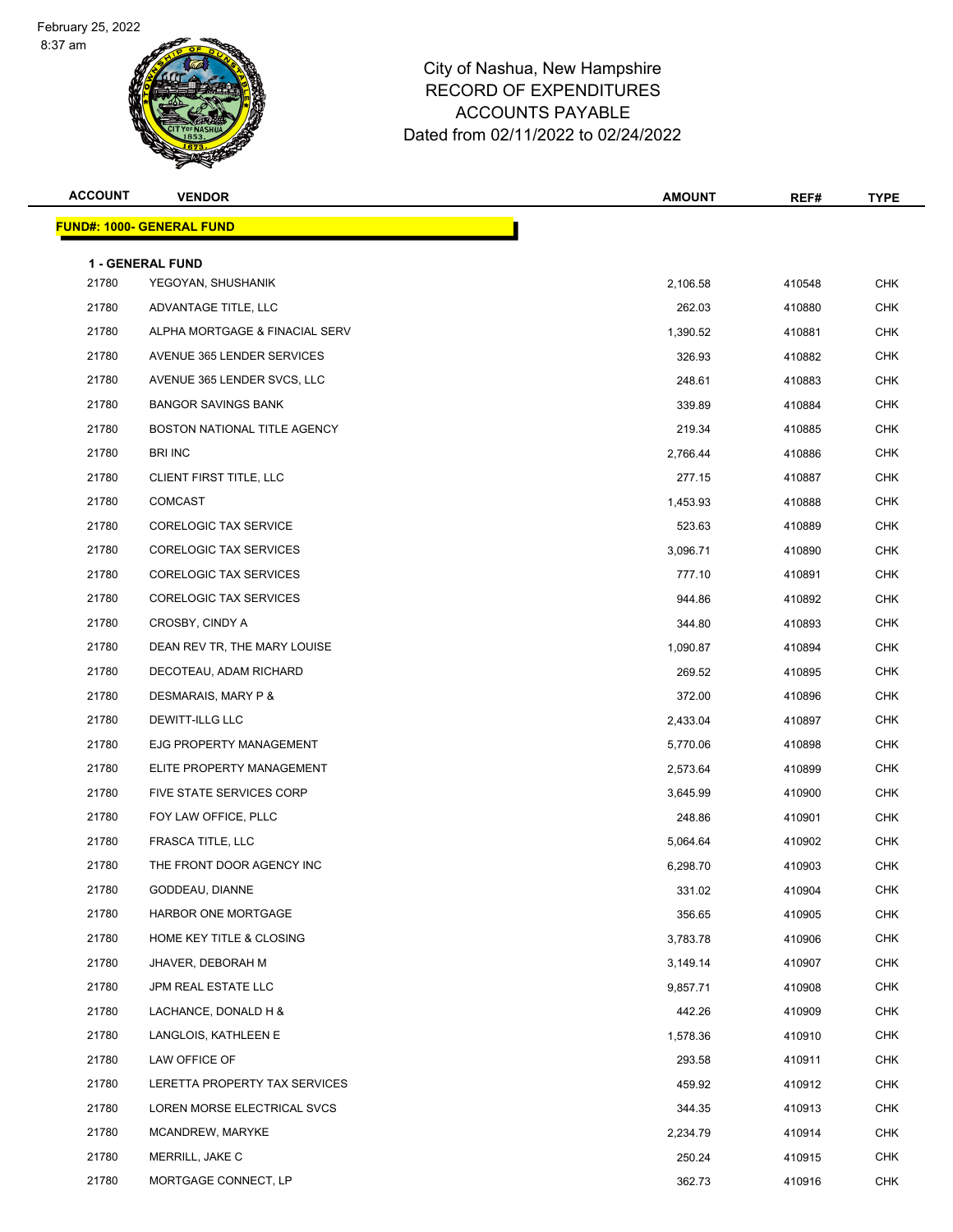City of Nashua, New Hampshire
RECORD OF EXPENDITURES
ACCOUNTS PAYABLE
Dated from 02/11/2022 to 02/24/2022

| ACCOUNT | VENDOR | AMOUNT | REF# | TYPE |
|---|---|---|---|---|
| **FUND#: 1000- GENERAL FUND** | | | | |
| **1 - GENERAL FUND** | | | | |
| 21780 | YEGOYAN, SHUSHANIK | 2,106.58 | 410548 | CHK |
| 21780 | ADVANTAGE TITLE, LLC | 262.03 | 410880 | CHK |
| 21780 | ALPHA MORTGAGE & FINACIAL SERV | 1,390.52 | 410881 | CHK |
| 21780 | AVENUE 365 LENDER SERVICES | 326.93 | 410882 | CHK |
| 21780 | AVENUE 365 LENDER SVCS, LLC | 248.61 | 410883 | CHK |
| 21780 | BANGOR SAVINGS BANK | 339.89 | 410884 | CHK |
| 21780 | BOSTON NATIONAL TITLE AGENCY | 219.34 | 410885 | CHK |
| 21780 | BRI INC | 2,766.44 | 410886 | CHK |
| 21780 | CLIENT FIRST TITLE, LLC | 277.15 | 410887 | CHK |
| 21780 | COMCAST | 1,453.93 | 410888 | CHK |
| 21780 | CORELOGIC TAX SERVICE | 523.63 | 410889 | CHK |
| 21780 | CORELOGIC TAX SERVICES | 3,096.71 | 410890 | CHK |
| 21780 | CORELOGIC TAX SERVICES | 777.10 | 410891 | CHK |
| 21780 | CORELOGIC TAX SERVICES | 944.86 | 410892 | CHK |
| 21780 | CROSBY, CINDY A | 344.80 | 410893 | CHK |
| 21780 | DEAN REV TR, THE MARY LOUISE | 1,090.87 | 410894 | CHK |
| 21780 | DECOTEAU, ADAM RICHARD | 269.52 | 410895 | CHK |
| 21780 | DESMARAIS, MARY P & | 372.00 | 410896 | CHK |
| 21780 | DEWITT-ILLG LLC | 2,433.04 | 410897 | CHK |
| 21780 | EJG PROPERTY MANAGEMENT | 5,770.06 | 410898 | CHK |
| 21780 | ELITE PROPERTY MANAGEMENT | 2,573.64 | 410899 | CHK |
| 21780 | FIVE STATE SERVICES CORP | 3,645.99 | 410900 | CHK |
| 21780 | FOY LAW OFFICE, PLLC | 248.86 | 410901 | CHK |
| 21780 | FRASCA TITLE, LLC | 5,064.64 | 410902 | CHK |
| 21780 | THE FRONT DOOR AGENCY INC | 6,298.70 | 410903 | CHK |
| 21780 | GODDEAU, DIANNE | 331.02 | 410904 | CHK |
| 21780 | HARBOR ONE MORTGAGE | 356.65 | 410905 | CHK |
| 21780 | HOME KEY TITLE & CLOSING | 3,783.78 | 410906 | CHK |
| 21780 | JHAVER, DEBORAH M | 3,149.14 | 410907 | CHK |
| 21780 | JPM REAL ESTATE LLC | 9,857.71 | 410908 | CHK |
| 21780 | LACHANCE, DONALD H & | 442.26 | 410909 | CHK |
| 21780 | LANGLOIS, KATHLEEN E | 1,578.36 | 410910 | CHK |
| 21780 | LAW OFFICE OF | 293.58 | 410911 | CHK |
| 21780 | LERETTA PROPERTY TAX SERVICES | 459.92 | 410912 | CHK |
| 21780 | LOREN MORSE ELECTRICAL SVCS | 344.35 | 410913 | CHK |
| 21780 | MCANDREW, MARYKE | 2,234.79 | 410914 | CHK |
| 21780 | MERRILL, JAKE C | 250.24 | 410915 | CHK |
| 21780 | MORTGAGE CONNECT, LP | 362.73 | 410916 | CHK |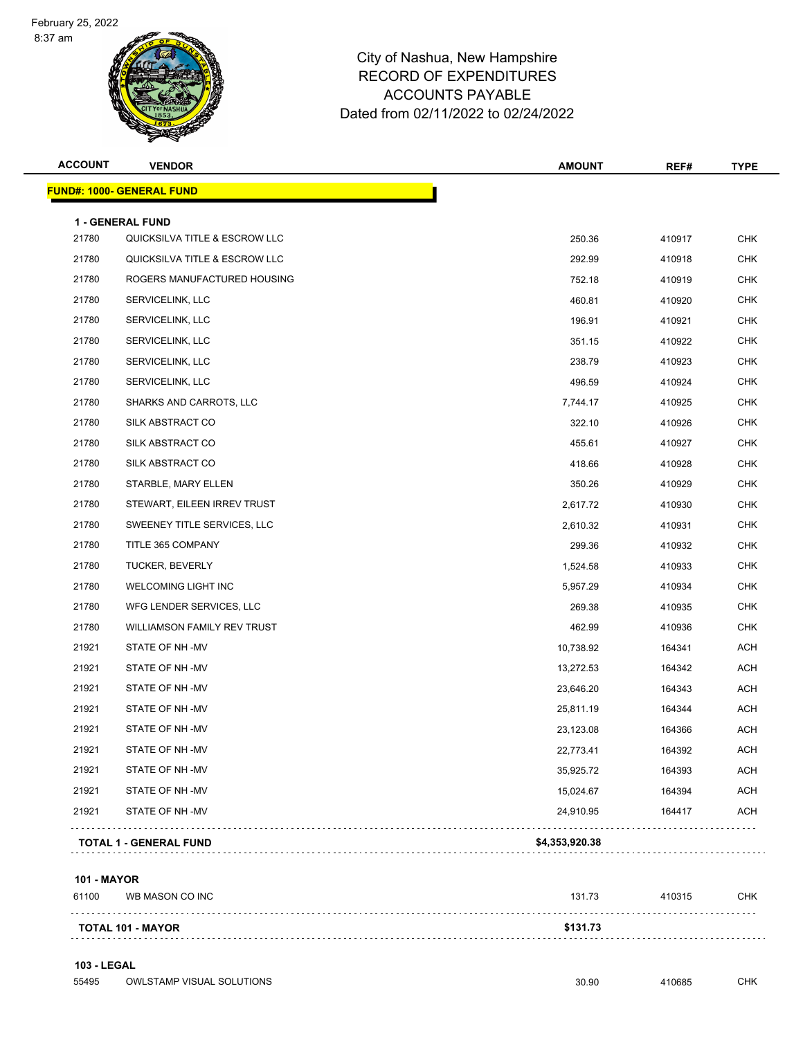City of Nashua, New Hampshire
RECORD OF EXPENDITURES
ACCOUNTS PAYABLE
Dated from 02/11/2022 to 02/24/2022

| ACCOUNT | VENDOR | AMOUNT | REF# | TYPE |
|---|---|---|---|---|
| **FUND#: 1000- GENERAL FUND** | | | | |
| **1 - GENERAL FUND** | | | | |
| 21780 | QUICKSILVA TITLE & ESCROW LLC | 250.36 | 410917 | CHK |
| 21780 | QUICKSILVA TITLE & ESCROW LLC | 292.99 | 410918 | CHK |
| 21780 | ROGERS MANUFACTURED HOUSING | 752.18 | 410919 | CHK |
| 21780 | SERVICELINK, LLC | 460.81 | 410920 | CHK |
| 21780 | SERVICELINK, LLC | 196.91 | 410921 | CHK |
| 21780 | SERVICELINK, LLC | 351.15 | 410922 | CHK |
| 21780 | SERVICELINK, LLC | 238.79 | 410923 | CHK |
| 21780 | SERVICELINK, LLC | 496.59 | 410924 | CHK |
| 21780 | SHARKS AND CARROTS, LLC | 7,744.17 | 410925 | CHK |
| 21780 | SILK ABSTRACT CO | 322.10 | 410926 | CHK |
| 21780 | SILK ABSTRACT CO | 455.61 | 410927 | CHK |
| 21780 | SILK ABSTRACT CO | 418.66 | 410928 | CHK |
| 21780 | STARBLE, MARY ELLEN | 350.26 | 410929 | CHK |
| 21780 | STEWART, EILEEN IRREV TRUST | 2,617.72 | 410930 | CHK |
| 21780 | SWEENEY TITLE SERVICES, LLC | 2,610.32 | 410931 | CHK |
| 21780 | TITLE 365 COMPANY | 299.36 | 410932 | CHK |
| 21780 | TUCKER, BEVERLY | 1,524.58 | 410933 | CHK |
| 21780 | WELCOMING LIGHT INC | 5,957.29 | 410934 | CHK |
| 21780 | WFG LENDER SERVICES, LLC | 269.38 | 410935 | CHK |
| 21780 | WILLIAMSON FAMILY REV TRUST | 462.99 | 410936 | CHK |
| 21921 | STATE OF NH -MV | 10,738.92 | 164341 | ACH |
| 21921 | STATE OF NH -MV | 13,272.53 | 164342 | ACH |
| 21921 | STATE OF NH -MV | 23,646.20 | 164343 | ACH |
| 21921 | STATE OF NH -MV | 25,811.19 | 164344 | ACH |
| 21921 | STATE OF NH -MV | 23,123.08 | 164366 | ACH |
| 21921 | STATE OF NH -MV | 22,773.41 | 164392 | ACH |
| 21921 | STATE OF NH -MV | 35,925.72 | 164393 | ACH |
| 21921 | STATE OF NH -MV | 15,024.67 | 164394 | ACH |
| 21921 | STATE OF NH -MV | 24,910.95 | 164417 | ACH |
| **TOTAL 1 - GENERAL FUND** | | **$4,353,920.38** | | |
| **101 - MAYOR** | | | | |
| 61100 | WB MASON CO INC | 131.73 | 410315 | CHK |
| **TOTAL 101 - MAYOR** | | **$131.73** | | |
| **103 - LEGAL** | | | | |
| 55495 | OWLSTAMP VISUAL SOLUTIONS | 30.90 | 410685 | CHK |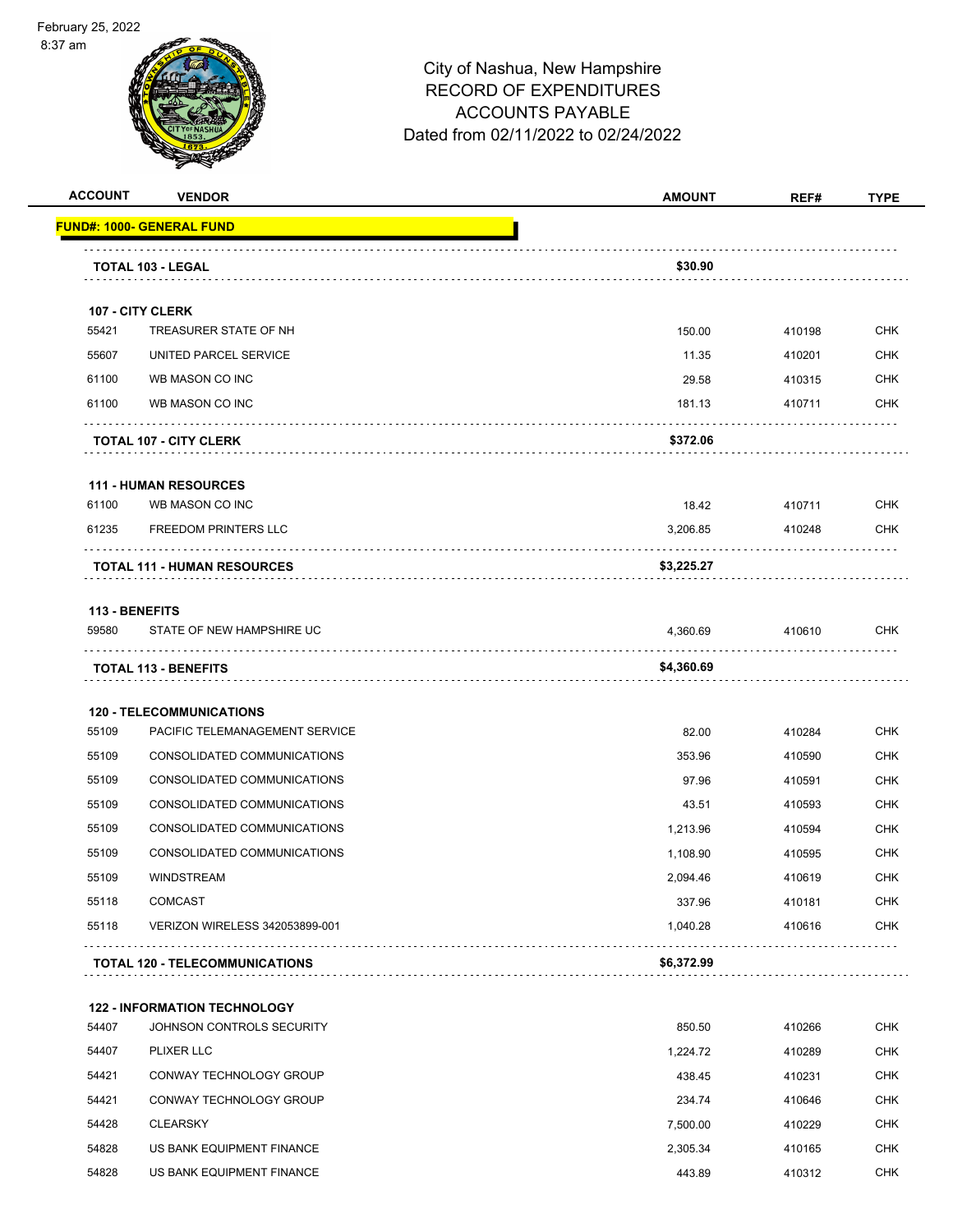City of Nashua, New Hampshire
RECORD OF EXPENDITURES
ACCOUNTS PAYABLE
Dated from 02/11/2022 to 02/24/2022

| ACCOUNT | VENDOR | AMOUNT | REF# | TYPE |
|---|---|---|---|---|
| **FUND#: 1000- GENERAL FUND** | | | | |
| | **TOTAL 103 - LEGAL** | **$30.90** | | |
| **107 - CITY CLERK** | | | | |
| 55421 | TREASURER STATE OF NH | 150.00 | 410198 | CHK |
| 55607 | UNITED PARCEL SERVICE | 11.35 | 410201 | CHK |
| 61100 | WB MASON CO INC | 29.58 | 410315 | CHK |
| 61100 | WB MASON CO INC | 181.13 | 410711 | CHK |
| | **TOTAL 107 - CITY CLERK** | **$372.06** | | |
| **111 - HUMAN RESOURCES** | | | | |
| 61100 | WB MASON CO INC | 18.42 | 410711 | CHK |
| 61235 | FREEDOM PRINTERS LLC | 3,206.85 | 410248 | CHK |
| | **TOTAL 111 - HUMAN RESOURCES** | **$3,225.27** | | |
| **113 - BENEFITS** | | | | |
| 59580 | STATE OF NEW HAMPSHIRE UC | 4,360.69 | 410610 | CHK |
| | **TOTAL 113 - BENEFITS** | **$4,360.69** | | |
| **120 - TELECOMMUNICATIONS** | | | | |
| 55109 | PACIFIC TELEMANAGEMENT SERVICE | 82.00 | 410284 | CHK |
| 55109 | CONSOLIDATED COMMUNICATIONS | 353.96 | 410590 | CHK |
| 55109 | CONSOLIDATED COMMUNICATIONS | 97.96 | 410591 | CHK |
| 55109 | CONSOLIDATED COMMUNICATIONS | 43.51 | 410593 | CHK |
| 55109 | CONSOLIDATED COMMUNICATIONS | 1,213.96 | 410594 | CHK |
| 55109 | CONSOLIDATED COMMUNICATIONS | 1,108.90 | 410595 | CHK |
| 55109 | WINDSTREAM | 2,094.46 | 410619 | CHK |
| 55118 | COMCAST | 337.96 | 410181 | CHK |
| 55118 | VERIZON WIRELESS 342053899-001 | 1,040.28 | 410616 | CHK |
| | **TOTAL 120 - TELECOMMUNICATIONS** | **$6,372.99** | | |
| **122 - INFORMATION TECHNOLOGY** | | | | |
| 54407 | JOHNSON CONTROLS SECURITY | 850.50 | 410266 | CHK |
| 54407 | PLIXER LLC | 1,224.72 | 410289 | CHK |
| 54421 | CONWAY TECHNOLOGY GROUP | 438.45 | 410231 | CHK |
| 54421 | CONWAY TECHNOLOGY GROUP | 234.74 | 410646 | CHK |
| 54428 | CLEARSKY | 7,500.00 | 410229 | CHK |
| 54828 | US BANK EQUIPMENT FINANCE | 2,305.34 | 410165 | CHK |
| 54828 | US BANK EQUIPMENT FINANCE | 443.89 | 410312 | CHK |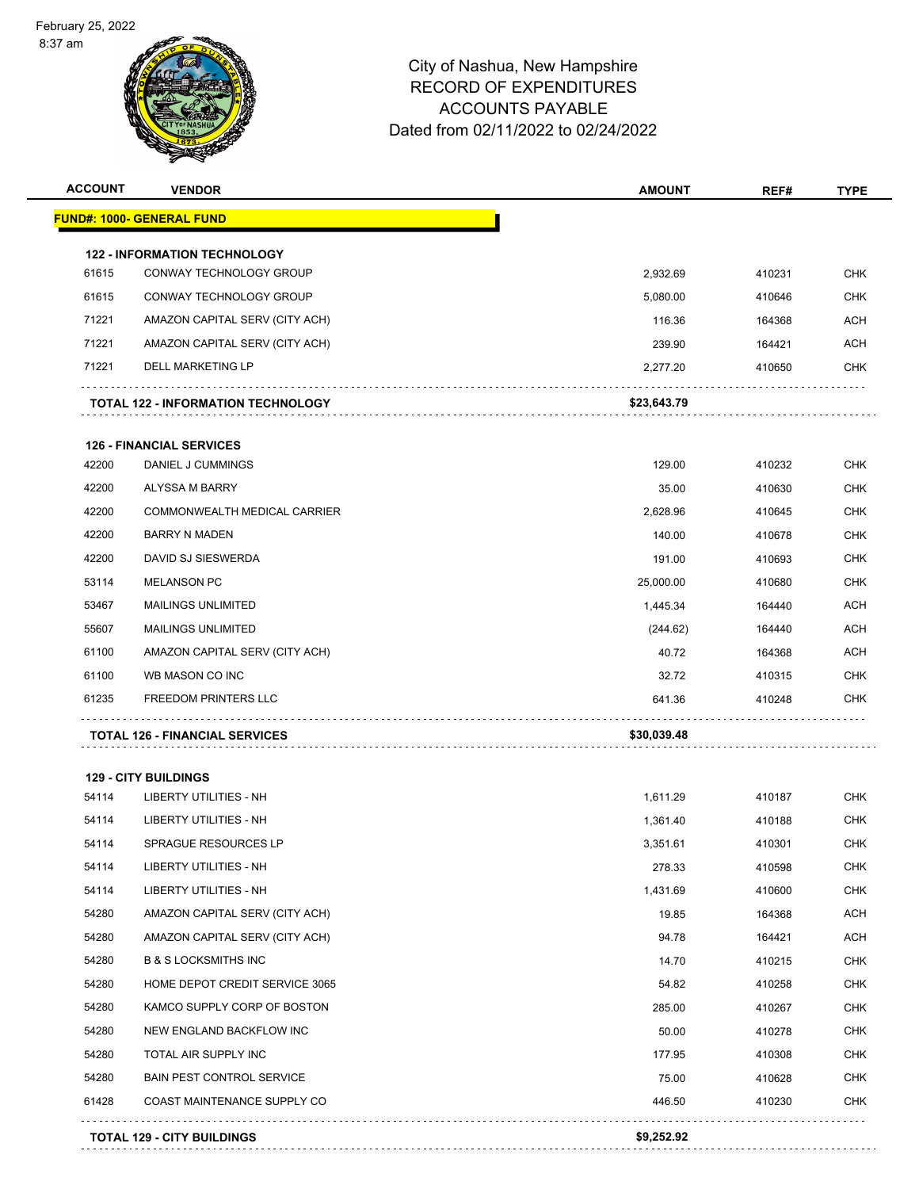City of Nashua, New Hampshire
RECORD OF EXPENDITURES
ACCOUNTS PAYABLE
Dated from 02/11/2022 to 02/24/2022

| ACCOUNT | VENDOR | AMOUNT | REF# | TYPE |
|---|---|---|---|---|
| **FUND#: 1000- GENERAL FUND** | | | | |
| **122 - INFORMATION TECHNOLOGY** | | | | |
| 61615 | CONWAY TECHNOLOGY GROUP | 2,932.69 | 410231 | CHK |
| 61615 | CONWAY TECHNOLOGY GROUP | 5,080.00 | 410646 | CHK |
| 71221 | AMAZON CAPITAL SERV (CITY ACH) | 116.36 | 164368 | ACH |
| 71221 | AMAZON CAPITAL SERV (CITY ACH) | 239.90 | 164421 | ACH |
| 71221 | DELL MARKETING LP | 2,277.20 | 410650 | CHK |
| | **TOTAL 122 - INFORMATION TECHNOLOGY** | **$23,643.79** | | |
| **126 - FINANCIAL SERVICES** | | | | |
| 42200 | DANIEL J CUMMINGS | 129.00 | 410232 | CHK |
| 42200 | ALYSSA M BARRY | 35.00 | 410630 | CHK |
| 42200 | COMMONWEALTH MEDICAL CARRIER | 2,628.96 | 410645 | CHK |
| 42200 | BARRY N MADEN | 140.00 | 410678 | CHK |
| 42200 | DAVID SJ SIESWERDA | 191.00 | 410693 | CHK |
| 53114 | MELANSON PC | 25,000.00 | 410680 | CHK |
| 53467 | MAILINGS UNLIMITED | 1,445.34 | 164440 | ACH |
| 55607 | MAILINGS UNLIMITED | (244.62) | 164440 | ACH |
| 61100 | AMAZON CAPITAL SERV (CITY ACH) | 40.72 | 164368 | ACH |
| 61100 | WB MASON CO INC | 32.72 | 410315 | CHK |
| 61235 | FREEDOM PRINTERS LLC | 641.36 | 410248 | CHK |
| | **TOTAL 126 - FINANCIAL SERVICES** | **$30,039.48** | | |
| **129 - CITY BUILDINGS** | | | | |
| 54114 | LIBERTY UTILITIES - NH | 1,611.29 | 410187 | CHK |
| 54114 | LIBERTY UTILITIES - NH | 1,361.40 | 410188 | CHK |
| 54114 | SPRAGUE RESOURCES LP | 3,351.61 | 410301 | CHK |
| 54114 | LIBERTY UTILITIES - NH | 278.33 | 410598 | CHK |
| 54114 | LIBERTY UTILITIES - NH | 1,431.69 | 410600 | CHK |
| 54280 | AMAZON CAPITAL SERV (CITY ACH) | 19.85 | 164368 | ACH |
| 54280 | AMAZON CAPITAL SERV (CITY ACH) | 94.78 | 164421 | ACH |
| 54280 | B & S LOCKSMITHS INC | 14.70 | 410215 | CHK |
| 54280 | HOME DEPOT CREDIT SERVICE 3065 | 54.82 | 410258 | CHK |
| 54280 | KAMCO SUPPLY CORP OF BOSTON | 285.00 | 410267 | CHK |
| 54280 | NEW ENGLAND BACKFLOW INC | 50.00 | 410278 | CHK |
| 54280 | TOTAL AIR SUPPLY INC | 177.95 | 410308 | CHK |
| 54280 | BAIN PEST CONTROL SERVICE | 75.00 | 410628 | CHK |
| 61428 | COAST MAINTENANCE SUPPLY CO | 446.50 | 410230 | CHK |
| | **TOTAL 129 - CITY BUILDINGS** | **$9,252.92** | | |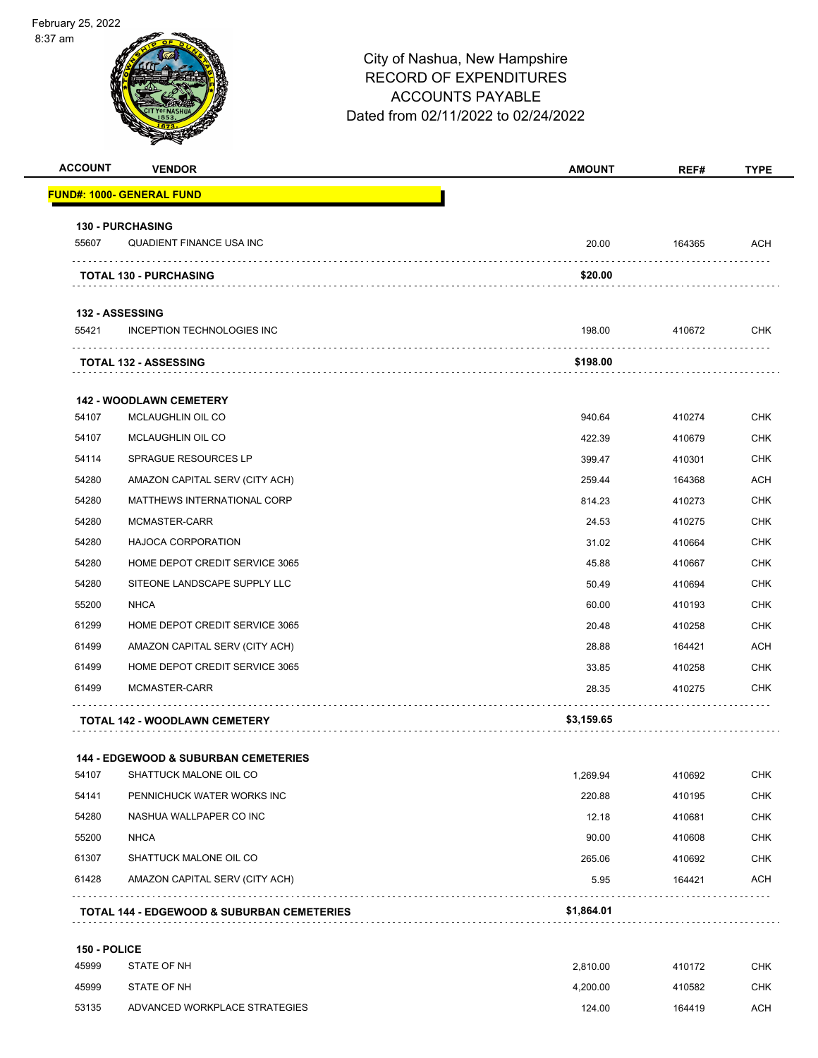February 25, 2022
8:37 am

# City of Nashua, New Hampshire
## RECORD OF EXPENDITURES
## ACCOUNTS PAYABLE
### Dated from 02/11/2022 to 02/24/2022

| ACCOUNT | VENDOR | AMOUNT | REF# | TYPE |
|---|---|---|---|---|
| **FUND#: 1000- GENERAL FUND** | | | | |
| **130 - PURCHASING** | | | | |
| 55607 | QUADIENT FINANCE USA INC | 20.00 | 164365 | ACH |
| | **TOTAL 130 - PURCHASING** | **$20.00** | | |
| **132 - ASSESSING** | | | | |
| 55421 | INCEPTION TECHNOLOGIES INC | 198.00 | 410672 | CHK |
| | **TOTAL 132 - ASSESSING** | **$198.00** | | |
| **142 - WOODLAWN CEMETERY** | | | | |
| 54107 | MCLAUGHLIN OIL CO | 940.64 | 410274 | CHK |
| 54107 | MCLAUGHLIN OIL CO | 422.39 | 410679 | CHK |
| 54114 | SPRAGUE RESOURCES LP | 399.47 | 410301 | CHK |
| 54280 | AMAZON CAPITAL SERV (CITY ACH) | 259.44 | 164368 | ACH |
| 54280 | MATTHEWS INTERNATIONAL CORP | 814.23 | 410273 | CHK |
| 54280 | MCMASTER-CARR | 24.53 | 410275 | CHK |
| 54280 | HAJOCA CORPORATION | 31.02 | 410664 | CHK |
| 54280 | HOME DEPOT CREDIT SERVICE 3065 | 45.88 | 410667 | CHK |
| 54280 | SITEONE LANDSCAPE SUPPLY LLC | 50.49 | 410694 | CHK |
| 55200 | NHCA | 60.00 | 410193 | CHK |
| 61299 | HOME DEPOT CREDIT SERVICE 3065 | 20.48 | 410258 | CHK |
| 61499 | AMAZON CAPITAL SERV (CITY ACH) | 28.88 | 164421 | ACH |
| 61499 | HOME DEPOT CREDIT SERVICE 3065 | 33.85 | 410258 | CHK |
| 61499 | MCMASTER-CARR | 28.35 | 410275 | CHK |
| | **TOTAL 142 - WOODLAWN CEMETERY** | **$3,159.65** | | |
| **144 - EDGEWOOD & SUBURBAN CEMETERIES** | | | | |
| 54107 | SHATTUCK MALONE OIL CO | 1,269.94 | 410692 | CHK |
| 54141 | PENNICHUCK WATER WORKS INC | 220.88 | 410195 | CHK |
| 54280 | NASHUA WALLPAPER CO INC | 12.18 | 410681 | CHK |
| 55200 | NHCA | 90.00 | 410608 | CHK |
| 61307 | SHATTUCK MALONE OIL CO | 265.06 | 410692 | CHK |
| 61428 | AMAZON CAPITAL SERV (CITY ACH) | 5.95 | 164421 | ACH |
| | **TOTAL 144 - EDGEWOOD & SUBURBAN CEMETERIES** | **$1,864.01** | | |
| **150 - POLICE** | | | | |
| 45999 | STATE OF NH | 2,810.00 | 410172 | CHK |
| 45999 | STATE OF NH | 4,200.00 | 410582 | CHK |
| 53135 | ADVANCED WORKPLACE STRATEGIES | 124.00 | 164419 | ACH |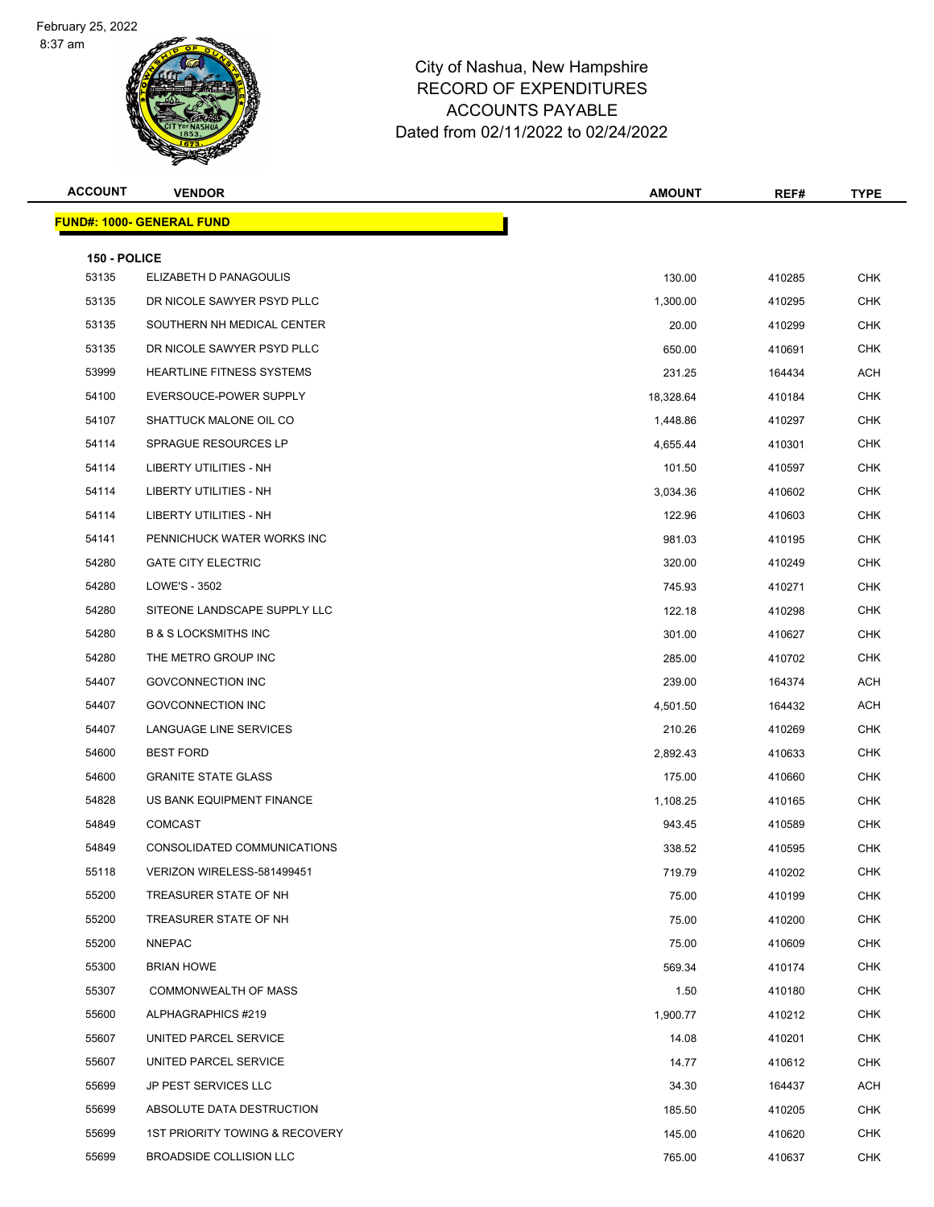City of Nashua, New Hampshire
RECORD OF EXPENDITURES
ACCOUNTS PAYABLE
Dated from 02/11/2022 to 02/24/2022

| ACCOUNT | VENDOR | AMOUNT | REF# | TYPE |
|---|---|---|---|---|
| **FUND#: 1000- GENERAL FUND** | | | | |
| **150 - POLICE** | | | | |
| 53135 | ELIZABETH D PANAGOULIS | 130.00 | 410285 | CHK |
| 53135 | DR NICOLE SAWYER PSYD PLLC | 1,300.00 | 410295 | CHK |
| 53135 | SOUTHERN NH MEDICAL CENTER | 20.00 | 410299 | CHK |
| 53135 | DR NICOLE SAWYER PSYD PLLC | 650.00 | 410691 | CHK |
| 53999 | HEARTLINE FITNESS SYSTEMS | 231.25 | 164434 | ACH |
| 54100 | EVERSOUCE-POWER SUPPLY | 18,328.64 | 410184 | CHK |
| 54107 | SHATTUCK MALONE OIL CO | 1,448.86 | 410297 | CHK |
| 54114 | SPRAGUE RESOURCES LP | 4,655.44 | 410301 | CHK |
| 54114 | LIBERTY UTILITIES - NH | 101.50 | 410597 | CHK |
| 54114 | LIBERTY UTILITIES - NH | 3,034.36 | 410602 | CHK |
| 54114 | LIBERTY UTILITIES - NH | 122.96 | 410603 | CHK |
| 54141 | PENNICHUCK WATER WORKS INC | 981.03 | 410195 | CHK |
| 54280 | GATE CITY ELECTRIC | 320.00 | 410249 | CHK |
| 54280 | LOWE'S - 3502 | 745.93 | 410271 | CHK |
| 54280 | SITEONE LANDSCAPE SUPPLY LLC | 122.18 | 410298 | CHK |
| 54280 | B & S LOCKSMITHS INC | 301.00 | 410627 | CHK |
| 54280 | THE METRO GROUP INC | 285.00 | 410702 | CHK |
| 54407 | GOVCONNECTION INC | 239.00 | 164374 | ACH |
| 54407 | GOVCONNECTION INC | 4,501.50 | 164432 | ACH |
| 54407 | LANGUAGE LINE SERVICES | 210.26 | 410269 | CHK |
| 54600 | BEST FORD | 2,892.43 | 410633 | CHK |
| 54600 | GRANITE STATE GLASS | 175.00 | 410660 | CHK |
| 54828 | US BANK EQUIPMENT FINANCE | 1,108.25 | 410165 | CHK |
| 54849 | COMCAST | 943.45 | 410589 | CHK |
| 54849 | CONSOLIDATED COMMUNICATIONS | 338.52 | 410595 | CHK |
| 55118 | VERIZON WIRELESS-581499451 | 719.79 | 410202 | CHK |
| 55200 | TREASURER STATE OF NH | 75.00 | 410199 | CHK |
| 55200 | TREASURER STATE OF NH | 75.00 | 410200 | CHK |
| 55200 | NNEPAC | 75.00 | 410609 | CHK |
| 55300 | BRIAN HOWE | 569.34 | 410174 | CHK |
| 55307 | COMMONWEALTH OF MASS | 1.50 | 410180 | CHK |
| 55600 | ALPHAGRAPHICS #219 | 1,900.77 | 410212 | CHK |
| 55607 | UNITED PARCEL SERVICE | 14.08 | 410201 | CHK |
| 55607 | UNITED PARCEL SERVICE | 14.77 | 410612 | CHK |
| 55699 | JP PEST SERVICES LLC | 34.30 | 164437 | ACH |
| 55699 | ABSOLUTE DATA DESTRUCTION | 185.50 | 410205 | CHK |
| 55699 | 1ST PRIORITY TOWING & RECOVERY | 145.00 | 410620 | CHK |
| 55699 | BROADSIDE COLLISION LLC | 765.00 | 410637 | CHK |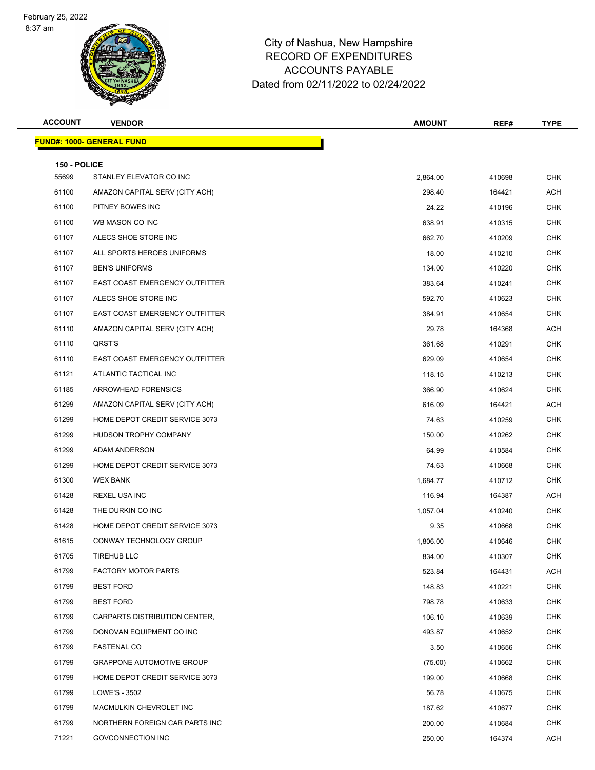City of Nashua, New Hampshire
RECORD OF EXPENDITURES
ACCOUNTS PAYABLE
Dated from 02/11/2022 to 02/24/2022

| ACCOUNT | VENDOR | AMOUNT | REF# | TYPE |
|---|---|---|---|---|
| **FUND#: 1000- GENERAL FUND** | | | | |
| **150 - POLICE** | | | | |
| 55699 | STANLEY ELEVATOR CO INC | 2,864.00 | 410698 | CHK |
| 61100 | AMAZON CAPITAL SERV (CITY ACH) | 298.40 | 164421 | ACH |
| 61100 | PITNEY BOWES INC | 24.22 | 410196 | CHK |
| 61100 | WB MASON CO INC | 638.91 | 410315 | CHK |
| 61107 | ALECS SHOE STORE INC | 662.70 | 410209 | CHK |
| 61107 | ALL SPORTS HEROES UNIFORMS | 18.00 | 410210 | CHK |
| 61107 | BEN'S UNIFORMS | 134.00 | 410220 | CHK |
| 61107 | EAST COAST EMERGENCY OUTFITTER | 383.64 | 410241 | CHK |
| 61107 | ALECS SHOE STORE INC | 592.70 | 410623 | CHK |
| 61107 | EAST COAST EMERGENCY OUTFITTER | 384.91 | 410654 | CHK |
| 61110 | AMAZON CAPITAL SERV (CITY ACH) | 29.78 | 164368 | ACH |
| 61110 | QRST'S | 361.68 | 410291 | CHK |
| 61110 | EAST COAST EMERGENCY OUTFITTER | 629.09 | 410654 | CHK |
| 61121 | ATLANTIC TACTICAL INC | 118.15 | 410213 | CHK |
| 61185 | ARROWHEAD FORENSICS | 366.90 | 410624 | CHK |
| 61299 | AMAZON CAPITAL SERV (CITY ACH) | 616.09 | 164421 | ACH |
| 61299 | HOME DEPOT CREDIT SERVICE 3073 | 74.63 | 410259 | CHK |
| 61299 | HUDSON TROPHY COMPANY | 150.00 | 410262 | CHK |
| 61299 | ADAM ANDERSON | 64.99 | 410584 | CHK |
| 61299 | HOME DEPOT CREDIT SERVICE 3073 | 74.63 | 410668 | CHK |
| 61300 | WEX BANK | 1,684.77 | 410712 | CHK |
| 61428 | REXEL USA INC | 116.94 | 164387 | ACH |
| 61428 | THE DURKIN CO INC | 1,057.04 | 410240 | CHK |
| 61428 | HOME DEPOT CREDIT SERVICE 3073 | 9.35 | 410668 | CHK |
| 61615 | CONWAY TECHNOLOGY GROUP | 1,806.00 | 410646 | CHK |
| 61705 | TIREHUB LLC | 834.00 | 410307 | CHK |
| 61799 | FACTORY MOTOR PARTS | 523.84 | 164431 | ACH |
| 61799 | BEST FORD | 148.83 | 410221 | CHK |
| 61799 | BEST FORD | 798.78 | 410633 | CHK |
| 61799 | CARPARTS DISTRIBUTION CENTER, | 106.10 | 410639 | CHK |
| 61799 | DONOVAN EQUIPMENT CO INC | 493.87 | 410652 | CHK |
| 61799 | FASTENAL CO | 3.50 | 410656 | CHK |
| 61799 | GRAPPONE AUTOMOTIVE GROUP | (75.00) | 410662 | CHK |
| 61799 | HOME DEPOT CREDIT SERVICE 3073 | 199.00 | 410668 | CHK |
| 61799 | LOWE'S - 3502 | 56.78 | 410675 | CHK |
| 61799 | MACMULKIN CHEVROLET INC | 187.62 | 410677 | CHK |
| 61799 | NORTHERN FOREIGN CAR PARTS INC | 200.00 | 410684 | CHK |
| 71221 | GOVCONNECTION INC | 250.00 | 164374 | ACH |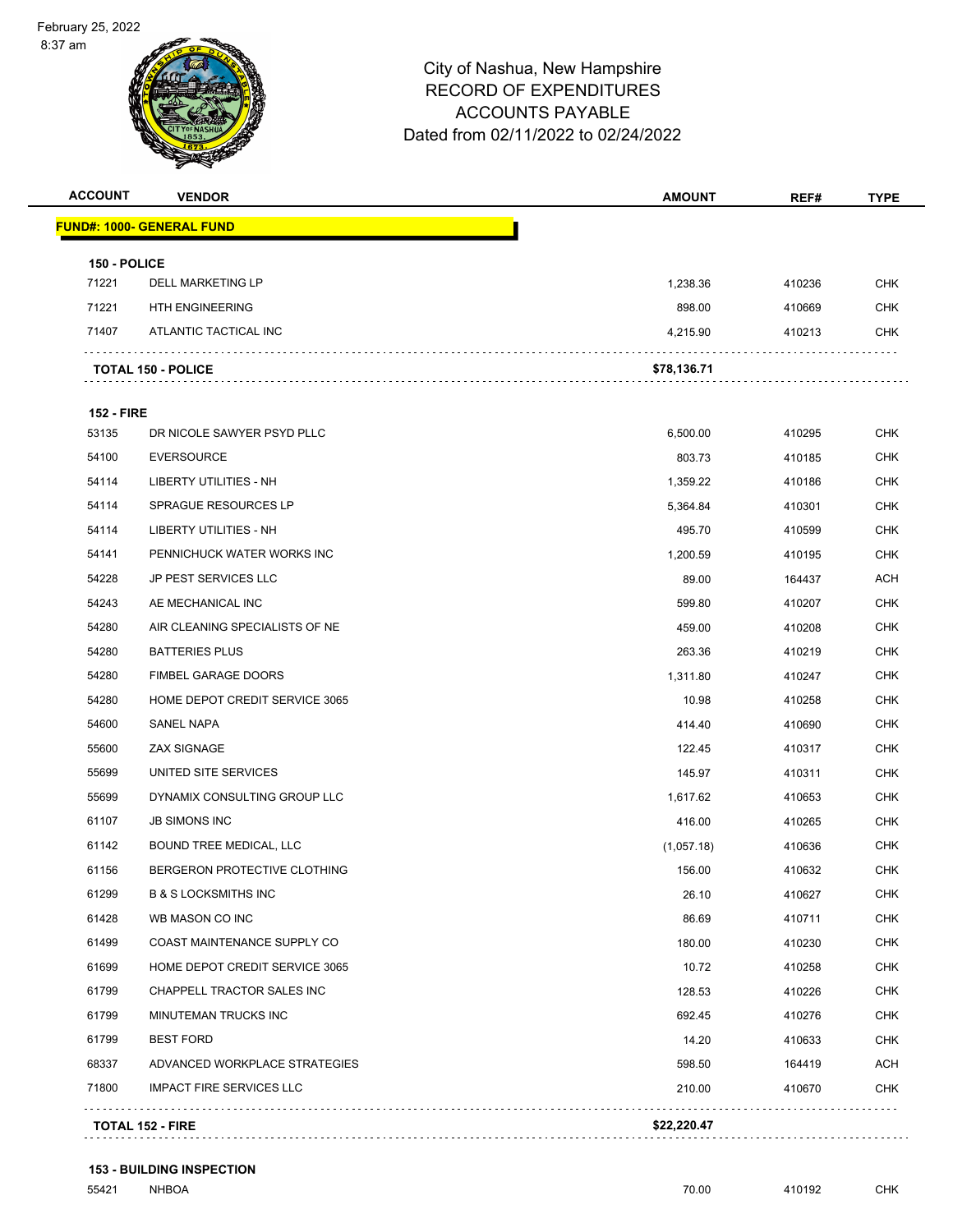February 25, 2022
8:37 am

# City of Nashua, New Hampshire
## RECORD OF EXPENDITURES
## ACCOUNTS PAYABLE
### Dated from 02/11/2022 to 02/24/2022

| ACCOUNT | VENDOR | AMOUNT | REF# | TYPE |
|---|---|---|---|---|
| **FUND#: 1000- GENERAL FUND** | | | | |
| **150 - POLICE** | | | | |
| 71221 | DELL MARKETING LP | 1,238.36 | 410236 | CHK |
| 71221 | HTH ENGINEERING | 898.00 | 410669 | CHK |
| 71407 | ATLANTIC TACTICAL INC | 4,215.90 | 410213 | CHK |
| | **TOTAL 150 - POLICE** | **$78,136.71** | | |
| **152 - FIRE** | | | | |
| 53135 | DR NICOLE SAWYER PSYD PLLC | 6,500.00 | 410295 | CHK |
| 54100 | EVERSOURCE | 803.73 | 410185 | CHK |
| 54114 | LIBERTY UTILITIES - NH | 1,359.22 | 410186 | CHK |
| 54114 | SPRAGUE RESOURCES LP | 5,364.84 | 410301 | CHK |
| 54114 | LIBERTY UTILITIES - NH | 495.70 | 410599 | CHK |
| 54141 | PENNICHUCK WATER WORKS INC | 1,200.59 | 410195 | CHK |
| 54228 | JP PEST SERVICES LLC | 89.00 | 164437 | ACH |
| 54243 | AE MECHANICAL INC | 599.80 | 410207 | CHK |
| 54280 | AIR CLEANING SPECIALISTS OF NE | 459.00 | 410208 | CHK |
| 54280 | BATTERIES PLUS | 263.36 | 410219 | CHK |
| 54280 | FIMBEL GARAGE DOORS | 1,311.80 | 410247 | CHK |
| 54280 | HOME DEPOT CREDIT SERVICE 3065 | 10.98 | 410258 | CHK |
| 54600 | SANEL NAPA | 414.40 | 410690 | CHK |
| 55600 | ZAX SIGNAGE | 122.45 | 410317 | CHK |
| 55699 | UNITED SITE SERVICES | 145.97 | 410311 | CHK |
| 55699 | DYNAMIX CONSULTING GROUP LLC | 1,617.62 | 410653 | CHK |
| 61107 | JB SIMONS INC | 416.00 | 410265 | CHK |
| 61142 | BOUND TREE MEDICAL, LLC | (1,057.18) | 410636 | CHK |
| 61156 | BERGERON PROTECTIVE CLOTHING | 156.00 | 410632 | CHK |
| 61299 | B & S LOCKSMITHS INC | 26.10 | 410627 | CHK |
| 61428 | WB MASON CO INC | 86.69 | 410711 | CHK |
| 61499 | COAST MAINTENANCE SUPPLY CO | 180.00 | 410230 | CHK |
| 61699 | HOME DEPOT CREDIT SERVICE 3065 | 10.72 | 410258 | CHK |
| 61799 | CHAPPELL TRACTOR SALES INC | 128.53 | 410226 | CHK |
| 61799 | MINUTEMAN TRUCKS INC | 692.45 | 410276 | CHK |
| 61799 | BEST FORD | 14.20 | 410633 | CHK |
| 68337 | ADVANCED WORKPLACE STRATEGIES | 598.50 | 164419 | ACH |
| 71800 | IMPACT FIRE SERVICES LLC | 210.00 | 410670 | CHK |
| | **TOTAL 152 - FIRE** | **$22,220.47** | | |
| **153 - BUILDING INSPECTION** | | | | |
| 55421 | NHBOA | 70.00 | 410192 | CHK |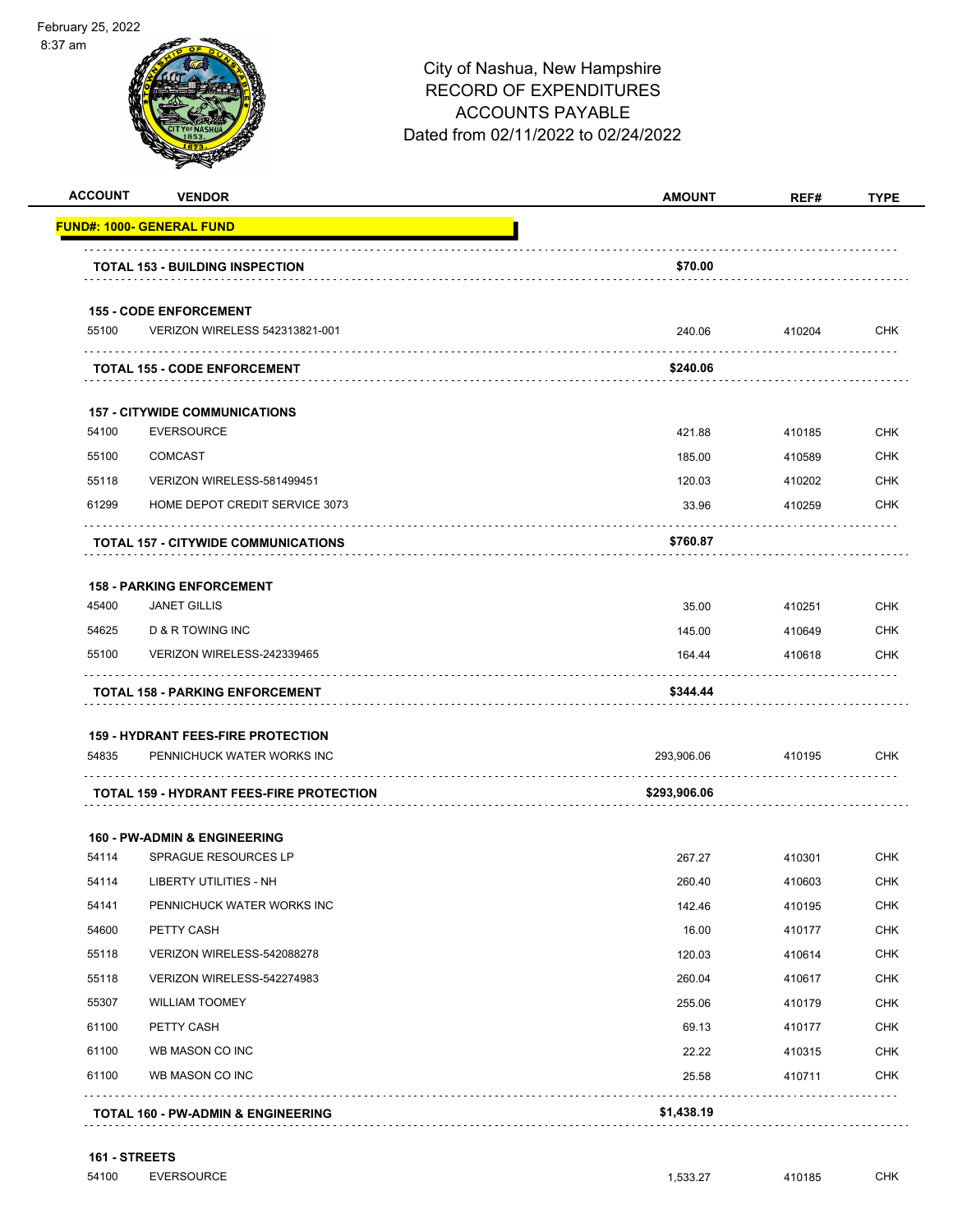City of Nashua, New Hampshire
RECORD OF EXPENDITURES
ACCOUNTS PAYABLE
Dated from 02/11/2022 to 02/24/2022

| ACCOUNT | VENDOR | AMOUNT | REF# | TYPE |
|---|---|---|---|---|
| **FUND#: 1000- GENERAL FUND** | | | | |
| | **TOTAL 153 - BUILDING INSPECTION** | **$70.00** | | |
| | **155 - CODE ENFORCEMENT** | | | |
| 55100 | VERIZON WIRELESS 542313821-001 | 240.06 | 410204 | CHK |
| | **TOTAL 155 - CODE ENFORCEMENT** | **$240.06** | | |
| | **157 - CITYWIDE COMMUNICATIONS** | | | |
| 54100 | EVERSOURCE | 421.88 | 410185 | CHK |
| 55100 | COMCAST | 185.00 | 410589 | CHK |
| 55118 | VERIZON WIRELESS-581499451 | 120.03 | 410202 | CHK |
| 61299 | HOME DEPOT CREDIT SERVICE 3073 | 33.96 | 410259 | CHK |
| | **TOTAL 157 - CITYWIDE COMMUNICATIONS** | **$760.87** | | |
| | **158 - PARKING ENFORCEMENT** | | | |
| 45400 | JANET GILLIS | 35.00 | 410251 | CHK |
| 54625 | D & R TOWING INC | 145.00 | 410649 | CHK |
| 55100 | VERIZON WIRELESS-242339465 | 164.44 | 410618 | CHK |
| | **TOTAL 158 - PARKING ENFORCEMENT** | **$344.44** | | |
| | **159 - HYDRANT FEES-FIRE PROTECTION** | | | |
| 54835 | PENNICHUCK WATER WORKS INC | 293,906.06 | 410195 | CHK |
| | **TOTAL 159 - HYDRANT FEES-FIRE PROTECTION** | **$293,906.06** | | |
| | **160 - PW-ADMIN & ENGINEERING** | | | |
| 54114 | SPRAGUE RESOURCES LP | 267.27 | 410301 | CHK |
| 54114 | LIBERTY UTILITIES - NH | 260.40 | 410603 | CHK |
| 54141 | PENNICHUCK WATER WORKS INC | 142.46 | 410195 | CHK |
| 54600 | PETTY CASH | 16.00 | 410177 | CHK |
| 55118 | VERIZON WIRELESS-542088278 | 120.03 | 410614 | CHK |
| 55118 | VERIZON WIRELESS-542274983 | 260.04 | 410617 | CHK |
| 55307 | WILLIAM TOOMEY | 255.06 | 410179 | CHK |
| 61100 | PETTY CASH | 69.13 | 410177 | CHK |
| 61100 | WB MASON CO INC | 22.22 | 410315 | CHK |
| 61100 | WB MASON CO INC | 25.58 | 410711 | CHK |
| | **TOTAL 160 - PW-ADMIN & ENGINEERING** | **$1,438.19** | | |
| | **161 - STREETS** | | | |
| 54100 | EVERSOURCE | 1,533.27 | 410185 | CHK |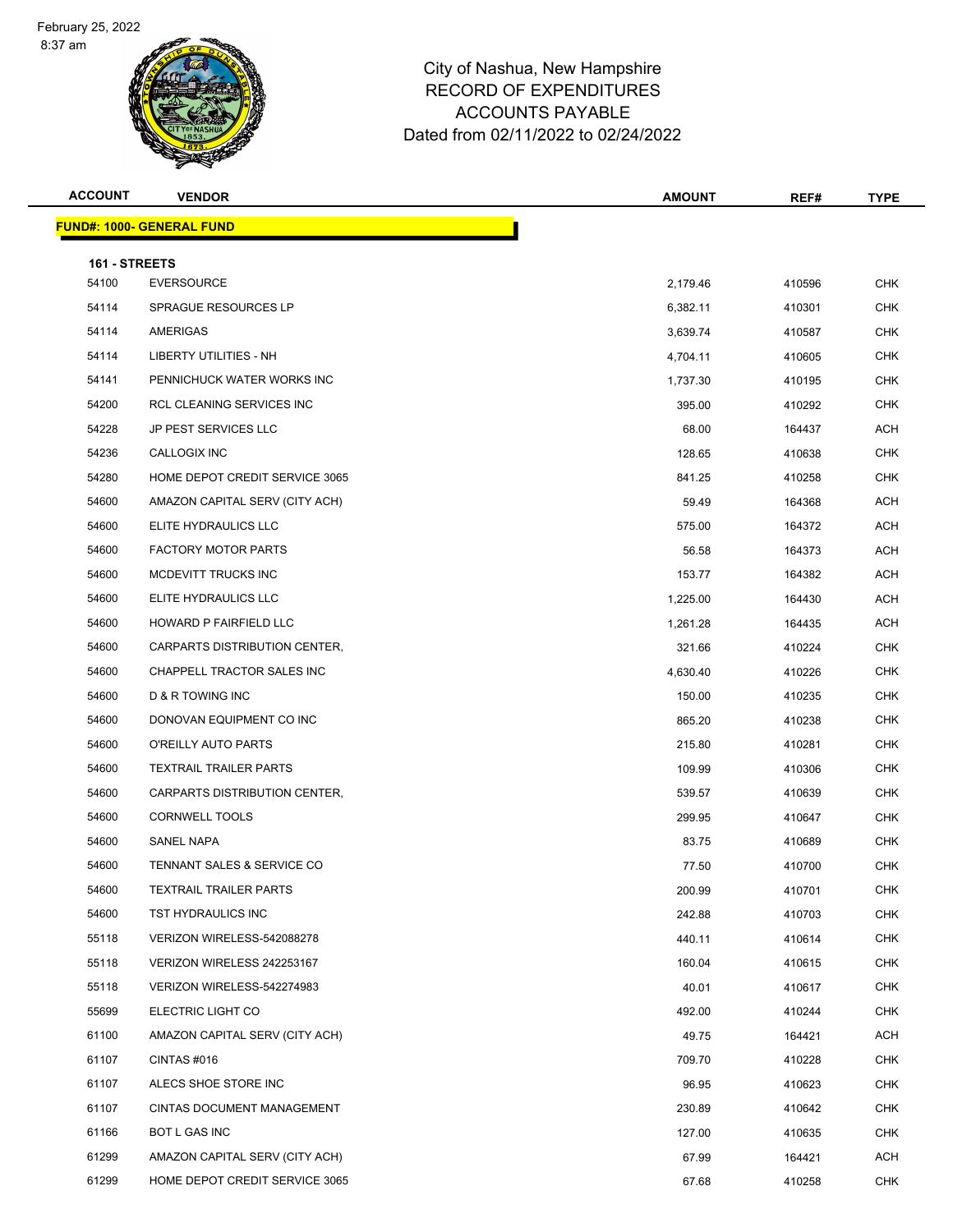City of Nashua, New Hampshire
RECORD OF EXPENDITURES
ACCOUNTS PAYABLE
Dated from 02/11/2022 to 02/24/2022

| ACCOUNT | VENDOR | AMOUNT | REF# | TYPE |
|---|---|---|---|---|

**FUND#: 1000- GENERAL FUND**

**161 - STREETS**

| ACCOUNT | VENDOR | AMOUNT | REF# | TYPE |
|---|---|---|---|---|
| 54100 | EVERSOURCE | 2,179.46 | 410596 | CHK |
| 54114 | SPRAGUE RESOURCES LP | 6,382.11 | 410301 | CHK |
| 54114 | AMERIGAS | 3,639.74 | 410587 | CHK |
| 54114 | LIBERTY UTILITIES - NH | 4,704.11 | 410605 | CHK |
| 54141 | PENNICHUCK WATER WORKS INC | 1,737.30 | 410195 | CHK |
| 54200 | RCL CLEANING SERVICES INC | 395.00 | 410292 | CHK |
| 54228 | JP PEST SERVICES LLC | 68.00 | 164437 | ACH |
| 54236 | CALLOGIX INC | 128.65 | 410638 | CHK |
| 54280 | HOME DEPOT CREDIT SERVICE 3065 | 841.25 | 410258 | CHK |
| 54600 | AMAZON CAPITAL SERV (CITY ACH) | 59.49 | 164368 | ACH |
| 54600 | ELITE HYDRAULICS LLC | 575.00 | 164372 | ACH |
| 54600 | FACTORY MOTOR PARTS | 56.58 | 164373 | ACH |
| 54600 | MCDEVITT TRUCKS INC | 153.77 | 164382 | ACH |
| 54600 | ELITE HYDRAULICS LLC | 1,225.00 | 164430 | ACH |
| 54600 | HOWARD P FAIRFIELD LLC | 1,261.28 | 164435 | ACH |
| 54600 | CARPARTS DISTRIBUTION CENTER, | 321.66 | 410224 | CHK |
| 54600 | CHAPPELL TRACTOR SALES INC | 4,630.40 | 410226 | CHK |
| 54600 | D & R TOWING INC | 150.00 | 410235 | CHK |
| 54600 | DONOVAN EQUIPMENT CO INC | 865.20 | 410238 | CHK |
| 54600 | O'REILLY AUTO PARTS | 215.80 | 410281 | CHK |
| 54600 | TEXTRAIL TRAILER PARTS | 109.99 | 410306 | CHK |
| 54600 | CARPARTS DISTRIBUTION CENTER, | 539.57 | 410639 | CHK |
| 54600 | CORNWELL TOOLS | 299.95 | 410647 | CHK |
| 54600 | SANEL NAPA | 83.75 | 410689 | CHK |
| 54600 | TENNANT SALES & SERVICE CO | 77.50 | 410700 | CHK |
| 54600 | TEXTRAIL TRAILER PARTS | 200.99 | 410701 | CHK |
| 54600 | TST HYDRAULICS INC | 242.88 | 410703 | CHK |
| 55118 | VERIZON WIRELESS-542088278 | 440.11 | 410614 | CHK |
| 55118 | VERIZON WIRELESS 242253167 | 160.04 | 410615 | CHK |
| 55118 | VERIZON WIRELESS-542274983 | 40.01 | 410617 | CHK |
| 55699 | ELECTRIC LIGHT CO | 492.00 | 410244 | CHK |
| 61100 | AMAZON CAPITAL SERV (CITY ACH) | 49.75 | 164421 | ACH |
| 61107 | CINTAS #016 | 709.70 | 410228 | CHK |
| 61107 | ALECS SHOE STORE INC | 96.95 | 410623 | CHK |
| 61107 | CINTAS DOCUMENT MANAGEMENT | 230.89 | 410642 | CHK |
| 61166 | BOT L GAS INC | 127.00 | 410635 | CHK |
| 61299 | AMAZON CAPITAL SERV (CITY ACH) | 67.99 | 164421 | ACH |
| 61299 | HOME DEPOT CREDIT SERVICE 3065 | 67.68 | 410258 | CHK |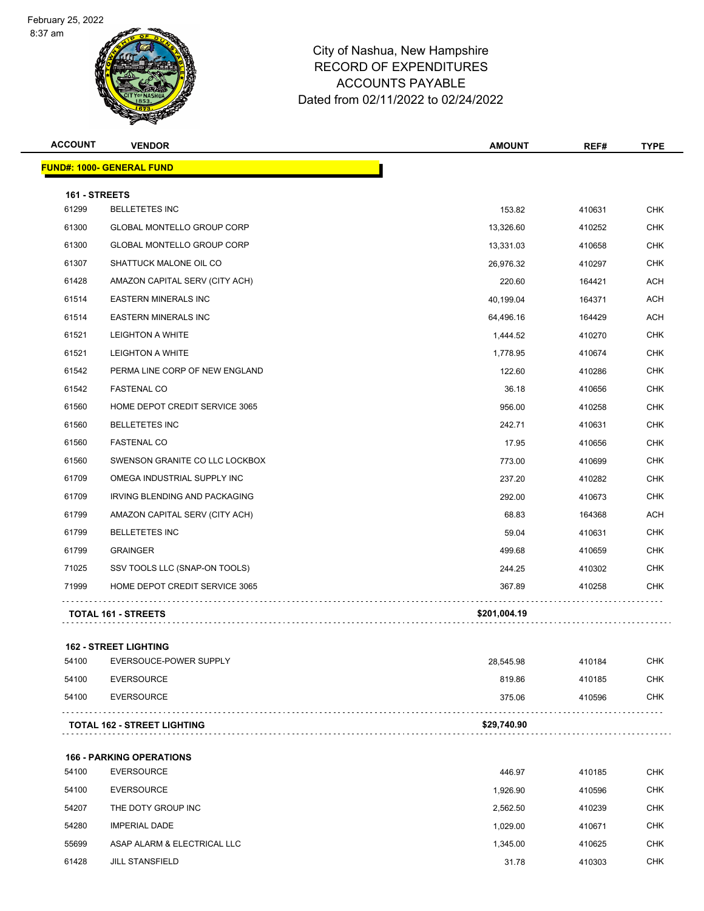City of Nashua, New Hampshire
RECORD OF EXPENDITURES
ACCOUNTS PAYABLE
Dated from 02/11/2022 to 02/24/2022

| ACCOUNT | VENDOR | AMOUNT | REF# | TYPE |
|---|---|---|---|---|
| **FUND#: 1000- GENERAL FUND** | | | | |
| **161 - STREETS** | | | | |
| 61299 | BELLETETES INC | 153.82 | 410631 | CHK |
| 61300 | GLOBAL MONTELLO GROUP CORP | 13,326.60 | 410252 | CHK |
| 61300 | GLOBAL MONTELLO GROUP CORP | 13,331.03 | 410658 | CHK |
| 61307 | SHATTUCK MALONE OIL CO | 26,976.32 | 410297 | CHK |
| 61428 | AMAZON CAPITAL SERV (CITY ACH) | 220.60 | 164421 | ACH |
| 61514 | EASTERN MINERALS INC | 40,199.04 | 164371 | ACH |
| 61514 | EASTERN MINERALS INC | 64,496.16 | 164429 | ACH |
| 61521 | LEIGHTON A WHITE | 1,444.52 | 410270 | CHK |
| 61521 | LEIGHTON A WHITE | 1,778.95 | 410674 | CHK |
| 61542 | PERMA LINE CORP OF NEW ENGLAND | 122.60 | 410286 | CHK |
| 61542 | FASTENAL CO | 36.18 | 410656 | CHK |
| 61560 | HOME DEPOT CREDIT SERVICE 3065 | 956.00 | 410258 | CHK |
| 61560 | BELLETETES INC | 242.71 | 410631 | CHK |
| 61560 | FASTENAL CO | 17.95 | 410656 | CHK |
| 61560 | SWENSON GRANITE CO LLC LOCKBOX | 773.00 | 410699 | CHK |
| 61709 | OMEGA INDUSTRIAL SUPPLY INC | 237.20 | 410282 | CHK |
| 61709 | IRVING BLENDING AND PACKAGING | 292.00 | 410673 | CHK |
| 61799 | AMAZON CAPITAL SERV (CITY ACH) | 68.83 | 164368 | ACH |
| 61799 | BELLETETES INC | 59.04 | 410631 | CHK |
| 61799 | GRAINGER | 499.68 | 410659 | CHK |
| 71025 | SSV TOOLS LLC (SNAP-ON TOOLS) | 244.25 | 410302 | CHK |
| 71999 | HOME DEPOT CREDIT SERVICE 3065 | 367.89 | 410258 | CHK |
| | **TOTAL 161 - STREETS** | **$201,004.19** | | |
| **162 - STREET LIGHTING** | | | | |
| 54100 | EVERSOUCE-POWER SUPPLY | 28,545.98 | 410184 | CHK |
| 54100 | EVERSOURCE | 819.86 | 410185 | CHK |
| 54100 | EVERSOURCE | 375.06 | 410596 | CHK |
| | **TOTAL 162 - STREET LIGHTING** | **$29,740.90** | | |
| **166 - PARKING OPERATIONS** | | | | |
| 54100 | EVERSOURCE | 446.97 | 410185 | CHK |
| 54100 | EVERSOURCE | 1,926.90 | 410596 | CHK |
| 54207 | THE DOTY GROUP INC | 2,562.50 | 410239 | CHK |
| 54280 | IMPERIAL DADE | 1,029.00 | 410671 | CHK |
| 55699 | ASAP ALARM & ELECTRICAL LLC | 1,345.00 | 410625 | CHK |
| 61428 | JILL STANSFIELD | 31.78 | 410303 | CHK |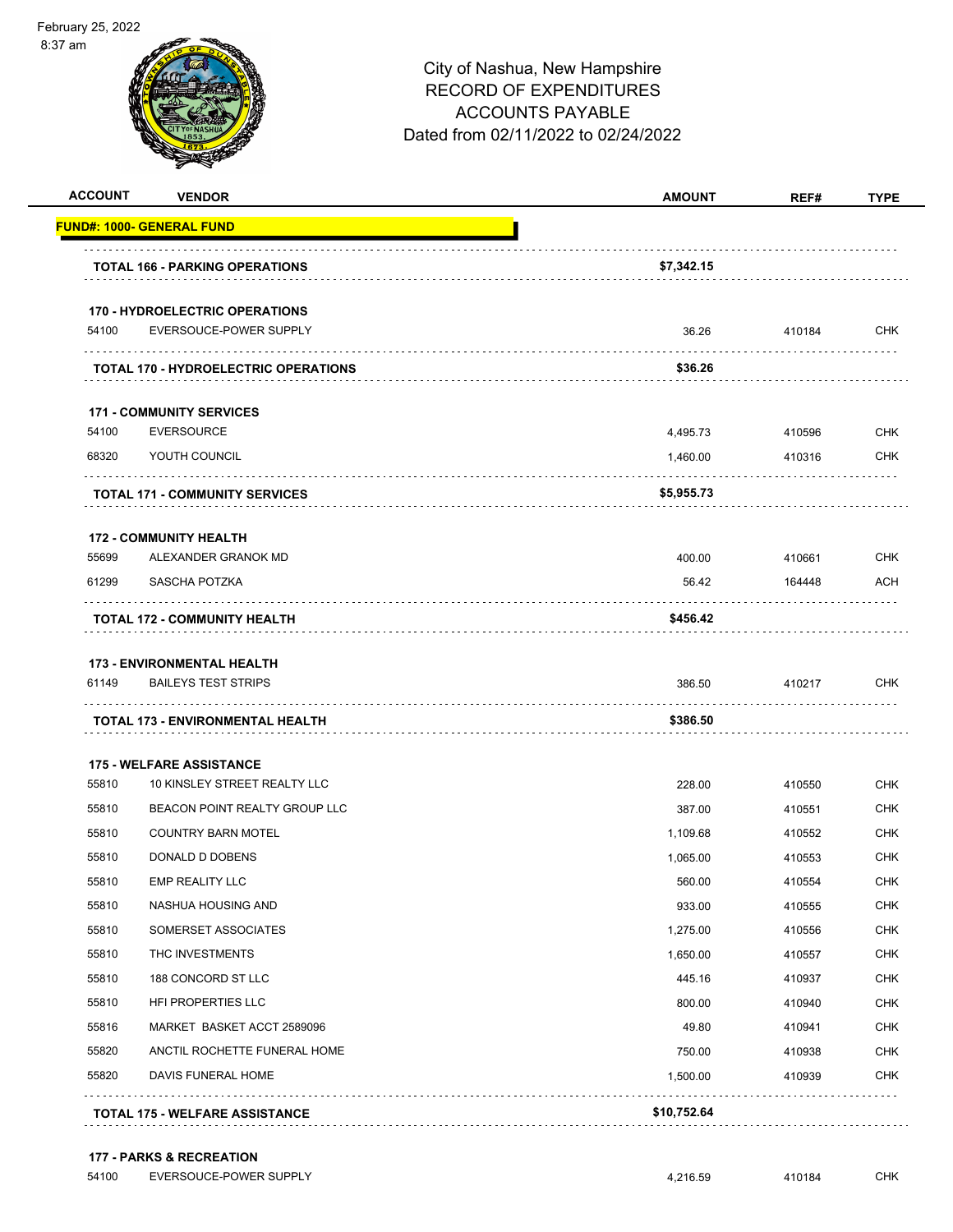February 25, 2022
8:37 am

City of Nashua, New Hampshire
RECORD OF EXPENDITURES
ACCOUNTS PAYABLE
Dated from 02/11/2022 to 02/24/2022

| ACCOUNT | VENDOR | AMOUNT | REF# | TYPE |
|---|---|---|---|---|
| **FUND#: 1000- GENERAL FUND** | | | | |
| | **TOTAL 166 - PARKING OPERATIONS** | **$7,342.15** | | |
| | **170 - HYDROELECTRIC OPERATIONS** | | | |
| 54100 | EVERSOUCE-POWER SUPPLY | 36.26 | 410184 | CHK |
| | **TOTAL 170 - HYDROELECTRIC OPERATIONS** | **$36.26** | | |
| | **171 - COMMUNITY SERVICES** | | | |
| 54100 | EVERSOURCE | 4,495.73 | 410596 | CHK |
| 68320 | YOUTH COUNCIL | 1,460.00 | 410316 | CHK |
| | **TOTAL 171 - COMMUNITY SERVICES** | **$5,955.73** | | |
| | **172 - COMMUNITY HEALTH** | | | |
| 55699 | ALEXANDER GRANOK MD | 400.00 | 410661 | CHK |
| 61299 | SASCHA POTZKA | 56.42 | 164448 | ACH |
| | **TOTAL 172 - COMMUNITY HEALTH** | **$456.42** | | |
| | **173 - ENVIRONMENTAL HEALTH** | | | |
| 61149 | BAILEYS TEST STRIPS | 386.50 | 410217 | CHK |
| | **TOTAL 173 - ENVIRONMENTAL HEALTH** | **$386.50** | | |
| | **175 - WELFARE ASSISTANCE** | | | |
| 55810 | 10 KINSLEY STREET REALTY LLC | 228.00 | 410550 | CHK |
| 55810 | BEACON POINT REALTY GROUP LLC | 387.00 | 410551 | CHK |
| 55810 | COUNTRY BARN MOTEL | 1,109.68 | 410552 | CHK |
| 55810 | DONALD D DOBENS | 1,065.00 | 410553 | CHK |
| 55810 | EMP REALITY LLC | 560.00 | 410554 | CHK |
| 55810 | NASHUA HOUSING AND | 933.00 | 410555 | CHK |
| 55810 | SOMERSET ASSOCIATES | 1,275.00 | 410556 | CHK |
| 55810 | THC INVESTMENTS | 1,650.00 | 410557 | CHK |
| 55810 | 188 CONCORD ST LLC | 445.16 | 410937 | CHK |
| 55810 | HFI PROPERTIES LLC | 800.00 | 410940 | CHK |
| 55816 | MARKET BASKET ACCT 2589096 | 49.80 | 410941 | CHK |
| 55820 | ANCTIL ROCHETTE FUNERAL HOME | 750.00 | 410938 | CHK |
| 55820 | DAVIS FUNERAL HOME | 1,500.00 | 410939 | CHK |
| | **TOTAL 175 - WELFARE ASSISTANCE** | **$10,752.64** | | |
| | **177 - PARKS & RECREATION** | | | |
| 54100 | EVERSOUCE-POWER SUPPLY | 4,216.59 | 410184 | CHK |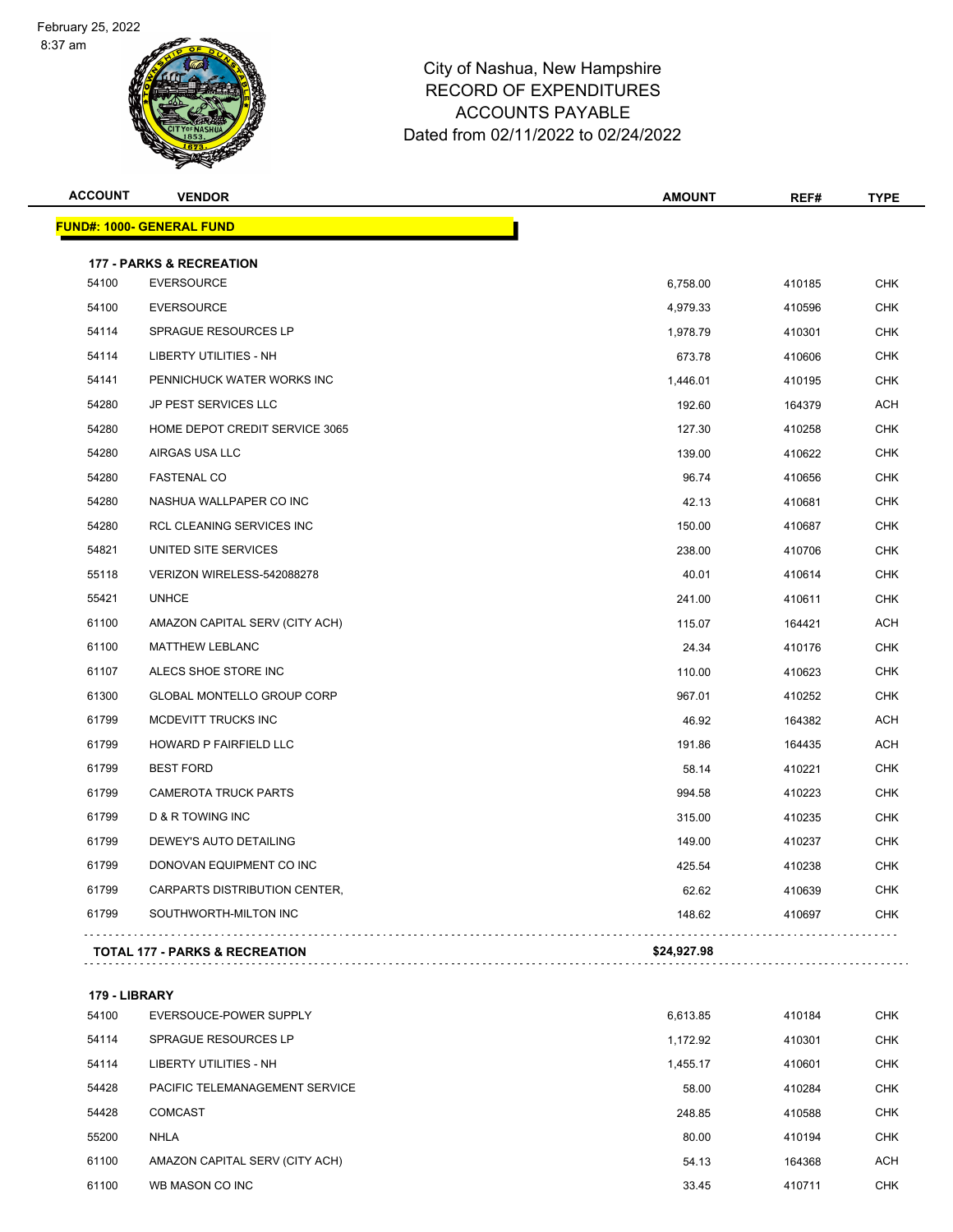City of Nashua, New Hampshire
RECORD OF EXPENDITURES
ACCOUNTS PAYABLE
Dated from 02/11/2022 to 02/24/2022

| ACCOUNT | VENDOR | AMOUNT | REF# | TYPE |
|---|---|---|---|---|
| **FUND#: 1000- GENERAL FUND** | | | | |
| **177 - PARKS & RECREATION** | | | | |
| 54100 | EVERSOURCE | 6,758.00 | 410185 | CHK |
| 54100 | EVERSOURCE | 4,979.33 | 410596 | CHK |
| 54114 | SPRAGUE RESOURCES LP | 1,978.79 | 410301 | CHK |
| 54114 | LIBERTY UTILITIES - NH | 673.78 | 410606 | CHK |
| 54141 | PENNICHUCK WATER WORKS INC | 1,446.01 | 410195 | CHK |
| 54280 | JP PEST SERVICES LLC | 192.60 | 164379 | ACH |
| 54280 | HOME DEPOT CREDIT SERVICE 3065 | 127.30 | 410258 | CHK |
| 54280 | AIRGAS USA LLC | 139.00 | 410622 | CHK |
| 54280 | FASTENAL CO | 96.74 | 410656 | CHK |
| 54280 | NASHUA WALLPAPER CO INC | 42.13 | 410681 | CHK |
| 54280 | RCL CLEANING SERVICES INC | 150.00 | 410687 | CHK |
| 54821 | UNITED SITE SERVICES | 238.00 | 410706 | CHK |
| 55118 | VERIZON WIRELESS-542088278 | 40.01 | 410614 | CHK |
| 55421 | UNHCE | 241.00 | 410611 | CHK |
| 61100 | AMAZON CAPITAL SERV (CITY ACH) | 115.07 | 164421 | ACH |
| 61100 | MATTHEW LEBLANC | 24.34 | 410176 | CHK |
| 61107 | ALECS SHOE STORE INC | 110.00 | 410623 | CHK |
| 61300 | GLOBAL MONTELLO GROUP CORP | 967.01 | 410252 | CHK |
| 61799 | MCDEVITT TRUCKS INC | 46.92 | 164382 | ACH |
| 61799 | HOWARD P FAIRFIELD LLC | 191.86 | 164435 | ACH |
| 61799 | BEST FORD | 58.14 | 410221 | CHK |
| 61799 | CAMEROTA TRUCK PARTS | 994.58 | 410223 | CHK |
| 61799 | D & R TOWING INC | 315.00 | 410235 | CHK |
| 61799 | DEWEY'S AUTO DETAILING | 149.00 | 410237 | CHK |
| 61799 | DONOVAN EQUIPMENT CO INC | 425.54 | 410238 | CHK |
| 61799 | CARPARTS DISTRIBUTION CENTER, | 62.62 | 410639 | CHK |
| 61799 | SOUTHWORTH-MILTON INC | 148.62 | 410697 | CHK |
| **TOTAL 177 - PARKS & RECREATION** | | **$24,927.98** | | |
| **179 - LIBRARY** | | | | |
| 54100 | EVERSOUCE-POWER SUPPLY | 6,613.85 | 410184 | CHK |
| 54114 | SPRAGUE RESOURCES LP | 1,172.92 | 410301 | CHK |
| 54114 | LIBERTY UTILITIES - NH | 1,455.17 | 410601 | CHK |
| 54428 | PACIFIC TELEMANAGEMENT SERVICE | 58.00 | 410284 | CHK |
| 54428 | COMCAST | 248.85 | 410588 | CHK |
| 55200 | NHLA | 80.00 | 410194 | CHK |
| 61100 | AMAZON CAPITAL SERV (CITY ACH) | 54.13 | 164368 | ACH |
| 61100 | WB MASON CO INC | 33.45 | 410711 | CHK |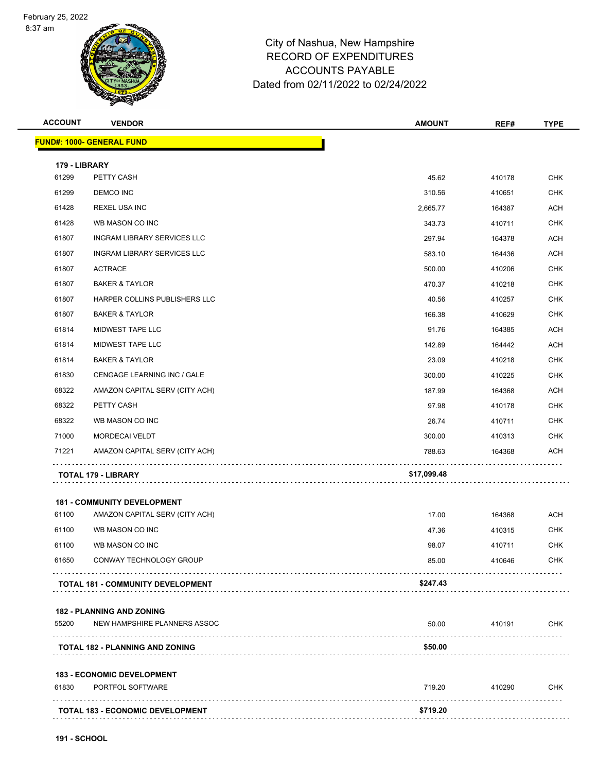February 25, 2022
8:37 am

# City of Nashua, New Hampshire
## RECORD OF EXPENDITURES
## ACCOUNTS PAYABLE
## Dated from 02/11/2022 to 02/24/2022

| ACCOUNT | VENDOR | AMOUNT | REF# | TYPE |
|---|---|---|---|---|
| **FUND#: 1000- GENERAL FUND** | | | | |
| **179 - LIBRARY** | | | | |
| 61299 | PETTY CASH | 45.62 | 410178 | CHK |
| 61299 | DEMCO INC | 310.56 | 410651 | CHK |
| 61428 | REXEL USA INC | 2,665.77 | 164387 | ACH |
| 61428 | WB MASON CO INC | 343.73 | 410711 | CHK |
| 61807 | INGRAM LIBRARY SERVICES LLC | 297.94 | 164378 | ACH |
| 61807 | INGRAM LIBRARY SERVICES LLC | 583.10 | 164436 | ACH |
| 61807 | ACTRACE | 500.00 | 410206 | CHK |
| 61807 | BAKER & TAYLOR | 470.37 | 410218 | CHK |
| 61807 | HARPER COLLINS PUBLISHERS LLC | 40.56 | 410257 | CHK |
| 61807 | BAKER & TAYLOR | 166.38 | 410629 | CHK |
| 61814 | MIDWEST TAPE LLC | 91.76 | 164385 | ACH |
| 61814 | MIDWEST TAPE LLC | 142.89 | 164442 | ACH |
| 61814 | BAKER & TAYLOR | 23.09 | 410218 | CHK |
| 61830 | CENGAGE LEARNING INC / GALE | 300.00 | 410225 | CHK |
| 68322 | AMAZON CAPITAL SERV (CITY ACH) | 187.99 | 164368 | ACH |
| 68322 | PETTY CASH | 97.98 | 410178 | CHK |
| 68322 | WB MASON CO INC | 26.74 | 410711 | CHK |
| 71000 | MORDECAI VELDT | 300.00 | 410313 | CHK |
| 71221 | AMAZON CAPITAL SERV (CITY ACH) | 788.63 | 164368 | ACH |
| | **TOTAL 179 - LIBRARY** | **$17,099.48** | | |
| **181 - COMMUNITY DEVELOPMENT** | | | | |
| 61100 | AMAZON CAPITAL SERV (CITY ACH) | 17.00 | 164368 | ACH |
| 61100 | WB MASON CO INC | 47.36 | 410315 | CHK |
| 61100 | WB MASON CO INC | 98.07 | 410711 | CHK |
| 61650 | CONWAY TECHNOLOGY GROUP | 85.00 | 410646 | CHK |
| | **TOTAL 181 - COMMUNITY DEVELOPMENT** | **$247.43** | | |
| **182 - PLANNING AND ZONING** | | | | |
| 55200 | NEW HAMPSHIRE PLANNERS ASSOC | 50.00 | 410191 | CHK |
| | **TOTAL 182 - PLANNING AND ZONING** | **$50.00** | | |
| **183 - ECONOMIC DEVELOPMENT** | | | | |
| 61830 | PORTFOL SOFTWARE | 719.20 | 410290 | CHK |
| | **TOTAL 183 - ECONOMIC DEVELOPMENT** | **$719.20** | | |

**191 - SCHOOL**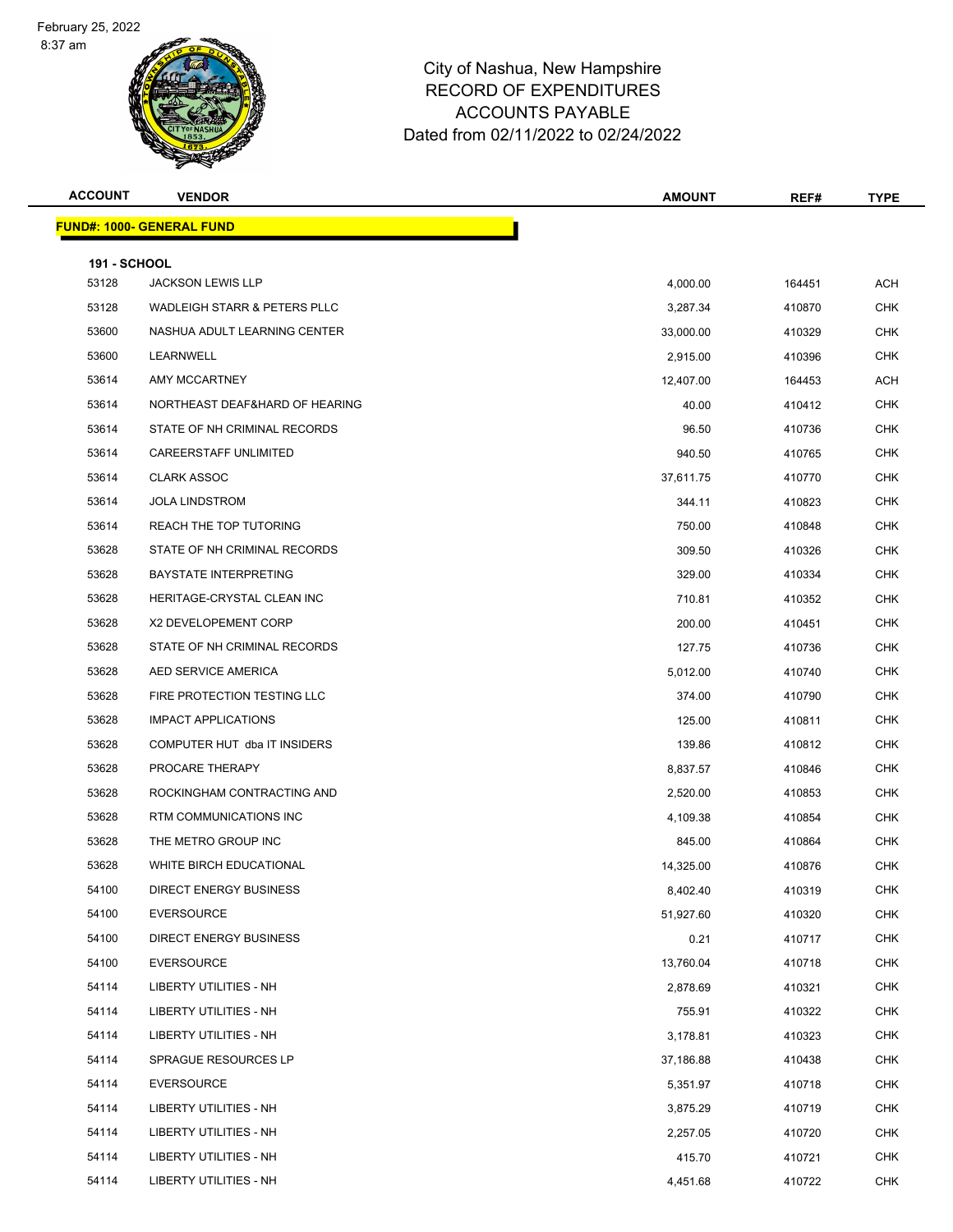# City of Nashua, New Hampshire
## RECORD OF EXPENDITURES
## ACCOUNTS PAYABLE
## Dated from 02/11/2022 to 02/24/2022

| ACCOUNT | VENDOR | AMOUNT | REF# | TYPE |
|---|---|---|---|---|
| **FUND#: 1000- GENERAL FUND** | | | | |
| **191 - SCHOOL** | | | | |
| 53128 | JACKSON LEWIS LLP | 4,000.00 | 164451 | ACH |
| 53128 | WADLEIGH STARR & PETERS PLLC | 3,287.34 | 410870 | CHK |
| 53600 | NASHUA ADULT LEARNING CENTER | 33,000.00 | 410329 | CHK |
| 53600 | LEARNWELL | 2,915.00 | 410396 | CHK |
| 53614 | AMY MCCARTNEY | 12,407.00 | 164453 | ACH |
| 53614 | NORTHEAST DEAF&HARD OF HEARING | 40.00 | 410412 | CHK |
| 53614 | STATE OF NH CRIMINAL RECORDS | 96.50 | 410736 | CHK |
| 53614 | CAREERSTAFF UNLIMITED | 940.50 | 410765 | CHK |
| 53614 | CLARK ASSOC | 37,611.75 | 410770 | CHK |
| 53614 | JOLA LINDSTROM | 344.11 | 410823 | CHK |
| 53614 | REACH THE TOP TUTORING | 750.00 | 410848 | CHK |
| 53628 | STATE OF NH CRIMINAL RECORDS | 309.50 | 410326 | CHK |
| 53628 | BAYSTATE INTERPRETING | 329.00 | 410334 | CHK |
| 53628 | HERITAGE-CRYSTAL CLEAN INC | 710.81 | 410352 | CHK |
| 53628 | X2 DEVELOPEMENT CORP | 200.00 | 410451 | CHK |
| 53628 | STATE OF NH CRIMINAL RECORDS | 127.75 | 410736 | CHK |
| 53628 | AED SERVICE AMERICA | 5,012.00 | 410740 | CHK |
| 53628 | FIRE PROTECTION TESTING LLC | 374.00 | 410790 | CHK |
| 53628 | IMPACT APPLICATIONS | 125.00 | 410811 | CHK |
| 53628 | COMPUTER HUT dba IT INSIDERS | 139.86 | 410812 | CHK |
| 53628 | PROCARE THERAPY | 8,837.57 | 410846 | CHK |
| 53628 | ROCKINGHAM CONTRACTING AND | 2,520.00 | 410853 | CHK |
| 53628 | RTM COMMUNICATIONS INC | 4,109.38 | 410854 | CHK |
| 53628 | THE METRO GROUP INC | 845.00 | 410864 | CHK |
| 53628 | WHITE BIRCH EDUCATIONAL | 14,325.00 | 410876 | CHK |
| 54100 | DIRECT ENERGY BUSINESS | 8,402.40 | 410319 | CHK |
| 54100 | EVERSOURCE | 51,927.60 | 410320 | CHK |
| 54100 | DIRECT ENERGY BUSINESS | 0.21 | 410717 | CHK |
| 54100 | EVERSOURCE | 13,760.04 | 410718 | CHK |
| 54114 | LIBERTY UTILITIES - NH | 2,878.69 | 410321 | CHK |
| 54114 | LIBERTY UTILITIES - NH | 755.91 | 410322 | CHK |
| 54114 | LIBERTY UTILITIES - NH | 3,178.81 | 410323 | CHK |
| 54114 | SPRAGUE RESOURCES LP | 37,186.88 | 410438 | CHK |
| 54114 | EVERSOURCE | 5,351.97 | 410718 | CHK |
| 54114 | LIBERTY UTILITIES - NH | 3,875.29 | 410719 | CHK |
| 54114 | LIBERTY UTILITIES - NH | 2,257.05 | 410720 | CHK |
| 54114 | LIBERTY UTILITIES - NH | 415.70 | 410721 | CHK |
| 54114 | LIBERTY UTILITIES - NH | 4,451.68 | 410722 | CHK |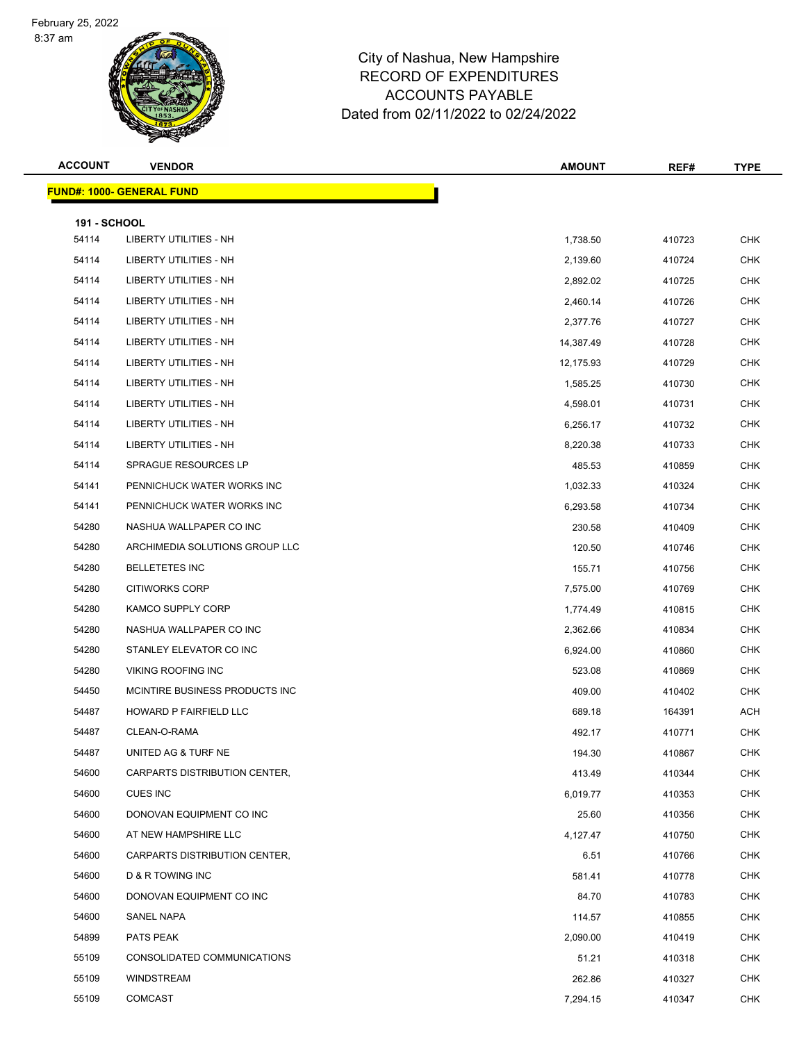# City of Nashua, New Hampshire
## RECORD OF EXPENDITURES
## ACCOUNTS PAYABLE
### Dated from 02/11/2022 to 02/24/2022

| ACCOUNT | VENDOR | AMOUNT | REF# | TYPE |
|---|---|---|---|---|
| **FUND#: 1000- GENERAL FUND** | | | | |
| **191 - SCHOOL** | | | | |
| 54114 | LIBERTY UTILITIES - NH | 1,738.50 | 410723 | CHK |
| 54114 | LIBERTY UTILITIES - NH | 2,139.60 | 410724 | CHK |
| 54114 | LIBERTY UTILITIES - NH | 2,892.02 | 410725 | CHK |
| 54114 | LIBERTY UTILITIES - NH | 2,460.14 | 410726 | CHK |
| 54114 | LIBERTY UTILITIES - NH | 2,377.76 | 410727 | CHK |
| 54114 | LIBERTY UTILITIES - NH | 14,387.49 | 410728 | CHK |
| 54114 | LIBERTY UTILITIES - NH | 12,175.93 | 410729 | CHK |
| 54114 | LIBERTY UTILITIES - NH | 1,585.25 | 410730 | CHK |
| 54114 | LIBERTY UTILITIES - NH | 4,598.01 | 410731 | CHK |
| 54114 | LIBERTY UTILITIES - NH | 6,256.17 | 410732 | CHK |
| 54114 | LIBERTY UTILITIES - NH | 8,220.38 | 410733 | CHK |
| 54114 | SPRAGUE RESOURCES LP | 485.53 | 410859 | CHK |
| 54141 | PENNICHUCK WATER WORKS INC | 1,032.33 | 410324 | CHK |
| 54141 | PENNICHUCK WATER WORKS INC | 6,293.58 | 410734 | CHK |
| 54280 | NASHUA WALLPAPER CO INC | 230.58 | 410409 | CHK |
| 54280 | ARCHIMEDIA SOLUTIONS GROUP LLC | 120.50 | 410746 | CHK |
| 54280 | BELLETETES INC | 155.71 | 410756 | CHK |
| 54280 | CITIWORKS CORP | 7,575.00 | 410769 | CHK |
| 54280 | KAMCO SUPPLY CORP | 1,774.49 | 410815 | CHK |
| 54280 | NASHUA WALLPAPER CO INC | 2,362.66 | 410834 | CHK |
| 54280 | STANLEY ELEVATOR CO INC | 6,924.00 | 410860 | CHK |
| 54280 | VIKING ROOFING INC | 523.08 | 410869 | CHK |
| 54450 | MCINTIRE BUSINESS PRODUCTS INC | 409.00 | 410402 | CHK |
| 54487 | HOWARD P FAIRFIELD LLC | 689.18 | 164391 | ACH |
| 54487 | CLEAN-O-RAMA | 492.17 | 410771 | CHK |
| 54487 | UNITED AG & TURF NE | 194.30 | 410867 | CHK |
| 54600 | CARPARTS DISTRIBUTION CENTER, | 413.49 | 410344 | CHK |
| 54600 | CUES INC | 6,019.77 | 410353 | CHK |
| 54600 | DONOVAN EQUIPMENT CO INC | 25.60 | 410356 | CHK |
| 54600 | AT NEW HAMPSHIRE LLC | 4,127.47 | 410750 | CHK |
| 54600 | CARPARTS DISTRIBUTION CENTER, | 6.51 | 410766 | CHK |
| 54600 | D & R TOWING INC | 581.41 | 410778 | CHK |
| 54600 | DONOVAN EQUIPMENT CO INC | 84.70 | 410783 | CHK |
| 54600 | SANEL NAPA | 114.57 | 410855 | CHK |
| 54899 | PATS PEAK | 2,090.00 | 410419 | CHK |
| 55109 | CONSOLIDATED COMMUNICATIONS | 51.21 | 410318 | CHK |
| 55109 | WINDSTREAM | 262.86 | 410327 | CHK |
| 55109 | COMCAST | 7,294.15 | 410347 | CHK |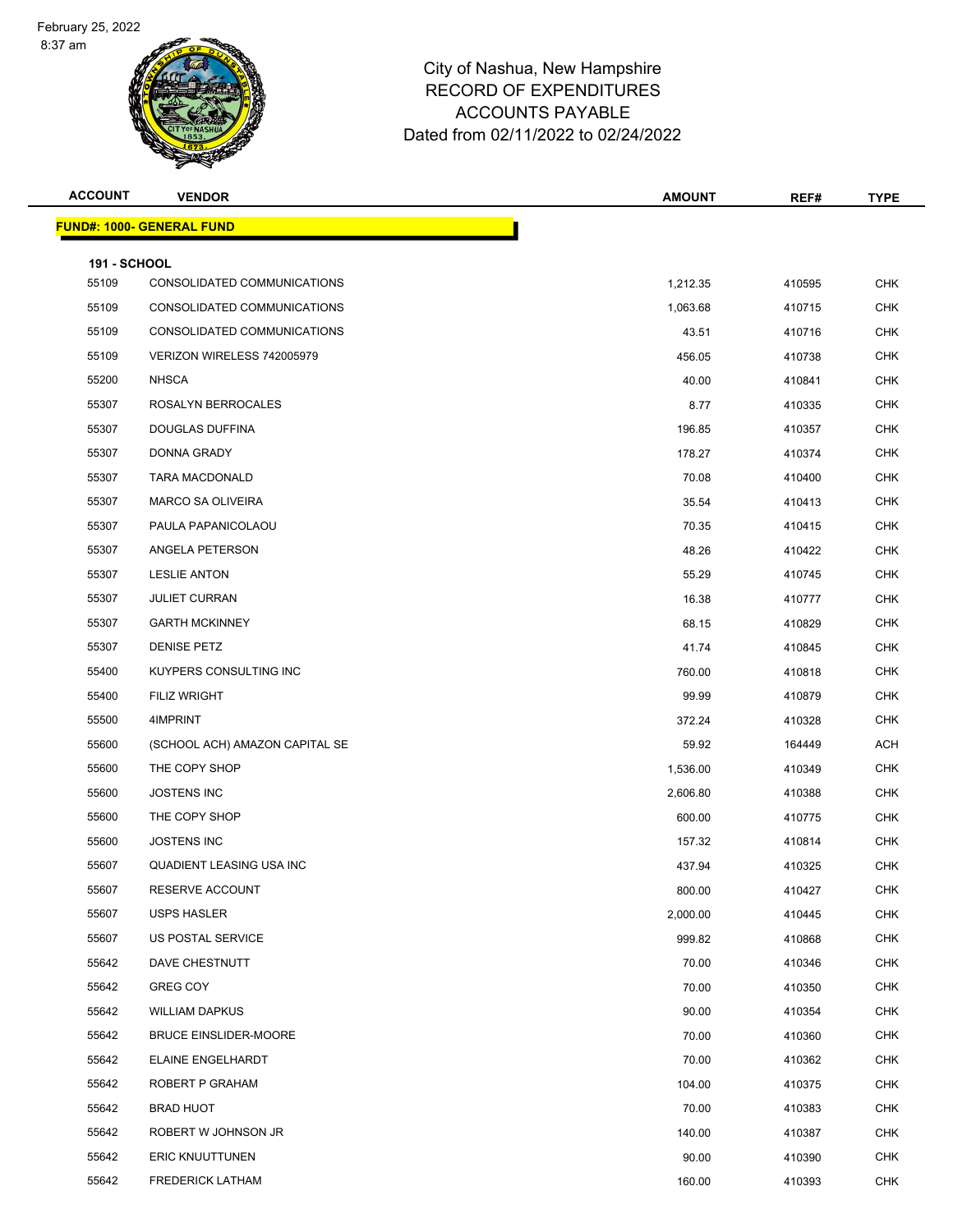City of Nashua, New Hampshire
RECORD OF EXPENDITURES
ACCOUNTS PAYABLE
Dated from 02/11/2022 to 02/24/2022

| ACCOUNT | VENDOR | AMOUNT | REF# | TYPE |
|---|---|---|---|---|
| **FUND#: 1000- GENERAL FUND** | | | | |
| **191 - SCHOOL** | | | | |
| 55109 | CONSOLIDATED COMMUNICATIONS | 1,212.35 | 410595 | CHK |
| 55109 | CONSOLIDATED COMMUNICATIONS | 1,063.68 | 410715 | CHK |
| 55109 | CONSOLIDATED COMMUNICATIONS | 43.51 | 410716 | CHK |
| 55109 | VERIZON WIRELESS 742005979 | 456.05 | 410738 | CHK |
| 55200 | NHSCA | 40.00 | 410841 | CHK |
| 55307 | ROSALYN BERROCALES | 8.77 | 410335 | CHK |
| 55307 | DOUGLAS DUFFINA | 196.85 | 410357 | CHK |
| 55307 | DONNA GRADY | 178.27 | 410374 | CHK |
| 55307 | TARA MACDONALD | 70.08 | 410400 | CHK |
| 55307 | MARCO SA OLIVEIRA | 35.54 | 410413 | CHK |
| 55307 | PAULA PAPANICOLAOU | 70.35 | 410415 | CHK |
| 55307 | ANGELA PETERSON | 48.26 | 410422 | CHK |
| 55307 | LESLIE ANTON | 55.29 | 410745 | CHK |
| 55307 | JULIET CURRAN | 16.38 | 410777 | CHK |
| 55307 | GARTH MCKINNEY | 68.15 | 410829 | CHK |
| 55307 | DENISE PETZ | 41.74 | 410845 | CHK |
| 55400 | KUYPERS CONSULTING INC | 760.00 | 410818 | CHK |
| 55400 | FILIZ WRIGHT | 99.99 | 410879 | CHK |
| 55500 | 4IMPRINT | 372.24 | 410328 | CHK |
| 55600 | (SCHOOL ACH) AMAZON CAPITAL SE | 59.92 | 164449 | ACH |
| 55600 | THE COPY SHOP | 1,536.00 | 410349 | CHK |
| 55600 | JOSTENS INC | 2,606.80 | 410388 | CHK |
| 55600 | THE COPY SHOP | 600.00 | 410775 | CHK |
| 55600 | JOSTENS INC | 157.32 | 410814 | CHK |
| 55607 | QUADIENT LEASING USA INC | 437.94 | 410325 | CHK |
| 55607 | RESERVE ACCOUNT | 800.00 | 410427 | CHK |
| 55607 | USPS HASLER | 2,000.00 | 410445 | CHK |
| 55607 | US POSTAL SERVICE | 999.82 | 410868 | CHK |
| 55642 | DAVE CHESTNUTT | 70.00 | 410346 | CHK |
| 55642 | GREG COY | 70.00 | 410350 | CHK |
| 55642 | WILLIAM DAPKUS | 90.00 | 410354 | CHK |
| 55642 | BRUCE EINSLIDER-MOORE | 70.00 | 410360 | CHK |
| 55642 | ELAINE ENGELHARDT | 70.00 | 410362 | CHK |
| 55642 | ROBERT P GRAHAM | 104.00 | 410375 | CHK |
| 55642 | BRAD HUOT | 70.00 | 410383 | CHK |
| 55642 | ROBERT W JOHNSON JR | 140.00 | 410387 | CHK |
| 55642 | ERIC KNUUTTUNEN | 90.00 | 410390 | CHK |
| 55642 | FREDERICK LATHAM | 160.00 | 410393 | CHK |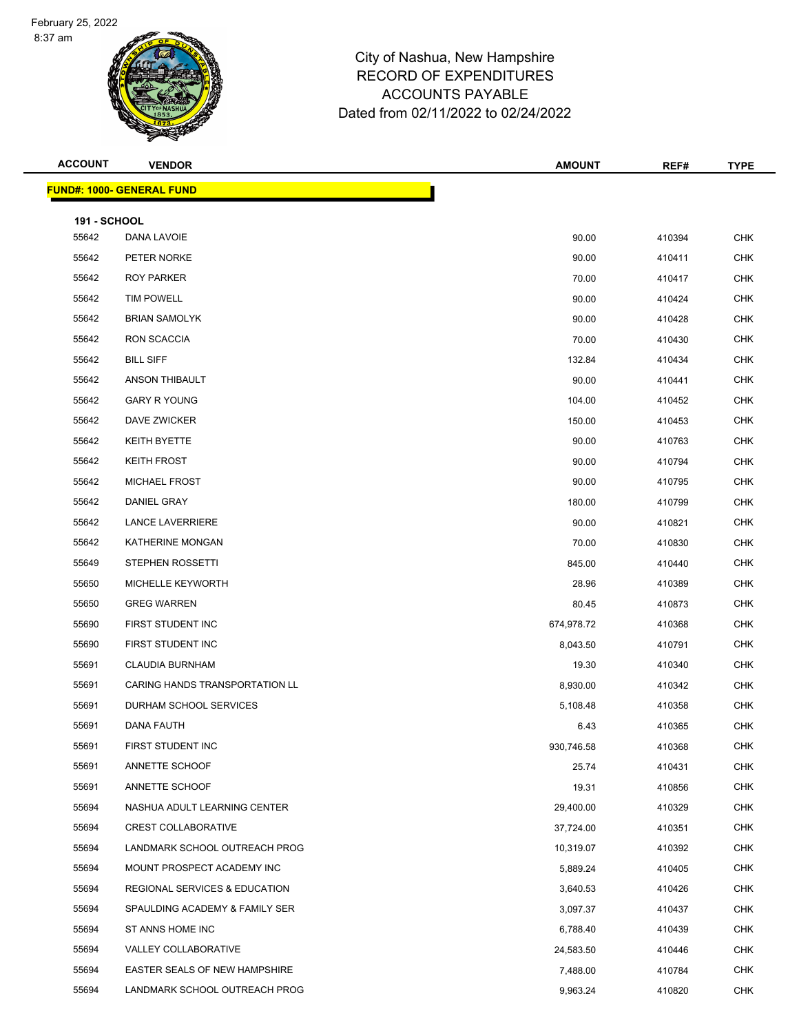City of Nashua, New Hampshire
RECORD OF EXPENDITURES
ACCOUNTS PAYABLE
Dated from 02/11/2022 to 02/24/2022

| ACCOUNT | VENDOR | AMOUNT | REF# | TYPE |
|---|---|---|---|---|
| **FUND#: 1000- GENERAL FUND** | | | | |
| **191 - SCHOOL** | | | | |
| 55642 | DANA LAVOIE | 90.00 | 410394 | CHK |
| 55642 | PETER NORKE | 90.00 | 410411 | CHK |
| 55642 | ROY PARKER | 70.00 | 410417 | CHK |
| 55642 | TIM POWELL | 90.00 | 410424 | CHK |
| 55642 | BRIAN SAMOLYK | 90.00 | 410428 | CHK |
| 55642 | RON SCACCIA | 70.00 | 410430 | CHK |
| 55642 | BILL SIFF | 132.84 | 410434 | CHK |
| 55642 | ANSON THIBAULT | 90.00 | 410441 | CHK |
| 55642 | GARY R YOUNG | 104.00 | 410452 | CHK |
| 55642 | DAVE ZWICKER | 150.00 | 410453 | CHK |
| 55642 | KEITH BYETTE | 90.00 | 410763 | CHK |
| 55642 | KEITH FROST | 90.00 | 410794 | CHK |
| 55642 | MICHAEL FROST | 90.00 | 410795 | CHK |
| 55642 | DANIEL GRAY | 180.00 | 410799 | CHK |
| 55642 | LANCE LAVERRIERE | 90.00 | 410821 | CHK |
| 55642 | KATHERINE MONGAN | 70.00 | 410830 | CHK |
| 55649 | STEPHEN ROSSETTI | 845.00 | 410440 | CHK |
| 55650 | MICHELLE KEYWORTH | 28.96 | 410389 | CHK |
| 55650 | GREG WARREN | 80.45 | 410873 | CHK |
| 55690 | FIRST STUDENT INC | 674,978.72 | 410368 | CHK |
| 55690 | FIRST STUDENT INC | 8,043.50 | 410791 | CHK |
| 55691 | CLAUDIA BURNHAM | 19.30 | 410340 | CHK |
| 55691 | CARING HANDS TRANSPORTATION LL | 8,930.00 | 410342 | CHK |
| 55691 | DURHAM SCHOOL SERVICES | 5,108.48 | 410358 | CHK |
| 55691 | DANA FAUTH | 6.43 | 410365 | CHK |
| 55691 | FIRST STUDENT INC | 930,746.58 | 410368 | CHK |
| 55691 | ANNETTE SCHOOF | 25.74 | 410431 | CHK |
| 55691 | ANNETTE SCHOOF | 19.31 | 410856 | CHK |
| 55694 | NASHUA ADULT LEARNING CENTER | 29,400.00 | 410329 | CHK |
| 55694 | CREST COLLABORATIVE | 37,724.00 | 410351 | CHK |
| 55694 | LANDMARK SCHOOL OUTREACH PROG | 10,319.07 | 410392 | CHK |
| 55694 | MOUNT PROSPECT ACADEMY INC | 5,889.24 | 410405 | CHK |
| 55694 | REGIONAL SERVICES & EDUCATION | 3,640.53 | 410426 | CHK |
| 55694 | SPAULDING ACADEMY & FAMILY SER | 3,097.37 | 410437 | CHK |
| 55694 | ST ANNS HOME INC | 6,788.40 | 410439 | CHK |
| 55694 | VALLEY COLLABORATIVE | 24,583.50 | 410446 | CHK |
| 55694 | EASTER SEALS OF NEW HAMPSHIRE | 7,488.00 | 410784 | CHK |
| 55694 | LANDMARK SCHOOL OUTREACH PROG | 9,963.24 | 410820 | CHK |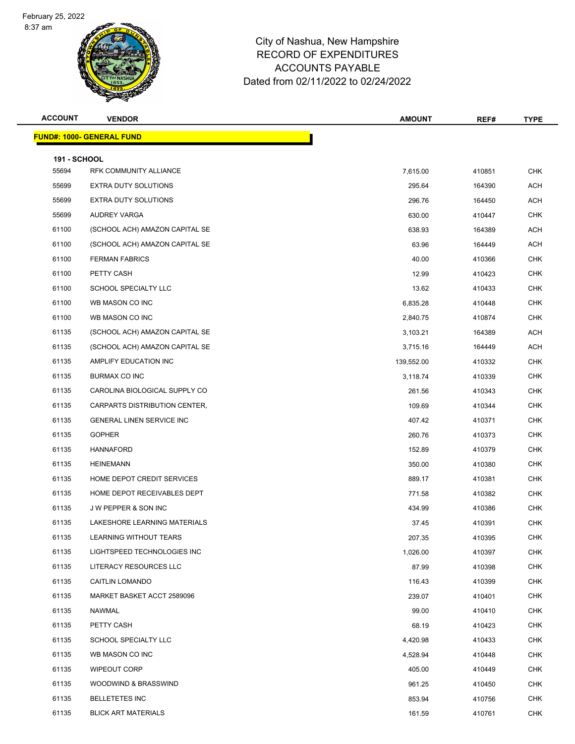# City of Nashua, New Hampshire
## RECORD OF EXPENDITURES
## ACCOUNTS PAYABLE
## Dated from 02/11/2022 to 02/24/2022

| ACCOUNT | VENDOR | AMOUNT | REF# | TYPE |
|---|---|---|---|---|
| **FUND#: 1000- GENERAL FUND** | | | | |
| **191 - SCHOOL** | | | | |
| 55694 | RFK COMMUNITY ALLIANCE | 7,615.00 | 410851 | CHK |
| 55699 | EXTRA DUTY SOLUTIONS | 295.64 | 164390 | ACH |
| 55699 | EXTRA DUTY SOLUTIONS | 296.76 | 164450 | ACH |
| 55699 | AUDREY VARGA | 630.00 | 410447 | CHK |
| 61100 | (SCHOOL ACH) AMAZON CAPITAL SE | 638.93 | 164389 | ACH |
| 61100 | (SCHOOL ACH) AMAZON CAPITAL SE | 63.96 | 164449 | ACH |
| 61100 | FERMAN FABRICS | 40.00 | 410366 | CHK |
| 61100 | PETTY CASH | 12.99 | 410423 | CHK |
| 61100 | SCHOOL SPECIALTY LLC | 13.62 | 410433 | CHK |
| 61100 | WB MASON CO INC | 6,835.28 | 410448 | CHK |
| 61100 | WB MASON CO INC | 2,840.75 | 410874 | CHK |
| 61135 | (SCHOOL ACH) AMAZON CAPITAL SE | 3,103.21 | 164389 | ACH |
| 61135 | (SCHOOL ACH) AMAZON CAPITAL SE | 3,715.16 | 164449 | ACH |
| 61135 | AMPLIFY EDUCATION INC | 139,552.00 | 410332 | CHK |
| 61135 | BURMAX CO INC | 3,118.74 | 410339 | CHK |
| 61135 | CAROLINA BIOLOGICAL SUPPLY CO | 261.56 | 410343 | CHK |
| 61135 | CARPARTS DISTRIBUTION CENTER, | 109.69 | 410344 | CHK |
| 61135 | GENERAL LINEN SERVICE INC | 407.42 | 410371 | CHK |
| 61135 | GOPHER | 260.76 | 410373 | CHK |
| 61135 | HANNAFORD | 152.89 | 410379 | CHK |
| 61135 | HEINEMANN | 350.00 | 410380 | CHK |
| 61135 | HOME DEPOT CREDIT SERVICES | 889.17 | 410381 | CHK |
| 61135 | HOME DEPOT RECEIVABLES DEPT | 771.58 | 410382 | CHK |
| 61135 | J W PEPPER & SON INC | 434.99 | 410386 | CHK |
| 61135 | LAKESHORE LEARNING MATERIALS | 37.45 | 410391 | CHK |
| 61135 | LEARNING WITHOUT TEARS | 207.35 | 410395 | CHK |
| 61135 | LIGHTSPEED TECHNOLOGIES INC | 1,026.00 | 410397 | CHK |
| 61135 | LITERACY RESOURCES LLC | 87.99 | 410398 | CHK |
| 61135 | CAITLIN LOMANDO | 116.43 | 410399 | CHK |
| 61135 | MARKET BASKET ACCT 2589096 | 239.07 | 410401 | CHK |
| 61135 | NAWMAL | 99.00 | 410410 | CHK |
| 61135 | PETTY CASH | 68.19 | 410423 | CHK |
| 61135 | SCHOOL SPECIALTY LLC | 4,420.98 | 410433 | CHK |
| 61135 | WB MASON CO INC | 4,528.94 | 410448 | CHK |
| 61135 | WIPEOUT CORP | 405.00 | 410449 | CHK |
| 61135 | WOODWIND & BRASSWIND | 961.25 | 410450 | CHK |
| 61135 | BELLETETES INC | 853.94 | 410756 | CHK |
| 61135 | BLICK ART MATERIALS | 161.59 | 410761 | CHK |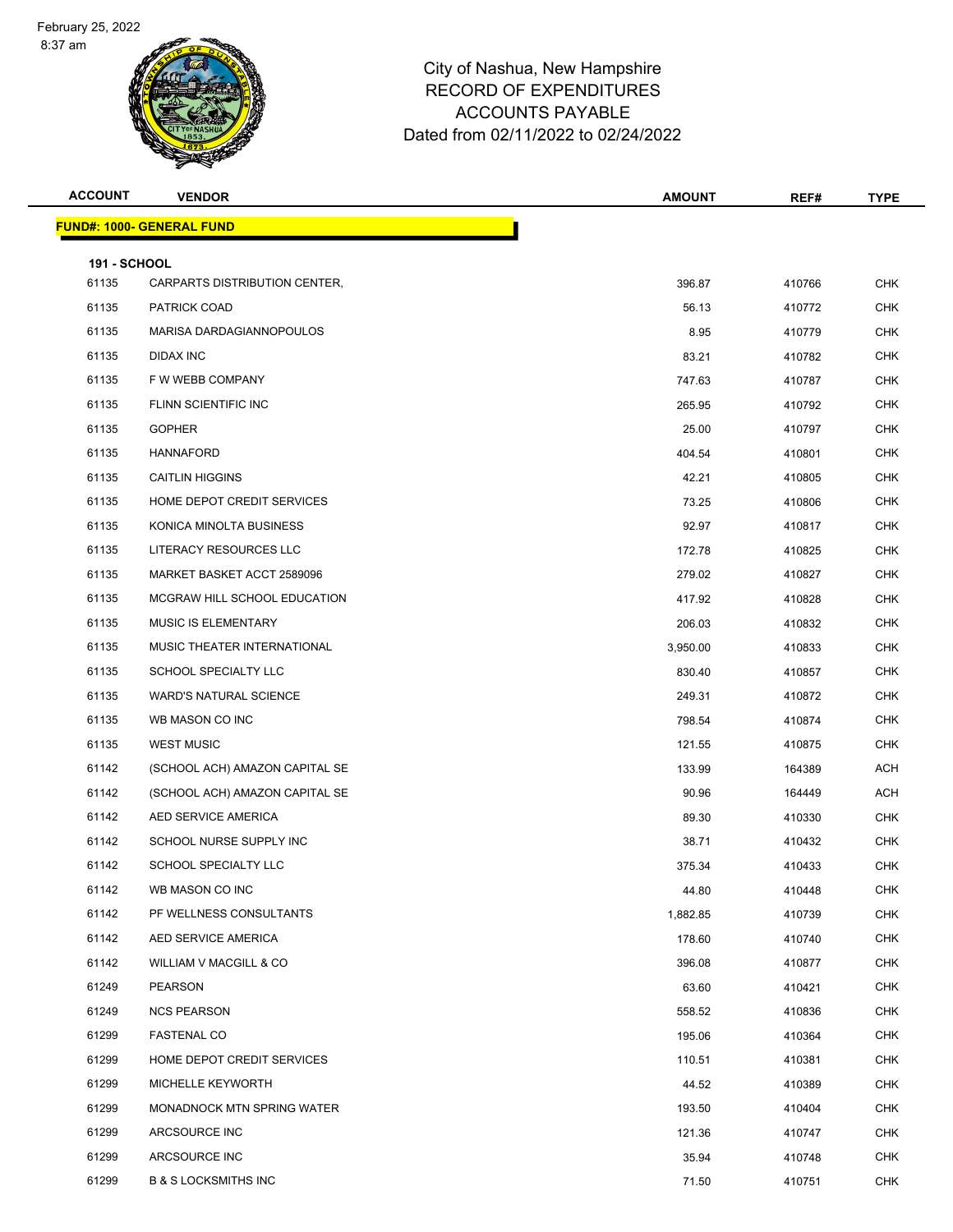City of Nashua, New Hampshire
RECORD OF EXPENDITURES
ACCOUNTS PAYABLE
Dated from 02/11/2022 to 02/24/2022

| ACCOUNT | VENDOR | AMOUNT | REF# | TYPE |
|---|---|---|---|---|
| **FUND#: 1000- GENERAL FUND** | | | | |
| **191 - SCHOOL** | | | | |
| 61135 | CARPARTS DISTRIBUTION CENTER, | 396.87 | 410766 | CHK |
| 61135 | PATRICK COAD | 56.13 | 410772 | CHK |
| 61135 | MARISA DARDAGIANNOPOULOS | 8.95 | 410779 | CHK |
| 61135 | DIDAX INC | 83.21 | 410782 | CHK |
| 61135 | F W WEBB COMPANY | 747.63 | 410787 | CHK |
| 61135 | FLINN SCIENTIFIC INC | 265.95 | 410792 | CHK |
| 61135 | GOPHER | 25.00 | 410797 | CHK |
| 61135 | HANNAFORD | 404.54 | 410801 | CHK |
| 61135 | CAITLIN HIGGINS | 42.21 | 410805 | CHK |
| 61135 | HOME DEPOT CREDIT SERVICES | 73.25 | 410806 | CHK |
| 61135 | KONICA MINOLTA BUSINESS | 92.97 | 410817 | CHK |
| 61135 | LITERACY RESOURCES LLC | 172.78 | 410825 | CHK |
| 61135 | MARKET BASKET ACCT 2589096 | 279.02 | 410827 | CHK |
| 61135 | MCGRAW HILL SCHOOL EDUCATION | 417.92 | 410828 | CHK |
| 61135 | MUSIC IS ELEMENTARY | 206.03 | 410832 | CHK |
| 61135 | MUSIC THEATER INTERNATIONAL | 3,950.00 | 410833 | CHK |
| 61135 | SCHOOL SPECIALTY LLC | 830.40 | 410857 | CHK |
| 61135 | WARD'S NATURAL SCIENCE | 249.31 | 410872 | CHK |
| 61135 | WB MASON CO INC | 798.54 | 410874 | CHK |
| 61135 | WEST MUSIC | 121.55 | 410875 | CHK |
| 61142 | (SCHOOL ACH) AMAZON CAPITAL SE | 133.99 | 164389 | ACH |
| 61142 | (SCHOOL ACH) AMAZON CAPITAL SE | 90.96 | 164449 | ACH |
| 61142 | AED SERVICE AMERICA | 89.30 | 410330 | CHK |
| 61142 | SCHOOL NURSE SUPPLY INC | 38.71 | 410432 | CHK |
| 61142 | SCHOOL SPECIALTY LLC | 375.34 | 410433 | CHK |
| 61142 | WB MASON CO INC | 44.80 | 410448 | CHK |
| 61142 | PF WELLNESS CONSULTANTS | 1,882.85 | 410739 | CHK |
| 61142 | AED SERVICE AMERICA | 178.60 | 410740 | CHK |
| 61142 | WILLIAM V MACGILL & CO | 396.08 | 410877 | CHK |
| 61249 | PEARSON | 63.60 | 410421 | CHK |
| 61249 | NCS PEARSON | 558.52 | 410836 | CHK |
| 61299 | FASTENAL CO | 195.06 | 410364 | CHK |
| 61299 | HOME DEPOT CREDIT SERVICES | 110.51 | 410381 | CHK |
| 61299 | MICHELLE KEYWORTH | 44.52 | 410389 | CHK |
| 61299 | MONADNOCK MTN SPRING WATER | 193.50 | 410404 | CHK |
| 61299 | ARCSOURCE INC | 121.36 | 410747 | CHK |
| 61299 | ARCSOURCE INC | 35.94 | 410748 | CHK |
| 61299 | B & S LOCKSMITHS INC | 71.50 | 410751 | CHK |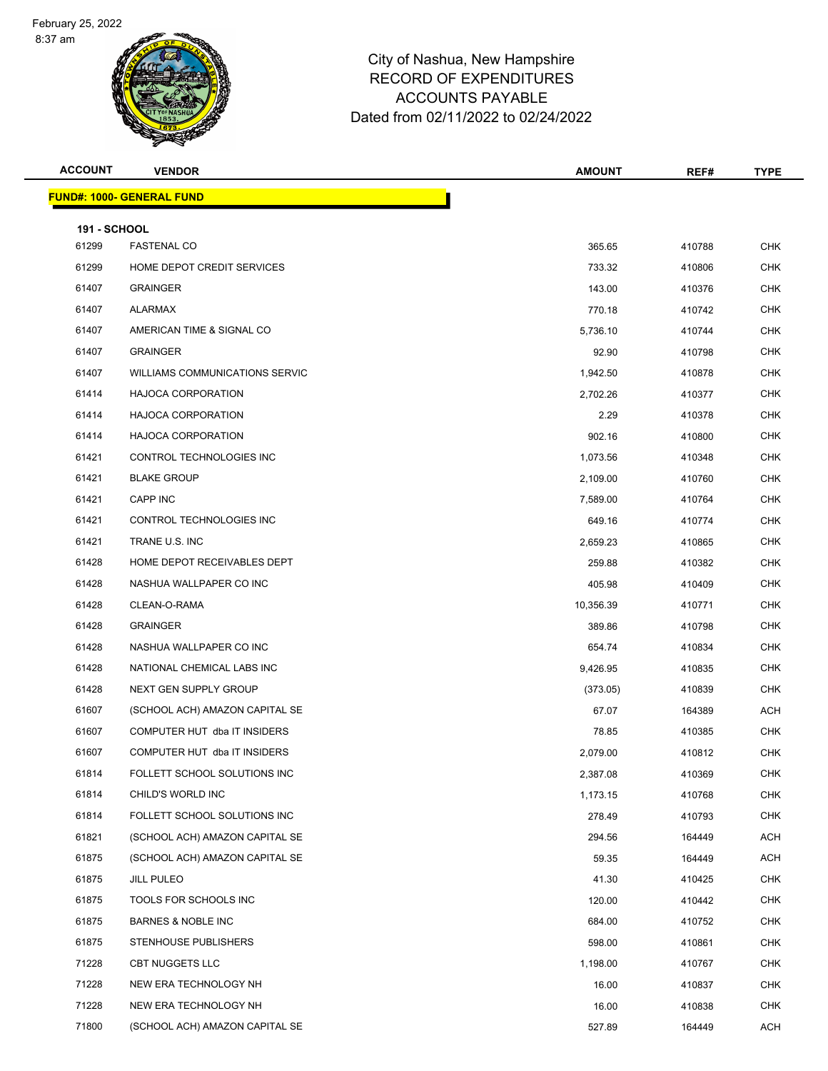# City of Nashua, New Hampshire
## RECORD OF EXPENDITURES
## ACCOUNTS PAYABLE
## Dated from 02/11/2022 to 02/24/2022

| ACCOUNT | VENDOR | AMOUNT | REF# | TYPE |
|---|---|---|---|---|
| **FUND#: 1000- GENERAL FUND** | | | | |
| **191 - SCHOOL** | | | | |
| 61299 | FASTENAL CO | 365.65 | 410788 | CHK |
| 61299 | HOME DEPOT CREDIT SERVICES | 733.32 | 410806 | CHK |
| 61407 | GRAINGER | 143.00 | 410376 | CHK |
| 61407 | ALARMAX | 770.18 | 410742 | CHK |
| 61407 | AMERICAN TIME & SIGNAL CO | 5,736.10 | 410744 | CHK |
| 61407 | GRAINGER | 92.90 | 410798 | CHK |
| 61407 | WILLIAMS COMMUNICATIONS SERVIC | 1,942.50 | 410878 | CHK |
| 61414 | HAJOCA CORPORATION | 2,702.26 | 410377 | CHK |
| 61414 | HAJOCA CORPORATION | 2.29 | 410378 | CHK |
| 61414 | HAJOCA CORPORATION | 902.16 | 410800 | CHK |
| 61421 | CONTROL TECHNOLOGIES INC | 1,073.56 | 410348 | CHK |
| 61421 | BLAKE GROUP | 2,109.00 | 410760 | CHK |
| 61421 | CAPP INC | 7,589.00 | 410764 | CHK |
| 61421 | CONTROL TECHNOLOGIES INC | 649.16 | 410774 | CHK |
| 61421 | TRANE U.S. INC | 2,659.23 | 410865 | CHK |
| 61428 | HOME DEPOT RECEIVABLES DEPT | 259.88 | 410382 | CHK |
| 61428 | NASHUA WALLPAPER CO INC | 405.98 | 410409 | CHK |
| 61428 | CLEAN-O-RAMA | 10,356.39 | 410771 | CHK |
| 61428 | GRAINGER | 389.86 | 410798 | CHK |
| 61428 | NASHUA WALLPAPER CO INC | 654.74 | 410834 | CHK |
| 61428 | NATIONAL CHEMICAL LABS INC | 9,426.95 | 410835 | CHK |
| 61428 | NEXT GEN SUPPLY GROUP | (373.05) | 410839 | CHK |
| 61607 | (SCHOOL ACH) AMAZON CAPITAL SE | 67.07 | 164389 | ACH |
| 61607 | COMPUTER HUT dba IT INSIDERS | 78.85 | 410385 | CHK |
| 61607 | COMPUTER HUT dba IT INSIDERS | 2,079.00 | 410812 | CHK |
| 61814 | FOLLETT SCHOOL SOLUTIONS INC | 2,387.08 | 410369 | CHK |
| 61814 | CHILD'S WORLD INC | 1,173.15 | 410768 | CHK |
| 61814 | FOLLETT SCHOOL SOLUTIONS INC | 278.49 | 410793 | CHK |
| 61821 | (SCHOOL ACH) AMAZON CAPITAL SE | 294.56 | 164449 | ACH |
| 61875 | (SCHOOL ACH) AMAZON CAPITAL SE | 59.35 | 164449 | ACH |
| 61875 | JILL PULEO | 41.30 | 410425 | CHK |
| 61875 | TOOLS FOR SCHOOLS INC | 120.00 | 410442 | CHK |
| 61875 | BARNES & NOBLE INC | 684.00 | 410752 | CHK |
| 61875 | STENHOUSE PUBLISHERS | 598.00 | 410861 | CHK |
| 71228 | CBT NUGGETS LLC | 1,198.00 | 410767 | CHK |
| 71228 | NEW ERA TECHNOLOGY NH | 16.00 | 410837 | CHK |
| 71228 | NEW ERA TECHNOLOGY NH | 16.00 | 410838 | CHK |
| 71800 | (SCHOOL ACH) AMAZON CAPITAL SE | 527.89 | 164449 | ACH |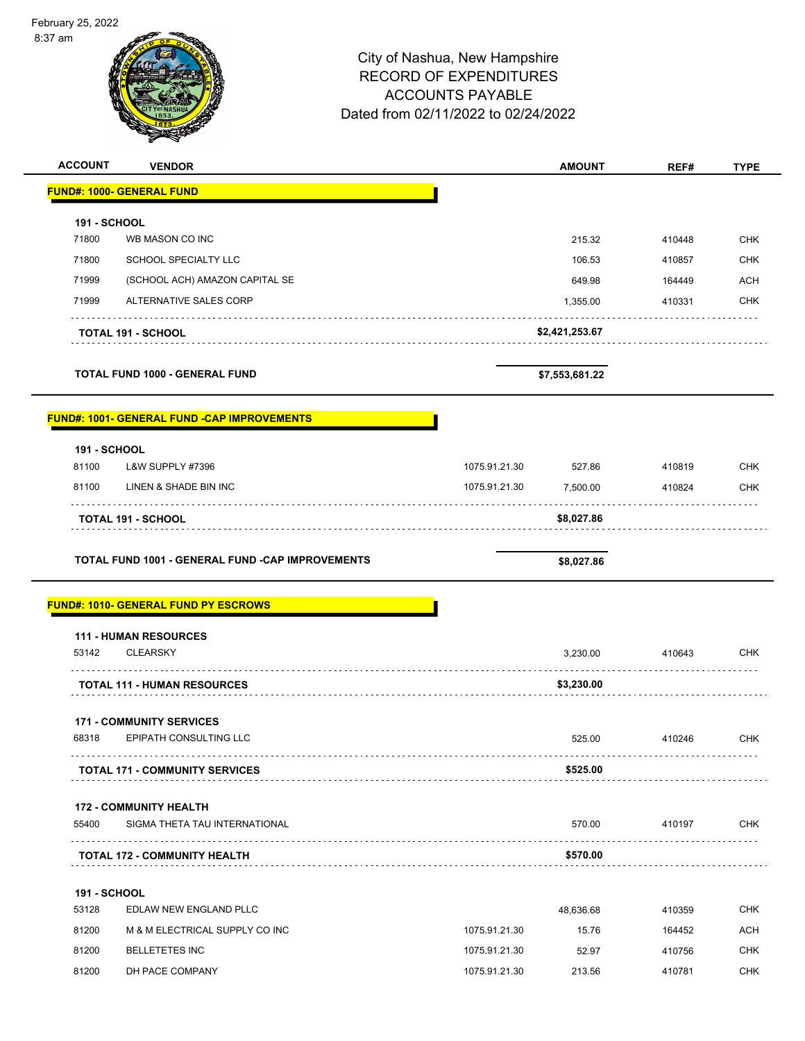February 25, 2022
8:37 am

City of Nashua, New Hampshire
RECORD OF EXPENDITURES
ACCOUNTS PAYABLE
Dated from 02/11/2022 to 02/24/2022

| ACCOUNT | VENDOR | | AMOUNT | REF# | TYPE |
|---|---|---|---|---|---|
| **FUND#: 1000- GENERAL FUND** | | | | | |
| **191 - SCHOOL** | | | | | |
| 71800 | WB MASON CO INC | | 215.32 | 410448 | CHK |
| 71800 | SCHOOL SPECIALTY LLC | | 106.53 | 410857 | CHK |
| 71999 | (SCHOOL ACH) AMAZON CAPITAL SE | | 649.98 | 164449 | ACH |
| 71999 | ALTERNATIVE SALES CORP | | 1,355.00 | 410331 | CHK |
| | **TOTAL 191 - SCHOOL** | | **$2,421,253.67** | | |
| | **TOTAL FUND 1000 - GENERAL FUND** | | **$7,553,681.22** | | |
| **FUND#: 1001- GENERAL FUND -CAP IMPROVEMENTS** | | | | | |
| **191 - SCHOOL** | | | | | |
| 81100 | L&W SUPPLY #7396 | 1075.91.21.30 | 527.86 | 410819 | CHK |
| 81100 | LINEN & SHADE BIN INC | 1075.91.21.30 | 7,500.00 | 410824 | CHK |
| | **TOTAL 191 - SCHOOL** | | **$8,027.86** | | |
| | **TOTAL FUND 1001 - GENERAL FUND -CAP IMPROVEMENTS** | | **$8,027.86** | | |
| **FUND#: 1010- GENERAL FUND PY ESCROWS** | | | | | |
| **111 - HUMAN RESOURCES** | | | | | |
| 53142 | CLEARSKY | | 3,230.00 | 410643 | CHK |
| | **TOTAL 111 - HUMAN RESOURCES** | | **$3,230.00** | | |
| **171 - COMMUNITY SERVICES** | | | | | |
| 68318 | EPIPATH CONSULTING LLC | | 525.00 | 410246 | CHK |
| | **TOTAL 171 - COMMUNITY SERVICES** | | **$525.00** | | |
| **172 - COMMUNITY HEALTH** | | | | | |
| 55400 | SIGMA THETA TAU INTERNATIONAL | | 570.00 | 410197 | CHK |
| | **TOTAL 172 - COMMUNITY HEALTH** | | **$570.00** | | |
| **191 - SCHOOL** | | | | | |
| 53128 | EDLAW NEW ENGLAND PLLC | | 48,636.68 | 410359 | CHK |
| 81200 | M & M ELECTRICAL SUPPLY CO INC | 1075.91.21.30 | 15.76 | 164452 | ACH |
| 81200 | BELLETETES INC | 1075.91.21.30 | 52.97 | 410756 | CHK |
| 81200 | DH PACE COMPANY | 1075.91.21.30 | 213.56 | 410781 | CHK |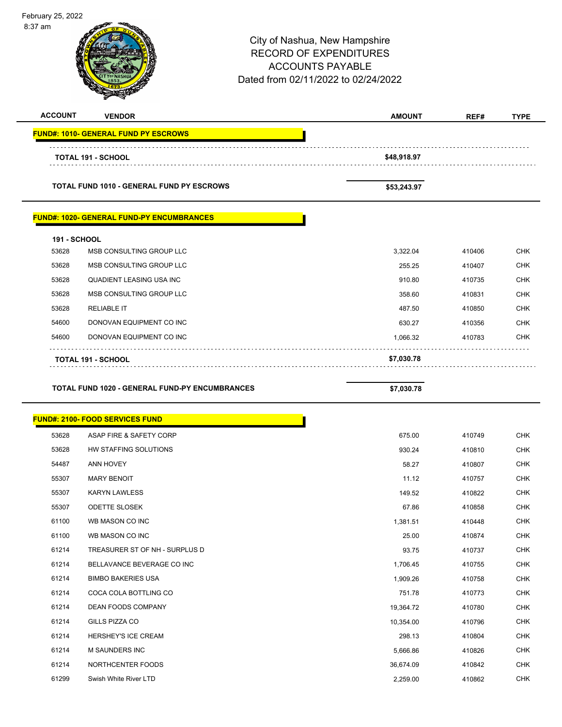City of Nashua, New Hampshire
RECORD OF EXPENDITURES
ACCOUNTS PAYABLE
Dated from 02/11/2022 to 02/24/2022

| ACCOUNT | VENDOR | AMOUNT | REF# | TYPE |
|---|---|---|---|---|
| **FUND#: 1010- GENERAL FUND PY ESCROWS** | | | | |
| **TOTAL 191 - SCHOOL** | | **$48,918.97** | | |
| **TOTAL FUND 1010 - GENERAL FUND PY ESCROWS** | | **$53,243.97** | | |
| **FUND#: 1020- GENERAL FUND-PY ENCUMBRANCES** | | | | |
| **191 - SCHOOL** | | | | |
| 53628 | MSB CONSULTING GROUP LLC | 3,322.04 | 410406 | CHK |
| 53628 | MSB CONSULTING GROUP LLC | 255.25 | 410407 | CHK |
| 53628 | QUADIENT LEASING USA INC | 910.80 | 410735 | CHK |
| 53628 | MSB CONSULTING GROUP LLC | 358.60 | 410831 | CHK |
| 53628 | RELIABLE IT | 487.50 | 410850 | CHK |
| 54600 | DONOVAN EQUIPMENT CO INC | 630.27 | 410356 | CHK |
| 54600 | DONOVAN EQUIPMENT CO INC | 1,066.32 | 410783 | CHK |
| **TOTAL 191 - SCHOOL** | | **$7,030.78** | | |
| **TOTAL FUND 1020 - GENERAL FUND-PY ENCUMBRANCES** | | **$7,030.78** | | |
| **FUND#: 2100- FOOD SERVICES FUND** | | | | |
| 53628 | ASAP FIRE & SAFETY CORP | 675.00 | 410749 | CHK |
| 53628 | HW STAFFING SOLUTIONS | 930.24 | 410810 | CHK |
| 54487 | ANN HOVEY | 58.27 | 410807 | CHK |
| 55307 | MARY BENOIT | 11.12 | 410757 | CHK |
| 55307 | KARYN LAWLESS | 149.52 | 410822 | CHK |
| 55307 | ODETTE SLOSEK | 67.86 | 410858 | CHK |
| 61100 | WB MASON CO INC | 1,381.51 | 410448 | CHK |
| 61100 | WB MASON CO INC | 25.00 | 410874 | CHK |
| 61214 | TREASURER ST OF NH - SURPLUS D | 93.75 | 410737 | CHK |
| 61214 | BELLAVANCE BEVERAGE CO INC | 1,706.45 | 410755 | CHK |
| 61214 | BIMBO BAKERIES USA | 1,909.26 | 410758 | CHK |
| 61214 | COCA COLA BOTTLING CO | 751.78 | 410773 | CHK |
| 61214 | DEAN FOODS COMPANY | 19,364.72 | 410780 | CHK |
| 61214 | GILLS PIZZA CO | 10,354.00 | 410796 | CHK |
| 61214 | HERSHEY'S ICE CREAM | 298.13 | 410804 | CHK |
| 61214 | M SAUNDERS INC | 5,666.86 | 410826 | CHK |
| 61214 | NORTHCENTER FOODS | 36,674.09 | 410842 | CHK |
| 61299 | Swish White River LTD | 2,259.00 | 410862 | CHK |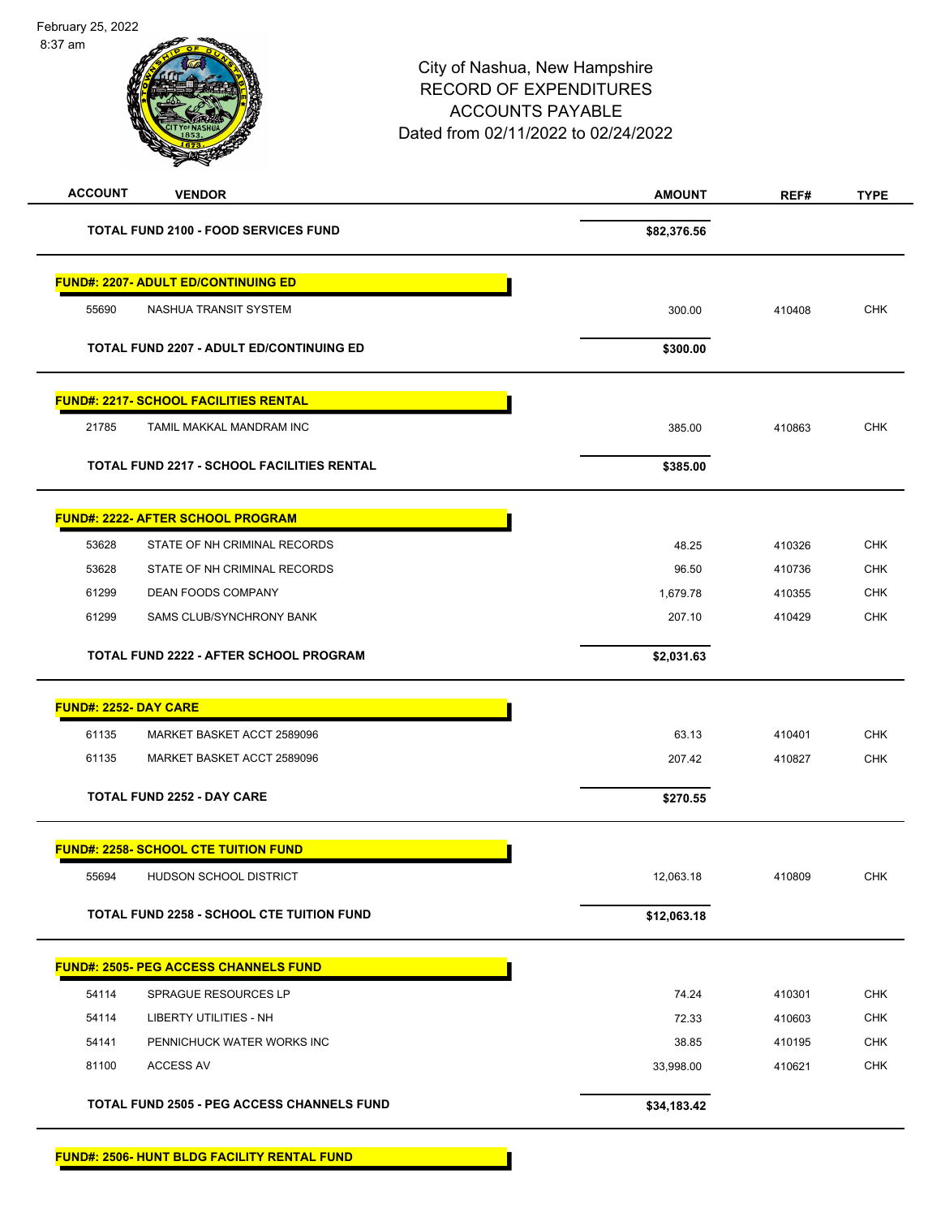City of Nashua, New Hampshire
RECORD OF EXPENDITURES
ACCOUNTS PAYABLE
Dated from 02/11/2022 to 02/24/2022

February 25, 2022
8:37 am

| ACCOUNT | VENDOR | AMOUNT | REF# | TYPE |
|---|---|---|---|---|
| | **TOTAL FUND 2100 - FOOD SERVICES FUND** | **$82,376.56** | | |
| | **FUND#: 2207- ADULT ED/CONTINUING ED** | | | |
| 55690 | NASHUA TRANSIT SYSTEM | 300.00 | 410408 | CHK |
| | **TOTAL FUND 2207 - ADULT ED/CONTINUING ED** | **$300.00** | | |
| | **FUND#: 2217- SCHOOL FACILITIES RENTAL** | | | |
| 21785 | TAMIL MAKKAL MANDRAM INC | 385.00 | 410863 | CHK |
| | **TOTAL FUND 2217 - SCHOOL FACILITIES RENTAL** | **$385.00** | | |
| | **FUND#: 2222- AFTER SCHOOL PROGRAM** | | | |
| 53628 | STATE OF NH CRIMINAL RECORDS | 48.25 | 410326 | CHK |
| 53628 | STATE OF NH CRIMINAL RECORDS | 96.50 | 410736 | CHK |
| 61299 | DEAN FOODS COMPANY | 1,679.78 | 410355 | CHK |
| 61299 | SAMS CLUB/SYNCHRONY BANK | 207.10 | 410429 | CHK |
| | **TOTAL FUND 2222 - AFTER SCHOOL PROGRAM** | **$2,031.63** | | |
| | **FUND#: 2252- DAY CARE** | | | |
| 61135 | MARKET BASKET ACCT 2589096 | 63.13 | 410401 | CHK |
| 61135 | MARKET BASKET ACCT 2589096 | 207.42 | 410827 | CHK |
| | **TOTAL FUND 2252 - DAY CARE** | **$270.55** | | |
| | **FUND#: 2258- SCHOOL CTE TUITION FUND** | | | |
| 55694 | HUDSON SCHOOL DISTRICT | 12,063.18 | 410809 | CHK |
| | **TOTAL FUND 2258 - SCHOOL CTE TUITION FUND** | **$12,063.18** | | |
| | **FUND#: 2505- PEG ACCESS CHANNELS FUND** | | | |
| 54114 | SPRAGUE RESOURCES LP | 74.24 | 410301 | CHK |
| 54114 | LIBERTY UTILITIES - NH | 72.33 | 410603 | CHK |
| 54141 | PENNICHUCK WATER WORKS INC | 38.85 | 410195 | CHK |
| 81100 | ACCESS AV | 33,998.00 | 410621 | CHK |
| | **TOTAL FUND 2505 - PEG ACCESS CHANNELS FUND** | **$34,183.42** | | |
| | **FUND#: 2506- HUNT BLDG FACILITY RENTAL FUND** | | | |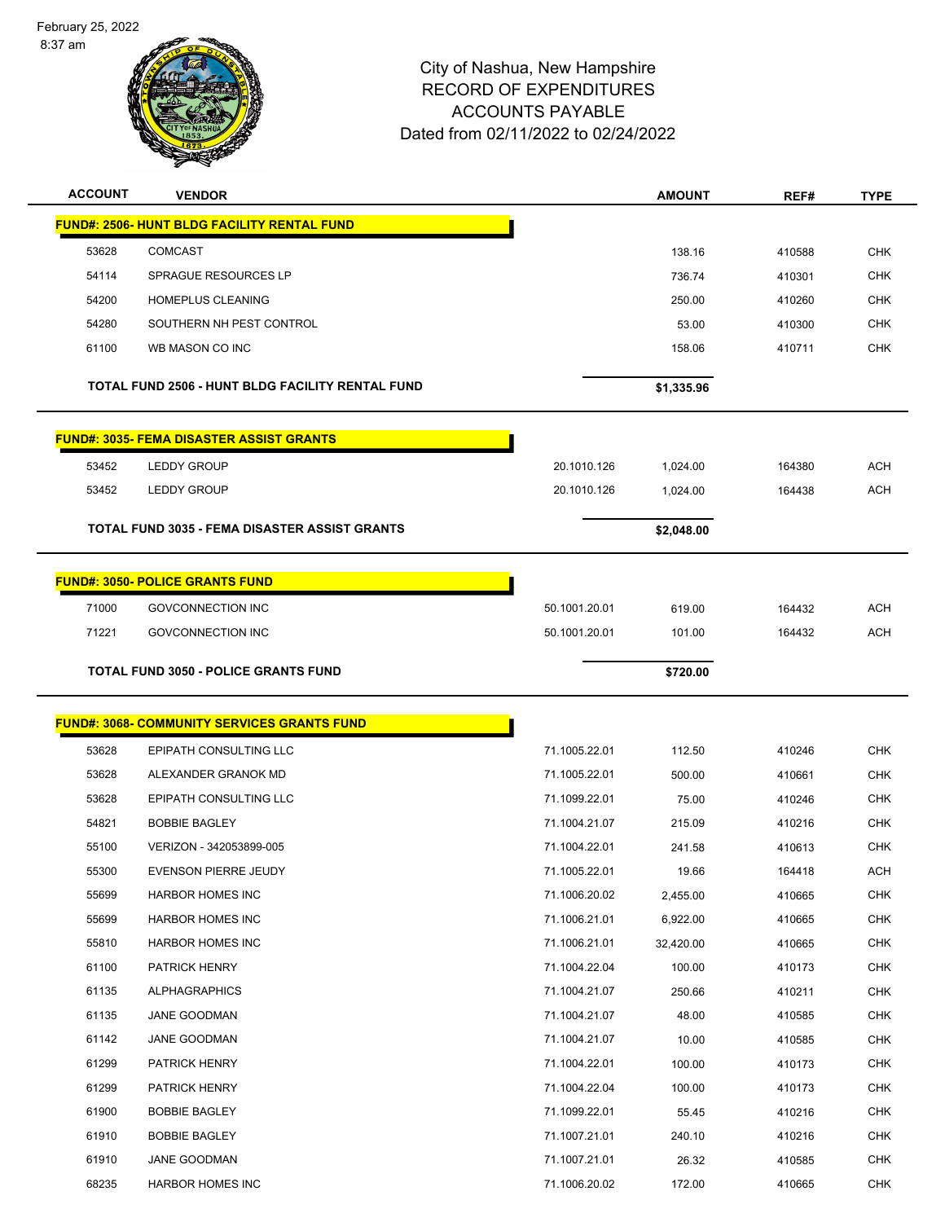February 25, 2022
8:37 am

# City of Nashua, New Hampshire
## RECORD OF EXPENDITURES
## ACCOUNTS PAYABLE
## Dated from 02/11/2022 to 02/24/2022

| ACCOUNT | VENDOR | | AMOUNT | REF# | TYPE |
|---|---|---|---|---|---|
| **FUND#: 2506- HUNT BLDG FACILITY RENTAL FUND** | | | | | |
| 53628 | COMCAST | | 138.16 | 410588 | CHK |
| 54114 | SPRAGUE RESOURCES LP | | 736.74 | 410301 | CHK |
| 54200 | HOMEPLUS CLEANING | | 250.00 | 410260 | CHK |
| 54280 | SOUTHERN NH PEST CONTROL | | 53.00 | 410300 | CHK |
| 61100 | WB MASON CO INC | | 158.06 | 410711 | CHK |
| **TOTAL FUND 2506 - HUNT BLDG FACILITY RENTAL FUND** | | | **$1,335.96** | | |
| **FUND#: 3035- FEMA DISASTER ASSIST GRANTS** | | | | | |
| 53452 | LEDDY GROUP | 20.1010.126 | 1,024.00 | 164380 | ACH |
| 53452 | LEDDY GROUP | 20.1010.126 | 1,024.00 | 164438 | ACH |
| **TOTAL FUND 3035 - FEMA DISASTER ASSIST GRANTS** | | | **$2,048.00** | | |
| **FUND#: 3050- POLICE GRANTS FUND** | | | | | |
| 71000 | GOVCONNECTION INC | 50.1001.20.01 | 619.00 | 164432 | ACH |
| 71221 | GOVCONNECTION INC | 50.1001.20.01 | 101.00 | 164432 | ACH |
| **TOTAL FUND 3050 - POLICE GRANTS FUND** | | | **$720.00** | | |
| **FUND#: 3068- COMMUNITY SERVICES GRANTS FUND** | | | | | |
| 53628 | EPIPATH CONSULTING LLC | 71.1005.22.01 | 112.50 | 410246 | CHK |
| 53628 | ALEXANDER GRANOK MD | 71.1005.22.01 | 500.00 | 410661 | CHK |
| 53628 | EPIPATH CONSULTING LLC | 71.1099.22.01 | 75.00 | 410246 | CHK |
| 54821 | BOBBIE BAGLEY | 71.1004.21.07 | 215.09 | 410216 | CHK |
| 55100 | VERIZON - 342053899-005 | 71.1004.22.01 | 241.58 | 410613 | CHK |
| 55300 | EVENSON PIERRE JEUDY | 71.1005.22.01 | 19.66 | 164418 | ACH |
| 55699 | HARBOR HOMES INC | 71.1006.20.02 | 2,455.00 | 410665 | CHK |
| 55699 | HARBOR HOMES INC | 71.1006.21.01 | 6,922.00 | 410665 | CHK |
| 55810 | HARBOR HOMES INC | 71.1006.21.01 | 32,420.00 | 410665 | CHK |
| 61100 | PATRICK HENRY | 71.1004.22.04 | 100.00 | 410173 | CHK |
| 61135 | ALPHAGRAPHICS | 71.1004.21.07 | 250.66 | 410211 | CHK |
| 61135 | JANE GOODMAN | 71.1004.21.07 | 48.00 | 410585 | CHK |
| 61142 | JANE GOODMAN | 71.1004.21.07 | 10.00 | 410585 | CHK |
| 61299 | PATRICK HENRY | 71.1004.22.01 | 100.00 | 410173 | CHK |
| 61299 | PATRICK HENRY | 71.1004.22.04 | 100.00 | 410173 | CHK |
| 61900 | BOBBIE BAGLEY | 71.1099.22.01 | 55.45 | 410216 | CHK |
| 61910 | BOBBIE BAGLEY | 71.1007.21.01 | 240.10 | 410216 | CHK |
| 61910 | JANE GOODMAN | 71.1007.21.01 | 26.32 | 410585 | CHK |
| 68235 | HARBOR HOMES INC | 71.1006.20.02 | 172.00 | 410665 | CHK |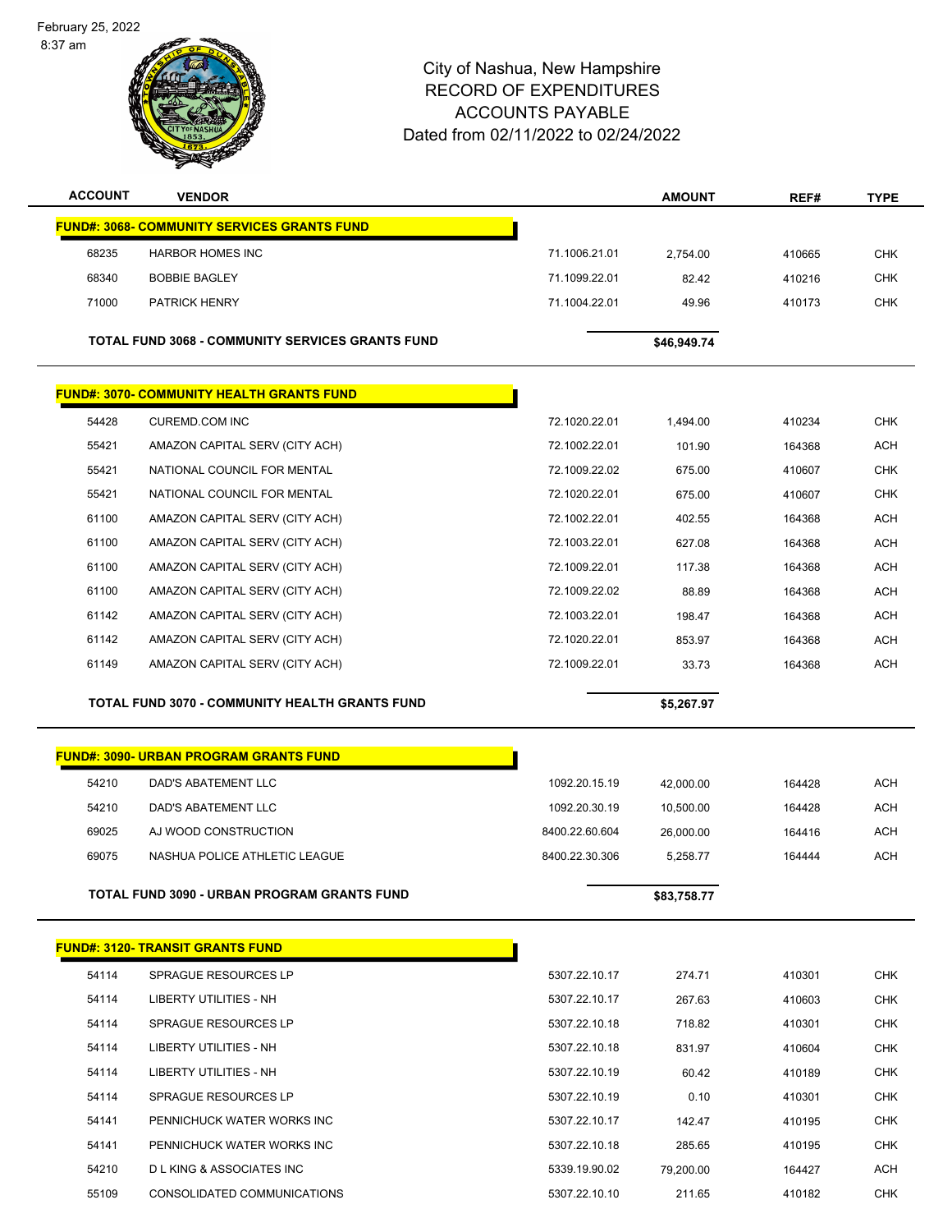February 25, 2022
8:37 am

# City of Nashua, New Hampshire
## RECORD OF EXPENDITURES
## ACCOUNTS PAYABLE
## Dated from 02/11/2022 to 02/24/2022

| ACCOUNT | VENDOR | | AMOUNT | REF# | TYPE |
|---|---|---|---|---|---|
| **FUND#: 3068- COMMUNITY SERVICES GRANTS FUND** | | | | | |
| 68235 | HARBOR HOMES INC | 71.1006.21.01 | 2,754.00 | 410665 | CHK |
| 68340 | BOBBIE BAGLEY | 71.1099.22.01 | 82.42 | 410216 | CHK |
| 71000 | PATRICK HENRY | 71.1004.22.01 | 49.96 | 410173 | CHK |
| **TOTAL FUND 3068 - COMMUNITY SERVICES GRANTS FUND** | | | **$46,949.74** | | |
| **FUND#: 3070- COMMUNITY HEALTH GRANTS FUND** | | | | | |
| 54428 | CUREMD.COM INC | 72.1020.22.01 | 1,494.00 | 410234 | CHK |
| 55421 | AMAZON CAPITAL SERV (CITY ACH) | 72.1002.22.01 | 101.90 | 164368 | ACH |
| 55421 | NATIONAL COUNCIL FOR MENTAL | 72.1009.22.02 | 675.00 | 410607 | CHK |
| 55421 | NATIONAL COUNCIL FOR MENTAL | 72.1020.22.01 | 675.00 | 410607 | CHK |
| 61100 | AMAZON CAPITAL SERV (CITY ACH) | 72.1002.22.01 | 402.55 | 164368 | ACH |
| 61100 | AMAZON CAPITAL SERV (CITY ACH) | 72.1003.22.01 | 627.08 | 164368 | ACH |
| 61100 | AMAZON CAPITAL SERV (CITY ACH) | 72.1009.22.01 | 117.38 | 164368 | ACH |
| 61100 | AMAZON CAPITAL SERV (CITY ACH) | 72.1009.22.02 | 88.89 | 164368 | ACH |
| 61142 | AMAZON CAPITAL SERV (CITY ACH) | 72.1003.22.01 | 198.47 | 164368 | ACH |
| 61142 | AMAZON CAPITAL SERV (CITY ACH) | 72.1020.22.01 | 853.97 | 164368 | ACH |
| 61149 | AMAZON CAPITAL SERV (CITY ACH) | 72.1009.22.01 | 33.73 | 164368 | ACH |
| **TOTAL FUND 3070 - COMMUNITY HEALTH GRANTS FUND** | | | **$5,267.97** | | |
| **FUND#: 3090- URBAN PROGRAM GRANTS FUND** | | | | | |
| 54210 | DAD'S ABATEMENT LLC | 1092.20.15.19 | 42,000.00 | 164428 | ACH |
| 54210 | DAD'S ABATEMENT LLC | 1092.20.30.19 | 10,500.00 | 164428 | ACH |
| 69025 | AJ WOOD CONSTRUCTION | 8400.22.60.604 | 26,000.00 | 164416 | ACH |
| 69075 | NASHUA POLICE ATHLETIC LEAGUE | 8400.22.30.306 | 5,258.77 | 164444 | ACH |
| **TOTAL FUND 3090 - URBAN PROGRAM GRANTS FUND** | | | **$83,758.77** | | |
| **FUND#: 3120- TRANSIT GRANTS FUND** | | | | | |
| 54114 | SPRAGUE RESOURCES LP | 5307.22.10.17 | 274.71 | 410301 | CHK |
| 54114 | LIBERTY UTILITIES - NH | 5307.22.10.17 | 267.63 | 410603 | CHK |
| 54114 | SPRAGUE RESOURCES LP | 5307.22.10.18 | 718.82 | 410301 | CHK |
| 54114 | LIBERTY UTILITIES - NH | 5307.22.10.18 | 831.97 | 410604 | CHK |
| 54114 | LIBERTY UTILITIES - NH | 5307.22.10.19 | 60.42 | 410189 | CHK |
| 54114 | SPRAGUE RESOURCES LP | 5307.22.10.19 | 0.10 | 410301 | CHK |
| 54141 | PENNICHUCK WATER WORKS INC | 5307.22.10.17 | 142.47 | 410195 | CHK |
| 54141 | PENNICHUCK WATER WORKS INC | 5307.22.10.18 | 285.65 | 410195 | CHK |
| 54210 | D L KING & ASSOCIATES INC | 5339.19.90.02 | 79,200.00 | 164427 | ACH |
| 55109 | CONSOLIDATED COMMUNICATIONS | 5307.22.10.10 | 211.65 | 410182 | CHK |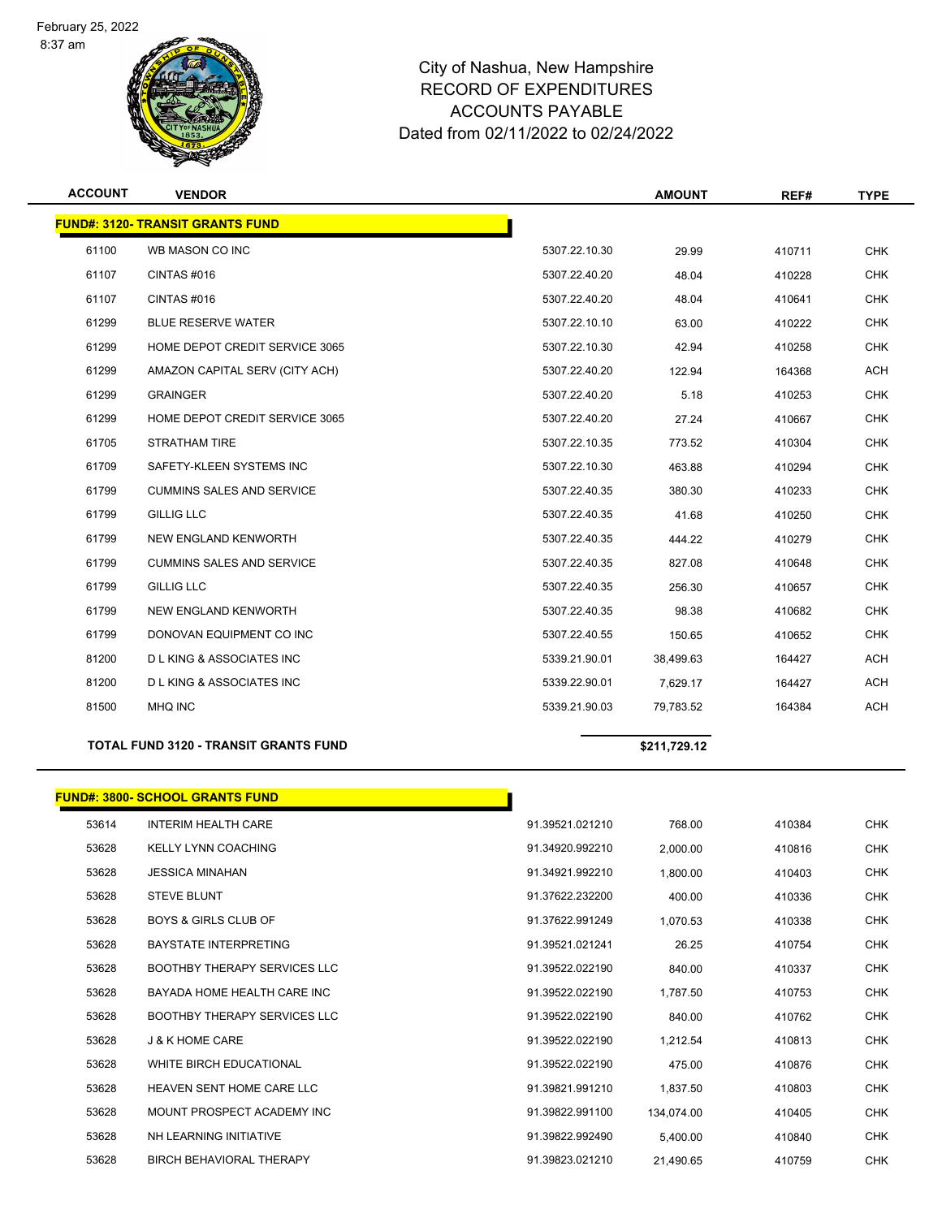City of Nashua, New Hampshire
RECORD OF EXPENDITURES
ACCOUNTS PAYABLE
Dated from 02/11/2022 to 02/24/2022

| ACCOUNT | VENDOR | | AMOUNT | REF# | TYPE |
|---|---|---|---|---|---|
| **FUND#: 3120- TRANSIT GRANTS FUND** | | | | | |
| 61100 | WB MASON CO INC | 5307.22.10.30 | 29.99 | 410711 | CHK |
| 61107 | CINTAS #016 | 5307.22.40.20 | 48.04 | 410228 | CHK |
| 61107 | CINTAS #016 | 5307.22.40.20 | 48.04 | 410641 | CHK |
| 61299 | BLUE RESERVE WATER | 5307.22.10.10 | 63.00 | 410222 | CHK |
| 61299 | HOME DEPOT CREDIT SERVICE 3065 | 5307.22.10.30 | 42.94 | 410258 | CHK |
| 61299 | AMAZON CAPITAL SERV (CITY ACH) | 5307.22.40.20 | 122.94 | 164368 | ACH |
| 61299 | GRAINGER | 5307.22.40.20 | 5.18 | 410253 | CHK |
| 61299 | HOME DEPOT CREDIT SERVICE 3065 | 5307.22.40.20 | 27.24 | 410667 | CHK |
| 61705 | STRATHAM TIRE | 5307.22.10.35 | 773.52 | 410304 | CHK |
| 61709 | SAFETY-KLEEN SYSTEMS INC | 5307.22.10.30 | 463.88 | 410294 | CHK |
| 61799 | CUMMINS SALES AND SERVICE | 5307.22.40.35 | 380.30 | 410233 | CHK |
| 61799 | GILLIG LLC | 5307.22.40.35 | 41.68 | 410250 | CHK |
| 61799 | NEW ENGLAND KENWORTH | 5307.22.40.35 | 444.22 | 410279 | CHK |
| 61799 | CUMMINS SALES AND SERVICE | 5307.22.40.35 | 827.08 | 410648 | CHK |
| 61799 | GILLIG LLC | 5307.22.40.35 | 256.30 | 410657 | CHK |
| 61799 | NEW ENGLAND KENWORTH | 5307.22.40.35 | 98.38 | 410682 | CHK |
| 61799 | DONOVAN EQUIPMENT CO INC | 5307.22.40.55 | 150.65 | 410652 | CHK |
| 81200 | D L KING & ASSOCIATES INC | 5339.21.90.01 | 38,499.63 | 164427 | ACH |
| 81200 | D L KING & ASSOCIATES INC | 5339.22.90.01 | 7,629.17 | 164427 | ACH |
| 81500 | MHQ INC | 5339.21.90.03 | 79,783.52 | 164384 | ACH |
| **TOTAL FUND 3120 - TRANSIT GRANTS FUND** | | | **$211,729.12** | | |
| **FUND#: 3800- SCHOOL GRANTS FUND** | | | | | |
| 53614 | INTERIM HEALTH CARE | 91.39521.021210 | 768.00 | 410384 | CHK |
| 53628 | KELLY LYNN COACHING | 91.34920.992210 | 2,000.00 | 410816 | CHK |
| 53628 | JESSICA MINAHAN | 91.34921.992210 | 1,800.00 | 410403 | CHK |
| 53628 | STEVE BLUNT | 91.37622.232200 | 400.00 | 410336 | CHK |
| 53628 | BOYS & GIRLS CLUB OF | 91.37622.991249 | 1,070.53 | 410338 | CHK |
| 53628 | BAYSTATE INTERPRETING | 91.39521.021241 | 26.25 | 410754 | CHK |
| 53628 | BOOTHBY THERAPY SERVICES LLC | 91.39522.022190 | 840.00 | 410337 | CHK |
| 53628 | BAYADA HOME HEALTH CARE INC | 91.39522.022190 | 1,787.50 | 410753 | CHK |
| 53628 | BOOTHBY THERAPY SERVICES LLC | 91.39522.022190 | 840.00 | 410762 | CHK |
| 53628 | J & K HOME CARE | 91.39522.022190 | 1,212.54 | 410813 | CHK |
| 53628 | WHITE BIRCH EDUCATIONAL | 91.39522.022190 | 475.00 | 410876 | CHK |
| 53628 | HEAVEN SENT HOME CARE LLC | 91.39821.991210 | 1,837.50 | 410803 | CHK |
| 53628 | MOUNT PROSPECT ACADEMY INC | 91.39822.991100 | 134,074.00 | 410405 | CHK |
| 53628 | NH LEARNING INITIATIVE | 91.39822.992490 | 5,400.00 | 410840 | CHK |
| 53628 | BIRCH BEHAVIORAL THERAPY | 91.39823.021210 | 21,490.65 | 410759 | CHK |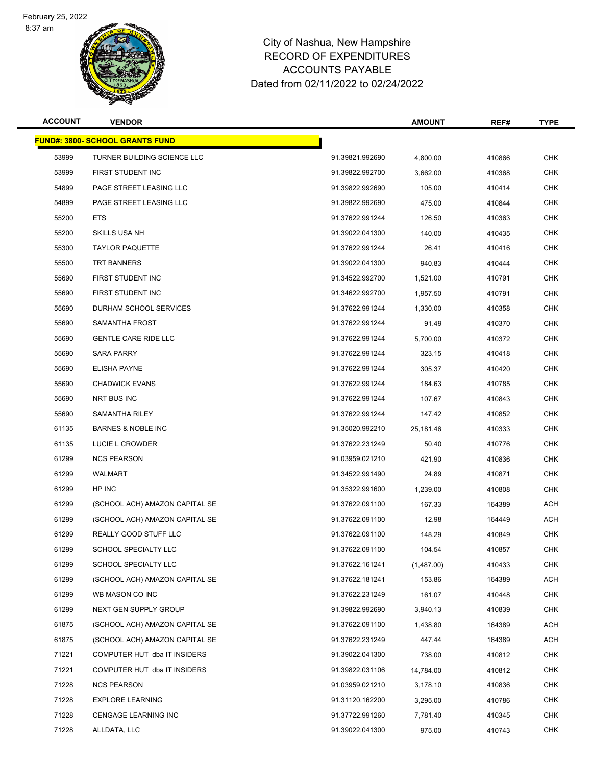# City of Nashua, New Hampshire
## RECORD OF EXPENDITURES
## ACCOUNTS PAYABLE
## Dated from 02/11/2022 to 02/24/2022

| ACCOUNT | VENDOR | | AMOUNT | REF# | TYPE |
|---|---|---|---|---|---|
| **FUND#: 3800- SCHOOL GRANTS FUND** | | | | | |
| 53999 | TURNER BUILDING SCIENCE LLC | 91.39821.992690 | 4,800.00 | 410866 | CHK |
| 53999 | FIRST STUDENT INC | 91.39822.992700 | 3,662.00 | 410368 | CHK |
| 54899 | PAGE STREET LEASING LLC | 91.39822.992690 | 105.00 | 410414 | CHK |
| 54899 | PAGE STREET LEASING LLC | 91.39822.992690 | 475.00 | 410844 | CHK |
| 55200 | ETS | 91.37622.991244 | 126.50 | 410363 | CHK |
| 55200 | SKILLS USA NH | 91.39022.041300 | 140.00 | 410435 | CHK |
| 55300 | TAYLOR PAQUETTE | 91.37622.991244 | 26.41 | 410416 | CHK |
| 55500 | TRT BANNERS | 91.39022.041300 | 940.83 | 410444 | CHK |
| 55690 | FIRST STUDENT INC | 91.34522.992700 | 1,521.00 | 410791 | CHK |
| 55690 | FIRST STUDENT INC | 91.34622.992700 | 1,957.50 | 410791 | CHK |
| 55690 | DURHAM SCHOOL SERVICES | 91.37622.991244 | 1,330.00 | 410358 | CHK |
| 55690 | SAMANTHA FROST | 91.37622.991244 | 91.49 | 410370 | CHK |
| 55690 | GENTLE CARE RIDE LLC | 91.37622.991244 | 5,700.00 | 410372 | CHK |
| 55690 | SARA PARRY | 91.37622.991244 | 323.15 | 410418 | CHK |
| 55690 | ELISHA PAYNE | 91.37622.991244 | 305.37 | 410420 | CHK |
| 55690 | CHADWICK EVANS | 91.37622.991244 | 184.63 | 410785 | CHK |
| 55690 | NRT BUS INC | 91.37622.991244 | 107.67 | 410843 | CHK |
| 55690 | SAMANTHA RILEY | 91.37622.991244 | 147.42 | 410852 | CHK |
| 61135 | BARNES & NOBLE INC | 91.35020.992210 | 25,181.46 | 410333 | CHK |
| 61135 | LUCIE L CROWDER | 91.37622.231249 | 50.40 | 410776 | CHK |
| 61299 | NCS PEARSON | 91.03959.021210 | 421.90 | 410836 | CHK |
| 61299 | WALMART | 91.34522.991490 | 24.89 | 410871 | CHK |
| 61299 | HP INC | 91.35322.991600 | 1,239.00 | 410808 | CHK |
| 61299 | (SCHOOL ACH) AMAZON CAPITAL SE | 91.37622.091100 | 167.33 | 164389 | ACH |
| 61299 | (SCHOOL ACH) AMAZON CAPITAL SE | 91.37622.091100 | 12.98 | 164449 | ACH |
| 61299 | REALLY GOOD STUFF LLC | 91.37622.091100 | 148.29 | 410849 | CHK |
| 61299 | SCHOOL SPECIALTY LLC | 91.37622.091100 | 104.54 | 410857 | CHK |
| 61299 | SCHOOL SPECIALTY LLC | 91.37622.161241 | (1,487.00) | 410433 | CHK |
| 61299 | (SCHOOL ACH) AMAZON CAPITAL SE | 91.37622.181241 | 153.86 | 164389 | ACH |
| 61299 | WB MASON CO INC | 91.37622.231249 | 161.07 | 410448 | CHK |
| 61299 | NEXT GEN SUPPLY GROUP | 91.39822.992690 | 3,940.13 | 410839 | CHK |
| 61875 | (SCHOOL ACH) AMAZON CAPITAL SE | 91.37622.091100 | 1,438.80 | 164389 | ACH |
| 61875 | (SCHOOL ACH) AMAZON CAPITAL SE | 91.37622.231249 | 447.44 | 164389 | ACH |
| 71221 | COMPUTER HUT dba IT INSIDERS | 91.39022.041300 | 738.00 | 410812 | CHK |
| 71221 | COMPUTER HUT dba IT INSIDERS | 91.39822.031106 | 14,784.00 | 410812 | CHK |
| 71228 | NCS PEARSON | 91.03959.021210 | 3,178.10 | 410836 | CHK |
| 71228 | EXPLORE LEARNING | 91.31120.162200 | 3,295.00 | 410786 | CHK |
| 71228 | CENGAGE LEARNING INC | 91.37722.991260 | 7,781.40 | 410345 | CHK |
| 71228 | ALLDATA, LLC | 91.39022.041300 | 975.00 | 410743 | CHK |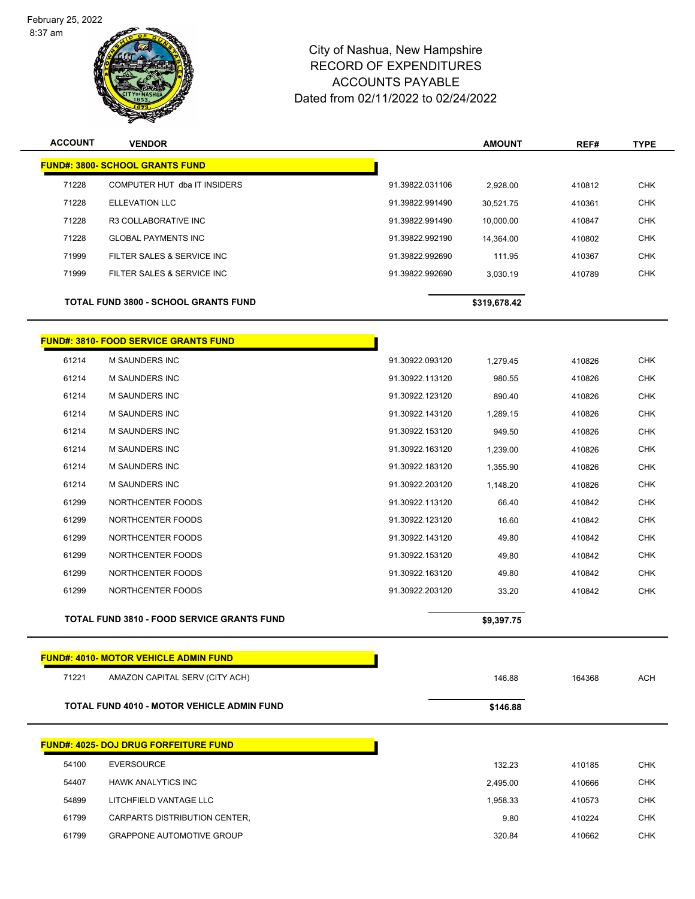City of Nashua, New Hampshire
RECORD OF EXPENDITURES
ACCOUNTS PAYABLE
Dated from 02/11/2022 to 02/24/2022

| ACCOUNT | VENDOR | | AMOUNT | REF# | TYPE |
|---|---|---|---|---|---|
| **FUND#: 3800- SCHOOL GRANTS FUND** | | | | | |
| 71228 | COMPUTER HUT dba IT INSIDERS | 91.39822.031106 | 2,928.00 | 410812 | CHK |
| 71228 | ELLEVATION LLC | 91.39822.991490 | 30,521.75 | 410361 | CHK |
| 71228 | R3 COLLABORATIVE INC | 91.39822.991490 | 10,000.00 | 410847 | CHK |
| 71228 | GLOBAL PAYMENTS INC | 91.39822.992190 | 14,364.00 | 410802 | CHK |
| 71999 | FILTER SALES & SERVICE INC | 91.39822.992690 | 111.95 | 410367 | CHK |
| 71999 | FILTER SALES & SERVICE INC | 91.39822.992690 | 3,030.19 | 410789 | CHK |
| **TOTAL FUND 3800 - SCHOOL GRANTS FUND** | | | **$319,678.42** | | |
| **FUND#: 3810- FOOD SERVICE GRANTS FUND** | | | | | |
| 61214 | M SAUNDERS INC | 91.30922.093120 | 1,279.45 | 410826 | CHK |
| 61214 | M SAUNDERS INC | 91.30922.113120 | 980.55 | 410826 | CHK |
| 61214 | M SAUNDERS INC | 91.30922.123120 | 890.40 | 410826 | CHK |
| 61214 | M SAUNDERS INC | 91.30922.143120 | 1,289.15 | 410826 | CHK |
| 61214 | M SAUNDERS INC | 91.30922.153120 | 949.50 | 410826 | CHK |
| 61214 | M SAUNDERS INC | 91.30922.163120 | 1,239.00 | 410826 | CHK |
| 61214 | M SAUNDERS INC | 91.30922.183120 | 1,355.90 | 410826 | CHK |
| 61214 | M SAUNDERS INC | 91.30922.203120 | 1,148.20 | 410826 | CHK |
| 61299 | NORTHCENTER FOODS | 91.30922.113120 | 66.40 | 410842 | CHK |
| 61299 | NORTHCENTER FOODS | 91.30922.123120 | 16.60 | 410842 | CHK |
| 61299 | NORTHCENTER FOODS | 91.30922.143120 | 49.80 | 410842 | CHK |
| 61299 | NORTHCENTER FOODS | 91.30922.153120 | 49.80 | 410842 | CHK |
| 61299 | NORTHCENTER FOODS | 91.30922.163120 | 49.80 | 410842 | CHK |
| 61299 | NORTHCENTER FOODS | 91.30922.203120 | 33.20 | 410842 | CHK |
| **TOTAL FUND 3810 - FOOD SERVICE GRANTS FUND** | | | **$9,397.75** | | |
| **FUND#: 4010- MOTOR VEHICLE ADMIN FUND** | | | | | |
| 71221 | AMAZON CAPITAL SERV (CITY ACH) | | 146.88 | 164368 | ACH |
| **TOTAL FUND 4010 - MOTOR VEHICLE ADMIN FUND** | | | **$146.88** | | |
| **FUND#: 4025- DOJ DRUG FORFEITURE FUND** | | | | | |
| 54100 | EVERSOURCE | | 132.23 | 410185 | CHK |
| 54407 | HAWK ANALYTICS INC | | 2,495.00 | 410666 | CHK |
| 54899 | LITCHFIELD VANTAGE LLC | | 1,958.33 | 410573 | CHK |
| 61799 | CARPARTS DISTRIBUTION CENTER, | | 9.80 | 410224 | CHK |
| 61799 | GRAPPONE AUTOMOTIVE GROUP | | 320.84 | 410662 | CHK |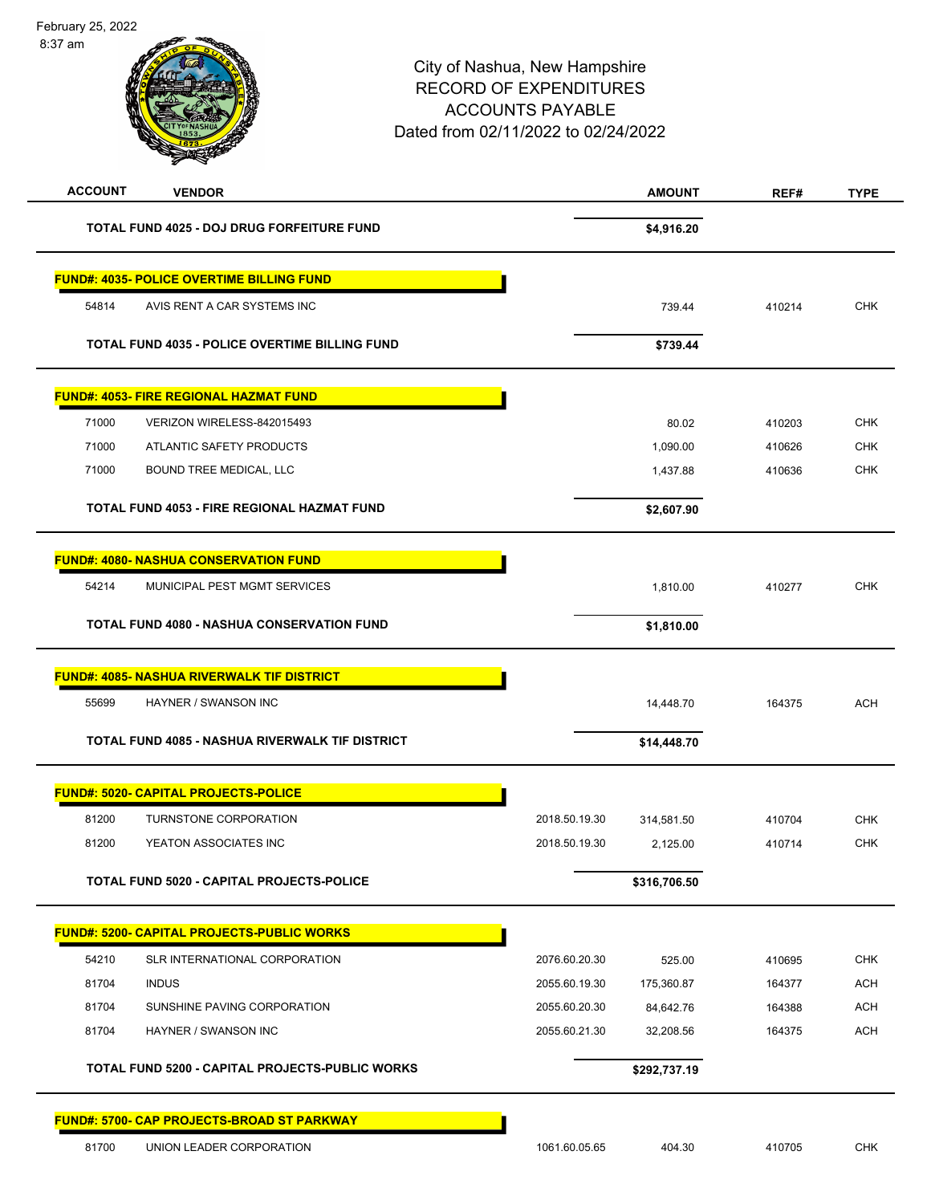City of Nashua, New Hampshire
RECORD OF EXPENDITURES
ACCOUNTS PAYABLE
Dated from 02/11/2022 to 02/24/2022

| ACCOUNT | VENDOR | | AMOUNT | REF# | TYPE |
|---|---|---|---|---|---|
| | **TOTAL FUND 4025 - DOJ DRUG FORFEITURE FUND** | | **$4,916.20** | | |
| **FUND#: 4035- POLICE OVERTIME BILLING FUND** | | | | | |
| 54814 | AVIS RENT A CAR SYSTEMS INC | | 739.44 | 410214 | CHK |
| | **TOTAL FUND 4035 - POLICE OVERTIME BILLING FUND** | | **$739.44** | | |
| **FUND#: 4053- FIRE REGIONAL HAZMAT FUND** | | | | | |
| 71000 | VERIZON WIRELESS-842015493 | | 80.02 | 410203 | CHK |
| 71000 | ATLANTIC SAFETY PRODUCTS | | 1,090.00 | 410626 | CHK |
| 71000 | BOUND TREE MEDICAL, LLC | | 1,437.88 | 410636 | CHK |
| | **TOTAL FUND 4053 - FIRE REGIONAL HAZMAT FUND** | | **$2,607.90** | | |
| **FUND#: 4080- NASHUA CONSERVATION FUND** | | | | | |
| 54214 | MUNICIPAL PEST MGMT SERVICES | | 1,810.00 | 410277 | CHK |
| | **TOTAL FUND 4080 - NASHUA CONSERVATION FUND** | | **$1,810.00** | | |
| **FUND#: 4085- NASHUA RIVERWALK TIF DISTRICT** | | | | | |
| 55699 | HAYNER / SWANSON INC | | 14,448.70 | 164375 | ACH |
| | **TOTAL FUND 4085 - NASHUA RIVERWALK TIF DISTRICT** | | **$14,448.70** | | |
| **FUND#: 5020- CAPITAL PROJECTS-POLICE** | | | | | |
| 81200 | TURNSTONE CORPORATION | 2018.50.19.30 | 314,581.50 | 410704 | CHK |
| 81200 | YEATON ASSOCIATES INC | 2018.50.19.30 | 2,125.00 | 410714 | CHK |
| | **TOTAL FUND 5020 - CAPITAL PROJECTS-POLICE** | | **$316,706.50** | | |
| **FUND#: 5200- CAPITAL PROJECTS-PUBLIC WORKS** | | | | | |
| 54210 | SLR INTERNATIONAL CORPORATION | 2076.60.20.30 | 525.00 | 410695 | CHK |
| 81704 | INDUS | 2055.60.19.30 | 175,360.87 | 164377 | ACH |
| 81704 | SUNSHINE PAVING CORPORATION | 2055.60.20.30 | 84,642.76 | 164388 | ACH |
| 81704 | HAYNER / SWANSON INC | 2055.60.21.30 | 32,208.56 | 164375 | ACH |
| | **TOTAL FUND 5200 - CAPITAL PROJECTS-PUBLIC WORKS** | | **$292,737.19** | | |
| **FUND#: 5700- CAP PROJECTS-BROAD ST PARKWAY** | | | | | |
| 81700 | UNION LEADER CORPORATION | 1061.60.05.65 | 404.30 | 410705 | CHK |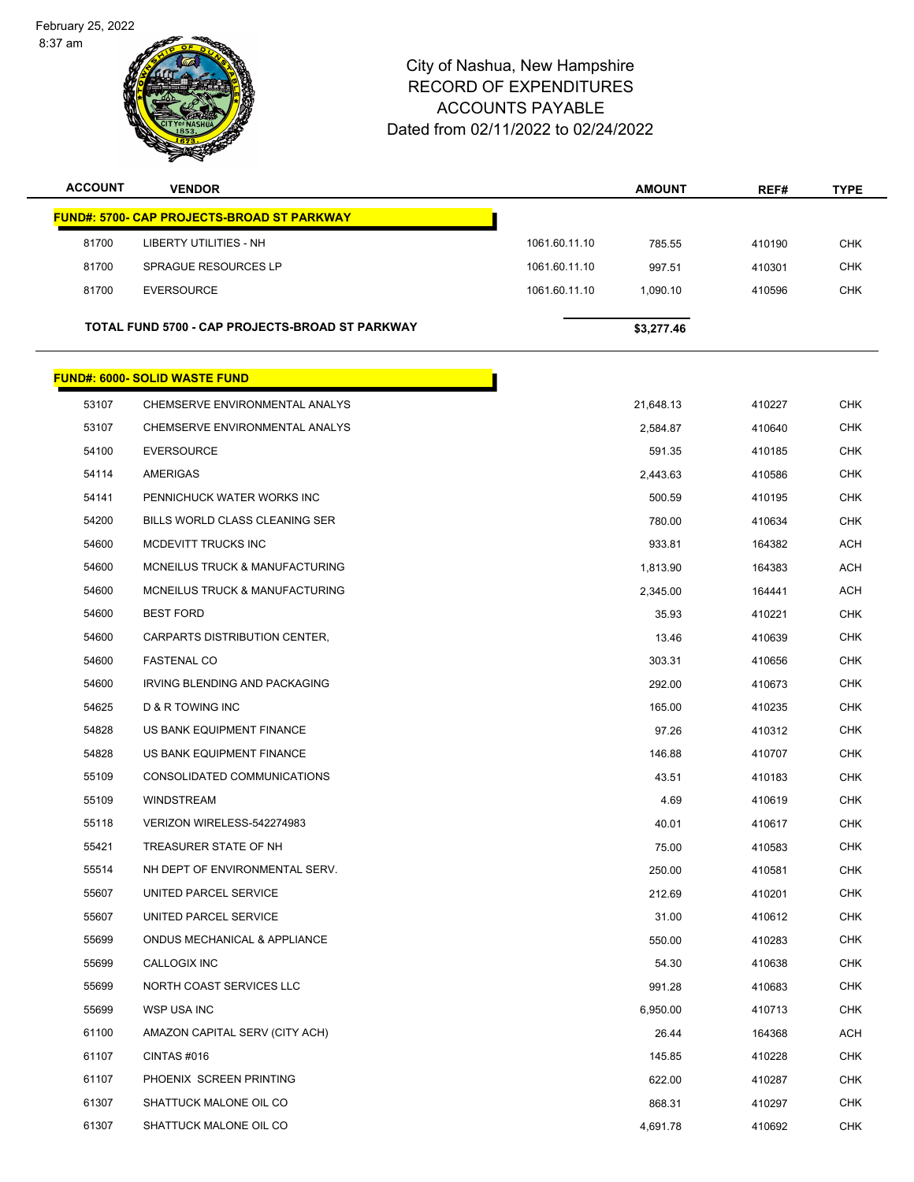City of Nashua, New Hampshire
RECORD OF EXPENDITURES
ACCOUNTS PAYABLE
Dated from 02/11/2022 to 02/24/2022

| ACCOUNT | VENDOR | | AMOUNT | REF# | TYPE |
|---|---|---|---|---|---|
| **FUND#: 5700- CAP PROJECTS-BROAD ST PARKWAY** | | | | | |
| 81700 | LIBERTY UTILITIES - NH | 1061.60.11.10 | 785.55 | 410190 | CHK |
| 81700 | SPRAGUE RESOURCES LP | 1061.60.11.10 | 997.51 | 410301 | CHK |
| 81700 | EVERSOURCE | 1061.60.11.10 | 1,090.10 | 410596 | CHK |
| **TOTAL FUND 5700 - CAP PROJECTS-BROAD ST PARKWAY** | | | **$3,277.46** | | |
| **FUND#: 6000- SOLID WASTE FUND** | | | | | |
| 53107 | CHEMSERVE ENVIRONMENTAL ANALYS | | 21,648.13 | 410227 | CHK |
| 53107 | CHEMSERVE ENVIRONMENTAL ANALYS | | 2,584.87 | 410640 | CHK |
| 54100 | EVERSOURCE | | 591.35 | 410185 | CHK |
| 54114 | AMERIGAS | | 2,443.63 | 410586 | CHK |
| 54141 | PENNICHUCK WATER WORKS INC | | 500.59 | 410195 | CHK |
| 54200 | BILLS WORLD CLASS CLEANING SER | | 780.00 | 410634 | CHK |
| 54600 | MCDEVITT TRUCKS INC | | 933.81 | 164382 | ACH |
| 54600 | MCNEILUS TRUCK & MANUFACTURING | | 1,813.90 | 164383 | ACH |
| 54600 | MCNEILUS TRUCK & MANUFACTURING | | 2,345.00 | 164441 | ACH |
| 54600 | BEST FORD | | 35.93 | 410221 | CHK |
| 54600 | CARPARTS DISTRIBUTION CENTER, | | 13.46 | 410639 | CHK |
| 54600 | FASTENAL CO | | 303.31 | 410656 | CHK |
| 54600 | IRVING BLENDING AND PACKAGING | | 292.00 | 410673 | CHK |
| 54625 | D & R TOWING INC | | 165.00 | 410235 | CHK |
| 54828 | US BANK EQUIPMENT FINANCE | | 97.26 | 410312 | CHK |
| 54828 | US BANK EQUIPMENT FINANCE | | 146.88 | 410707 | CHK |
| 55109 | CONSOLIDATED COMMUNICATIONS | | 43.51 | 410183 | CHK |
| 55109 | WINDSTREAM | | 4.69 | 410619 | CHK |
| 55118 | VERIZON WIRELESS-542274983 | | 40.01 | 410617 | CHK |
| 55421 | TREASURER STATE OF NH | | 75.00 | 410583 | CHK |
| 55514 | NH DEPT OF ENVIRONMENTAL SERV. | | 250.00 | 410581 | CHK |
| 55607 | UNITED PARCEL SERVICE | | 212.69 | 410201 | CHK |
| 55607 | UNITED PARCEL SERVICE | | 31.00 | 410612 | CHK |
| 55699 | ONDUS MECHANICAL & APPLIANCE | | 550.00 | 410283 | CHK |
| 55699 | CALLOGIX INC | | 54.30 | 410638 | CHK |
| 55699 | NORTH COAST SERVICES LLC | | 991.28 | 410683 | CHK |
| 55699 | WSP USA INC | | 6,950.00 | 410713 | CHK |
| 61100 | AMAZON CAPITAL SERV (CITY ACH) | | 26.44 | 164368 | ACH |
| 61107 | CINTAS #016 | | 145.85 | 410228 | CHK |
| 61107 | PHOENIX SCREEN PRINTING | | 622.00 | 410287 | CHK |
| 61307 | SHATTUCK MALONE OIL CO | | 868.31 | 410297 | CHK |
| 61307 | SHATTUCK MALONE OIL CO | | 4,691.78 | 410692 | CHK |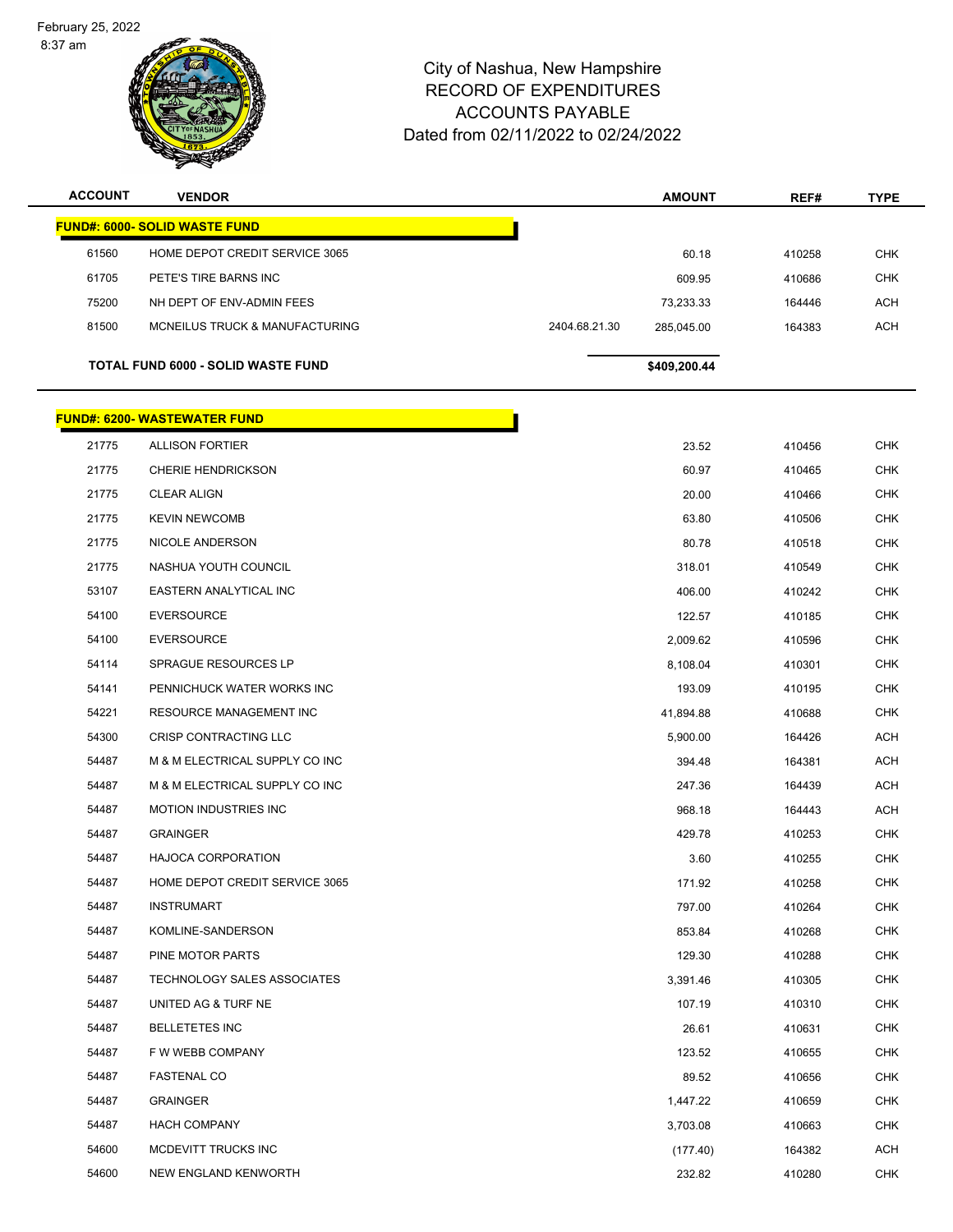City of Nashua, New Hampshire
RECORD OF EXPENDITURES
ACCOUNTS PAYABLE
Dated from 02/11/2022 to 02/24/2022

| ACCOUNT | VENDOR | | AMOUNT | REF# | TYPE |
|---|---|---|---|---|---|
| **FUND#: 6000- SOLID WASTE FUND** | | | | | |
| 61560 | HOME DEPOT CREDIT SERVICE 3065 | | 60.18 | 410258 | CHK |
| 61705 | PETE'S TIRE BARNS INC | | 609.95 | 410686 | CHK |
| 75200 | NH DEPT OF ENV-ADMIN FEES | | 73,233.33 | 164446 | ACH |
| 81500 | MCNEILUS TRUCK & MANUFACTURING | 2404.68.21.30 | 285,045.00 | 164383 | ACH |
| **TOTAL FUND 6000 - SOLID WASTE FUND** | | | **$409,200.44** | | |

| ACCOUNT | VENDOR | | AMOUNT | REF# | TYPE |
|---|---|---|---|---|---|
| **FUND#: 6200- WASTEWATER FUND** | | | | | |
| 21775 | ALLISON FORTIER | | 23.52 | 410456 | CHK |
| 21775 | CHERIE HENDRICKSON | | 60.97 | 410465 | CHK |
| 21775 | CLEAR ALIGN | | 20.00 | 410466 | CHK |
| 21775 | KEVIN NEWCOMB | | 63.80 | 410506 | CHK |
| 21775 | NICOLE ANDERSON | | 80.78 | 410518 | CHK |
| 21775 | NASHUA YOUTH COUNCIL | | 318.01 | 410549 | CHK |
| 53107 | EASTERN ANALYTICAL INC | | 406.00 | 410242 | CHK |
| 54100 | EVERSOURCE | | 122.57 | 410185 | CHK |
| 54100 | EVERSOURCE | | 2,009.62 | 410596 | CHK |
| 54114 | SPRAGUE RESOURCES LP | | 8,108.04 | 410301 | CHK |
| 54141 | PENNICHUCK WATER WORKS INC | | 193.09 | 410195 | CHK |
| 54221 | RESOURCE MANAGEMENT INC | | 41,894.88 | 410688 | CHK |
| 54300 | CRISP CONTRACTING LLC | | 5,900.00 | 164426 | ACH |
| 54487 | M & M ELECTRICAL SUPPLY CO INC | | 394.48 | 164381 | ACH |
| 54487 | M & M ELECTRICAL SUPPLY CO INC | | 247.36 | 164439 | ACH |
| 54487 | MOTION INDUSTRIES INC | | 968.18 | 164443 | ACH |
| 54487 | GRAINGER | | 429.78 | 410253 | CHK |
| 54487 | HAJOCA CORPORATION | | 3.60 | 410255 | CHK |
| 54487 | HOME DEPOT CREDIT SERVICE 3065 | | 171.92 | 410258 | CHK |
| 54487 | INSTRUMART | | 797.00 | 410264 | CHK |
| 54487 | KOMLINE-SANDERSON | | 853.84 | 410268 | CHK |
| 54487 | PINE MOTOR PARTS | | 129.30 | 410288 | CHK |
| 54487 | TECHNOLOGY SALES ASSOCIATES | | 3,391.46 | 410305 | CHK |
| 54487 | UNITED AG & TURF NE | | 107.19 | 410310 | CHK |
| 54487 | BELLETETES INC | | 26.61 | 410631 | CHK |
| 54487 | F W WEBB COMPANY | | 123.52 | 410655 | CHK |
| 54487 | FASTENAL CO | | 89.52 | 410656 | CHK |
| 54487 | GRAINGER | | 1,447.22 | 410659 | CHK |
| 54487 | HACH COMPANY | | 3,703.08 | 410663 | CHK |
| 54600 | MCDEVITT TRUCKS INC | | (177.40) | 164382 | ACH |
| 54600 | NEW ENGLAND KENWORTH | | 232.82 | 410280 | CHK |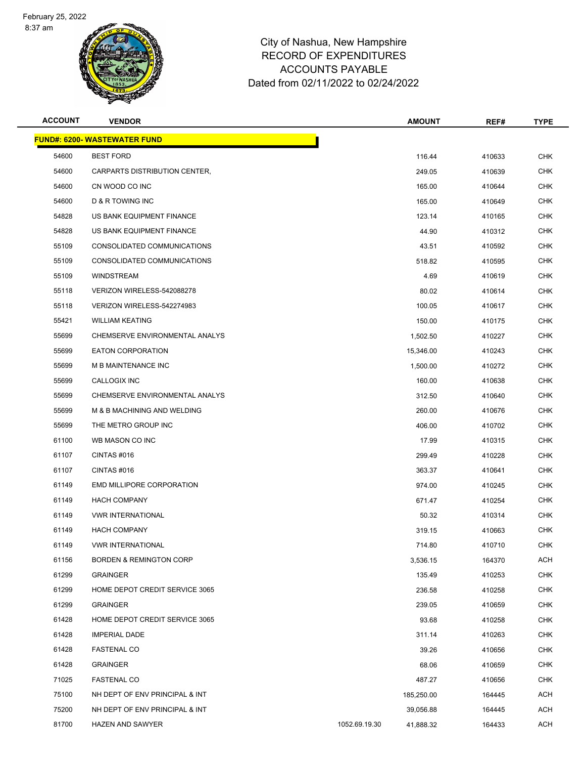City of Nashua, New Hampshire
RECORD OF EXPENDITURES
ACCOUNTS PAYABLE
Dated from 02/11/2022 to 02/24/2022

| ACCOUNT | VENDOR | | AMOUNT | REF# | TYPE |
|---|---|---|---|---|---|
| **FUND#: 6200- WASTEWATER FUND** | | | | | |
| 54600 | BEST FORD | | 116.44 | 410633 | CHK |
| 54600 | CARPARTS DISTRIBUTION CENTER, | | 249.05 | 410639 | CHK |
| 54600 | CN WOOD CO INC | | 165.00 | 410644 | CHK |
| 54600 | D & R TOWING INC | | 165.00 | 410649 | CHK |
| 54828 | US BANK EQUIPMENT FINANCE | | 123.14 | 410165 | CHK |
| 54828 | US BANK EQUIPMENT FINANCE | | 44.90 | 410312 | CHK |
| 55109 | CONSOLIDATED COMMUNICATIONS | | 43.51 | 410592 | CHK |
| 55109 | CONSOLIDATED COMMUNICATIONS | | 518.82 | 410595 | CHK |
| 55109 | WINDSTREAM | | 4.69 | 410619 | CHK |
| 55118 | VERIZON WIRELESS-542088278 | | 80.02 | 410614 | CHK |
| 55118 | VERIZON WIRELESS-542274983 | | 100.05 | 410617 | CHK |
| 55421 | WILLIAM KEATING | | 150.00 | 410175 | CHK |
| 55699 | CHEMSERVE ENVIRONMENTAL ANALYS | | 1,502.50 | 410227 | CHK |
| 55699 | EATON CORPORATION | | 15,346.00 | 410243 | CHK |
| 55699 | M B MAINTENANCE INC | | 1,500.00 | 410272 | CHK |
| 55699 | CALLOGIX INC | | 160.00 | 410638 | CHK |
| 55699 | CHEMSERVE ENVIRONMENTAL ANALYS | | 312.50 | 410640 | CHK |
| 55699 | M & B MACHINING AND WELDING | | 260.00 | 410676 | CHK |
| 55699 | THE METRO GROUP INC | | 406.00 | 410702 | CHK |
| 61100 | WB MASON CO INC | | 17.99 | 410315 | CHK |
| 61107 | CINTAS #016 | | 299.49 | 410228 | CHK |
| 61107 | CINTAS #016 | | 363.37 | 410641 | CHK |
| 61149 | EMD MILLIPORE CORPORATION | | 974.00 | 410245 | CHK |
| 61149 | HACH COMPANY | | 671.47 | 410254 | CHK |
| 61149 | VWR INTERNATIONAL | | 50.32 | 410314 | CHK |
| 61149 | HACH COMPANY | | 319.15 | 410663 | CHK |
| 61149 | VWR INTERNATIONAL | | 714.80 | 410710 | CHK |
| 61156 | BORDEN & REMINGTON CORP | | 3,536.15 | 164370 | ACH |
| 61299 | GRAINGER | | 135.49 | 410253 | CHK |
| 61299 | HOME DEPOT CREDIT SERVICE 3065 | | 236.58 | 410258 | CHK |
| 61299 | GRAINGER | | 239.05 | 410659 | CHK |
| 61428 | HOME DEPOT CREDIT SERVICE 3065 | | 93.68 | 410258 | CHK |
| 61428 | IMPERIAL DADE | | 311.14 | 410263 | CHK |
| 61428 | FASTENAL CO | | 39.26 | 410656 | CHK |
| 61428 | GRAINGER | | 68.06 | 410659 | CHK |
| 71025 | FASTENAL CO | | 487.27 | 410656 | CHK |
| 75100 | NH DEPT OF ENV PRINCIPAL & INT | | 185,250.00 | 164445 | ACH |
| 75200 | NH DEPT OF ENV PRINCIPAL & INT | | 39,056.88 | 164445 | ACH |
| 81700 | HAZEN AND SAWYER | 1052.69.19.30 | 41,888.32 | 164433 | ACH |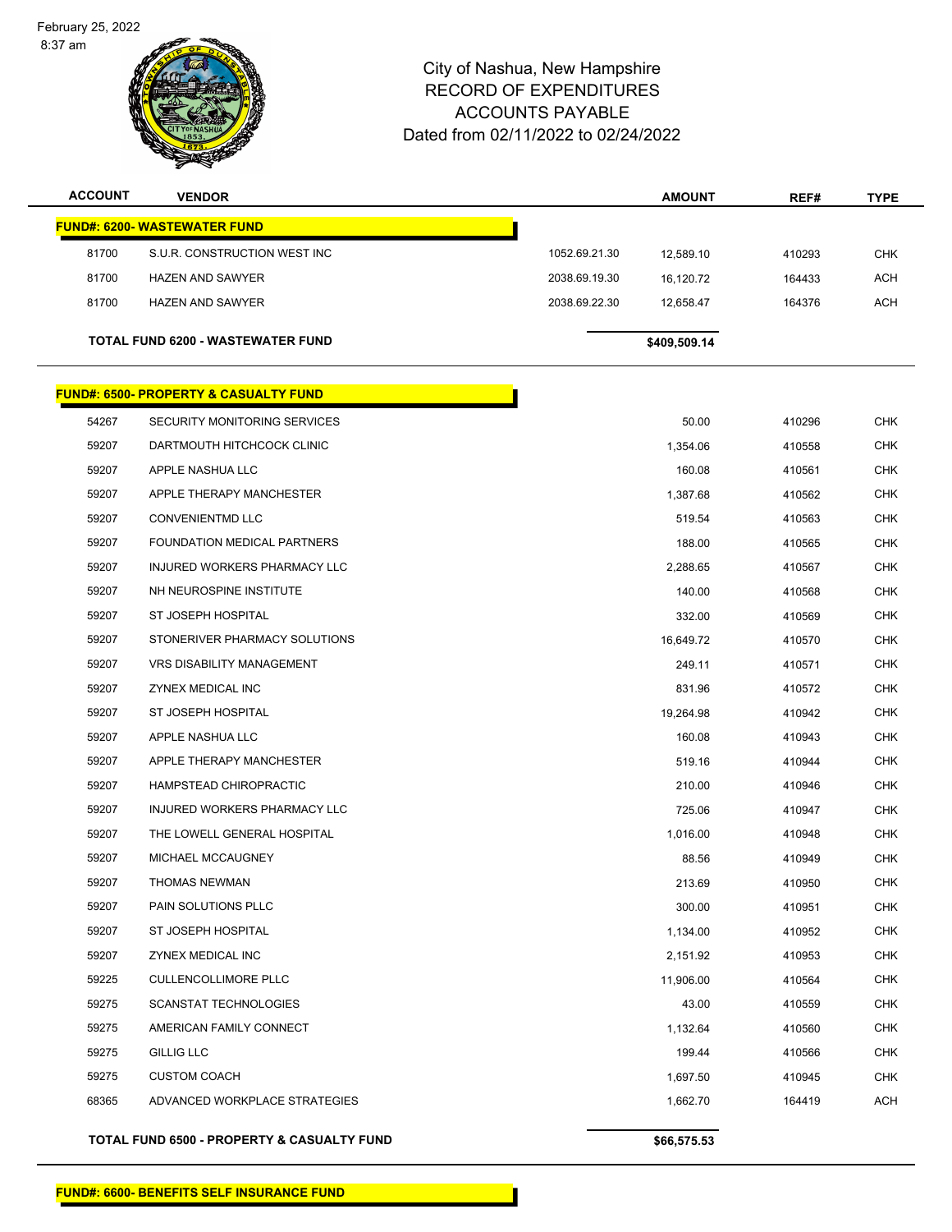City of Nashua, New Hampshire
RECORD OF EXPENDITURES
ACCOUNTS PAYABLE
Dated from 02/11/2022 to 02/24/2022

| ACCOUNT | VENDOR | | AMOUNT | REF# | TYPE |
|---|---|---|---|---|---|
| **FUND#: 6200- WASTEWATER FUND** | | | | | |
| 81700 | S.U.R. CONSTRUCTION WEST INC | 1052.69.21.30 | 12,589.10 | 410293 | CHK |
| 81700 | HAZEN AND SAWYER | 2038.69.19.30 | 16,120.72 | 164433 | ACH |
| 81700 | HAZEN AND SAWYER | 2038.69.22.30 | 12,658.47 | 164376 | ACH |
| **TOTAL FUND 6200 - WASTEWATER FUND** | | | **$409,509.14** | | |

| ACCOUNT | VENDOR | AMOUNT | REF# | TYPE |
|---|---|---|---|---|
| **FUND#: 6500- PROPERTY & CASUALTY FUND** | | | | |
| 54267 | SECURITY MONITORING SERVICES | 50.00 | 410296 | CHK |
| 59207 | DARTMOUTH HITCHCOCK CLINIC | 1,354.06 | 410558 | CHK |
| 59207 | APPLE NASHUA LLC | 160.08 | 410561 | CHK |
| 59207 | APPLE THERAPY MANCHESTER | 1,387.68 | 410562 | CHK |
| 59207 | CONVENIENTMD LLC | 519.54 | 410563 | CHK |
| 59207 | FOUNDATION MEDICAL PARTNERS | 188.00 | 410565 | CHK |
| 59207 | INJURED WORKERS PHARMACY LLC | 2,288.65 | 410567 | CHK |
| 59207 | NH NEUROSPINE INSTITUTE | 140.00 | 410568 | CHK |
| 59207 | ST JOSEPH HOSPITAL | 332.00 | 410569 | CHK |
| 59207 | STONERIVER PHARMACY SOLUTIONS | 16,649.72 | 410570 | CHK |
| 59207 | VRS DISABILITY MANAGEMENT | 249.11 | 410571 | CHK |
| 59207 | ZYNEX MEDICAL INC | 831.96 | 410572 | CHK |
| 59207 | ST JOSEPH HOSPITAL | 19,264.98 | 410942 | CHK |
| 59207 | APPLE NASHUA LLC | 160.08 | 410943 | CHK |
| 59207 | APPLE THERAPY MANCHESTER | 519.16 | 410944 | CHK |
| 59207 | HAMPSTEAD CHIROPRACTIC | 210.00 | 410946 | CHK |
| 59207 | INJURED WORKERS PHARMACY LLC | 725.06 | 410947 | CHK |
| 59207 | THE LOWELL GENERAL HOSPITAL | 1,016.00 | 410948 | CHK |
| 59207 | MICHAEL MCCAUGNEY | 88.56 | 410949 | CHK |
| 59207 | THOMAS NEWMAN | 213.69 | 410950 | CHK |
| 59207 | PAIN SOLUTIONS PLLC | 300.00 | 410951 | CHK |
| 59207 | ST JOSEPH HOSPITAL | 1,134.00 | 410952 | CHK |
| 59207 | ZYNEX MEDICAL INC | 2,151.92 | 410953 | CHK |
| 59225 | CULLENCOLLIMORE PLLC | 11,906.00 | 410564 | CHK |
| 59275 | SCANSTAT TECHNOLOGIES | 43.00 | 410559 | CHK |
| 59275 | AMERICAN FAMILY CONNECT | 1,132.64 | 410560 | CHK |
| 59275 | GILLIG LLC | 199.44 | 410566 | CHK |
| 59275 | CUSTOM COACH | 1,697.50 | 410945 | CHK |
| 68365 | ADVANCED WORKPLACE STRATEGIES | 1,662.70 | 164419 | ACH |
| **TOTAL FUND 6500 - PROPERTY & CASUALTY FUND** | | **$66,575.53** | | |

**FUND#: 6600- BENEFITS SELF INSURANCE FUND**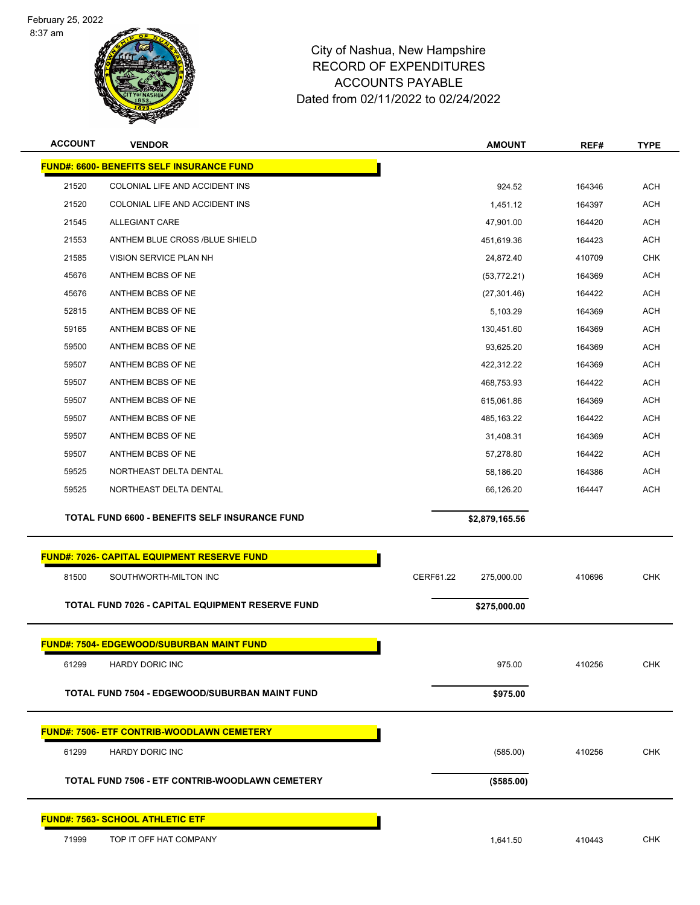February 25, 2022
8:37 am

# City of Nashua, New Hampshire
## RECORD OF EXPENDITURES
## ACCOUNTS PAYABLE
## Dated from 02/11/2022 to 02/24/2022

| ACCOUNT | VENDOR | | AMOUNT | REF# | TYPE |
|---|---|---|---|---|---|
| **FUND#: 6600- BENEFITS SELF INSURANCE FUND** | | | | | |
| 21520 | COLONIAL LIFE AND ACCIDENT INS | | 924.52 | 164346 | ACH |
| 21520 | COLONIAL LIFE AND ACCIDENT INS | | 1,451.12 | 164397 | ACH |
| 21545 | ALLEGIANT CARE | | 47,901.00 | 164420 | ACH |
| 21553 | ANTHEM BLUE CROSS /BLUE SHIELD | | 451,619.36 | 164423 | ACH |
| 21585 | VISION SERVICE PLAN NH | | 24,872.40 | 410709 | CHK |
| 45676 | ANTHEM BCBS OF NE | | (53,772.21) | 164369 | ACH |
| 45676 | ANTHEM BCBS OF NE | | (27,301.46) | 164422 | ACH |
| 52815 | ANTHEM BCBS OF NE | | 5,103.29 | 164369 | ACH |
| 59165 | ANTHEM BCBS OF NE | | 130,451.60 | 164369 | ACH |
| 59500 | ANTHEM BCBS OF NE | | 93,625.20 | 164369 | ACH |
| 59507 | ANTHEM BCBS OF NE | | 422,312.22 | 164369 | ACH |
| 59507 | ANTHEM BCBS OF NE | | 468,753.93 | 164422 | ACH |
| 59507 | ANTHEM BCBS OF NE | | 615,061.86 | 164369 | ACH |
| 59507 | ANTHEM BCBS OF NE | | 485,163.22 | 164422 | ACH |
| 59507 | ANTHEM BCBS OF NE | | 31,408.31 | 164369 | ACH |
| 59507 | ANTHEM BCBS OF NE | | 57,278.80 | 164422 | ACH |
| 59525 | NORTHEAST DELTA DENTAL | | 58,186.20 | 164386 | ACH |
| 59525 | NORTHEAST DELTA DENTAL | | 66,126.20 | 164447 | ACH |
| **TOTAL FUND 6600 - BENEFITS SELF INSURANCE FUND** | | | **$2,879,165.56** | | |
| **FUND#: 7026- CAPITAL EQUIPMENT RESERVE FUND** | | | | | |
| 81500 | SOUTHWORTH-MILTON INC | CERF61.22 | 275,000.00 | 410696 | CHK |
| **TOTAL FUND 7026 - CAPITAL EQUIPMENT RESERVE FUND** | | | **$275,000.00** | | |
| **FUND#: 7504- EDGEWOOD/SUBURBAN MAINT FUND** | | | | | |
| 61299 | HARDY DORIC INC | | 975.00 | 410256 | CHK |
| **TOTAL FUND 7504 - EDGEWOOD/SUBURBAN MAINT FUND** | | | **$975.00** | | |
| **FUND#: 7506- ETF CONTRIB-WOODLAWN CEMETERY** | | | | | |
| 61299 | HARDY DORIC INC | | (585.00) | 410256 | CHK |
| **TOTAL FUND 7506 - ETF CONTRIB-WOODLAWN CEMETERY** | | | **($585.00)** | | |
| **FUND#: 7563- SCHOOL ATHLETIC ETF** | | | | | |
| 71999 | TOP IT OFF HAT COMPANY | | 1,641.50 | 410443 | CHK |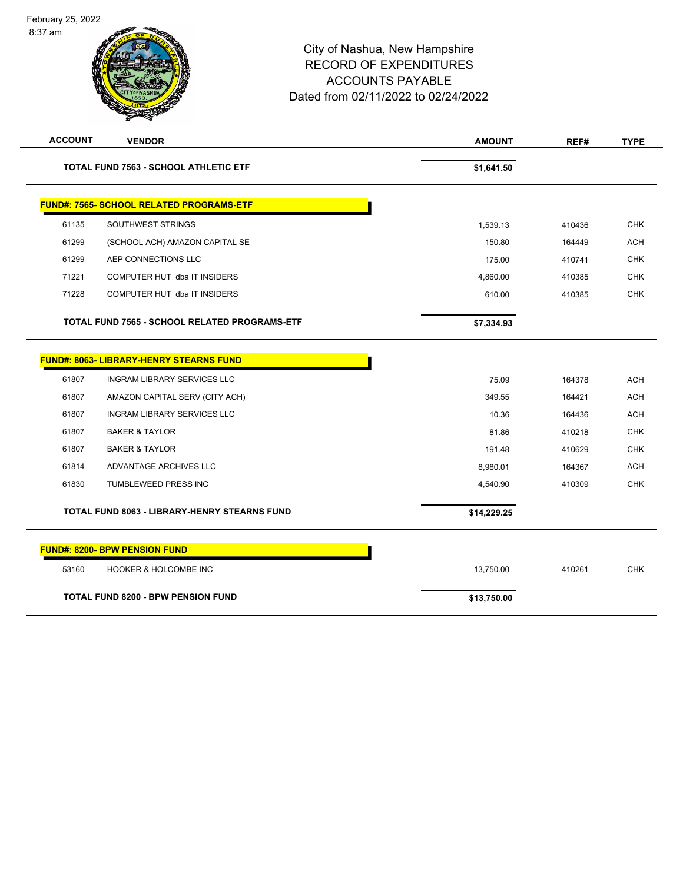# City of Nashua, New Hampshire
## RECORD OF EXPENDITURES
## ACCOUNTS PAYABLE
## Dated from 02/11/2022 to 02/24/2022

| ACCOUNT | VENDOR | AMOUNT | REF# | TYPE |
|---|---|---|---|---|
| | **TOTAL FUND 7563 - SCHOOL ATHLETIC ETF** | **$1,641.50** | | |

**FUND#: 7565- SCHOOL RELATED PROGRAMS-ETF**

| ACCOUNT | VENDOR | AMOUNT | REF# | TYPE |
|---|---|---|---|---|
| 61135 | SOUTHWEST STRINGS | 1,539.13 | 410436 | CHK |
| 61299 | (SCHOOL ACH) AMAZON CAPITAL SE | 150.80 | 164449 | ACH |
| 61299 | AEP CONNECTIONS LLC | 175.00 | 410741 | CHK |
| 71221 | COMPUTER HUT dba IT INSIDERS | 4,860.00 | 410385 | CHK |
| 71228 | COMPUTER HUT dba IT INSIDERS | 610.00 | 410385 | CHK |
| | **TOTAL FUND 7565 - SCHOOL RELATED PROGRAMS-ETF** | **$7,334.93** | | |

**FUND#: 8063- LIBRARY-HENRY STEARNS FUND**

| ACCOUNT | VENDOR | AMOUNT | REF# | TYPE |
|---|---|---|---|---|
| 61807 | INGRAM LIBRARY SERVICES LLC | 75.09 | 164378 | ACH |
| 61807 | AMAZON CAPITAL SERV (CITY ACH) | 349.55 | 164421 | ACH |
| 61807 | INGRAM LIBRARY SERVICES LLC | 10.36 | 164436 | ACH |
| 61807 | BAKER & TAYLOR | 81.86 | 410218 | CHK |
| 61807 | BAKER & TAYLOR | 191.48 | 410629 | CHK |
| 61814 | ADVANTAGE ARCHIVES LLC | 8,980.01 | 164367 | ACH |
| 61830 | TUMBLEWEED PRESS INC | 4,540.90 | 410309 | CHK |
| | **TOTAL FUND 8063 - LIBRARY-HENRY STEARNS FUND** | **$14,229.25** | | |

**FUND#: 8200- BPW PENSION FUND**

| ACCOUNT | VENDOR | AMOUNT | REF# | TYPE |
|---|---|---|---|---|
| 53160 | HOOKER & HOLCOMBE INC | 13,750.00 | 410261 | CHK |
| | **TOTAL FUND 8200 - BPW PENSION FUND** | **$13,750.00** | | |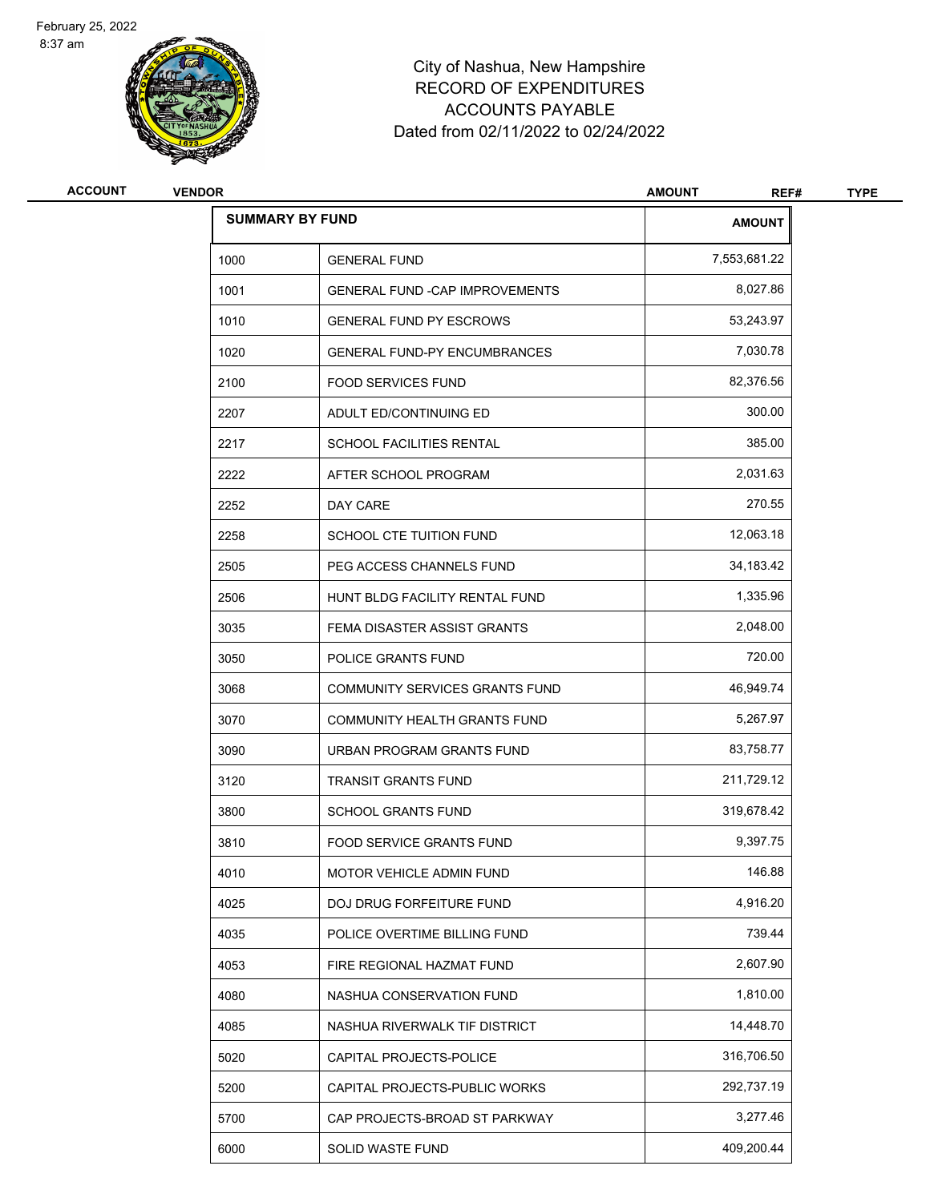February 25, 2022
8:37 am

City of Nashua, New Hampshire
RECORD OF EXPENDITURES
ACCOUNTS PAYABLE
Dated from 02/11/2022 to 02/24/2022

| ACCOUNT | VENDOR | AMOUNT | REF# | TYPE |
|---|---|---|---|---|

| SUMMARY BY FUND | | AMOUNT |
|---|---|---|
| 1000 | GENERAL FUND | 7,553,681.22 |
| 1001 | GENERAL FUND -CAP IMPROVEMENTS | 8,027.86 |
| 1010 | GENERAL FUND PY ESCROWS | 53,243.97 |
| 1020 | GENERAL FUND-PY ENCUMBRANCES | 7,030.78 |
| 2100 | FOOD SERVICES FUND | 82,376.56 |
| 2207 | ADULT ED/CONTINUING ED | 300.00 |
| 2217 | SCHOOL FACILITIES RENTAL | 385.00 |
| 2222 | AFTER SCHOOL PROGRAM | 2,031.63 |
| 2252 | DAY CARE | 270.55 |
| 2258 | SCHOOL CTE TUITION FUND | 12,063.18 |
| 2505 | PEG ACCESS CHANNELS FUND | 34,183.42 |
| 2506 | HUNT BLDG FACILITY RENTAL FUND | 1,335.96 |
| 3035 | FEMA DISASTER ASSIST GRANTS | 2,048.00 |
| 3050 | POLICE GRANTS FUND | 720.00 |
| 3068 | COMMUNITY SERVICES GRANTS FUND | 46,949.74 |
| 3070 | COMMUNITY HEALTH GRANTS FUND | 5,267.97 |
| 3090 | URBAN PROGRAM GRANTS FUND | 83,758.77 |
| 3120 | TRANSIT GRANTS FUND | 211,729.12 |
| 3800 | SCHOOL GRANTS FUND | 319,678.42 |
| 3810 | FOOD SERVICE GRANTS FUND | 9,397.75 |
| 4010 | MOTOR VEHICLE ADMIN FUND | 146.88 |
| 4025 | DOJ DRUG FORFEITURE FUND | 4,916.20 |
| 4035 | POLICE OVERTIME BILLING FUND | 739.44 |
| 4053 | FIRE REGIONAL HAZMAT FUND | 2,607.90 |
| 4080 | NASHUA CONSERVATION FUND | 1,810.00 |
| 4085 | NASHUA RIVERWALK TIF DISTRICT | 14,448.70 |
| 5020 | CAPITAL PROJECTS-POLICE | 316,706.50 |
| 5200 | CAPITAL PROJECTS-PUBLIC WORKS | 292,737.19 |
| 5700 | CAP PROJECTS-BROAD ST PARKWAY | 3,277.46 |
| 6000 | SOLID WASTE FUND | 409,200.44 |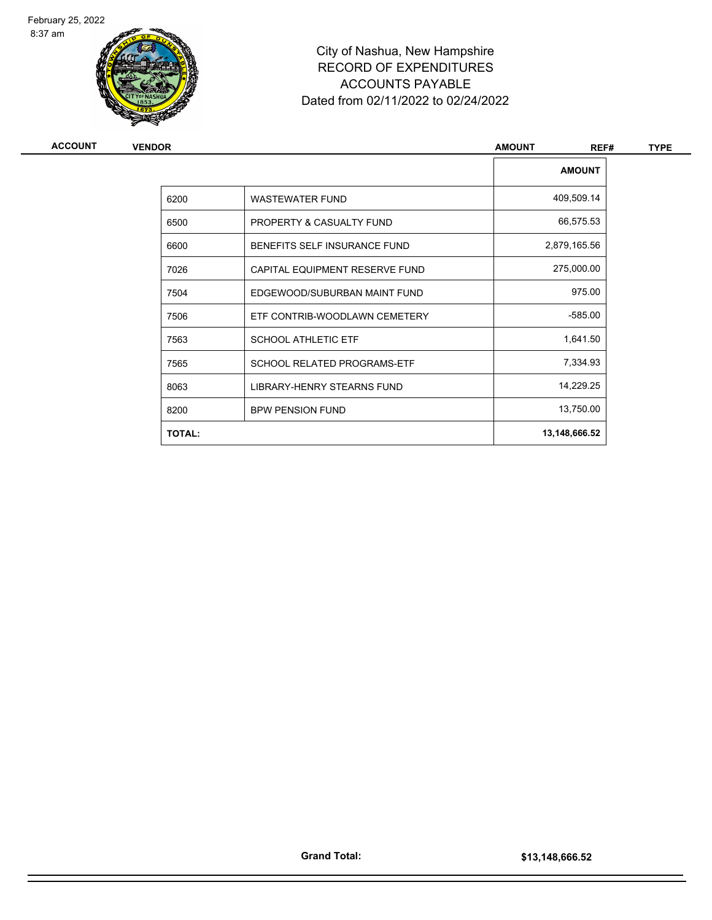# City of Nashua, New Hampshire
## RECORD OF EXPENDITURES
## ACCOUNTS PAYABLE
Dated from 02/11/2022 to 02/24/2022

| ACCOUNT | VENDOR | AMOUNT |
|---|---|---|
| 6200 | WASTEWATER FUND | 409,509.14 |
| 6500 | PROPERTY & CASUALTY FUND | 66,575.53 |
| 6600 | BENEFITS SELF INSURANCE FUND | 2,879,165.56 |
| 7026 | CAPITAL EQUIPMENT RESERVE FUND | 275,000.00 |
| 7504 | EDGEWOOD/SUBURBAN MAINT FUND | 975.00 |
| 7506 | ETF CONTRIB-WOODLAWN CEMETERY | -585.00 |
| 7563 | SCHOOL ATHLETIC ETF | 1,641.50 |
| 7565 | SCHOOL RELATED PROGRAMS-ETF | 7,334.93 |
| 8063 | LIBRARY-HENRY STEARNS FUND | 14,229.25 |
| 8200 | BPW PENSION FUND | 13,750.00 |
| **TOTAL:** | | **13,148,666.52** |

**Grand Total:** **$13,148,666.52**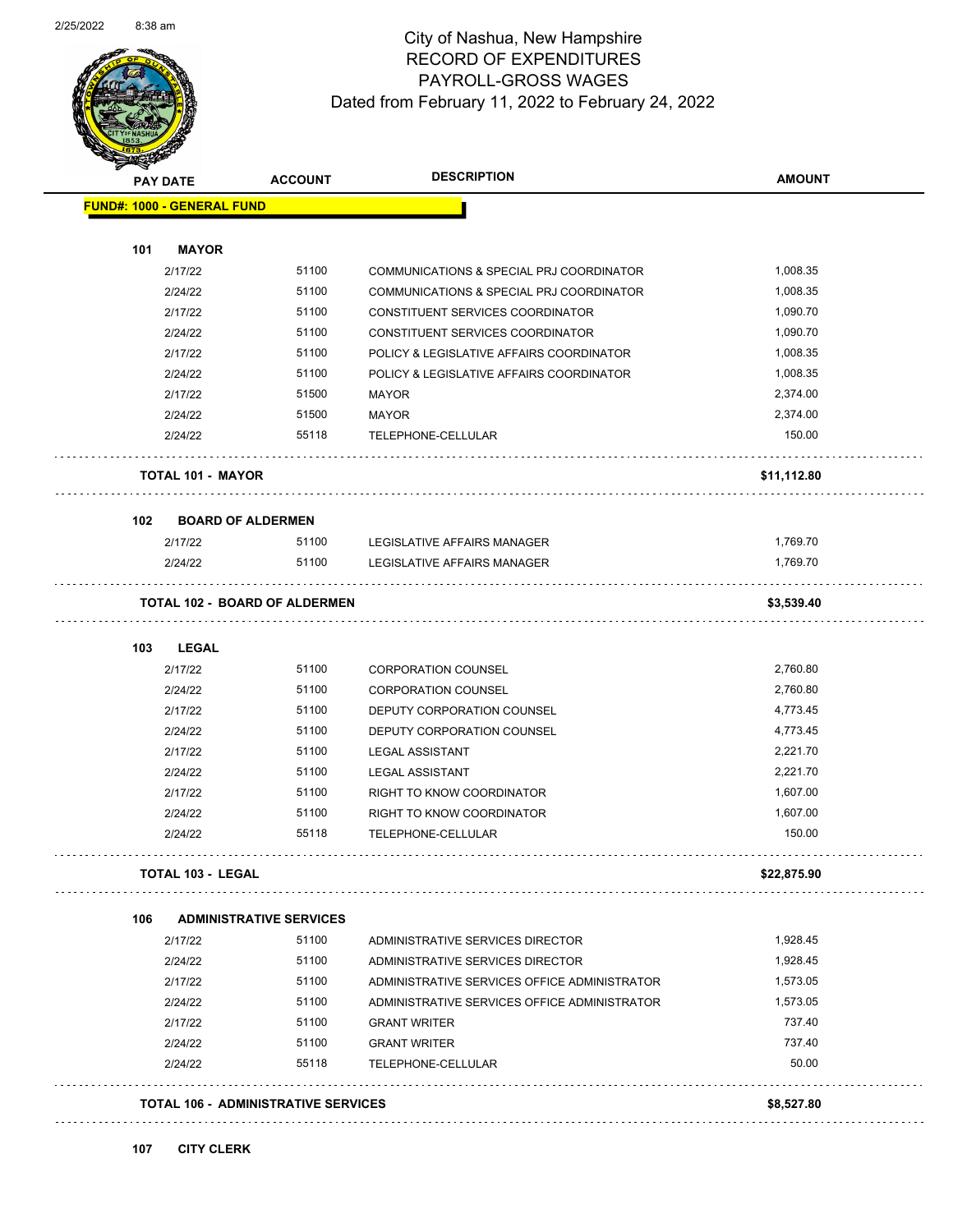City of Nashua, New Hampshire
RECORD OF EXPENDITURES
PAYROLL-GROSS WAGES
Dated from February 11, 2022 to February 24, 2022

| PAY DATE | ACCOUNT | DESCRIPTION | AMOUNT |
|---|---|---|---|
| **FUND#: 1000 - GENERAL FUND** | | | |
| **101 MAYOR** | | | |
| 2/17/22 | 51100 | COMMUNICATIONS & SPECIAL PRJ COORDINATOR | 1,008.35 |
| 2/24/22 | 51100 | COMMUNICATIONS & SPECIAL PRJ COORDINATOR | 1,008.35 |
| 2/17/22 | 51100 | CONSTITUENT SERVICES COORDINATOR | 1,090.70 |
| 2/24/22 | 51100 | CONSTITUENT SERVICES COORDINATOR | 1,090.70 |
| 2/17/22 | 51100 | POLICY & LEGISLATIVE AFFAIRS COORDINATOR | 1,008.35 |
| 2/24/22 | 51100 | POLICY & LEGISLATIVE AFFAIRS COORDINATOR | 1,008.35 |
| 2/17/22 | 51500 | MAYOR | 2,374.00 |
| 2/24/22 | 51500 | MAYOR | 2,374.00 |
| 2/24/22 | 55118 | TELEPHONE-CELLULAR | 150.00 |
| **TOTAL 101 - MAYOR** | | | **$11,112.80** |
| **102 BOARD OF ALDERMEN** | | | |
| 2/17/22 | 51100 | LEGISLATIVE AFFAIRS MANAGER | 1,769.70 |
| 2/24/22 | 51100 | LEGISLATIVE AFFAIRS MANAGER | 1,769.70 |
| **TOTAL 102 - BOARD OF ALDERMEN** | | | **$3,539.40** |
| **103 LEGAL** | | | |
| 2/17/22 | 51100 | CORPORATION COUNSEL | 2,760.80 |
| 2/24/22 | 51100 | CORPORATION COUNSEL | 2,760.80 |
| 2/17/22 | 51100 | DEPUTY CORPORATION COUNSEL | 4,773.45 |
| 2/24/22 | 51100 | DEPUTY CORPORATION COUNSEL | 4,773.45 |
| 2/17/22 | 51100 | LEGAL ASSISTANT | 2,221.70 |
| 2/24/22 | 51100 | LEGAL ASSISTANT | 2,221.70 |
| 2/17/22 | 51100 | RIGHT TO KNOW COORDINATOR | 1,607.00 |
| 2/24/22 | 51100 | RIGHT TO KNOW COORDINATOR | 1,607.00 |
| 2/24/22 | 55118 | TELEPHONE-CELLULAR | 150.00 |
| **TOTAL 103 - LEGAL** | | | **$22,875.90** |
| **106 ADMINISTRATIVE SERVICES** | | | |
| 2/17/22 | 51100 | ADMINISTRATIVE SERVICES DIRECTOR | 1,928.45 |
| 2/24/22 | 51100 | ADMINISTRATIVE SERVICES DIRECTOR | 1,928.45 |
| 2/17/22 | 51100 | ADMINISTRATIVE SERVICES OFFICE ADMINISTRATOR | 1,573.05 |
| 2/24/22 | 51100 | ADMINISTRATIVE SERVICES OFFICE ADMINISTRATOR | 1,573.05 |
| 2/17/22 | 51100 | GRANT WRITER | 737.40 |
| 2/24/22 | 51100 | GRANT WRITER | 737.40 |
| 2/24/22 | 55118 | TELEPHONE-CELLULAR | 50.00 |
| **TOTAL 106 - ADMINISTRATIVE SERVICES** | | | **$8,527.80** |
| **107 CITY CLERK** | | | |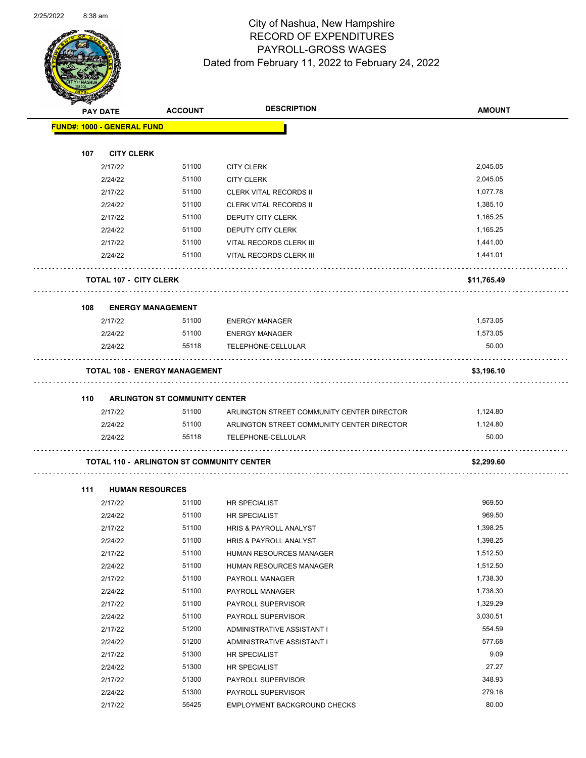# City of Nashua, New Hampshire
## RECORD OF EXPENDITURES
## PAYROLL-GROSS WAGES
### Dated from February 11, 2022 to February 24, 2022

| PAY DATE | ACCOUNT | DESCRIPTION | AMOUNT |
|---|---|---|---|
| **FUND#: 1000 - GENERAL FUND** | | | |
| **107 CITY CLERK** | | | |
| 2/17/22 | 51100 | CITY CLERK | 2,045.05 |
| 2/24/22 | 51100 | CITY CLERK | 2,045.05 |
| 2/17/22 | 51100 | CLERK VITAL RECORDS II | 1,077.78 |
| 2/24/22 | 51100 | CLERK VITAL RECORDS II | 1,385.10 |
| 2/17/22 | 51100 | DEPUTY CITY CLERK | 1,165.25 |
| 2/24/22 | 51100 | DEPUTY CITY CLERK | 1,165.25 |
| 2/17/22 | 51100 | VITAL RECORDS CLERK III | 1,441.00 |
| 2/24/22 | 51100 | VITAL RECORDS CLERK III | 1,441.01 |
| **TOTAL 107 - CITY CLERK** | | | **$11,765.49** |
| **108 ENERGY MANAGEMENT** | | | |
| 2/17/22 | 51100 | ENERGY MANAGER | 1,573.05 |
| 2/24/22 | 51100 | ENERGY MANAGER | 1,573.05 |
| 2/24/22 | 55118 | TELEPHONE-CELLULAR | 50.00 |
| **TOTAL 108 - ENERGY MANAGEMENT** | | | **$3,196.10** |
| **110 ARLINGTON ST COMMUNITY CENTER** | | | |
| 2/17/22 | 51100 | ARLINGTON STREET COMMUNITY CENTER DIRECTOR | 1,124.80 |
| 2/24/22 | 51100 | ARLINGTON STREET COMMUNITY CENTER DIRECTOR | 1,124.80 |
| 2/24/22 | 55118 | TELEPHONE-CELLULAR | 50.00 |
| **TOTAL 110 - ARLINGTON ST COMMUNITY CENTER** | | | **$2,299.60** |
| **111 HUMAN RESOURCES** | | | |
| 2/17/22 | 51100 | HR SPECIALIST | 969.50 |
| 2/24/22 | 51100 | HR SPECIALIST | 969.50 |
| 2/17/22 | 51100 | HRIS & PAYROLL ANALYST | 1,398.25 |
| 2/24/22 | 51100 | HRIS & PAYROLL ANALYST | 1,398.25 |
| 2/17/22 | 51100 | HUMAN RESOURCES MANAGER | 1,512.50 |
| 2/24/22 | 51100 | HUMAN RESOURCES MANAGER | 1,512.50 |
| 2/17/22 | 51100 | PAYROLL MANAGER | 1,738.30 |
| 2/24/22 | 51100 | PAYROLL MANAGER | 1,738.30 |
| 2/17/22 | 51100 | PAYROLL SUPERVISOR | 1,329.29 |
| 2/24/22 | 51100 | PAYROLL SUPERVISOR | 3,030.51 |
| 2/17/22 | 51200 | ADMINISTRATIVE ASSISTANT I | 554.59 |
| 2/24/22 | 51200 | ADMINISTRATIVE ASSISTANT I | 577.68 |
| 2/17/22 | 51300 | HR SPECIALIST | 9.09 |
| 2/24/22 | 51300 | HR SPECIALIST | 27.27 |
| 2/17/22 | 51300 | PAYROLL SUPERVISOR | 348.93 |
| 2/24/22 | 51300 | PAYROLL SUPERVISOR | 279.16 |
| 2/17/22 | 55425 | EMPLOYMENT BACKGROUND CHECKS | 80.00 |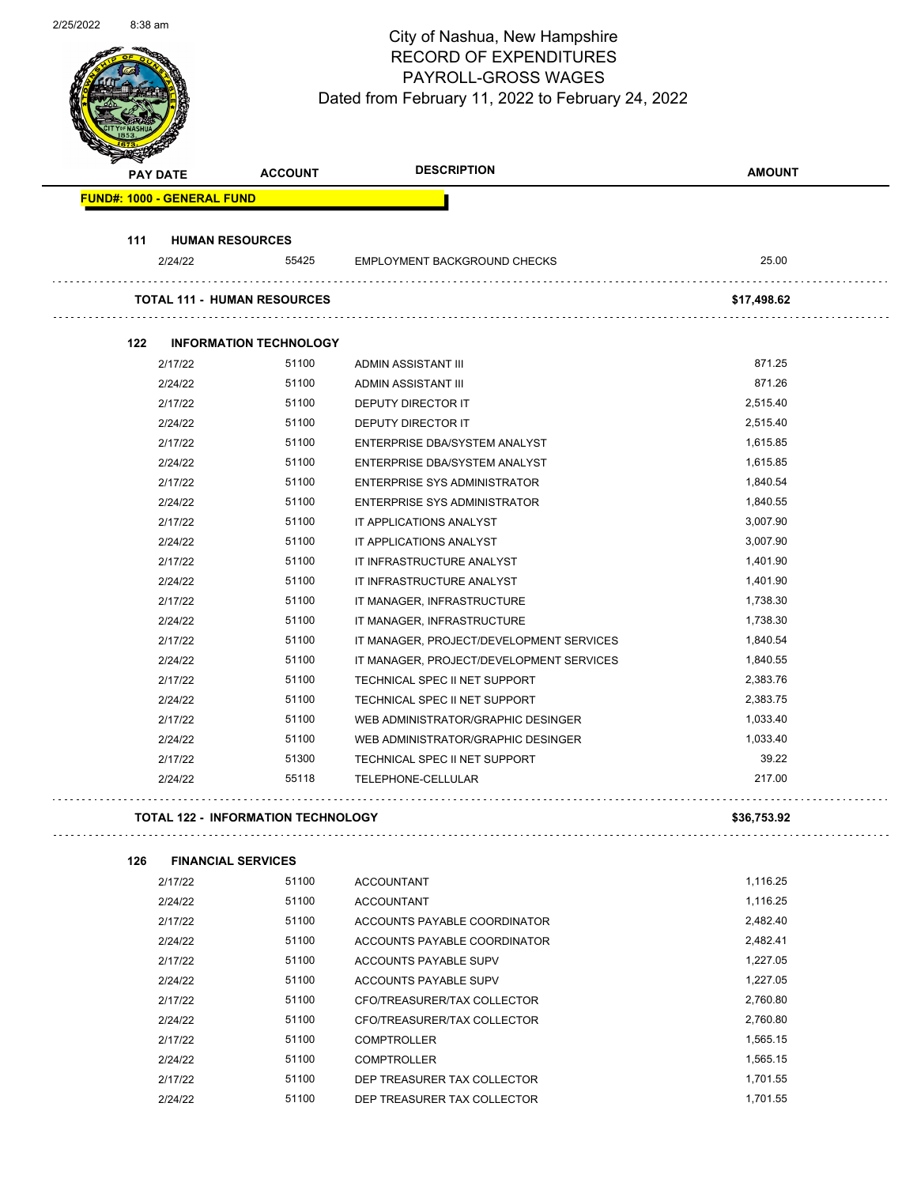# City of Nashua, New Hampshire
## RECORD OF EXPENDITURES
## PAYROLL-GROSS WAGES
### Dated from February 11, 2022 to February 24, 2022

| PAY DATE | ACCOUNT | DESCRIPTION | AMOUNT |
|---|---|---|---|
| **FUND#: 1000 - GENERAL FUND** | | | |
| **111 HUMAN RESOURCES** | | | |
| 2/24/22 | 55425 | EMPLOYMENT BACKGROUND CHECKS | 25.00 |
| **TOTAL 111 - HUMAN RESOURCES** | | | **$17,498.62** |
| **122 INFORMATION TECHNOLOGY** | | | |
| 2/17/22 | 51100 | ADMIN ASSISTANT III | 871.25 |
| 2/24/22 | 51100 | ADMIN ASSISTANT III | 871.26 |
| 2/17/22 | 51100 | DEPUTY DIRECTOR IT | 2,515.40 |
| 2/24/22 | 51100 | DEPUTY DIRECTOR IT | 2,515.40 |
| 2/17/22 | 51100 | ENTERPRISE DBA/SYSTEM ANALYST | 1,615.85 |
| 2/24/22 | 51100 | ENTERPRISE DBA/SYSTEM ANALYST | 1,615.85 |
| 2/17/22 | 51100 | ENTERPRISE SYS ADMINISTRATOR | 1,840.54 |
| 2/24/22 | 51100 | ENTERPRISE SYS ADMINISTRATOR | 1,840.55 |
| 2/17/22 | 51100 | IT APPLICATIONS ANALYST | 3,007.90 |
| 2/24/22 | 51100 | IT APPLICATIONS ANALYST | 3,007.90 |
| 2/17/22 | 51100 | IT INFRASTRUCTURE ANALYST | 1,401.90 |
| 2/24/22 | 51100 | IT INFRASTRUCTURE ANALYST | 1,401.90 |
| 2/17/22 | 51100 | IT MANAGER, INFRASTRUCTURE | 1,738.30 |
| 2/24/22 | 51100 | IT MANAGER, INFRASTRUCTURE | 1,738.30 |
| 2/17/22 | 51100 | IT MANAGER, PROJECT/DEVELOPMENT SERVICES | 1,840.54 |
| 2/24/22 | 51100 | IT MANAGER, PROJECT/DEVELOPMENT SERVICES | 1,840.55 |
| 2/17/22 | 51100 | TECHNICAL SPEC II NET SUPPORT | 2,383.76 |
| 2/24/22 | 51100 | TECHNICAL SPEC II NET SUPPORT | 2,383.75 |
| 2/17/22 | 51100 | WEB ADMINISTRATOR/GRAPHIC DESINGER | 1,033.40 |
| 2/24/22 | 51100 | WEB ADMINISTRATOR/GRAPHIC DESINGER | 1,033.40 |
| 2/17/22 | 51300 | TECHNICAL SPEC II NET SUPPORT | 39.22 |
| 2/24/22 | 55118 | TELEPHONE-CELLULAR | 217.00 |
| **TOTAL 122 - INFORMATION TECHNOLOGY** | | | **$36,753.92** |
| **126 FINANCIAL SERVICES** | | | |
| 2/17/22 | 51100 | ACCOUNTANT | 1,116.25 |
| 2/24/22 | 51100 | ACCOUNTANT | 1,116.25 |
| 2/17/22 | 51100 | ACCOUNTS PAYABLE COORDINATOR | 2,482.40 |
| 2/24/22 | 51100 | ACCOUNTS PAYABLE COORDINATOR | 2,482.41 |
| 2/17/22 | 51100 | ACCOUNTS PAYABLE SUPV | 1,227.05 |
| 2/24/22 | 51100 | ACCOUNTS PAYABLE SUPV | 1,227.05 |
| 2/17/22 | 51100 | CFO/TREASURER/TAX COLLECTOR | 2,760.80 |
| 2/24/22 | 51100 | CFO/TREASURER/TAX COLLECTOR | 2,760.80 |
| 2/17/22 | 51100 | COMPTROLLER | 1,565.15 |
| 2/24/22 | 51100 | COMPTROLLER | 1,565.15 |
| 2/17/22 | 51100 | DEP TREASURER TAX COLLECTOR | 1,701.55 |
| 2/24/22 | 51100 | DEP TREASURER TAX COLLECTOR | 1,701.55 |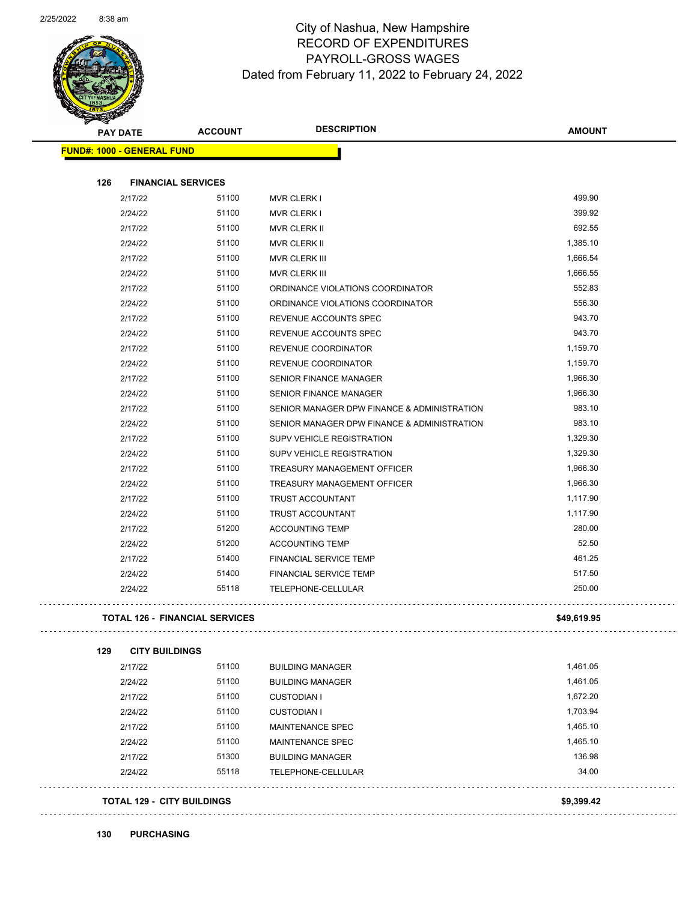# City of Nashua, New Hampshire
## RECORD OF EXPENDITURES
## PAYROLL-GROSS WAGES
### Dated from February 11, 2022 to February 24, 2022

| PAY DATE | ACCOUNT | DESCRIPTION | AMOUNT |
|---|---|---|---|
| **FUND#: 1000 - GENERAL FUND** | | | |
| **126 FINANCIAL SERVICES** | | | |
| 2/17/22 | 51100 | MVR CLERK I | 499.90 |
| 2/24/22 | 51100 | MVR CLERK I | 399.92 |
| 2/17/22 | 51100 | MVR CLERK II | 692.55 |
| 2/24/22 | 51100 | MVR CLERK II | 1,385.10 |
| 2/17/22 | 51100 | MVR CLERK III | 1,666.54 |
| 2/24/22 | 51100 | MVR CLERK III | 1,666.55 |
| 2/17/22 | 51100 | ORDINANCE VIOLATIONS COORDINATOR | 552.83 |
| 2/24/22 | 51100 | ORDINANCE VIOLATIONS COORDINATOR | 556.30 |
| 2/17/22 | 51100 | REVENUE ACCOUNTS SPEC | 943.70 |
| 2/24/22 | 51100 | REVENUE ACCOUNTS SPEC | 943.70 |
| 2/17/22 | 51100 | REVENUE COORDINATOR | 1,159.70 |
| 2/24/22 | 51100 | REVENUE COORDINATOR | 1,159.70 |
| 2/17/22 | 51100 | SENIOR FINANCE MANAGER | 1,966.30 |
| 2/24/22 | 51100 | SENIOR FINANCE MANAGER | 1,966.30 |
| 2/17/22 | 51100 | SENIOR MANAGER DPW FINANCE & ADMINISTRATION | 983.10 |
| 2/24/22 | 51100 | SENIOR MANAGER DPW FINANCE & ADMINISTRATION | 983.10 |
| 2/17/22 | 51100 | SUPV VEHICLE REGISTRATION | 1,329.30 |
| 2/24/22 | 51100 | SUPV VEHICLE REGISTRATION | 1,329.30 |
| 2/17/22 | 51100 | TREASURY MANAGEMENT OFFICER | 1,966.30 |
| 2/24/22 | 51100 | TREASURY MANAGEMENT OFFICER | 1,966.30 |
| 2/17/22 | 51100 | TRUST ACCOUNTANT | 1,117.90 |
| 2/24/22 | 51100 | TRUST ACCOUNTANT | 1,117.90 |
| 2/17/22 | 51200 | ACCOUNTING TEMP | 280.00 |
| 2/24/22 | 51200 | ACCOUNTING TEMP | 52.50 |
| 2/17/22 | 51400 | FINANCIAL SERVICE TEMP | 461.25 |
| 2/24/22 | 51400 | FINANCIAL SERVICE TEMP | 517.50 |
| 2/24/22 | 55118 | TELEPHONE-CELLULAR | 250.00 |
| **TOTAL 126 - FINANCIAL SERVICES** | | | **$49,619.95** |
| **129 CITY BUILDINGS** | | | |
| 2/17/22 | 51100 | BUILDING MANAGER | 1,461.05 |
| 2/24/22 | 51100 | BUILDING MANAGER | 1,461.05 |
| 2/17/22 | 51100 | CUSTODIAN I | 1,672.20 |
| 2/24/22 | 51100 | CUSTODIAN I | 1,703.94 |
| 2/17/22 | 51100 | MAINTENANCE SPEC | 1,465.10 |
| 2/24/22 | 51100 | MAINTENANCE SPEC | 1,465.10 |
| 2/17/22 | 51300 | BUILDING MANAGER | 136.98 |
| 2/24/22 | 55118 | TELEPHONE-CELLULAR | 34.00 |
| **TOTAL 129 - CITY BUILDINGS** | | | **$9,399.42** |

**130 PURCHASING**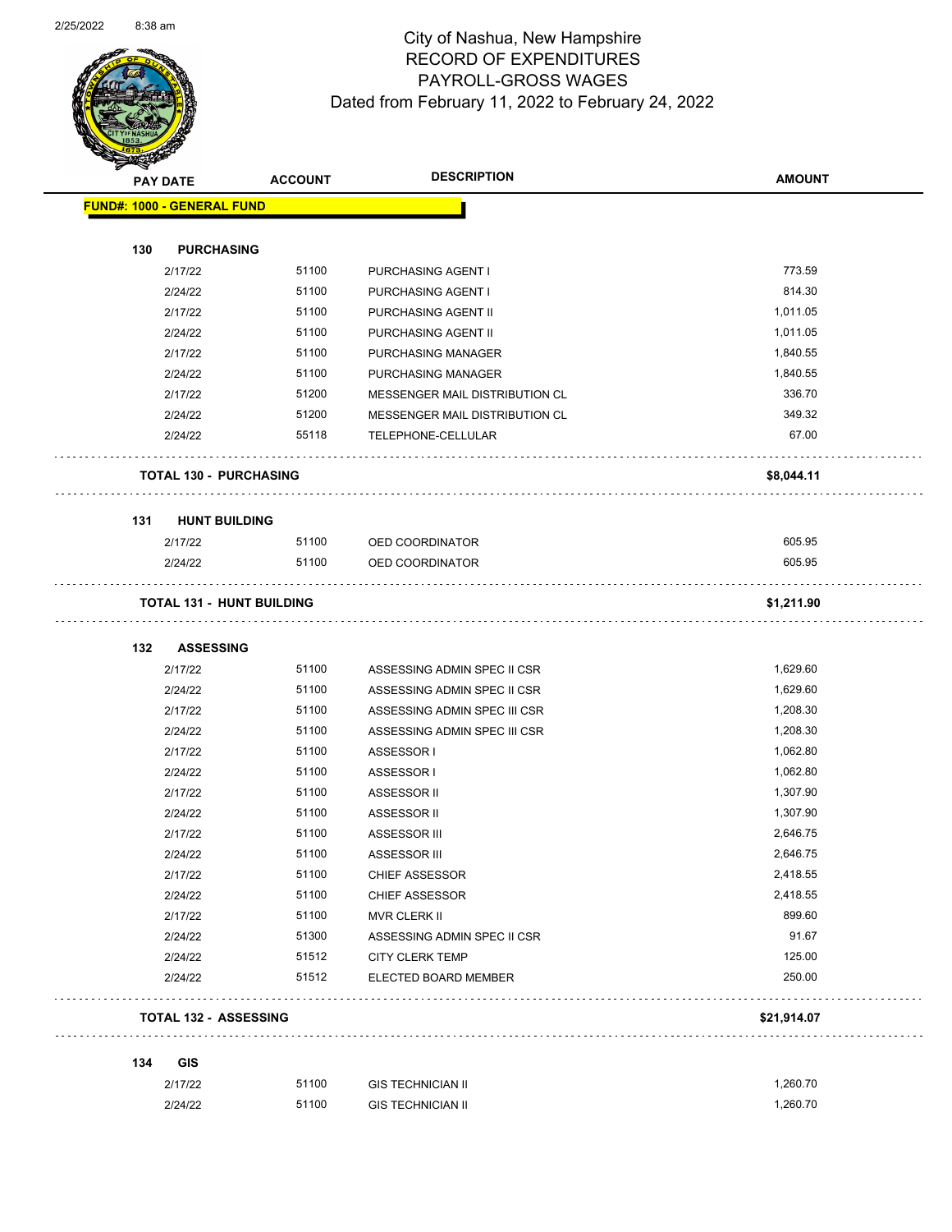# City of Nashua, New Hampshire
## RECORD OF EXPENDITURES
## PAYROLL-GROSS WAGES
### Dated from February 11, 2022 to February 24, 2022

| PAY DATE | ACCOUNT | DESCRIPTION | AMOUNT |
|---|---|---|---|
| **FUND#: 1000 - GENERAL FUND** | | | |
| **130 PURCHASING** | | | |
| 2/17/22 | 51100 | PURCHASING AGENT I | 773.59 |
| 2/24/22 | 51100 | PURCHASING AGENT I | 814.30 |
| 2/17/22 | 51100 | PURCHASING AGENT II | 1,011.05 |
| 2/24/22 | 51100 | PURCHASING AGENT II | 1,011.05 |
| 2/17/22 | 51100 | PURCHASING MANAGER | 1,840.55 |
| 2/24/22 | 51100 | PURCHASING MANAGER | 1,840.55 |
| 2/17/22 | 51200 | MESSENGER MAIL DISTRIBUTION CL | 336.70 |
| 2/24/22 | 51200 | MESSENGER MAIL DISTRIBUTION CL | 349.32 |
| 2/24/22 | 55118 | TELEPHONE-CELLULAR | 67.00 |
| **TOTAL 130 - PURCHASING** | | | **$8,044.11** |
| **131 HUNT BUILDING** | | | |
| 2/17/22 | 51100 | OED COORDINATOR | 605.95 |
| 2/24/22 | 51100 | OED COORDINATOR | 605.95 |
| **TOTAL 131 - HUNT BUILDING** | | | **$1,211.90** |
| **132 ASSESSING** | | | |
| 2/17/22 | 51100 | ASSESSING ADMIN SPEC II CSR | 1,629.60 |
| 2/24/22 | 51100 | ASSESSING ADMIN SPEC II CSR | 1,629.60 |
| 2/17/22 | 51100 | ASSESSING ADMIN SPEC III CSR | 1,208.30 |
| 2/24/22 | 51100 | ASSESSING ADMIN SPEC III CSR | 1,208.30 |
| 2/17/22 | 51100 | ASSESSOR I | 1,062.80 |
| 2/24/22 | 51100 | ASSESSOR I | 1,062.80 |
| 2/17/22 | 51100 | ASSESSOR II | 1,307.90 |
| 2/24/22 | 51100 | ASSESSOR II | 1,307.90 |
| 2/17/22 | 51100 | ASSESSOR III | 2,646.75 |
| 2/24/22 | 51100 | ASSESSOR III | 2,646.75 |
| 2/17/22 | 51100 | CHIEF ASSESSOR | 2,418.55 |
| 2/24/22 | 51100 | CHIEF ASSESSOR | 2,418.55 |
| 2/17/22 | 51100 | MVR CLERK II | 899.60 |
| 2/24/22 | 51300 | ASSESSING ADMIN SPEC II CSR | 91.67 |
| 2/24/22 | 51512 | CITY CLERK TEMP | 125.00 |
| 2/24/22 | 51512 | ELECTED BOARD MEMBER | 250.00 |
| **TOTAL 132 - ASSESSING** | | | **$21,914.07** |
| **134 GIS** | | | |
| 2/17/22 | 51100 | GIS TECHNICIAN II | 1,260.70 |
| 2/24/22 | 51100 | GIS TECHNICIAN II | 1,260.70 |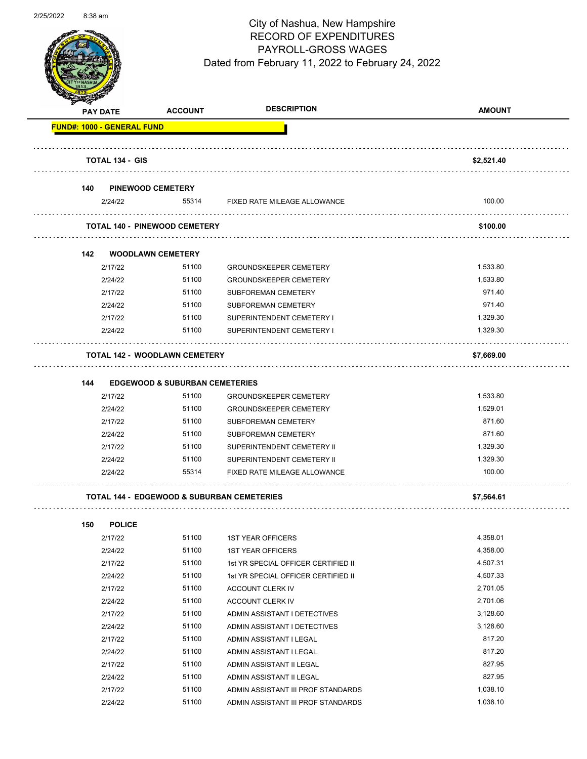City of Nashua, New Hampshire
RECORD OF EXPENDITURES
PAYROLL-GROSS WAGES
Dated from February 11, 2022 to February 24, 2022

| PAY DATE | ACCOUNT | DESCRIPTION | AMOUNT |
|---|---|---|---|
| **FUND#: 1000 - GENERAL FUND** | | | |
| **TOTAL 134 - GIS** | | | **$2,521.40** |
| **140 PINEWOOD CEMETERY** | | | |
| 2/24/22 | 55314 | FIXED RATE MILEAGE ALLOWANCE | 100.00 |
| **TOTAL 140 - PINEWOOD CEMETERY** | | | **$100.00** |
| **142 WOODLAWN CEMETERY** | | | |
| 2/17/22 | 51100 | GROUNDSKEEPER CEMETERY | 1,533.80 |
| 2/24/22 | 51100 | GROUNDSKEEPER CEMETERY | 1,533.80 |
| 2/17/22 | 51100 | SUBFOREMAN CEMETERY | 971.40 |
| 2/24/22 | 51100 | SUBFOREMAN CEMETERY | 971.40 |
| 2/17/22 | 51100 | SUPERINTENDENT CEMETERY I | 1,329.30 |
| 2/24/22 | 51100 | SUPERINTENDENT CEMETERY I | 1,329.30 |
| **TOTAL 142 - WOODLAWN CEMETERY** | | | **$7,669.00** |
| **144 EDGEWOOD & SUBURBAN CEMETERIES** | | | |
| 2/17/22 | 51100 | GROUNDSKEEPER CEMETERY | 1,533.80 |
| 2/24/22 | 51100 | GROUNDSKEEPER CEMETERY | 1,529.01 |
| 2/17/22 | 51100 | SUBFOREMAN CEMETERY | 871.60 |
| 2/24/22 | 51100 | SUBFOREMAN CEMETERY | 871.60 |
| 2/17/22 | 51100 | SUPERINTENDENT CEMETERY II | 1,329.30 |
| 2/24/22 | 51100 | SUPERINTENDENT CEMETERY II | 1,329.30 |
| 2/24/22 | 55314 | FIXED RATE MILEAGE ALLOWANCE | 100.00 |
| **TOTAL 144 - EDGEWOOD & SUBURBAN CEMETERIES** | | | **$7,564.61** |
| **150 POLICE** | | | |
| 2/17/22 | 51100 | 1ST YEAR OFFICERS | 4,358.01 |
| 2/24/22 | 51100 | 1ST YEAR OFFICERS | 4,358.00 |
| 2/17/22 | 51100 | 1st YR SPECIAL OFFICER CERTIFIED II | 4,507.31 |
| 2/24/22 | 51100 | 1st YR SPECIAL OFFICER CERTIFIED II | 4,507.33 |
| 2/17/22 | 51100 | ACCOUNT CLERK IV | 2,701.05 |
| 2/24/22 | 51100 | ACCOUNT CLERK IV | 2,701.06 |
| 2/17/22 | 51100 | ADMIN ASSISTANT I DETECTIVES | 3,128.60 |
| 2/24/22 | 51100 | ADMIN ASSISTANT I DETECTIVES | 3,128.60 |
| 2/17/22 | 51100 | ADMIN ASSISTANT I LEGAL | 817.20 |
| 2/24/22 | 51100 | ADMIN ASSISTANT I LEGAL | 817.20 |
| 2/17/22 | 51100 | ADMIN ASSISTANT II LEGAL | 827.95 |
| 2/24/22 | 51100 | ADMIN ASSISTANT II LEGAL | 827.95 |
| 2/17/22 | 51100 | ADMIN ASSISTANT III PROF STANDARDS | 1,038.10 |
| 2/24/22 | 51100 | ADMIN ASSISTANT III PROF STANDARDS | 1,038.10 |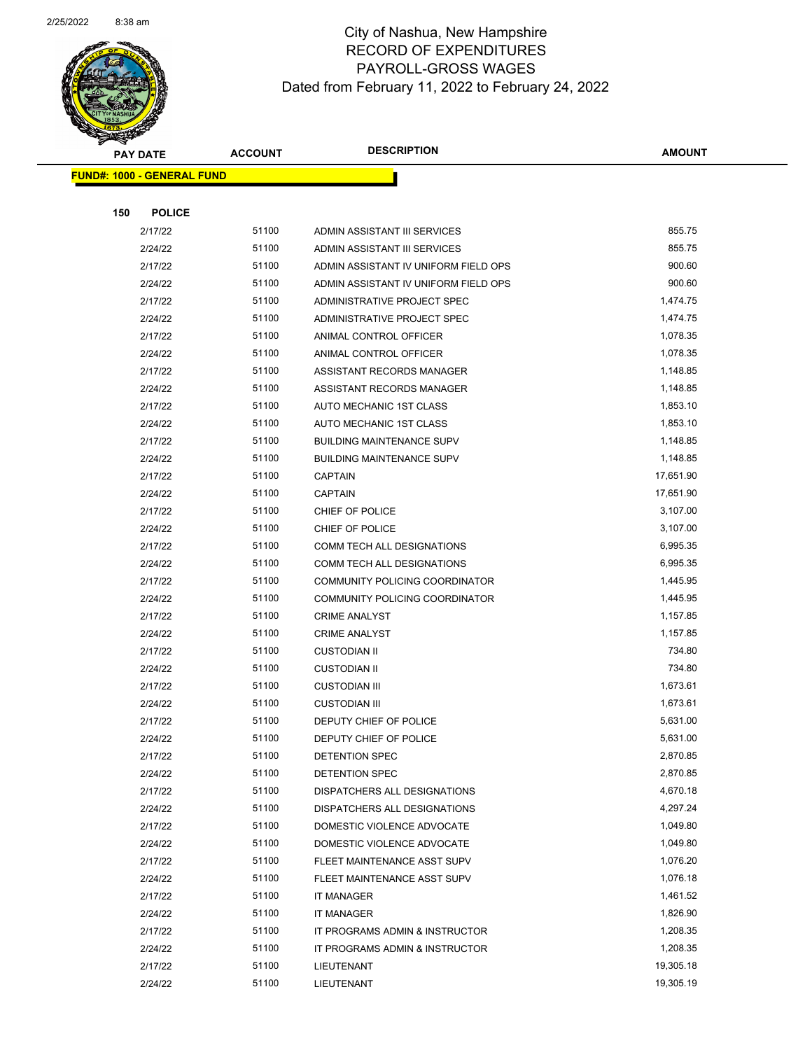# City of Nashua, New Hampshire
## RECORD OF EXPENDITURES
## PAYROLL-GROSS WAGES
### Dated from February 11, 2022 to February 24, 2022

**FUND#: 1000 - GENERAL FUND**

**150 POLICE**

| PAY DATE | ACCOUNT | DESCRIPTION | AMOUNT |
|---|---|---|---|
| 2/17/22 | 51100 | ADMIN ASSISTANT III SERVICES | 855.75 |
| 2/24/22 | 51100 | ADMIN ASSISTANT III SERVICES | 855.75 |
| 2/17/22 | 51100 | ADMIN ASSISTANT IV UNIFORM FIELD OPS | 900.60 |
| 2/24/22 | 51100 | ADMIN ASSISTANT IV UNIFORM FIELD OPS | 900.60 |
| 2/17/22 | 51100 | ADMINISTRATIVE PROJECT SPEC | 1,474.75 |
| 2/24/22 | 51100 | ADMINISTRATIVE PROJECT SPEC | 1,474.75 |
| 2/17/22 | 51100 | ANIMAL CONTROL OFFICER | 1,078.35 |
| 2/24/22 | 51100 | ANIMAL CONTROL OFFICER | 1,078.35 |
| 2/17/22 | 51100 | ASSISTANT RECORDS MANAGER | 1,148.85 |
| 2/24/22 | 51100 | ASSISTANT RECORDS MANAGER | 1,148.85 |
| 2/17/22 | 51100 | AUTO MECHANIC 1ST CLASS | 1,853.10 |
| 2/24/22 | 51100 | AUTO MECHANIC 1ST CLASS | 1,853.10 |
| 2/17/22 | 51100 | BUILDING MAINTENANCE SUPV | 1,148.85 |
| 2/24/22 | 51100 | BUILDING MAINTENANCE SUPV | 1,148.85 |
| 2/17/22 | 51100 | CAPTAIN | 17,651.90 |
| 2/24/22 | 51100 | CAPTAIN | 17,651.90 |
| 2/17/22 | 51100 | CHIEF OF POLICE | 3,107.00 |
| 2/24/22 | 51100 | CHIEF OF POLICE | 3,107.00 |
| 2/17/22 | 51100 | COMM TECH ALL DESIGNATIONS | 6,995.35 |
| 2/24/22 | 51100 | COMM TECH ALL DESIGNATIONS | 6,995.35 |
| 2/17/22 | 51100 | COMMUNITY POLICING COORDINATOR | 1,445.95 |
| 2/24/22 | 51100 | COMMUNITY POLICING COORDINATOR | 1,445.95 |
| 2/17/22 | 51100 | CRIME ANALYST | 1,157.85 |
| 2/24/22 | 51100 | CRIME ANALYST | 1,157.85 |
| 2/17/22 | 51100 | CUSTODIAN II | 734.80 |
| 2/24/22 | 51100 | CUSTODIAN II | 734.80 |
| 2/17/22 | 51100 | CUSTODIAN III | 1,673.61 |
| 2/24/22 | 51100 | CUSTODIAN III | 1,673.61 |
| 2/17/22 | 51100 | DEPUTY CHIEF OF POLICE | 5,631.00 |
| 2/24/22 | 51100 | DEPUTY CHIEF OF POLICE | 5,631.00 |
| 2/17/22 | 51100 | DETENTION SPEC | 2,870.85 |
| 2/24/22 | 51100 | DETENTION SPEC | 2,870.85 |
| 2/17/22 | 51100 | DISPATCHERS ALL DESIGNATIONS | 4,670.18 |
| 2/24/22 | 51100 | DISPATCHERS ALL DESIGNATIONS | 4,297.24 |
| 2/17/22 | 51100 | DOMESTIC VIOLENCE ADVOCATE | 1,049.80 |
| 2/24/22 | 51100 | DOMESTIC VIOLENCE ADVOCATE | 1,049.80 |
| 2/17/22 | 51100 | FLEET MAINTENANCE ASST SUPV | 1,076.20 |
| 2/24/22 | 51100 | FLEET MAINTENANCE ASST SUPV | 1,076.18 |
| 2/17/22 | 51100 | IT MANAGER | 1,461.52 |
| 2/24/22 | 51100 | IT MANAGER | 1,826.90 |
| 2/17/22 | 51100 | IT PROGRAMS ADMIN & INSTRUCTOR | 1,208.35 |
| 2/24/22 | 51100 | IT PROGRAMS ADMIN & INSTRUCTOR | 1,208.35 |
| 2/17/22 | 51100 | LIEUTENANT | 19,305.18 |
| 2/24/22 | 51100 | LIEUTENANT | 19,305.19 |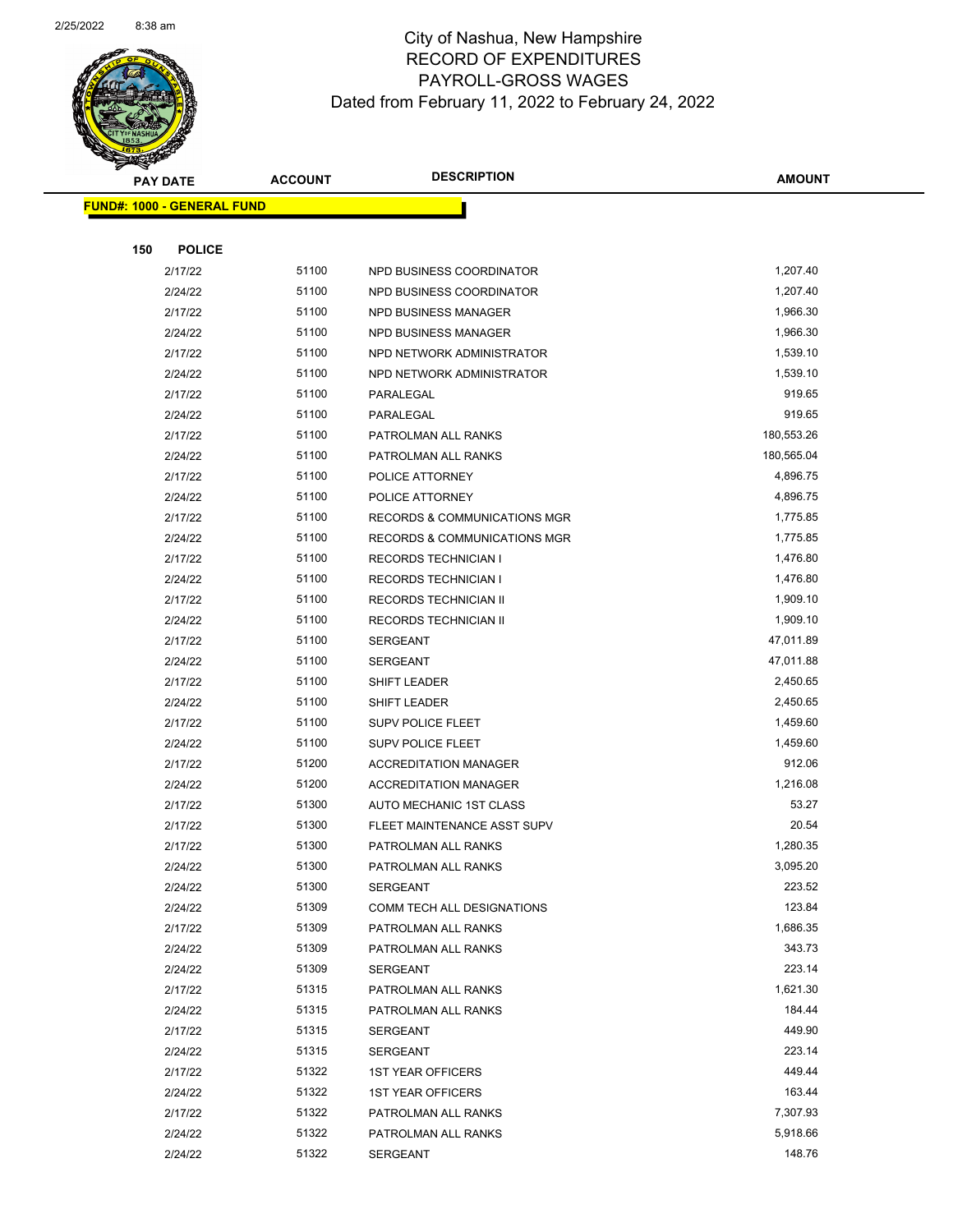# City of Nashua, New Hampshire
## RECORD OF EXPENDITURES
## PAYROLL-GROSS WAGES
## Dated from February 11, 2022 to February 24, 2022

| PAY DATE | ACCOUNT | DESCRIPTION | AMOUNT |
|---|---|---|---|

**FUND#: 1000 - GENERAL FUND**

**150 POLICE**

| PAY DATE | ACCOUNT | DESCRIPTION | AMOUNT |
|---|---|---|---|
| 2/17/22 | 51100 | NPD BUSINESS COORDINATOR | 1,207.40 |
| 2/24/22 | 51100 | NPD BUSINESS COORDINATOR | 1,207.40 |
| 2/17/22 | 51100 | NPD BUSINESS MANAGER | 1,966.30 |
| 2/24/22 | 51100 | NPD BUSINESS MANAGER | 1,966.30 |
| 2/17/22 | 51100 | NPD NETWORK ADMINISTRATOR | 1,539.10 |
| 2/24/22 | 51100 | NPD NETWORK ADMINISTRATOR | 1,539.10 |
| 2/17/22 | 51100 | PARALEGAL | 919.65 |
| 2/24/22 | 51100 | PARALEGAL | 919.65 |
| 2/17/22 | 51100 | PATROLMAN ALL RANKS | 180,553.26 |
| 2/24/22 | 51100 | PATROLMAN ALL RANKS | 180,565.04 |
| 2/17/22 | 51100 | POLICE ATTORNEY | 4,896.75 |
| 2/24/22 | 51100 | POLICE ATTORNEY | 4,896.75 |
| 2/17/22 | 51100 | RECORDS & COMMUNICATIONS MGR | 1,775.85 |
| 2/24/22 | 51100 | RECORDS & COMMUNICATIONS MGR | 1,775.85 |
| 2/17/22 | 51100 | RECORDS TECHNICIAN I | 1,476.80 |
| 2/24/22 | 51100 | RECORDS TECHNICIAN I | 1,476.80 |
| 2/17/22 | 51100 | RECORDS TECHNICIAN II | 1,909.10 |
| 2/24/22 | 51100 | RECORDS TECHNICIAN II | 1,909.10 |
| 2/17/22 | 51100 | SERGEANT | 47,011.89 |
| 2/24/22 | 51100 | SERGEANT | 47,011.88 |
| 2/17/22 | 51100 | SHIFT LEADER | 2,450.65 |
| 2/24/22 | 51100 | SHIFT LEADER | 2,450.65 |
| 2/17/22 | 51100 | SUPV POLICE FLEET | 1,459.60 |
| 2/24/22 | 51100 | SUPV POLICE FLEET | 1,459.60 |
| 2/17/22 | 51200 | ACCREDITATION MANAGER | 912.06 |
| 2/24/22 | 51200 | ACCREDITATION MANAGER | 1,216.08 |
| 2/17/22 | 51300 | AUTO MECHANIC 1ST CLASS | 53.27 |
| 2/17/22 | 51300 | FLEET MAINTENANCE ASST SUPV | 20.54 |
| 2/17/22 | 51300 | PATROLMAN ALL RANKS | 1,280.35 |
| 2/24/22 | 51300 | PATROLMAN ALL RANKS | 3,095.20 |
| 2/24/22 | 51300 | SERGEANT | 223.52 |
| 2/24/22 | 51309 | COMM TECH ALL DESIGNATIONS | 123.84 |
| 2/17/22 | 51309 | PATROLMAN ALL RANKS | 1,686.35 |
| 2/24/22 | 51309 | PATROLMAN ALL RANKS | 343.73 |
| 2/24/22 | 51309 | SERGEANT | 223.14 |
| 2/17/22 | 51315 | PATROLMAN ALL RANKS | 1,621.30 |
| 2/24/22 | 51315 | PATROLMAN ALL RANKS | 184.44 |
| 2/17/22 | 51315 | SERGEANT | 449.90 |
| 2/24/22 | 51315 | SERGEANT | 223.14 |
| 2/17/22 | 51322 | 1ST YEAR OFFICERS | 449.44 |
| 2/24/22 | 51322 | 1ST YEAR OFFICERS | 163.44 |
| 2/17/22 | 51322 | PATROLMAN ALL RANKS | 7,307.93 |
| 2/24/22 | 51322 | PATROLMAN ALL RANKS | 5,918.66 |
| 2/24/22 | 51322 | SERGEANT | 148.76 |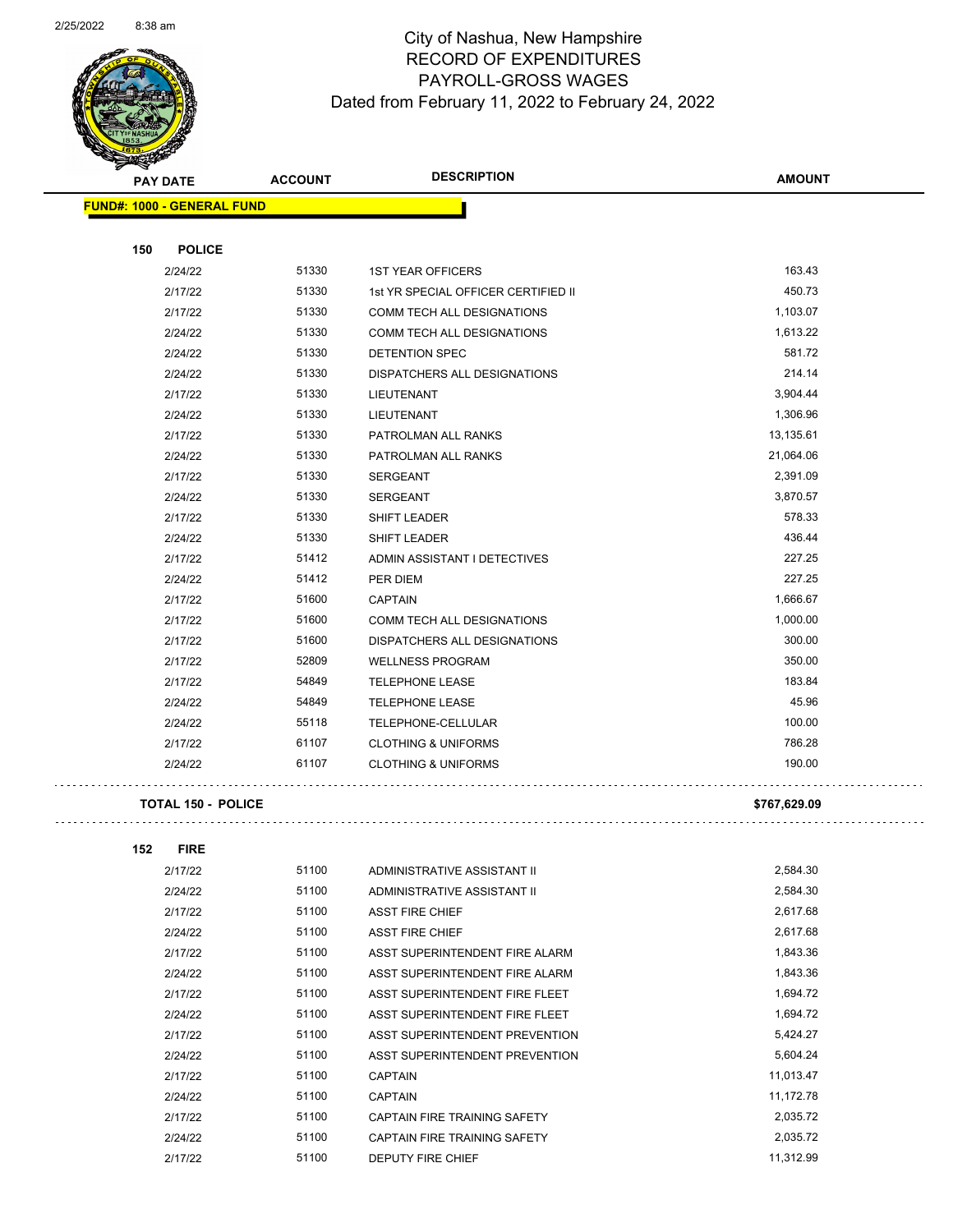# City of Nashua, New Hampshire
## RECORD OF EXPENDITURES
## PAYROLL-GROSS WAGES
## Dated from February 11, 2022 to February 24, 2022

| PAY DATE | ACCOUNT | DESCRIPTION | AMOUNT |
|---|---|---|---|
| **FUND#: 1000 - GENERAL FUND** | | | |
| **150 POLICE** | | | |
| 2/24/22 | 51330 | 1ST YEAR OFFICERS | 163.43 |
| 2/17/22 | 51330 | 1st YR SPECIAL OFFICER CERTIFIED II | 450.73 |
| 2/17/22 | 51330 | COMM TECH ALL DESIGNATIONS | 1,103.07 |
| 2/24/22 | 51330 | COMM TECH ALL DESIGNATIONS | 1,613.22 |
| 2/24/22 | 51330 | DETENTION SPEC | 581.72 |
| 2/24/22 | 51330 | DISPATCHERS ALL DESIGNATIONS | 214.14 |
| 2/17/22 | 51330 | LIEUTENANT | 3,904.44 |
| 2/24/22 | 51330 | LIEUTENANT | 1,306.96 |
| 2/17/22 | 51330 | PATROLMAN ALL RANKS | 13,135.61 |
| 2/24/22 | 51330 | PATROLMAN ALL RANKS | 21,064.06 |
| 2/17/22 | 51330 | SERGEANT | 2,391.09 |
| 2/24/22 | 51330 | SERGEANT | 3,870.57 |
| 2/17/22 | 51330 | SHIFT LEADER | 578.33 |
| 2/24/22 | 51330 | SHIFT LEADER | 436.44 |
| 2/17/22 | 51412 | ADMIN ASSISTANT I DETECTIVES | 227.25 |
| 2/24/22 | 51412 | PER DIEM | 227.25 |
| 2/17/22 | 51600 | CAPTAIN | 1,666.67 |
| 2/17/22 | 51600 | COMM TECH ALL DESIGNATIONS | 1,000.00 |
| 2/17/22 | 51600 | DISPATCHERS ALL DESIGNATIONS | 300.00 |
| 2/17/22 | 52809 | WELLNESS PROGRAM | 350.00 |
| 2/17/22 | 54849 | TELEPHONE LEASE | 183.84 |
| 2/24/22 | 54849 | TELEPHONE LEASE | 45.96 |
| 2/24/22 | 55118 | TELEPHONE-CELLULAR | 100.00 |
| 2/17/22 | 61107 | CLOTHING & UNIFORMS | 786.28 |
| 2/24/22 | 61107 | CLOTHING & UNIFORMS | 190.00 |
| **TOTAL 150 - POLICE** | | | **$767,629.09** |
| **152 FIRE** | | | |
| 2/17/22 | 51100 | ADMINISTRATIVE ASSISTANT II | 2,584.30 |
| 2/24/22 | 51100 | ADMINISTRATIVE ASSISTANT II | 2,584.30 |
| 2/17/22 | 51100 | ASST FIRE CHIEF | 2,617.68 |
| 2/24/22 | 51100 | ASST FIRE CHIEF | 2,617.68 |
| 2/17/22 | 51100 | ASST SUPERINTENDENT FIRE ALARM | 1,843.36 |
| 2/24/22 | 51100 | ASST SUPERINTENDENT FIRE ALARM | 1,843.36 |
| 2/17/22 | 51100 | ASST SUPERINTENDENT FIRE FLEET | 1,694.72 |
| 2/24/22 | 51100 | ASST SUPERINTENDENT FIRE FLEET | 1,694.72 |
| 2/17/22 | 51100 | ASST SUPERINTENDENT PREVENTION | 5,424.27 |
| 2/24/22 | 51100 | ASST SUPERINTENDENT PREVENTION | 5,604.24 |
| 2/17/22 | 51100 | CAPTAIN | 11,013.47 |
| 2/24/22 | 51100 | CAPTAIN | 11,172.78 |
| 2/17/22 | 51100 | CAPTAIN FIRE TRAINING SAFETY | 2,035.72 |
| 2/24/22 | 51100 | CAPTAIN FIRE TRAINING SAFETY | 2,035.72 |
| 2/17/22 | 51100 | DEPUTY FIRE CHIEF | 11,312.99 |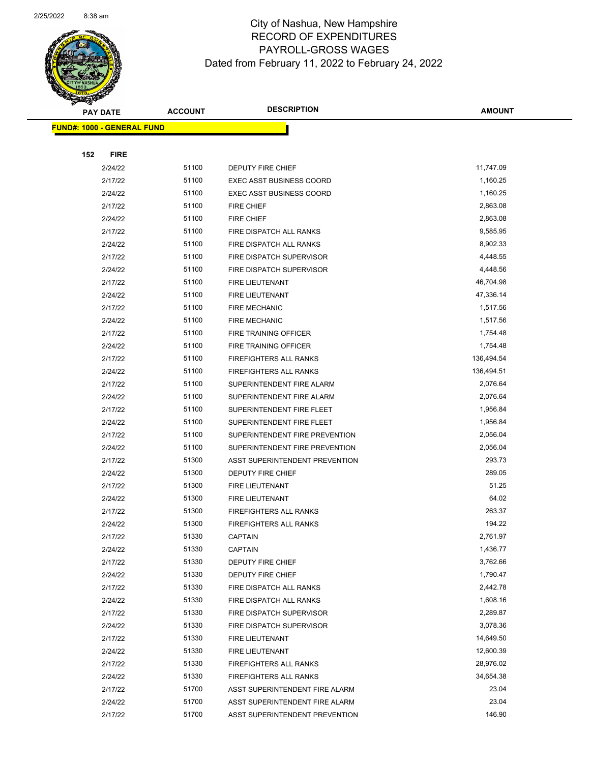# City of Nashua, New Hampshire
## RECORD OF EXPENDITURES
## PAYROLL-GROSS WAGES
### Dated from February 11, 2022 to February 24, 2022

**FUND#: 1000 - GENERAL FUND**

**152 FIRE**

| PAY DATE | ACCOUNT | DESCRIPTION | AMOUNT |
|---|---|---|---|
| 2/24/22 | 51100 | DEPUTY FIRE CHIEF | 11,747.09 |
| 2/17/22 | 51100 | EXEC ASST BUSINESS COORD | 1,160.25 |
| 2/24/22 | 51100 | EXEC ASST BUSINESS COORD | 1,160.25 |
| 2/17/22 | 51100 | FIRE CHIEF | 2,863.08 |
| 2/24/22 | 51100 | FIRE CHIEF | 2,863.08 |
| 2/17/22 | 51100 | FIRE DISPATCH ALL RANKS | 9,585.95 |
| 2/24/22 | 51100 | FIRE DISPATCH ALL RANKS | 8,902.33 |
| 2/17/22 | 51100 | FIRE DISPATCH SUPERVISOR | 4,448.55 |
| 2/24/22 | 51100 | FIRE DISPATCH SUPERVISOR | 4,448.56 |
| 2/17/22 | 51100 | FIRE LIEUTENANT | 46,704.98 |
| 2/24/22 | 51100 | FIRE LIEUTENANT | 47,336.14 |
| 2/17/22 | 51100 | FIRE MECHANIC | 1,517.56 |
| 2/24/22 | 51100 | FIRE MECHANIC | 1,517.56 |
| 2/17/22 | 51100 | FIRE TRAINING OFFICER | 1,754.48 |
| 2/24/22 | 51100 | FIRE TRAINING OFFICER | 1,754.48 |
| 2/17/22 | 51100 | FIREFIGHTERS ALL RANKS | 136,494.54 |
| 2/24/22 | 51100 | FIREFIGHTERS ALL RANKS | 136,494.51 |
| 2/17/22 | 51100 | SUPERINTENDENT FIRE ALARM | 2,076.64 |
| 2/24/22 | 51100 | SUPERINTENDENT FIRE ALARM | 2,076.64 |
| 2/17/22 | 51100 | SUPERINTENDENT FIRE FLEET | 1,956.84 |
| 2/24/22 | 51100 | SUPERINTENDENT FIRE FLEET | 1,956.84 |
| 2/17/22 | 51100 | SUPERINTENDENT FIRE PREVENTION | 2,056.04 |
| 2/24/22 | 51100 | SUPERINTENDENT FIRE PREVENTION | 2,056.04 |
| 2/17/22 | 51300 | ASST SUPERINTENDENT PREVENTION | 293.73 |
| 2/24/22 | 51300 | DEPUTY FIRE CHIEF | 289.05 |
| 2/17/22 | 51300 | FIRE LIEUTENANT | 51.25 |
| 2/24/22 | 51300 | FIRE LIEUTENANT | 64.02 |
| 2/17/22 | 51300 | FIREFIGHTERS ALL RANKS | 263.37 |
| 2/24/22 | 51300 | FIREFIGHTERS ALL RANKS | 194.22 |
| 2/17/22 | 51330 | CAPTAIN | 2,761.97 |
| 2/24/22 | 51330 | CAPTAIN | 1,436.77 |
| 2/17/22 | 51330 | DEPUTY FIRE CHIEF | 3,762.66 |
| 2/24/22 | 51330 | DEPUTY FIRE CHIEF | 1,790.47 |
| 2/17/22 | 51330 | FIRE DISPATCH ALL RANKS | 2,442.78 |
| 2/24/22 | 51330 | FIRE DISPATCH ALL RANKS | 1,608.16 |
| 2/17/22 | 51330 | FIRE DISPATCH SUPERVISOR | 2,289.87 |
| 2/24/22 | 51330 | FIRE DISPATCH SUPERVISOR | 3,078.36 |
| 2/17/22 | 51330 | FIRE LIEUTENANT | 14,649.50 |
| 2/24/22 | 51330 | FIRE LIEUTENANT | 12,600.39 |
| 2/17/22 | 51330 | FIREFIGHTERS ALL RANKS | 28,976.02 |
| 2/24/22 | 51330 | FIREFIGHTERS ALL RANKS | 34,654.38 |
| 2/17/22 | 51700 | ASST SUPERINTENDENT FIRE ALARM | 23.04 |
| 2/24/22 | 51700 | ASST SUPERINTENDENT FIRE ALARM | 23.04 |
| 2/17/22 | 51700 | ASST SUPERINTENDENT PREVENTION | 146.90 |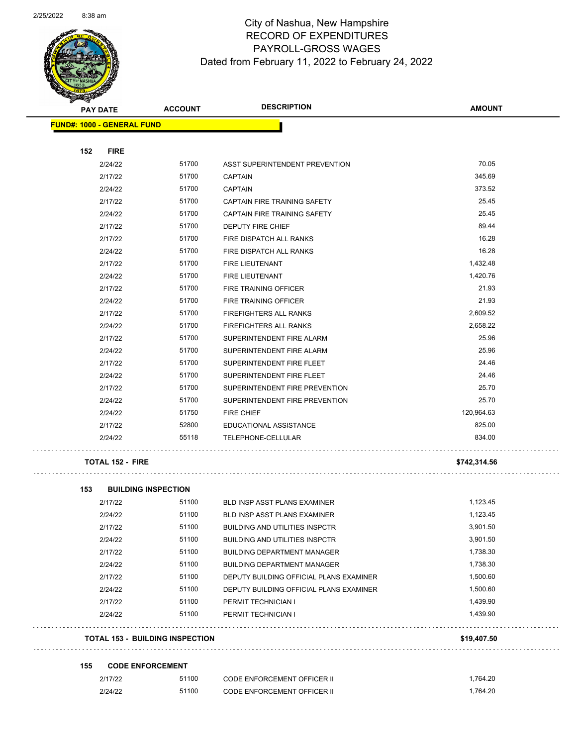# City of Nashua, New Hampshire
## RECORD OF EXPENDITURES
## PAYROLL-GROSS WAGES
## Dated from February 11, 2022 to February 24, 2022

| PAY DATE | ACCOUNT | DESCRIPTION | AMOUNT |
|---|---|---|---|
| **FUND#: 1000 - GENERAL FUND** | | | |
| **152 FIRE** | | | |
| 2/24/22 | 51700 | ASST SUPERINTENDENT PREVENTION | 70.05 |
| 2/17/22 | 51700 | CAPTAIN | 345.69 |
| 2/24/22 | 51700 | CAPTAIN | 373.52 |
| 2/17/22 | 51700 | CAPTAIN FIRE TRAINING SAFETY | 25.45 |
| 2/24/22 | 51700 | CAPTAIN FIRE TRAINING SAFETY | 25.45 |
| 2/17/22 | 51700 | DEPUTY FIRE CHIEF | 89.44 |
| 2/17/22 | 51700 | FIRE DISPATCH ALL RANKS | 16.28 |
| 2/24/22 | 51700 | FIRE DISPATCH ALL RANKS | 16.28 |
| 2/17/22 | 51700 | FIRE LIEUTENANT | 1,432.48 |
| 2/24/22 | 51700 | FIRE LIEUTENANT | 1,420.76 |
| 2/17/22 | 51700 | FIRE TRAINING OFFICER | 21.93 |
| 2/24/22 | 51700 | FIRE TRAINING OFFICER | 21.93 |
| 2/17/22 | 51700 | FIREFIGHTERS ALL RANKS | 2,609.52 |
| 2/24/22 | 51700 | FIREFIGHTERS ALL RANKS | 2,658.22 |
| 2/17/22 | 51700 | SUPERINTENDENT FIRE ALARM | 25.96 |
| 2/24/22 | 51700 | SUPERINTENDENT FIRE ALARM | 25.96 |
| 2/17/22 | 51700 | SUPERINTENDENT FIRE FLEET | 24.46 |
| 2/24/22 | 51700 | SUPERINTENDENT FIRE FLEET | 24.46 |
| 2/17/22 | 51700 | SUPERINTENDENT FIRE PREVENTION | 25.70 |
| 2/24/22 | 51700 | SUPERINTENDENT FIRE PREVENTION | 25.70 |
| 2/24/22 | 51750 | FIRE CHIEF | 120,964.63 |
| 2/17/22 | 52800 | EDUCATIONAL ASSISTANCE | 825.00 |
| 2/24/22 | 55118 | TELEPHONE-CELLULAR | 834.00 |
| **TOTAL 152 - FIRE** | | | **$742,314.56** |
| **153 BUILDING INSPECTION** | | | |
| 2/17/22 | 51100 | BLD INSP ASST PLANS EXAMINER | 1,123.45 |
| 2/24/22 | 51100 | BLD INSP ASST PLANS EXAMINER | 1,123.45 |
| 2/17/22 | 51100 | BUILDING AND UTILITIES INSPCTR | 3,901.50 |
| 2/24/22 | 51100 | BUILDING AND UTILITIES INSPCTR | 3,901.50 |
| 2/17/22 | 51100 | BUILDING DEPARTMENT MANAGER | 1,738.30 |
| 2/24/22 | 51100 | BUILDING DEPARTMENT MANAGER | 1,738.30 |
| 2/17/22 | 51100 | DEPUTY BUILDING OFFICIAL PLANS EXAMINER | 1,500.60 |
| 2/24/22 | 51100 | DEPUTY BUILDING OFFICIAL PLANS EXAMINER | 1,500.60 |
| 2/17/22 | 51100 | PERMIT TECHNICIAN I | 1,439.90 |
| 2/24/22 | 51100 | PERMIT TECHNICIAN I | 1,439.90 |
| **TOTAL 153 - BUILDING INSPECTION** | | | **$19,407.50** |
| **155 CODE ENFORCEMENT** | | | |
| 2/17/22 | 51100 | CODE ENFORCEMENT OFFICER II | 1,764.20 |
| 2/24/22 | 51100 | CODE ENFORCEMENT OFFICER II | 1,764.20 |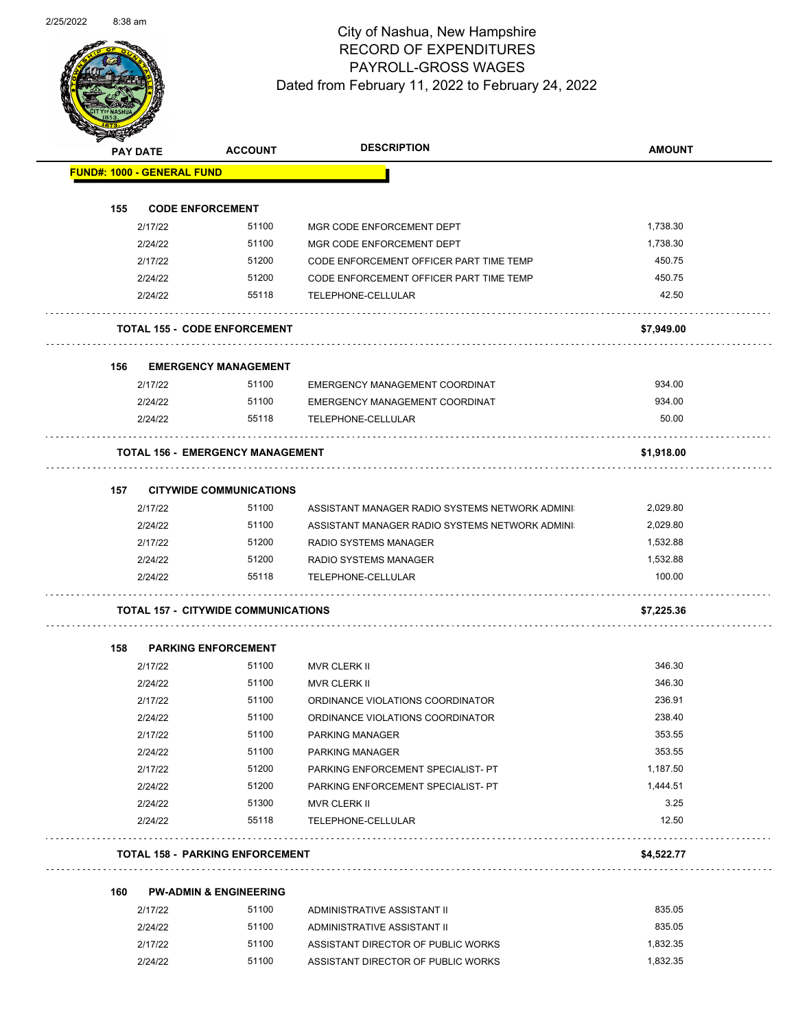# City of Nashua, New Hampshire
## RECORD OF EXPENDITURES
## PAYROLL-GROSS WAGES
### Dated from February 11, 2022 to February 24, 2022

| PAY DATE | ACCOUNT | DESCRIPTION | AMOUNT |
|---|---|---|---|
| **FUND#: 1000 - GENERAL FUND** | | | |
| **155 CODE ENFORCEMENT** | | | |
| 2/17/22 | 51100 | MGR CODE ENFORCEMENT DEPT | 1,738.30 |
| 2/24/22 | 51100 | MGR CODE ENFORCEMENT DEPT | 1,738.30 |
| 2/17/22 | 51200 | CODE ENFORCEMENT OFFICER PART TIME TEMP | 450.75 |
| 2/24/22 | 51200 | CODE ENFORCEMENT OFFICER PART TIME TEMP | 450.75 |
| 2/24/22 | 55118 | TELEPHONE-CELLULAR | 42.50 |
| **TOTAL 155 - CODE ENFORCEMENT** | | | **$7,949.00** |
| **156 EMERGENCY MANAGEMENT** | | | |
| 2/17/22 | 51100 | EMERGENCY MANAGEMENT COORDINAT | 934.00 |
| 2/24/22 | 51100 | EMERGENCY MANAGEMENT COORDINAT | 934.00 |
| 2/24/22 | 55118 | TELEPHONE-CELLULAR | 50.00 |
| **TOTAL 156 - EMERGENCY MANAGEMENT** | | | **$1,918.00** |
| **157 CITYWIDE COMMUNICATIONS** | | | |
| 2/17/22 | 51100 | ASSISTANT MANAGER RADIO SYSTEMS NETWORK ADMINI | 2,029.80 |
| 2/24/22 | 51100 | ASSISTANT MANAGER RADIO SYSTEMS NETWORK ADMINI | 2,029.80 |
| 2/17/22 | 51200 | RADIO SYSTEMS MANAGER | 1,532.88 |
| 2/24/22 | 51200 | RADIO SYSTEMS MANAGER | 1,532.88 |
| 2/24/22 | 55118 | TELEPHONE-CELLULAR | 100.00 |
| **TOTAL 157 - CITYWIDE COMMUNICATIONS** | | | **$7,225.36** |
| **158 PARKING ENFORCEMENT** | | | |
| 2/17/22 | 51100 | MVR CLERK II | 346.30 |
| 2/24/22 | 51100 | MVR CLERK II | 346.30 |
| 2/17/22 | 51100 | ORDINANCE VIOLATIONS COORDINATOR | 236.91 |
| 2/24/22 | 51100 | ORDINANCE VIOLATIONS COORDINATOR | 238.40 |
| 2/17/22 | 51100 | PARKING MANAGER | 353.55 |
| 2/24/22 | 51100 | PARKING MANAGER | 353.55 |
| 2/17/22 | 51200 | PARKING ENFORCEMENT SPECIALIST- PT | 1,187.50 |
| 2/24/22 | 51200 | PARKING ENFORCEMENT SPECIALIST- PT | 1,444.51 |
| 2/24/22 | 51300 | MVR CLERK II | 3.25 |
| 2/24/22 | 55118 | TELEPHONE-CELLULAR | 12.50 |
| **TOTAL 158 - PARKING ENFORCEMENT** | | | **$4,522.77** |
| **160 PW-ADMIN & ENGINEERING** | | | |
| 2/17/22 | 51100 | ADMINISTRATIVE ASSISTANT II | 835.05 |
| 2/24/22 | 51100 | ADMINISTRATIVE ASSISTANT II | 835.05 |
| 2/17/22 | 51100 | ASSISTANT DIRECTOR OF PUBLIC WORKS | 1,832.35 |
| 2/24/22 | 51100 | ASSISTANT DIRECTOR OF PUBLIC WORKS | 1,832.35 |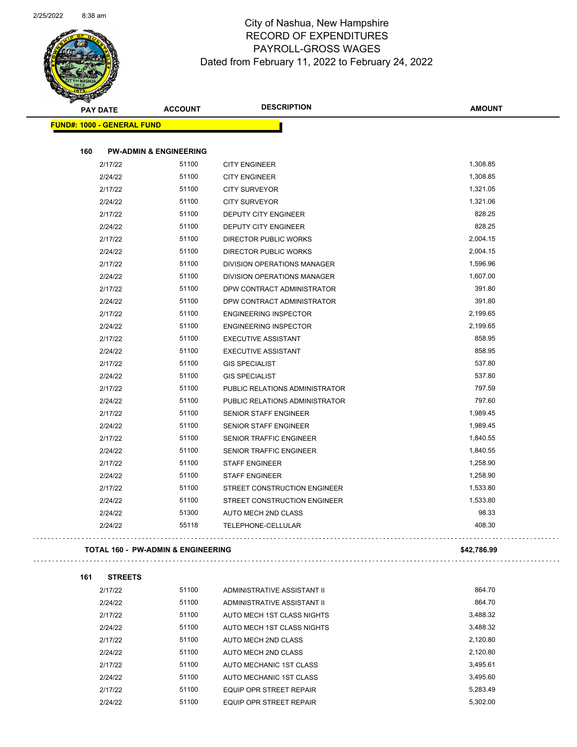# City of Nashua, New Hampshire
## RECORD OF EXPENDITURES
## PAYROLL-GROSS WAGES
### Dated from February 11, 2022 to February 24, 2022

| PAY DATE | ACCOUNT | DESCRIPTION | AMOUNT |
|---|---|---|---|
| **FUND#: 1000 - GENERAL FUND** | | | |
| **160 PW-ADMIN & ENGINEERING** | | | |
| 2/17/22 | 51100 | CITY ENGINEER | 1,308.85 |
| 2/24/22 | 51100 | CITY ENGINEER | 1,308.85 |
| 2/17/22 | 51100 | CITY SURVEYOR | 1,321.05 |
| 2/24/22 | 51100 | CITY SURVEYOR | 1,321.06 |
| 2/17/22 | 51100 | DEPUTY CITY ENGINEER | 828.25 |
| 2/24/22 | 51100 | DEPUTY CITY ENGINEER | 828.25 |
| 2/17/22 | 51100 | DIRECTOR PUBLIC WORKS | 2,004.15 |
| 2/24/22 | 51100 | DIRECTOR PUBLIC WORKS | 2,004.15 |
| 2/17/22 | 51100 | DIVISION OPERATIONS MANAGER | 1,596.96 |
| 2/24/22 | 51100 | DIVISION OPERATIONS MANAGER | 1,607.00 |
| 2/17/22 | 51100 | DPW CONTRACT ADMINISTRATOR | 391.80 |
| 2/24/22 | 51100 | DPW CONTRACT ADMINISTRATOR | 391.80 |
| 2/17/22 | 51100 | ENGINEERING INSPECTOR | 2,199.65 |
| 2/24/22 | 51100 | ENGINEERING INSPECTOR | 2,199.65 |
| 2/17/22 | 51100 | EXECUTIVE ASSISTANT | 858.95 |
| 2/24/22 | 51100 | EXECUTIVE ASSISTANT | 858.95 |
| 2/17/22 | 51100 | GIS SPECIALIST | 537.80 |
| 2/24/22 | 51100 | GIS SPECIALIST | 537.80 |
| 2/17/22 | 51100 | PUBLIC RELATIONS ADMINISTRATOR | 797.59 |
| 2/24/22 | 51100 | PUBLIC RELATIONS ADMINISTRATOR | 797.60 |
| 2/17/22 | 51100 | SENIOR STAFF ENGINEER | 1,989.45 |
| 2/24/22 | 51100 | SENIOR STAFF ENGINEER | 1,989.45 |
| 2/17/22 | 51100 | SENIOR TRAFFIC ENGINEER | 1,840.55 |
| 2/24/22 | 51100 | SENIOR TRAFFIC ENGINEER | 1,840.55 |
| 2/17/22 | 51100 | STAFF ENGINEER | 1,258.90 |
| 2/24/22 | 51100 | STAFF ENGINEER | 1,258.90 |
| 2/17/22 | 51100 | STREET CONSTRUCTION ENGINEER | 1,533.80 |
| 2/24/22 | 51100 | STREET CONSTRUCTION ENGINEER | 1,533.80 |
| 2/24/22 | 51300 | AUTO MECH 2ND CLASS | 98.33 |
| 2/24/22 | 55118 | TELEPHONE-CELLULAR | 408.30 |
| **TOTAL 160 - PW-ADMIN & ENGINEERING** | | | **$42,786.99** |
| **161 STREETS** | | | |
| 2/17/22 | 51100 | ADMINISTRATIVE ASSISTANT II | 864.70 |
| 2/24/22 | 51100 | ADMINISTRATIVE ASSISTANT II | 864.70 |
| 2/17/22 | 51100 | AUTO MECH 1ST CLASS NIGHTS | 3,488.32 |
| 2/24/22 | 51100 | AUTO MECH 1ST CLASS NIGHTS | 3,488.32 |
| 2/17/22 | 51100 | AUTO MECH 2ND CLASS | 2,120.80 |
| 2/24/22 | 51100 | AUTO MECH 2ND CLASS | 2,120.80 |
| 2/17/22 | 51100 | AUTO MECHANIC 1ST CLASS | 3,495.61 |
| 2/24/22 | 51100 | AUTO MECHANIC 1ST CLASS | 3,495.60 |
| 2/17/22 | 51100 | EQUIP OPR STREET REPAIR | 5,283.49 |
| 2/24/22 | 51100 | EQUIP OPR STREET REPAIR | 5,302.00 |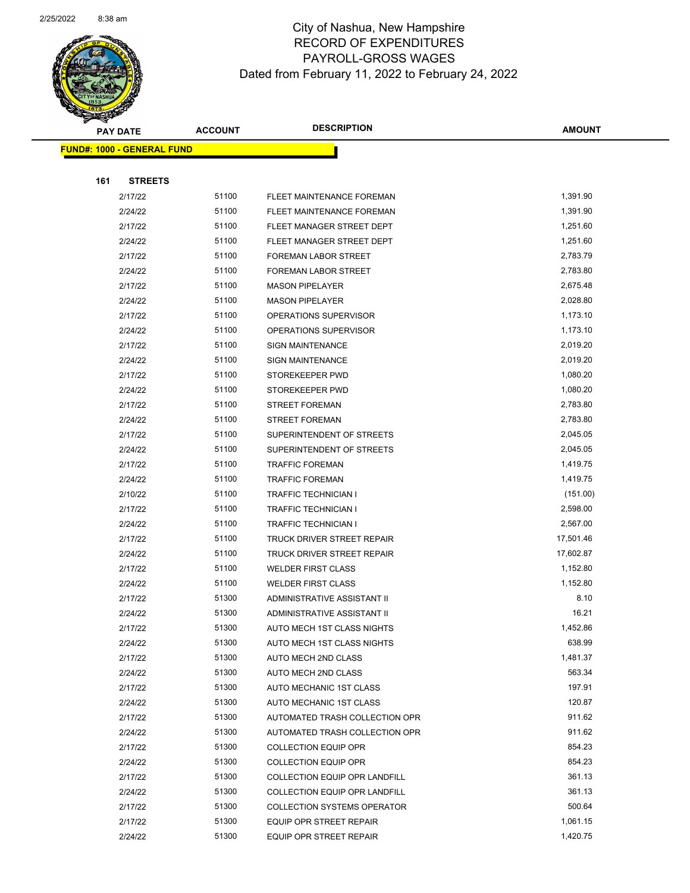# City of Nashua, New Hampshire
## RECORD OF EXPENDITURES
## PAYROLL-GROSS WAGES
### Dated from February 11, 2022 to February 24, 2022

**FUND#: 1000 - GENERAL FUND**

**161 STREETS**

| PAY DATE | ACCOUNT | DESCRIPTION | AMOUNT |
|---|---|---|---|
| 2/17/22 | 51100 | FLEET MAINTENANCE FOREMAN | 1,391.90 |
| 2/24/22 | 51100 | FLEET MAINTENANCE FOREMAN | 1,391.90 |
| 2/17/22 | 51100 | FLEET MANAGER STREET DEPT | 1,251.60 |
| 2/24/22 | 51100 | FLEET MANAGER STREET DEPT | 1,251.60 |
| 2/17/22 | 51100 | FOREMAN LABOR STREET | 2,783.79 |
| 2/24/22 | 51100 | FOREMAN LABOR STREET | 2,783.80 |
| 2/17/22 | 51100 | MASON PIPELAYER | 2,675.48 |
| 2/24/22 | 51100 | MASON PIPELAYER | 2,028.80 |
| 2/17/22 | 51100 | OPERATIONS SUPERVISOR | 1,173.10 |
| 2/24/22 | 51100 | OPERATIONS SUPERVISOR | 1,173.10 |
| 2/17/22 | 51100 | SIGN MAINTENANCE | 2,019.20 |
| 2/24/22 | 51100 | SIGN MAINTENANCE | 2,019.20 |
| 2/17/22 | 51100 | STOREKEEPER PWD | 1,080.20 |
| 2/24/22 | 51100 | STOREKEEPER PWD | 1,080.20 |
| 2/17/22 | 51100 | STREET FOREMAN | 2,783.80 |
| 2/24/22 | 51100 | STREET FOREMAN | 2,783.80 |
| 2/17/22 | 51100 | SUPERINTENDENT OF STREETS | 2,045.05 |
| 2/24/22 | 51100 | SUPERINTENDENT OF STREETS | 2,045.05 |
| 2/17/22 | 51100 | TRAFFIC FOREMAN | 1,419.75 |
| 2/24/22 | 51100 | TRAFFIC FOREMAN | 1,419.75 |
| 2/10/22 | 51100 | TRAFFIC TECHNICIAN I | (151.00) |
| 2/17/22 | 51100 | TRAFFIC TECHNICIAN I | 2,598.00 |
| 2/24/22 | 51100 | TRAFFIC TECHNICIAN I | 2,567.00 |
| 2/17/22 | 51100 | TRUCK DRIVER STREET REPAIR | 17,501.46 |
| 2/24/22 | 51100 | TRUCK DRIVER STREET REPAIR | 17,602.87 |
| 2/17/22 | 51100 | WELDER FIRST CLASS | 1,152.80 |
| 2/24/22 | 51100 | WELDER FIRST CLASS | 1,152.80 |
| 2/17/22 | 51300 | ADMINISTRATIVE ASSISTANT II | 8.10 |
| 2/24/22 | 51300 | ADMINISTRATIVE ASSISTANT II | 16.21 |
| 2/17/22 | 51300 | AUTO MECH 1ST CLASS NIGHTS | 1,452.86 |
| 2/24/22 | 51300 | AUTO MECH 1ST CLASS NIGHTS | 638.99 |
| 2/17/22 | 51300 | AUTO MECH 2ND CLASS | 1,481.37 |
| 2/24/22 | 51300 | AUTO MECH 2ND CLASS | 563.34 |
| 2/17/22 | 51300 | AUTO MECHANIC 1ST CLASS | 197.91 |
| 2/24/22 | 51300 | AUTO MECHANIC 1ST CLASS | 120.87 |
| 2/17/22 | 51300 | AUTOMATED TRASH COLLECTION OPR | 911.62 |
| 2/24/22 | 51300 | AUTOMATED TRASH COLLECTION OPR | 911.62 |
| 2/17/22 | 51300 | COLLECTION EQUIP OPR | 854.23 |
| 2/24/22 | 51300 | COLLECTION EQUIP OPR | 854.23 |
| 2/17/22 | 51300 | COLLECTION EQUIP OPR LANDFILL | 361.13 |
| 2/24/22 | 51300 | COLLECTION EQUIP OPR LANDFILL | 361.13 |
| 2/17/22 | 51300 | COLLECTION SYSTEMS OPERATOR | 500.64 |
| 2/17/22 | 51300 | EQUIP OPR STREET REPAIR | 1,061.15 |
| 2/24/22 | 51300 | EQUIP OPR STREET REPAIR | 1,420.75 |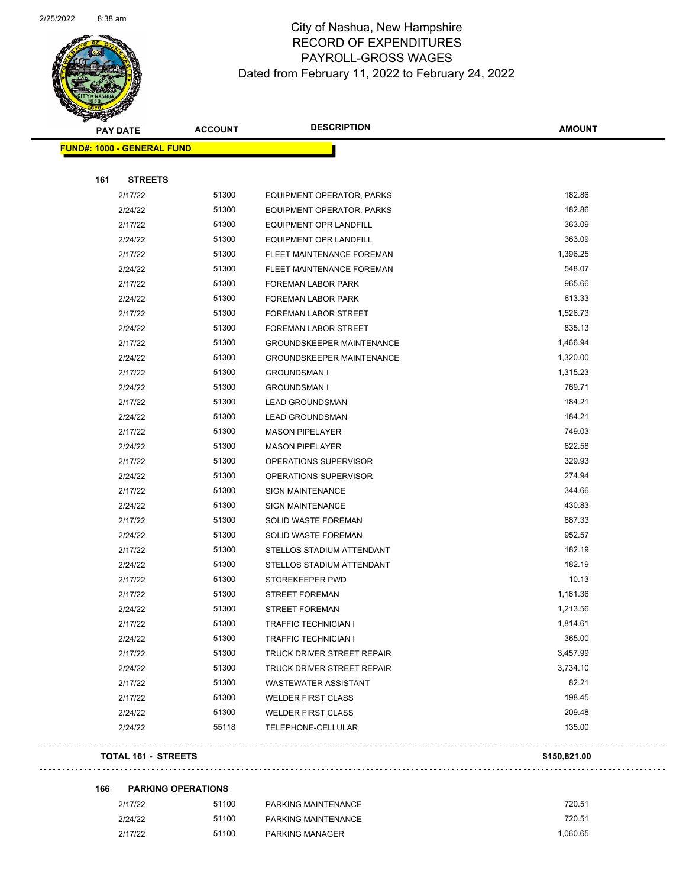# City of Nashua, New Hampshire
## RECORD OF EXPENDITURES
## PAYROLL-GROSS WAGES
### Dated from February 11, 2022 to February 24, 2022

**FUND#: 1000 - GENERAL FUND**

**161 STREETS**

| PAY DATE | ACCOUNT | DESCRIPTION | AMOUNT |
|---|---|---|---|
| 2/17/22 | 51300 | EQUIPMENT OPERATOR, PARKS | 182.86 |
| 2/24/22 | 51300 | EQUIPMENT OPERATOR, PARKS | 182.86 |
| 2/17/22 | 51300 | EQUIPMENT OPR LANDFILL | 363.09 |
| 2/24/22 | 51300 | EQUIPMENT OPR LANDFILL | 363.09 |
| 2/17/22 | 51300 | FLEET MAINTENANCE FOREMAN | 1,396.25 |
| 2/24/22 | 51300 | FLEET MAINTENANCE FOREMAN | 548.07 |
| 2/17/22 | 51300 | FOREMAN LABOR PARK | 965.66 |
| 2/24/22 | 51300 | FOREMAN LABOR PARK | 613.33 |
| 2/17/22 | 51300 | FOREMAN LABOR STREET | 1,526.73 |
| 2/24/22 | 51300 | FOREMAN LABOR STREET | 835.13 |
| 2/17/22 | 51300 | GROUNDSKEEPER MAINTENANCE | 1,466.94 |
| 2/24/22 | 51300 | GROUNDSKEEPER MAINTENANCE | 1,320.00 |
| 2/17/22 | 51300 | GROUNDSMAN I | 1,315.23 |
| 2/24/22 | 51300 | GROUNDSMAN I | 769.71 |
| 2/17/22 | 51300 | LEAD GROUNDSMAN | 184.21 |
| 2/24/22 | 51300 | LEAD GROUNDSMAN | 184.21 |
| 2/17/22 | 51300 | MASON PIPELAYER | 749.03 |
| 2/24/22 | 51300 | MASON PIPELAYER | 622.58 |
| 2/17/22 | 51300 | OPERATIONS SUPERVISOR | 329.93 |
| 2/24/22 | 51300 | OPERATIONS SUPERVISOR | 274.94 |
| 2/17/22 | 51300 | SIGN MAINTENANCE | 344.66 |
| 2/24/22 | 51300 | SIGN MAINTENANCE | 430.83 |
| 2/17/22 | 51300 | SOLID WASTE FOREMAN | 887.33 |
| 2/24/22 | 51300 | SOLID WASTE FOREMAN | 952.57 |
| 2/17/22 | 51300 | STELLOS STADIUM ATTENDANT | 182.19 |
| 2/24/22 | 51300 | STELLOS STADIUM ATTENDANT | 182.19 |
| 2/17/22 | 51300 | STOREKEEPER PWD | 10.13 |
| 2/17/22 | 51300 | STREET FOREMAN | 1,161.36 |
| 2/24/22 | 51300 | STREET FOREMAN | 1,213.56 |
| 2/17/22 | 51300 | TRAFFIC TECHNICIAN I | 1,814.61 |
| 2/24/22 | 51300 | TRAFFIC TECHNICIAN I | 365.00 |
| 2/17/22 | 51300 | TRUCK DRIVER STREET REPAIR | 3,457.99 |
| 2/24/22 | 51300 | TRUCK DRIVER STREET REPAIR | 3,734.10 |
| 2/17/22 | 51300 | WASTEWATER ASSISTANT | 82.21 |
| 2/17/22 | 51300 | WELDER FIRST CLASS | 198.45 |
| 2/24/22 | 51300 | WELDER FIRST CLASS | 209.48 |
| 2/24/22 | 55118 | TELEPHONE-CELLULAR | 135.00 |

**TOTAL 161 - STREETS** **$150,821.00**

**166 PARKING OPERATIONS**

| PAY DATE | ACCOUNT | DESCRIPTION | AMOUNT |
|---|---|---|---|
| 2/17/22 | 51100 | PARKING MAINTENANCE | 720.51 |
| 2/24/22 | 51100 | PARKING MAINTENANCE | 720.51 |
| 2/17/22 | 51100 | PARKING MANAGER | 1,060.65 |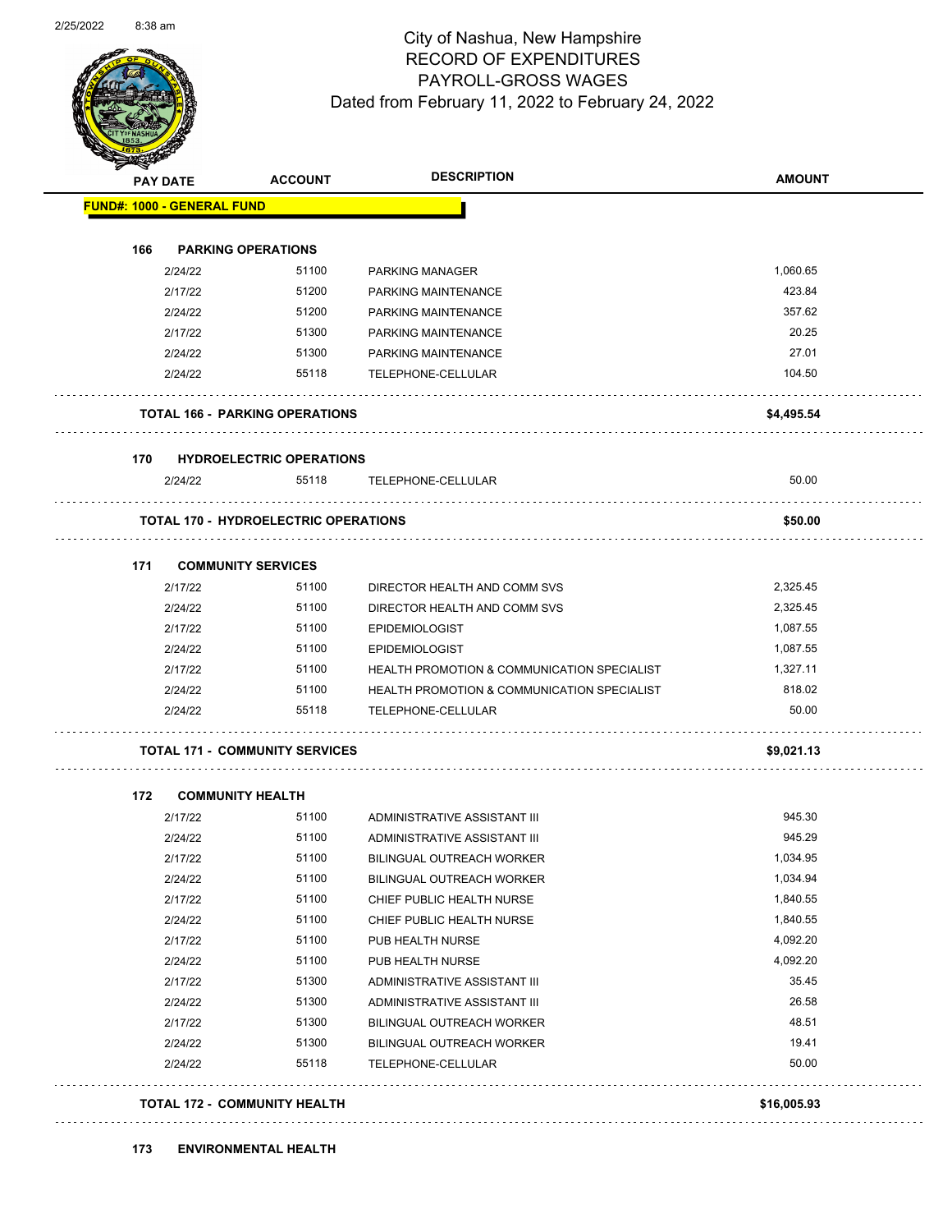# City of Nashua, New Hampshire
## RECORD OF EXPENDITURES
## PAYROLL-GROSS WAGES
### Dated from February 11, 2022 to February 24, 2022

| PAY DATE | ACCOUNT | DESCRIPTION | AMOUNT |
|---|---|---|---|
| **FUND#: 1000 - GENERAL FUND** | | | |
| **166 PARKING OPERATIONS** | | | |
| 2/24/22 | 51100 | PARKING MANAGER | 1,060.65 |
| 2/17/22 | 51200 | PARKING MAINTENANCE | 423.84 |
| 2/24/22 | 51200 | PARKING MAINTENANCE | 357.62 |
| 2/17/22 | 51300 | PARKING MAINTENANCE | 20.25 |
| 2/24/22 | 51300 | PARKING MAINTENANCE | 27.01 |
| 2/24/22 | 55118 | TELEPHONE-CELLULAR | 104.50 |
| **TOTAL 166 - PARKING OPERATIONS** | | | **$4,495.54** |
| **170 HYDROELECTRIC OPERATIONS** | | | |
| 2/24/22 | 55118 | TELEPHONE-CELLULAR | 50.00 |
| **TOTAL 170 - HYDROELECTRIC OPERATIONS** | | | **$50.00** |
| **171 COMMUNITY SERVICES** | | | |
| 2/17/22 | 51100 | DIRECTOR HEALTH AND COMM SVS | 2,325.45 |
| 2/24/22 | 51100 | DIRECTOR HEALTH AND COMM SVS | 2,325.45 |
| 2/17/22 | 51100 | EPIDEMIOLOGIST | 1,087.55 |
| 2/24/22 | 51100 | EPIDEMIOLOGIST | 1,087.55 |
| 2/17/22 | 51100 | HEALTH PROMOTION & COMMUNICATION SPECIALIST | 1,327.11 |
| 2/24/22 | 51100 | HEALTH PROMOTION & COMMUNICATION SPECIALIST | 818.02 |
| 2/24/22 | 55118 | TELEPHONE-CELLULAR | 50.00 |
| **TOTAL 171 - COMMUNITY SERVICES** | | | **$9,021.13** |
| **172 COMMUNITY HEALTH** | | | |
| 2/17/22 | 51100 | ADMINISTRATIVE ASSISTANT III | 945.30 |
| 2/24/22 | 51100 | ADMINISTRATIVE ASSISTANT III | 945.29 |
| 2/17/22 | 51100 | BILINGUAL OUTREACH WORKER | 1,034.95 |
| 2/24/22 | 51100 | BILINGUAL OUTREACH WORKER | 1,034.94 |
| 2/17/22 | 51100 | CHIEF PUBLIC HEALTH NURSE | 1,840.55 |
| 2/24/22 | 51100 | CHIEF PUBLIC HEALTH NURSE | 1,840.55 |
| 2/17/22 | 51100 | PUB HEALTH NURSE | 4,092.20 |
| 2/24/22 | 51100 | PUB HEALTH NURSE | 4,092.20 |
| 2/17/22 | 51300 | ADMINISTRATIVE ASSISTANT III | 35.45 |
| 2/24/22 | 51300 | ADMINISTRATIVE ASSISTANT III | 26.58 |
| 2/17/22 | 51300 | BILINGUAL OUTREACH WORKER | 48.51 |
| 2/24/22 | 51300 | BILINGUAL OUTREACH WORKER | 19.41 |
| 2/24/22 | 55118 | TELEPHONE-CELLULAR | 50.00 |
| **TOTAL 172 - COMMUNITY HEALTH** | | | **$16,005.93** |
| **173 ENVIRONMENTAL HEALTH** | | | |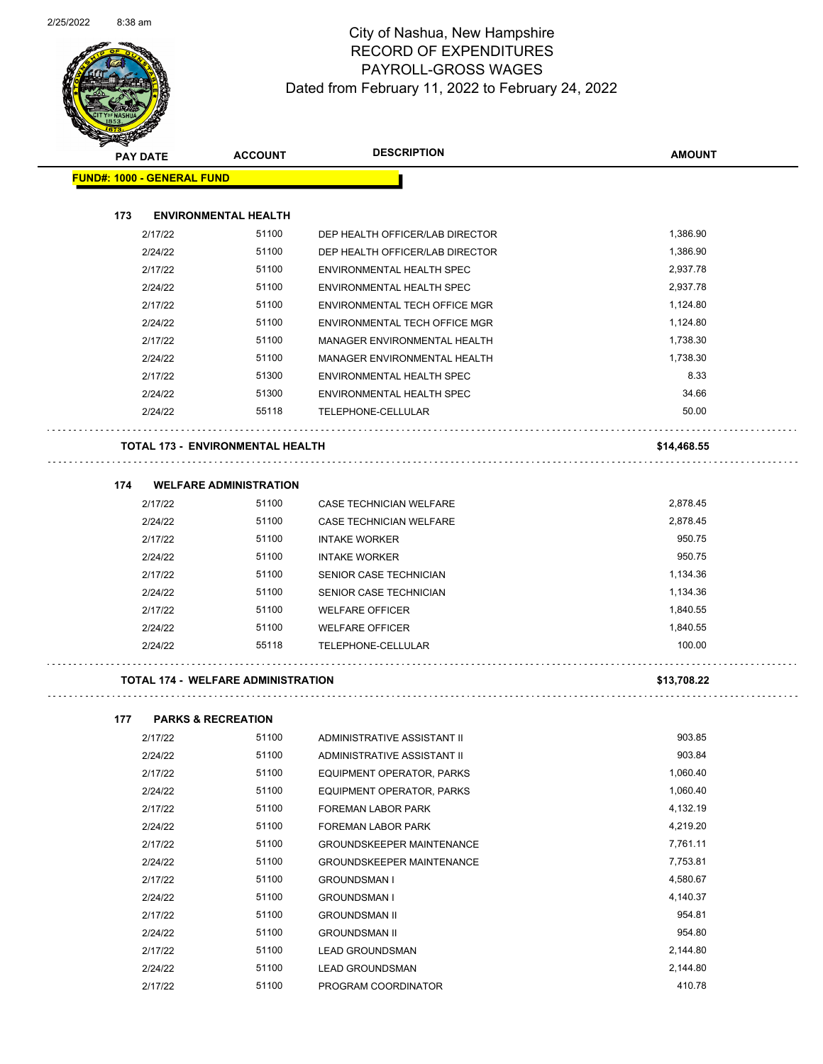# City of Nashua, New Hampshire
## RECORD OF EXPENDITURES
## PAYROLL-GROSS WAGES
### Dated from February 11, 2022 to February 24, 2022

| PAY DATE | ACCOUNT | DESCRIPTION | AMOUNT |
|---|---|---|---|
| **FUND#: 1000 - GENERAL FUND** | | | |
| **173 ENVIRONMENTAL HEALTH** | | | |
| 2/17/22 | 51100 | DEP HEALTH OFFICER/LAB DIRECTOR | 1,386.90 |
| 2/24/22 | 51100 | DEP HEALTH OFFICER/LAB DIRECTOR | 1,386.90 |
| 2/17/22 | 51100 | ENVIRONMENTAL HEALTH SPEC | 2,937.78 |
| 2/24/22 | 51100 | ENVIRONMENTAL HEALTH SPEC | 2,937.78 |
| 2/17/22 | 51100 | ENVIRONMENTAL TECH OFFICE MGR | 1,124.80 |
| 2/24/22 | 51100 | ENVIRONMENTAL TECH OFFICE MGR | 1,124.80 |
| 2/17/22 | 51100 | MANAGER ENVIRONMENTAL HEALTH | 1,738.30 |
| 2/24/22 | 51100 | MANAGER ENVIRONMENTAL HEALTH | 1,738.30 |
| 2/17/22 | 51300 | ENVIRONMENTAL HEALTH SPEC | 8.33 |
| 2/24/22 | 51300 | ENVIRONMENTAL HEALTH SPEC | 34.66 |
| 2/24/22 | 55118 | TELEPHONE-CELLULAR | 50.00 |
| **TOTAL 173 - ENVIRONMENTAL HEALTH** | | | **$14,468.55** |
| **174 WELFARE ADMINISTRATION** | | | |
| 2/17/22 | 51100 | CASE TECHNICIAN WELFARE | 2,878.45 |
| 2/24/22 | 51100 | CASE TECHNICIAN WELFARE | 2,878.45 |
| 2/17/22 | 51100 | INTAKE WORKER | 950.75 |
| 2/24/22 | 51100 | INTAKE WORKER | 950.75 |
| 2/17/22 | 51100 | SENIOR CASE TECHNICIAN | 1,134.36 |
| 2/24/22 | 51100 | SENIOR CASE TECHNICIAN | 1,134.36 |
| 2/17/22 | 51100 | WELFARE OFFICER | 1,840.55 |
| 2/24/22 | 51100 | WELFARE OFFICER | 1,840.55 |
| 2/24/22 | 55118 | TELEPHONE-CELLULAR | 100.00 |
| **TOTAL 174 - WELFARE ADMINISTRATION** | | | **$13,708.22** |
| **177 PARKS & RECREATION** | | | |
| 2/17/22 | 51100 | ADMINISTRATIVE ASSISTANT II | 903.85 |
| 2/24/22 | 51100 | ADMINISTRATIVE ASSISTANT II | 903.84 |
| 2/17/22 | 51100 | EQUIPMENT OPERATOR, PARKS | 1,060.40 |
| 2/24/22 | 51100 | EQUIPMENT OPERATOR, PARKS | 1,060.40 |
| 2/17/22 | 51100 | FOREMAN LABOR PARK | 4,132.19 |
| 2/24/22 | 51100 | FOREMAN LABOR PARK | 4,219.20 |
| 2/17/22 | 51100 | GROUNDSKEEPER MAINTENANCE | 7,761.11 |
| 2/24/22 | 51100 | GROUNDSKEEPER MAINTENANCE | 7,753.81 |
| 2/17/22 | 51100 | GROUNDSMAN I | 4,580.67 |
| 2/24/22 | 51100 | GROUNDSMAN I | 4,140.37 |
| 2/17/22 | 51100 | GROUNDSMAN II | 954.81 |
| 2/24/22 | 51100 | GROUNDSMAN II | 954.80 |
| 2/17/22 | 51100 | LEAD GROUNDSMAN | 2,144.80 |
| 2/24/22 | 51100 | LEAD GROUNDSMAN | 2,144.80 |
| 2/17/22 | 51100 | PROGRAM COORDINATOR | 410.78 |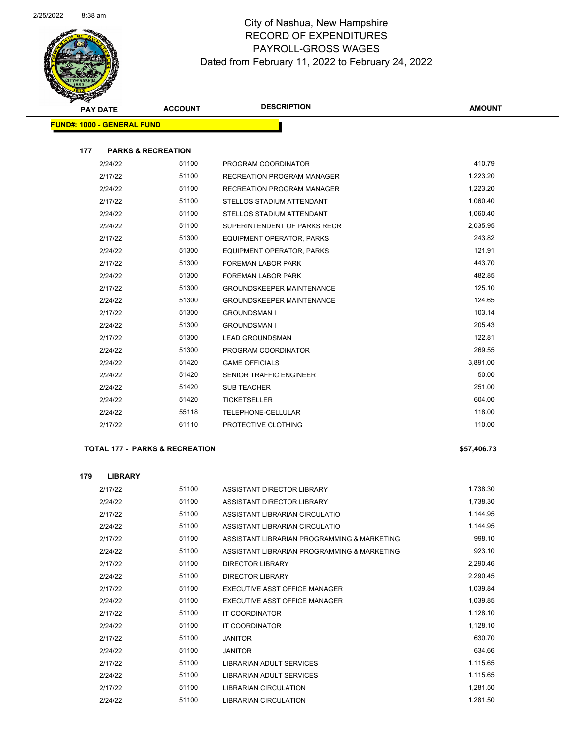# City of Nashua, New Hampshire
## RECORD OF EXPENDITURES
## PAYROLL-GROSS WAGES
### Dated from February 11, 2022 to February 24, 2022

| PAY DATE | ACCOUNT | DESCRIPTION | AMOUNT |
|---|---|---|---|
| **FUND#: 1000 - GENERAL FUND** | | | |
| **177 PARKS & RECREATION** | | | |
| 2/24/22 | 51100 | PROGRAM COORDINATOR | 410.79 |
| 2/17/22 | 51100 | RECREATION PROGRAM MANAGER | 1,223.20 |
| 2/24/22 | 51100 | RECREATION PROGRAM MANAGER | 1,223.20 |
| 2/17/22 | 51100 | STELLOS STADIUM ATTENDANT | 1,060.40 |
| 2/24/22 | 51100 | STELLOS STADIUM ATTENDANT | 1,060.40 |
| 2/24/22 | 51100 | SUPERINTENDENT OF PARKS RECR | 2,035.95 |
| 2/17/22 | 51300 | EQUIPMENT OPERATOR, PARKS | 243.82 |
| 2/24/22 | 51300 | EQUIPMENT OPERATOR, PARKS | 121.91 |
| 2/17/22 | 51300 | FOREMAN LABOR PARK | 443.70 |
| 2/24/22 | 51300 | FOREMAN LABOR PARK | 482.85 |
| 2/17/22 | 51300 | GROUNDSKEEPER MAINTENANCE | 125.10 |
| 2/24/22 | 51300 | GROUNDSKEEPER MAINTENANCE | 124.65 |
| 2/17/22 | 51300 | GROUNDSMAN I | 103.14 |
| 2/24/22 | 51300 | GROUNDSMAN I | 205.43 |
| 2/17/22 | 51300 | LEAD GROUNDSMAN | 122.81 |
| 2/24/22 | 51300 | PROGRAM COORDINATOR | 269.55 |
| 2/24/22 | 51420 | GAME OFFICIALS | 3,891.00 |
| 2/24/22 | 51420 | SENIOR TRAFFIC ENGINEER | 50.00 |
| 2/24/22 | 51420 | SUB TEACHER | 251.00 |
| 2/24/22 | 51420 | TICKETSELLER | 604.00 |
| 2/24/22 | 55118 | TELEPHONE-CELLULAR | 118.00 |
| 2/17/22 | 61110 | PROTECTIVE CLOTHING | 110.00 |
| **TOTAL 177 - PARKS & RECREATION** | | | **$57,406.73** |
| **179 LIBRARY** | | | |
| 2/17/22 | 51100 | ASSISTANT DIRECTOR LIBRARY | 1,738.30 |
| 2/24/22 | 51100 | ASSISTANT DIRECTOR LIBRARY | 1,738.30 |
| 2/17/22 | 51100 | ASSISTANT LIBRARIAN CIRCULATIO | 1,144.95 |
| 2/24/22 | 51100 | ASSISTANT LIBRARIAN CIRCULATIO | 1,144.95 |
| 2/17/22 | 51100 | ASSISTANT LIBRARIAN PROGRAMMING & MARKETING | 998.10 |
| 2/24/22 | 51100 | ASSISTANT LIBRARIAN PROGRAMMING & MARKETING | 923.10 |
| 2/17/22 | 51100 | DIRECTOR LIBRARY | 2,290.46 |
| 2/24/22 | 51100 | DIRECTOR LIBRARY | 2,290.45 |
| 2/17/22 | 51100 | EXECUTIVE ASST OFFICE MANAGER | 1,039.84 |
| 2/24/22 | 51100 | EXECUTIVE ASST OFFICE MANAGER | 1,039.85 |
| 2/17/22 | 51100 | IT COORDINATOR | 1,128.10 |
| 2/24/22 | 51100 | IT COORDINATOR | 1,128.10 |
| 2/17/22 | 51100 | JANITOR | 630.70 |
| 2/24/22 | 51100 | JANITOR | 634.66 |
| 2/17/22 | 51100 | LIBRARIAN ADULT SERVICES | 1,115.65 |
| 2/24/22 | 51100 | LIBRARIAN ADULT SERVICES | 1,115.65 |
| 2/17/22 | 51100 | LIBRARIAN CIRCULATION | 1,281.50 |
| 2/24/22 | 51100 | LIBRARIAN CIRCULATION | 1,281.50 |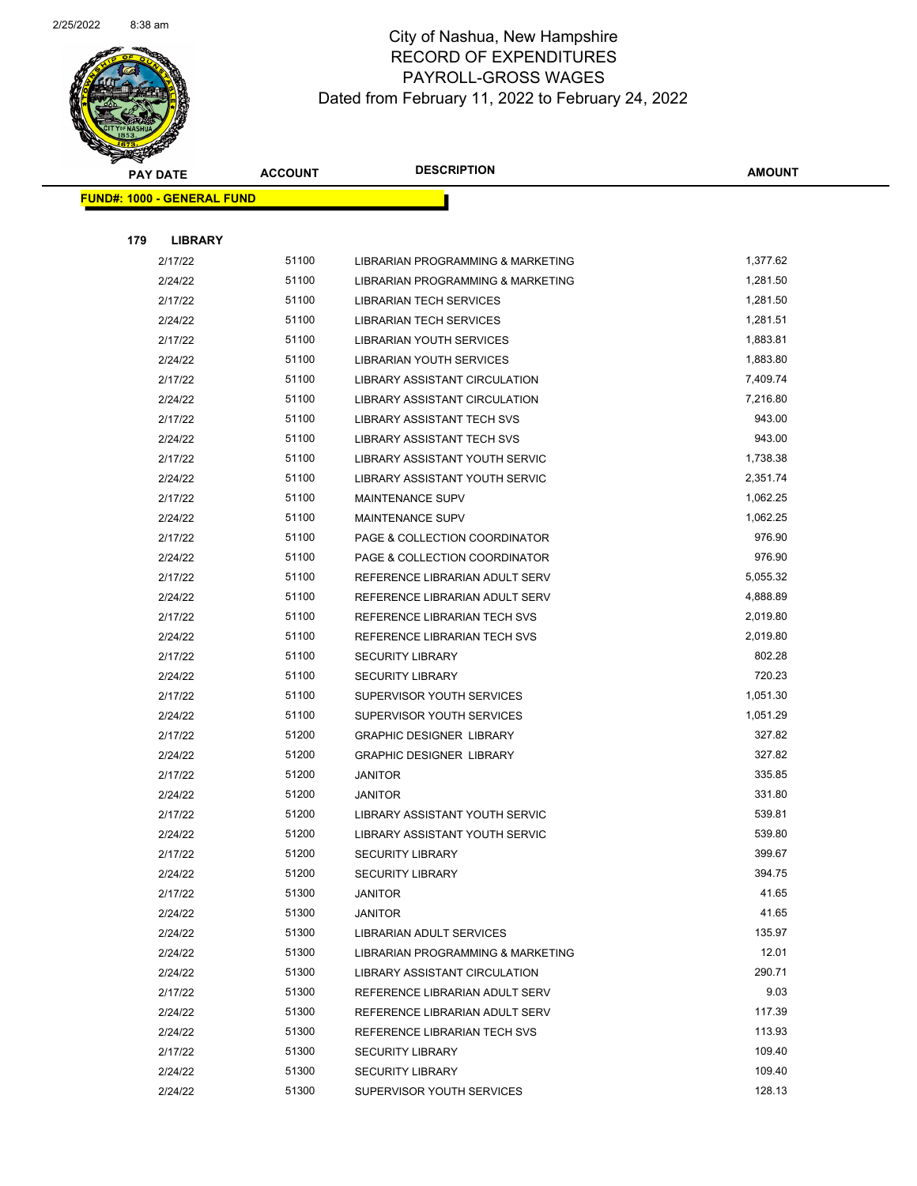# City of Nashua, New Hampshire
# RECORD OF EXPENDITURES
# PAYROLL-GROSS WAGES
## Dated from February 11, 2022 to February 24, 2022

**FUND#: 1000 - GENERAL FUND**

**179 LIBRARY**

| PAY DATE | ACCOUNT | DESCRIPTION | AMOUNT |
|---|---|---|---|
| 2/17/22 | 51100 | LIBRARIAN PROGRAMMING & MARKETING | 1,377.62 |
| 2/24/22 | 51100 | LIBRARIAN PROGRAMMING & MARKETING | 1,281.50 |
| 2/17/22 | 51100 | LIBRARIAN TECH SERVICES | 1,281.50 |
| 2/24/22 | 51100 | LIBRARIAN TECH SERVICES | 1,281.51 |
| 2/17/22 | 51100 | LIBRARIAN YOUTH SERVICES | 1,883.81 |
| 2/24/22 | 51100 | LIBRARIAN YOUTH SERVICES | 1,883.80 |
| 2/17/22 | 51100 | LIBRARY ASSISTANT CIRCULATION | 7,409.74 |
| 2/24/22 | 51100 | LIBRARY ASSISTANT CIRCULATION | 7,216.80 |
| 2/17/22 | 51100 | LIBRARY ASSISTANT TECH SVS | 943.00 |
| 2/24/22 | 51100 | LIBRARY ASSISTANT TECH SVS | 943.00 |
| 2/17/22 | 51100 | LIBRARY ASSISTANT YOUTH SERVIC | 1,738.38 |
| 2/24/22 | 51100 | LIBRARY ASSISTANT YOUTH SERVIC | 2,351.74 |
| 2/17/22 | 51100 | MAINTENANCE SUPV | 1,062.25 |
| 2/24/22 | 51100 | MAINTENANCE SUPV | 1,062.25 |
| 2/17/22 | 51100 | PAGE & COLLECTION COORDINATOR | 976.90 |
| 2/24/22 | 51100 | PAGE & COLLECTION COORDINATOR | 976.90 |
| 2/17/22 | 51100 | REFERENCE LIBRARIAN ADULT SERV | 5,055.32 |
| 2/24/22 | 51100 | REFERENCE LIBRARIAN ADULT SERV | 4,888.89 |
| 2/17/22 | 51100 | REFERENCE LIBRARIAN TECH SVS | 2,019.80 |
| 2/24/22 | 51100 | REFERENCE LIBRARIAN TECH SVS | 2,019.80 |
| 2/17/22 | 51100 | SECURITY LIBRARY | 802.28 |
| 2/24/22 | 51100 | SECURITY LIBRARY | 720.23 |
| 2/17/22 | 51100 | SUPERVISOR YOUTH SERVICES | 1,051.30 |
| 2/24/22 | 51100 | SUPERVISOR YOUTH SERVICES | 1,051.29 |
| 2/17/22 | 51200 | GRAPHIC DESIGNER LIBRARY | 327.82 |
| 2/24/22 | 51200 | GRAPHIC DESIGNER LIBRARY | 327.82 |
| 2/17/22 | 51200 | JANITOR | 335.85 |
| 2/24/22 | 51200 | JANITOR | 331.80 |
| 2/17/22 | 51200 | LIBRARY ASSISTANT YOUTH SERVIC | 539.81 |
| 2/24/22 | 51200 | LIBRARY ASSISTANT YOUTH SERVIC | 539.80 |
| 2/17/22 | 51200 | SECURITY LIBRARY | 399.67 |
| 2/24/22 | 51200 | SECURITY LIBRARY | 394.75 |
| 2/17/22 | 51300 | JANITOR | 41.65 |
| 2/24/22 | 51300 | JANITOR | 41.65 |
| 2/24/22 | 51300 | LIBRARIAN ADULT SERVICES | 135.97 |
| 2/24/22 | 51300 | LIBRARIAN PROGRAMMING & MARKETING | 12.01 |
| 2/24/22 | 51300 | LIBRARY ASSISTANT CIRCULATION | 290.71 |
| 2/17/22 | 51300 | REFERENCE LIBRARIAN ADULT SERV | 9.03 |
| 2/24/22 | 51300 | REFERENCE LIBRARIAN ADULT SERV | 117.39 |
| 2/24/22 | 51300 | REFERENCE LIBRARIAN TECH SVS | 113.93 |
| 2/17/22 | 51300 | SECURITY LIBRARY | 109.40 |
| 2/24/22 | 51300 | SECURITY LIBRARY | 109.40 |
| 2/24/22 | 51300 | SUPERVISOR YOUTH SERVICES | 128.13 |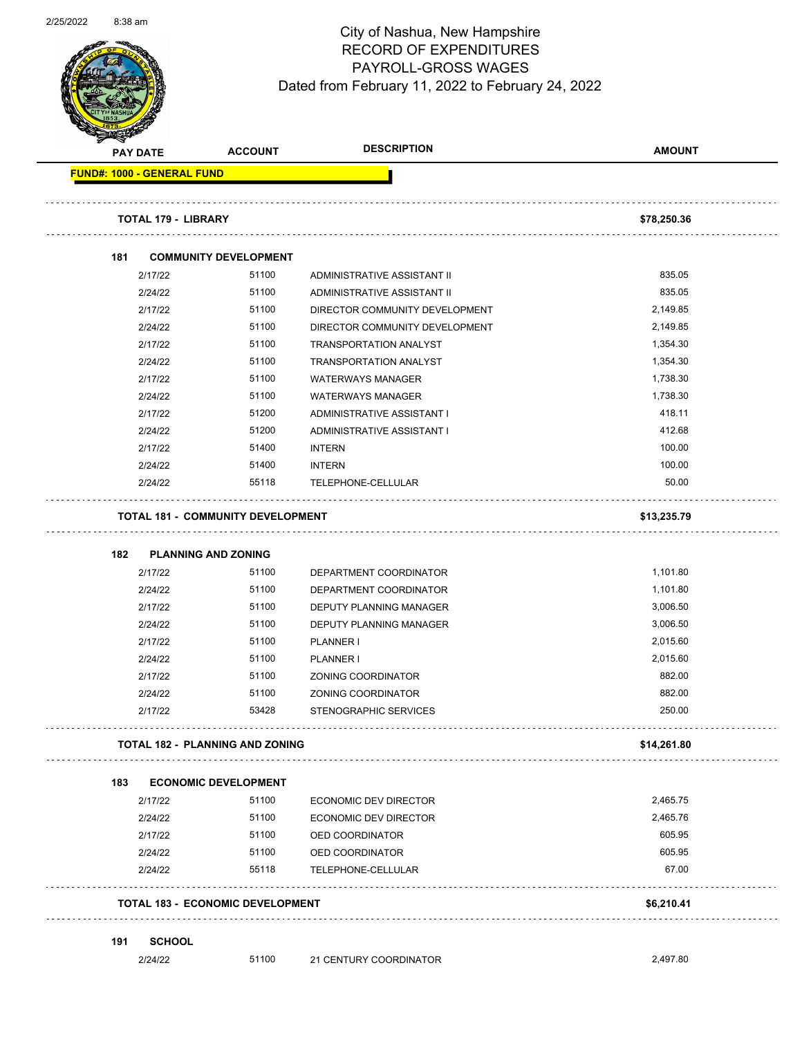# City of Nashua, New Hampshire
## RECORD OF EXPENDITURES
## PAYROLL-GROSS WAGES
### Dated from February 11, 2022 to February 24, 2022

| PAY DATE | ACCOUNT | DESCRIPTION | AMOUNT |
|---|---|---|---|
| **FUND#: 1000 - GENERAL FUND** | | | |
| **TOTAL 179 - LIBRARY** | | | **$78,250.36** |
| **181 COMMUNITY DEVELOPMENT** | | | |
| 2/17/22 | 51100 | ADMINISTRATIVE ASSISTANT II | 835.05 |
| 2/24/22 | 51100 | ADMINISTRATIVE ASSISTANT II | 835.05 |
| 2/17/22 | 51100 | DIRECTOR COMMUNITY DEVELOPMENT | 2,149.85 |
| 2/24/22 | 51100 | DIRECTOR COMMUNITY DEVELOPMENT | 2,149.85 |
| 2/17/22 | 51100 | TRANSPORTATION ANALYST | 1,354.30 |
| 2/24/22 | 51100 | TRANSPORTATION ANALYST | 1,354.30 |
| 2/17/22 | 51100 | WATERWAYS MANAGER | 1,738.30 |
| 2/24/22 | 51100 | WATERWAYS MANAGER | 1,738.30 |
| 2/17/22 | 51200 | ADMINISTRATIVE ASSISTANT I | 418.11 |
| 2/24/22 | 51200 | ADMINISTRATIVE ASSISTANT I | 412.68 |
| 2/17/22 | 51400 | INTERN | 100.00 |
| 2/24/22 | 51400 | INTERN | 100.00 |
| 2/24/22 | 55118 | TELEPHONE-CELLULAR | 50.00 |
| **TOTAL 181 - COMMUNITY DEVELOPMENT** | | | **$13,235.79** |
| **182 PLANNING AND ZONING** | | | |
| 2/17/22 | 51100 | DEPARTMENT COORDINATOR | 1,101.80 |
| 2/24/22 | 51100 | DEPARTMENT COORDINATOR | 1,101.80 |
| 2/17/22 | 51100 | DEPUTY PLANNING MANAGER | 3,006.50 |
| 2/24/22 | 51100 | DEPUTY PLANNING MANAGER | 3,006.50 |
| 2/17/22 | 51100 | PLANNER I | 2,015.60 |
| 2/24/22 | 51100 | PLANNER I | 2,015.60 |
| 2/17/22 | 51100 | ZONING COORDINATOR | 882.00 |
| 2/24/22 | 51100 | ZONING COORDINATOR | 882.00 |
| 2/17/22 | 53428 | STENOGRAPHIC SERVICES | 250.00 |
| **TOTAL 182 - PLANNING AND ZONING** | | | **$14,261.80** |
| **183 ECONOMIC DEVELOPMENT** | | | |
| 2/17/22 | 51100 | ECONOMIC DEV DIRECTOR | 2,465.75 |
| 2/24/22 | 51100 | ECONOMIC DEV DIRECTOR | 2,465.76 |
| 2/17/22 | 51100 | OED COORDINATOR | 605.95 |
| 2/24/22 | 51100 | OED COORDINATOR | 605.95 |
| 2/24/22 | 55118 | TELEPHONE-CELLULAR | 67.00 |
| **TOTAL 183 - ECONOMIC DEVELOPMENT** | | | **$6,210.41** |
| **191 SCHOOL** | | | |
| 2/24/22 | 51100 | 21 CENTURY COORDINATOR | 2,497.80 |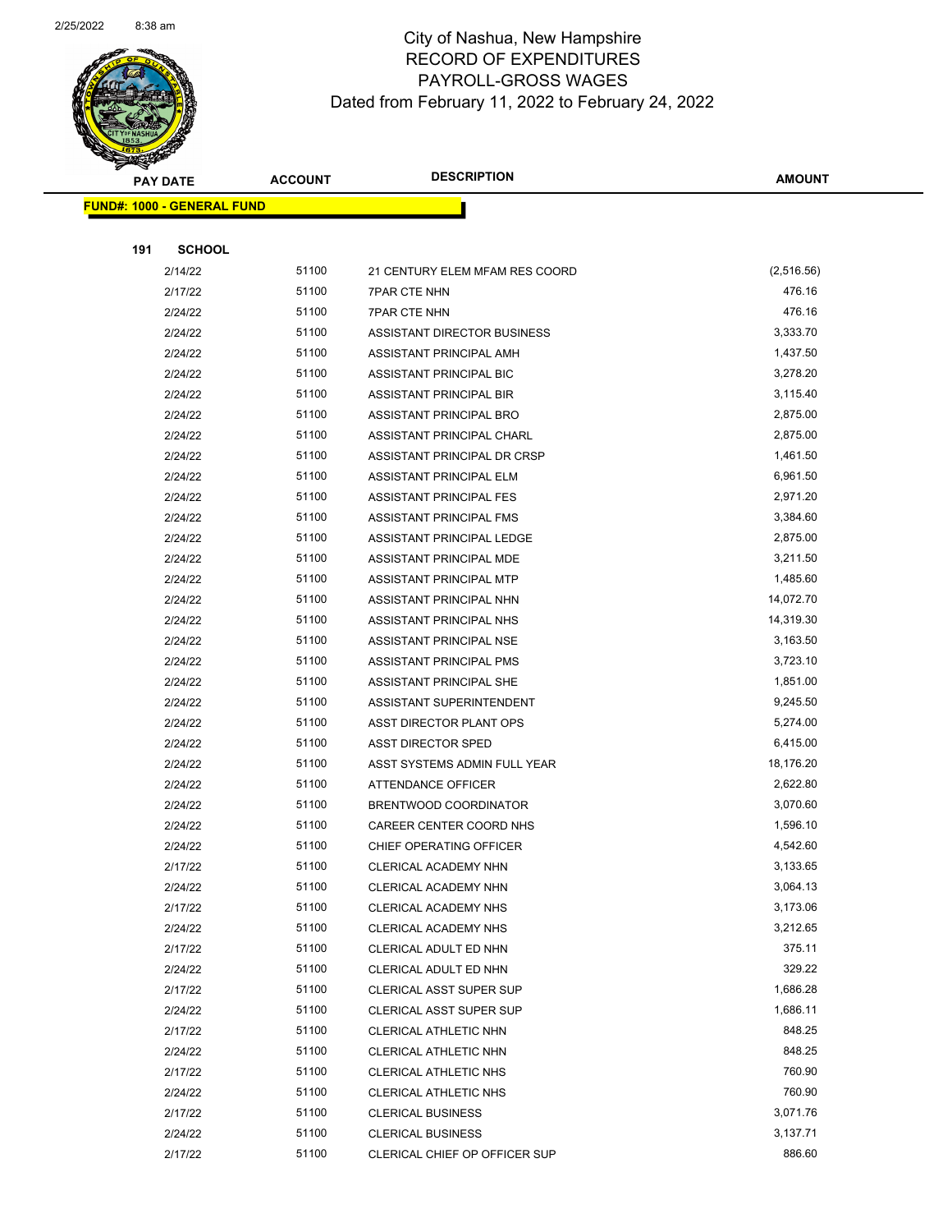# City of Nashua, New Hampshire
## RECORD OF EXPENDITURES
## PAYROLL-GROSS WAGES
### Dated from February 11, 2022 to February 24, 2022

**FUND#: 1000 - GENERAL FUND**

**191 SCHOOL**

| PAY DATE | ACCOUNT | DESCRIPTION | AMOUNT |
|---|---|---|---|
| 2/14/22 | 51100 | 21 CENTURY ELEM MFAM RES COORD | (2,516.56) |
| 2/17/22 | 51100 | 7PAR CTE NHN | 476.16 |
| 2/24/22 | 51100 | 7PAR CTE NHN | 476.16 |
| 2/24/22 | 51100 | ASSISTANT DIRECTOR BUSINESS | 3,333.70 |
| 2/24/22 | 51100 | ASSISTANT PRINCIPAL AMH | 1,437.50 |
| 2/24/22 | 51100 | ASSISTANT PRINCIPAL BIC | 3,278.20 |
| 2/24/22 | 51100 | ASSISTANT PRINCIPAL BIR | 3,115.40 |
| 2/24/22 | 51100 | ASSISTANT PRINCIPAL BRO | 2,875.00 |
| 2/24/22 | 51100 | ASSISTANT PRINCIPAL CHARL | 2,875.00 |
| 2/24/22 | 51100 | ASSISTANT PRINCIPAL DR CRSP | 1,461.50 |
| 2/24/22 | 51100 | ASSISTANT PRINCIPAL ELM | 6,961.50 |
| 2/24/22 | 51100 | ASSISTANT PRINCIPAL FES | 2,971.20 |
| 2/24/22 | 51100 | ASSISTANT PRINCIPAL FMS | 3,384.60 |
| 2/24/22 | 51100 | ASSISTANT PRINCIPAL LEDGE | 2,875.00 |
| 2/24/22 | 51100 | ASSISTANT PRINCIPAL MDE | 3,211.50 |
| 2/24/22 | 51100 | ASSISTANT PRINCIPAL MTP | 1,485.60 |
| 2/24/22 | 51100 | ASSISTANT PRINCIPAL NHN | 14,072.70 |
| 2/24/22 | 51100 | ASSISTANT PRINCIPAL NHS | 14,319.30 |
| 2/24/22 | 51100 | ASSISTANT PRINCIPAL NSE | 3,163.50 |
| 2/24/22 | 51100 | ASSISTANT PRINCIPAL PMS | 3,723.10 |
| 2/24/22 | 51100 | ASSISTANT PRINCIPAL SHE | 1,851.00 |
| 2/24/22 | 51100 | ASSISTANT SUPERINTENDENT | 9,245.50 |
| 2/24/22 | 51100 | ASST DIRECTOR PLANT OPS | 5,274.00 |
| 2/24/22 | 51100 | ASST DIRECTOR SPED | 6,415.00 |
| 2/24/22 | 51100 | ASST SYSTEMS ADMIN FULL YEAR | 18,176.20 |
| 2/24/22 | 51100 | ATTENDANCE OFFICER | 2,622.80 |
| 2/24/22 | 51100 | BRENTWOOD COORDINATOR | 3,070.60 |
| 2/24/22 | 51100 | CAREER CENTER COORD NHS | 1,596.10 |
| 2/24/22 | 51100 | CHIEF OPERATING OFFICER | 4,542.60 |
| 2/17/22 | 51100 | CLERICAL ACADEMY NHN | 3,133.65 |
| 2/24/22 | 51100 | CLERICAL ACADEMY NHN | 3,064.13 |
| 2/17/22 | 51100 | CLERICAL ACADEMY NHS | 3,173.06 |
| 2/24/22 | 51100 | CLERICAL ACADEMY NHS | 3,212.65 |
| 2/17/22 | 51100 | CLERICAL ADULT ED NHN | 375.11 |
| 2/24/22 | 51100 | CLERICAL ADULT ED NHN | 329.22 |
| 2/17/22 | 51100 | CLERICAL ASST SUPER SUP | 1,686.28 |
| 2/24/22 | 51100 | CLERICAL ASST SUPER SUP | 1,686.11 |
| 2/17/22 | 51100 | CLERICAL ATHLETIC NHN | 848.25 |
| 2/24/22 | 51100 | CLERICAL ATHLETIC NHN | 848.25 |
| 2/17/22 | 51100 | CLERICAL ATHLETIC NHS | 760.90 |
| 2/24/22 | 51100 | CLERICAL ATHLETIC NHS | 760.90 |
| 2/17/22 | 51100 | CLERICAL BUSINESS | 3,071.76 |
| 2/24/22 | 51100 | CLERICAL BUSINESS | 3,137.71 |
| 2/17/22 | 51100 | CLERICAL CHIEF OP OFFICER SUP | 886.60 |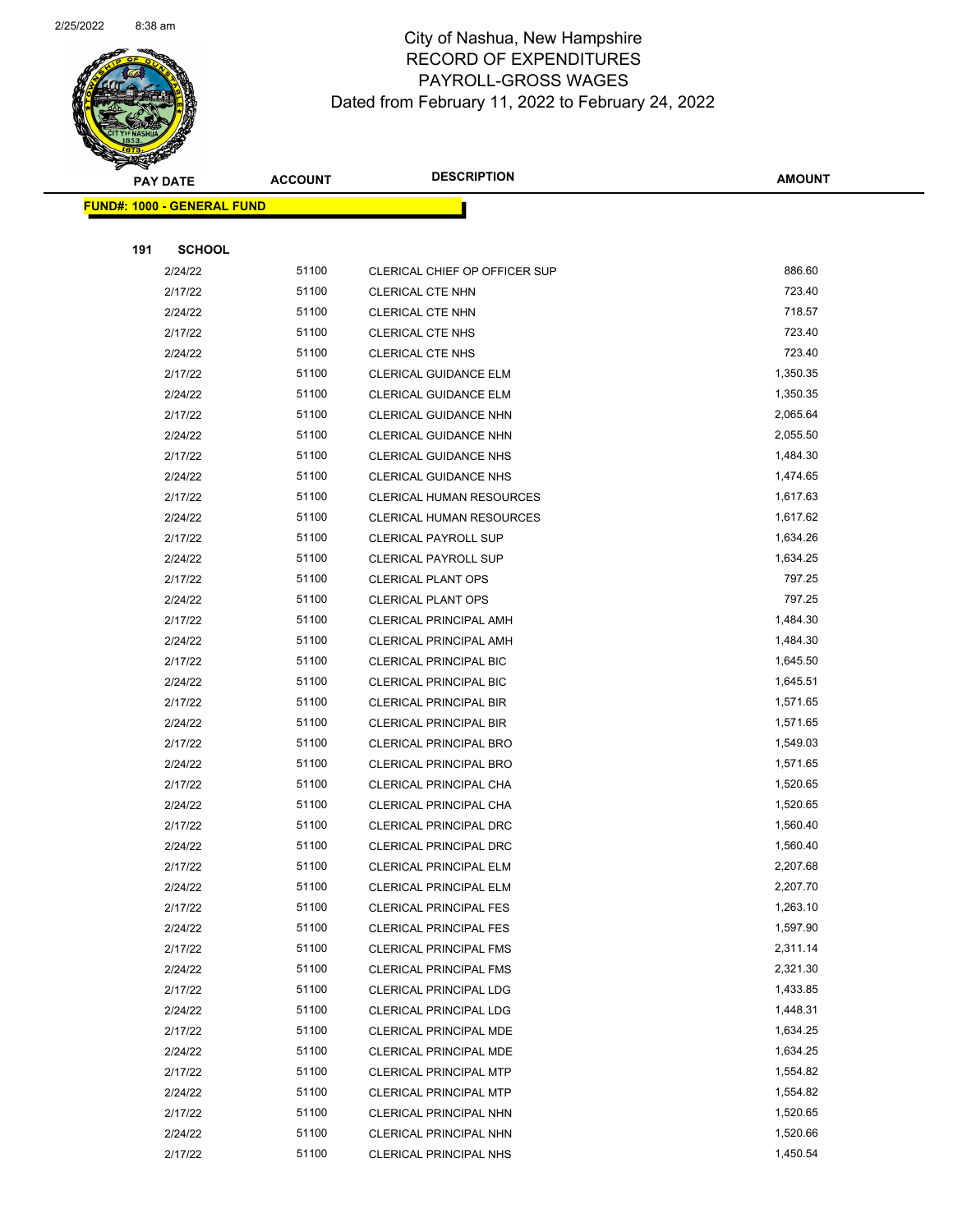# City of Nashua, New Hampshire
## RECORD OF EXPENDITURES
## PAYROLL-GROSS WAGES
## Dated from February 11, 2022 to February 24, 2022

**FUND#: 1000 - GENERAL FUND**

**191 SCHOOL**

| PAY DATE | ACCOUNT | DESCRIPTION | AMOUNT |
|---|---|---|---|
| 2/24/22 | 51100 | CLERICAL CHIEF OP OFFICER SUP | 886.60 |
| 2/17/22 | 51100 | CLERICAL CTE NHN | 723.40 |
| 2/24/22 | 51100 | CLERICAL CTE NHN | 718.57 |
| 2/17/22 | 51100 | CLERICAL CTE NHS | 723.40 |
| 2/24/22 | 51100 | CLERICAL CTE NHS | 723.40 |
| 2/17/22 | 51100 | CLERICAL GUIDANCE ELM | 1,350.35 |
| 2/24/22 | 51100 | CLERICAL GUIDANCE ELM | 1,350.35 |
| 2/17/22 | 51100 | CLERICAL GUIDANCE NHN | 2,065.64 |
| 2/24/22 | 51100 | CLERICAL GUIDANCE NHN | 2,055.50 |
| 2/17/22 | 51100 | CLERICAL GUIDANCE NHS | 1,484.30 |
| 2/24/22 | 51100 | CLERICAL GUIDANCE NHS | 1,474.65 |
| 2/17/22 | 51100 | CLERICAL HUMAN RESOURCES | 1,617.63 |
| 2/24/22 | 51100 | CLERICAL HUMAN RESOURCES | 1,617.62 |
| 2/17/22 | 51100 | CLERICAL PAYROLL SUP | 1,634.26 |
| 2/24/22 | 51100 | CLERICAL PAYROLL SUP | 1,634.25 |
| 2/17/22 | 51100 | CLERICAL PLANT OPS | 797.25 |
| 2/24/22 | 51100 | CLERICAL PLANT OPS | 797.25 |
| 2/17/22 | 51100 | CLERICAL PRINCIPAL AMH | 1,484.30 |
| 2/24/22 | 51100 | CLERICAL PRINCIPAL AMH | 1,484.30 |
| 2/17/22 | 51100 | CLERICAL PRINCIPAL BIC | 1,645.50 |
| 2/24/22 | 51100 | CLERICAL PRINCIPAL BIC | 1,645.51 |
| 2/17/22 | 51100 | CLERICAL PRINCIPAL BIR | 1,571.65 |
| 2/24/22 | 51100 | CLERICAL PRINCIPAL BIR | 1,571.65 |
| 2/17/22 | 51100 | CLERICAL PRINCIPAL BRO | 1,549.03 |
| 2/24/22 | 51100 | CLERICAL PRINCIPAL BRO | 1,571.65 |
| 2/17/22 | 51100 | CLERICAL PRINCIPAL CHA | 1,520.65 |
| 2/24/22 | 51100 | CLERICAL PRINCIPAL CHA | 1,520.65 |
| 2/17/22 | 51100 | CLERICAL PRINCIPAL DRC | 1,560.40 |
| 2/24/22 | 51100 | CLERICAL PRINCIPAL DRC | 1,560.40 |
| 2/17/22 | 51100 | CLERICAL PRINCIPAL ELM | 2,207.68 |
| 2/24/22 | 51100 | CLERICAL PRINCIPAL ELM | 2,207.70 |
| 2/17/22 | 51100 | CLERICAL PRINCIPAL FES | 1,263.10 |
| 2/24/22 | 51100 | CLERICAL PRINCIPAL FES | 1,597.90 |
| 2/17/22 | 51100 | CLERICAL PRINCIPAL FMS | 2,311.14 |
| 2/24/22 | 51100 | CLERICAL PRINCIPAL FMS | 2,321.30 |
| 2/17/22 | 51100 | CLERICAL PRINCIPAL LDG | 1,433.85 |
| 2/24/22 | 51100 | CLERICAL PRINCIPAL LDG | 1,448.31 |
| 2/17/22 | 51100 | CLERICAL PRINCIPAL MDE | 1,634.25 |
| 2/24/22 | 51100 | CLERICAL PRINCIPAL MDE | 1,634.25 |
| 2/17/22 | 51100 | CLERICAL PRINCIPAL MTP | 1,554.82 |
| 2/24/22 | 51100 | CLERICAL PRINCIPAL MTP | 1,554.82 |
| 2/17/22 | 51100 | CLERICAL PRINCIPAL NHN | 1,520.65 |
| 2/24/22 | 51100 | CLERICAL PRINCIPAL NHN | 1,520.66 |
| 2/17/22 | 51100 | CLERICAL PRINCIPAL NHS | 1,450.54 |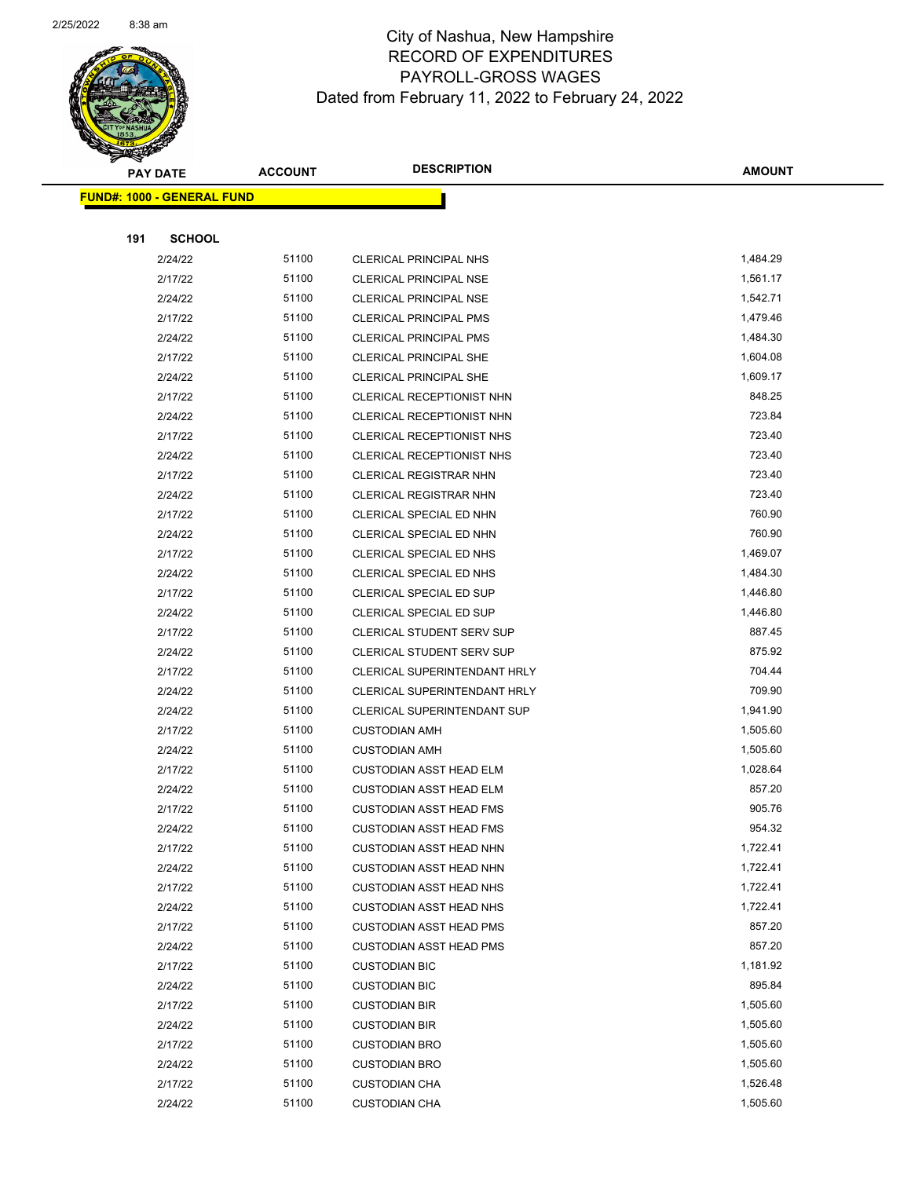# City of Nashua, New Hampshire
# RECORD OF EXPENDITURES
# PAYROLL-GROSS WAGES
# Dated from February 11, 2022 to February 24, 2022

**FUND#: 1000 - GENERAL FUND**

**191 SCHOOL**

| PAY DATE | ACCOUNT | DESCRIPTION | AMOUNT |
|---|---|---|---|
| 2/24/22 | 51100 | CLERICAL PRINCIPAL NHS | 1,484.29 |
| 2/17/22 | 51100 | CLERICAL PRINCIPAL NSE | 1,561.17 |
| 2/24/22 | 51100 | CLERICAL PRINCIPAL NSE | 1,542.71 |
| 2/17/22 | 51100 | CLERICAL PRINCIPAL PMS | 1,479.46 |
| 2/24/22 | 51100 | CLERICAL PRINCIPAL PMS | 1,484.30 |
| 2/17/22 | 51100 | CLERICAL PRINCIPAL SHE | 1,604.08 |
| 2/24/22 | 51100 | CLERICAL PRINCIPAL SHE | 1,609.17 |
| 2/17/22 | 51100 | CLERICAL RECEPTIONIST NHN | 848.25 |
| 2/24/22 | 51100 | CLERICAL RECEPTIONIST NHN | 723.84 |
| 2/17/22 | 51100 | CLERICAL RECEPTIONIST NHS | 723.40 |
| 2/24/22 | 51100 | CLERICAL RECEPTIONIST NHS | 723.40 |
| 2/17/22 | 51100 | CLERICAL REGISTRAR NHN | 723.40 |
| 2/24/22 | 51100 | CLERICAL REGISTRAR NHN | 723.40 |
| 2/17/22 | 51100 | CLERICAL SPECIAL ED NHN | 760.90 |
| 2/24/22 | 51100 | CLERICAL SPECIAL ED NHN | 760.90 |
| 2/17/22 | 51100 | CLERICAL SPECIAL ED NHS | 1,469.07 |
| 2/24/22 | 51100 | CLERICAL SPECIAL ED NHS | 1,484.30 |
| 2/17/22 | 51100 | CLERICAL SPECIAL ED SUP | 1,446.80 |
| 2/24/22 | 51100 | CLERICAL SPECIAL ED SUP | 1,446.80 |
| 2/17/22 | 51100 | CLERICAL STUDENT SERV SUP | 887.45 |
| 2/24/22 | 51100 | CLERICAL STUDENT SERV SUP | 875.92 |
| 2/17/22 | 51100 | CLERICAL SUPERINTENDANT HRLY | 704.44 |
| 2/24/22 | 51100 | CLERICAL SUPERINTENDANT HRLY | 709.90 |
| 2/24/22 | 51100 | CLERICAL SUPERINTENDANT SUP | 1,941.90 |
| 2/17/22 | 51100 | CUSTODIAN AMH | 1,505.60 |
| 2/24/22 | 51100 | CUSTODIAN AMH | 1,505.60 |
| 2/17/22 | 51100 | CUSTODIAN ASST HEAD ELM | 1,028.64 |
| 2/24/22 | 51100 | CUSTODIAN ASST HEAD ELM | 857.20 |
| 2/17/22 | 51100 | CUSTODIAN ASST HEAD FMS | 905.76 |
| 2/24/22 | 51100 | CUSTODIAN ASST HEAD FMS | 954.32 |
| 2/17/22 | 51100 | CUSTODIAN ASST HEAD NHN | 1,722.41 |
| 2/24/22 | 51100 | CUSTODIAN ASST HEAD NHN | 1,722.41 |
| 2/17/22 | 51100 | CUSTODIAN ASST HEAD NHS | 1,722.41 |
| 2/24/22 | 51100 | CUSTODIAN ASST HEAD NHS | 1,722.41 |
| 2/17/22 | 51100 | CUSTODIAN ASST HEAD PMS | 857.20 |
| 2/24/22 | 51100 | CUSTODIAN ASST HEAD PMS | 857.20 |
| 2/17/22 | 51100 | CUSTODIAN BIC | 1,181.92 |
| 2/24/22 | 51100 | CUSTODIAN BIC | 895.84 |
| 2/17/22 | 51100 | CUSTODIAN BIR | 1,505.60 |
| 2/24/22 | 51100 | CUSTODIAN BIR | 1,505.60 |
| 2/17/22 | 51100 | CUSTODIAN BRO | 1,505.60 |
| 2/24/22 | 51100 | CUSTODIAN BRO | 1,505.60 |
| 2/17/22 | 51100 | CUSTODIAN CHA | 1,526.48 |
| 2/24/22 | 51100 | CUSTODIAN CHA | 1,505.60 |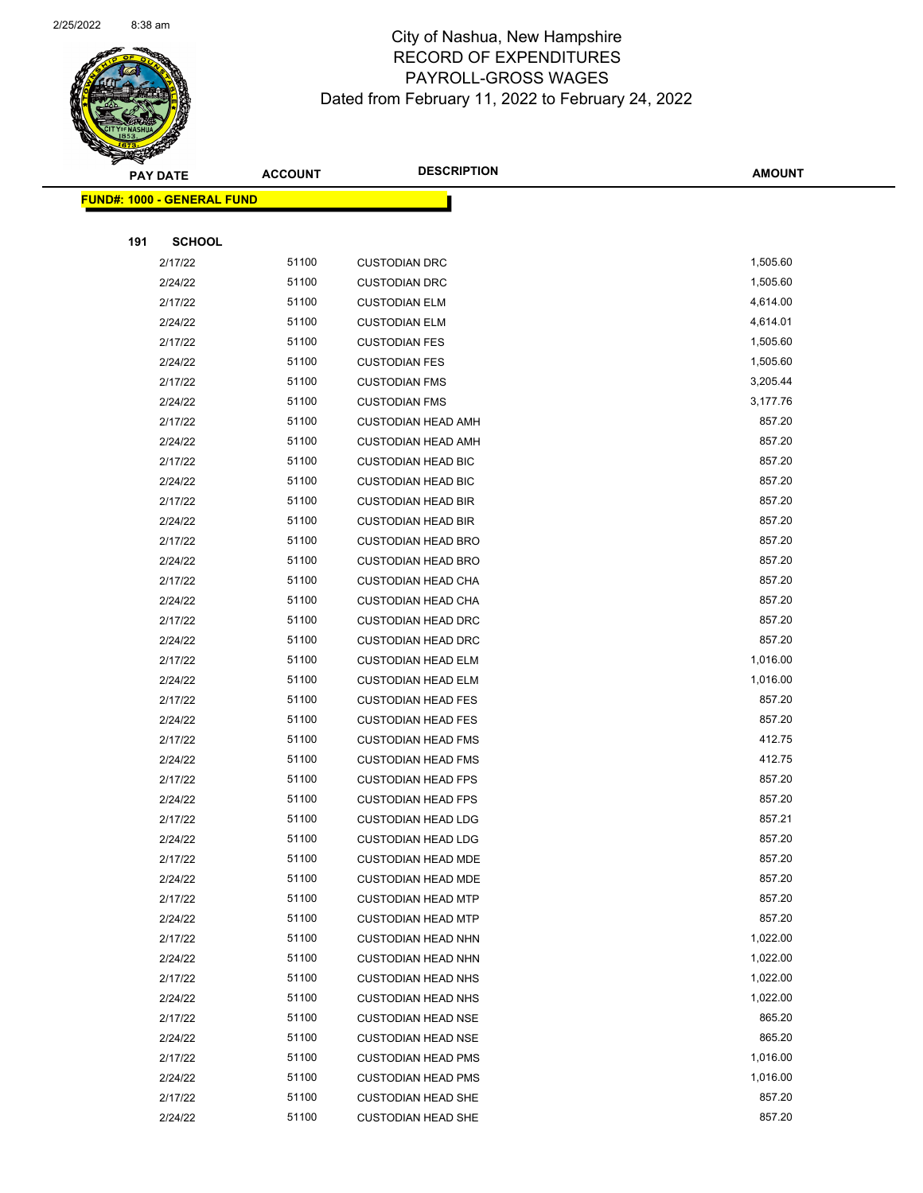# City of Nashua, New Hampshire
## RECORD OF EXPENDITURES
## PAYROLL-GROSS WAGES
### Dated from February 11, 2022 to February 24, 2022

| PAY DATE | ACCOUNT | DESCRIPTION | AMOUNT |
|---|---|---|---|
| **FUND#: 1000 - GENERAL FUND** | | | |
| **191 SCHOOL** | | | |
| 2/17/22 | 51100 | CUSTODIAN DRC | 1,505.60 |
| 2/24/22 | 51100 | CUSTODIAN DRC | 1,505.60 |
| 2/17/22 | 51100 | CUSTODIAN ELM | 4,614.00 |
| 2/24/22 | 51100 | CUSTODIAN ELM | 4,614.01 |
| 2/17/22 | 51100 | CUSTODIAN FES | 1,505.60 |
| 2/24/22 | 51100 | CUSTODIAN FES | 1,505.60 |
| 2/17/22 | 51100 | CUSTODIAN FMS | 3,205.44 |
| 2/24/22 | 51100 | CUSTODIAN FMS | 3,177.76 |
| 2/17/22 | 51100 | CUSTODIAN HEAD AMH | 857.20 |
| 2/24/22 | 51100 | CUSTODIAN HEAD AMH | 857.20 |
| 2/17/22 | 51100 | CUSTODIAN HEAD BIC | 857.20 |
| 2/24/22 | 51100 | CUSTODIAN HEAD BIC | 857.20 |
| 2/17/22 | 51100 | CUSTODIAN HEAD BIR | 857.20 |
| 2/24/22 | 51100 | CUSTODIAN HEAD BIR | 857.20 |
| 2/17/22 | 51100 | CUSTODIAN HEAD BRO | 857.20 |
| 2/24/22 | 51100 | CUSTODIAN HEAD BRO | 857.20 |
| 2/17/22 | 51100 | CUSTODIAN HEAD CHA | 857.20 |
| 2/24/22 | 51100 | CUSTODIAN HEAD CHA | 857.20 |
| 2/17/22 | 51100 | CUSTODIAN HEAD DRC | 857.20 |
| 2/24/22 | 51100 | CUSTODIAN HEAD DRC | 857.20 |
| 2/17/22 | 51100 | CUSTODIAN HEAD ELM | 1,016.00 |
| 2/24/22 | 51100 | CUSTODIAN HEAD ELM | 1,016.00 |
| 2/17/22 | 51100 | CUSTODIAN HEAD FES | 857.20 |
| 2/24/22 | 51100 | CUSTODIAN HEAD FES | 857.20 |
| 2/17/22 | 51100 | CUSTODIAN HEAD FMS | 412.75 |
| 2/24/22 | 51100 | CUSTODIAN HEAD FMS | 412.75 |
| 2/17/22 | 51100 | CUSTODIAN HEAD FPS | 857.20 |
| 2/24/22 | 51100 | CUSTODIAN HEAD FPS | 857.20 |
| 2/17/22 | 51100 | CUSTODIAN HEAD LDG | 857.21 |
| 2/24/22 | 51100 | CUSTODIAN HEAD LDG | 857.20 |
| 2/17/22 | 51100 | CUSTODIAN HEAD MDE | 857.20 |
| 2/24/22 | 51100 | CUSTODIAN HEAD MDE | 857.20 |
| 2/17/22 | 51100 | CUSTODIAN HEAD MTP | 857.20 |
| 2/24/22 | 51100 | CUSTODIAN HEAD MTP | 857.20 |
| 2/17/22 | 51100 | CUSTODIAN HEAD NHN | 1,022.00 |
| 2/24/22 | 51100 | CUSTODIAN HEAD NHN | 1,022.00 |
| 2/17/22 | 51100 | CUSTODIAN HEAD NHS | 1,022.00 |
| 2/24/22 | 51100 | CUSTODIAN HEAD NHS | 1,022.00 |
| 2/17/22 | 51100 | CUSTODIAN HEAD NSE | 865.20 |
| 2/24/22 | 51100 | CUSTODIAN HEAD NSE | 865.20 |
| 2/17/22 | 51100 | CUSTODIAN HEAD PMS | 1,016.00 |
| 2/24/22 | 51100 | CUSTODIAN HEAD PMS | 1,016.00 |
| 2/17/22 | 51100 | CUSTODIAN HEAD SHE | 857.20 |
| 2/24/22 | 51100 | CUSTODIAN HEAD SHE | 857.20 |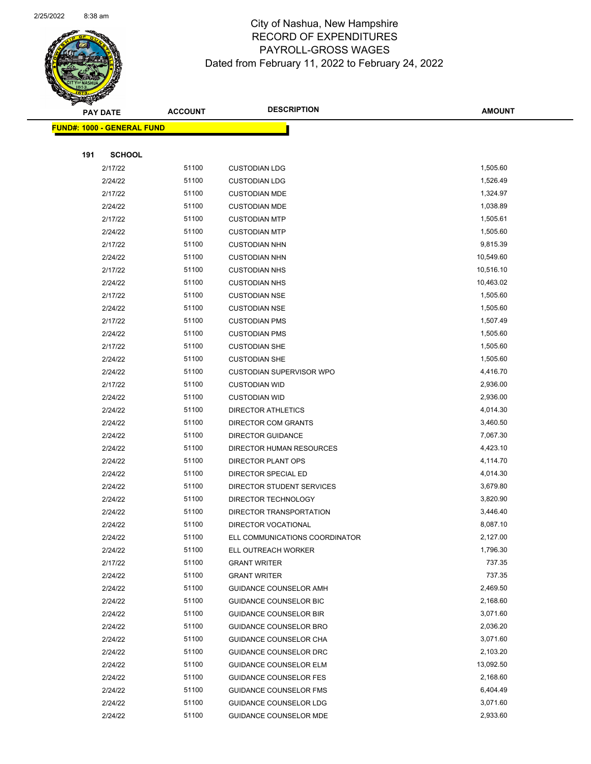# City of Nashua, New Hampshire
## RECORD OF EXPENDITURES
## PAYROLL-GROSS WAGES
### Dated from February 11, 2022 to February 24, 2022

| PAY DATE | ACCOUNT | DESCRIPTION | AMOUNT |
|---|---|---|---|
| **FUND#: 1000 - GENERAL FUND** | | | |
| **191 SCHOOL** | | | |
| 2/17/22 | 51100 | CUSTODIAN LDG | 1,505.60 |
| 2/24/22 | 51100 | CUSTODIAN LDG | 1,526.49 |
| 2/17/22 | 51100 | CUSTODIAN MDE | 1,324.97 |
| 2/24/22 | 51100 | CUSTODIAN MDE | 1,038.89 |
| 2/17/22 | 51100 | CUSTODIAN MTP | 1,505.61 |
| 2/24/22 | 51100 | CUSTODIAN MTP | 1,505.60 |
| 2/17/22 | 51100 | CUSTODIAN NHN | 9,815.39 |
| 2/24/22 | 51100 | CUSTODIAN NHN | 10,549.60 |
| 2/17/22 | 51100 | CUSTODIAN NHS | 10,516.10 |
| 2/24/22 | 51100 | CUSTODIAN NHS | 10,463.02 |
| 2/17/22 | 51100 | CUSTODIAN NSE | 1,505.60 |
| 2/24/22 | 51100 | CUSTODIAN NSE | 1,505.60 |
| 2/17/22 | 51100 | CUSTODIAN PMS | 1,507.49 |
| 2/24/22 | 51100 | CUSTODIAN PMS | 1,505.60 |
| 2/17/22 | 51100 | CUSTODIAN SHE | 1,505.60 |
| 2/24/22 | 51100 | CUSTODIAN SHE | 1,505.60 |
| 2/24/22 | 51100 | CUSTODIAN SUPERVISOR WPO | 4,416.70 |
| 2/17/22 | 51100 | CUSTODIAN WID | 2,936.00 |
| 2/24/22 | 51100 | CUSTODIAN WID | 2,936.00 |
| 2/24/22 | 51100 | DIRECTOR ATHLETICS | 4,014.30 |
| 2/24/22 | 51100 | DIRECTOR COM GRANTS | 3,460.50 |
| 2/24/22 | 51100 | DIRECTOR GUIDANCE | 7,067.30 |
| 2/24/22 | 51100 | DIRECTOR HUMAN RESOURCES | 4,423.10 |
| 2/24/22 | 51100 | DIRECTOR PLANT OPS | 4,114.70 |
| 2/24/22 | 51100 | DIRECTOR SPECIAL ED | 4,014.30 |
| 2/24/22 | 51100 | DIRECTOR STUDENT SERVICES | 3,679.80 |
| 2/24/22 | 51100 | DIRECTOR TECHNOLOGY | 3,820.90 |
| 2/24/22 | 51100 | DIRECTOR TRANSPORTATION | 3,446.40 |
| 2/24/22 | 51100 | DIRECTOR VOCATIONAL | 8,087.10 |
| 2/24/22 | 51100 | ELL COMMUNICATIONS COORDINATOR | 2,127.00 |
| 2/24/22 | 51100 | ELL OUTREACH WORKER | 1,796.30 |
| 2/17/22 | 51100 | GRANT WRITER | 737.35 |
| 2/24/22 | 51100 | GRANT WRITER | 737.35 |
| 2/24/22 | 51100 | GUIDANCE COUNSELOR AMH | 2,469.50 |
| 2/24/22 | 51100 | GUIDANCE COUNSELOR BIC | 2,168.60 |
| 2/24/22 | 51100 | GUIDANCE COUNSELOR BIR | 3,071.60 |
| 2/24/22 | 51100 | GUIDANCE COUNSELOR BRO | 2,036.20 |
| 2/24/22 | 51100 | GUIDANCE COUNSELOR CHA | 3,071.60 |
| 2/24/22 | 51100 | GUIDANCE COUNSELOR DRC | 2,103.20 |
| 2/24/22 | 51100 | GUIDANCE COUNSELOR ELM | 13,092.50 |
| 2/24/22 | 51100 | GUIDANCE COUNSELOR FES | 2,168.60 |
| 2/24/22 | 51100 | GUIDANCE COUNSELOR FMS | 6,404.49 |
| 2/24/22 | 51100 | GUIDANCE COUNSELOR LDG | 3,071.60 |
| 2/24/22 | 51100 | GUIDANCE COUNSELOR MDE | 2,933.60 |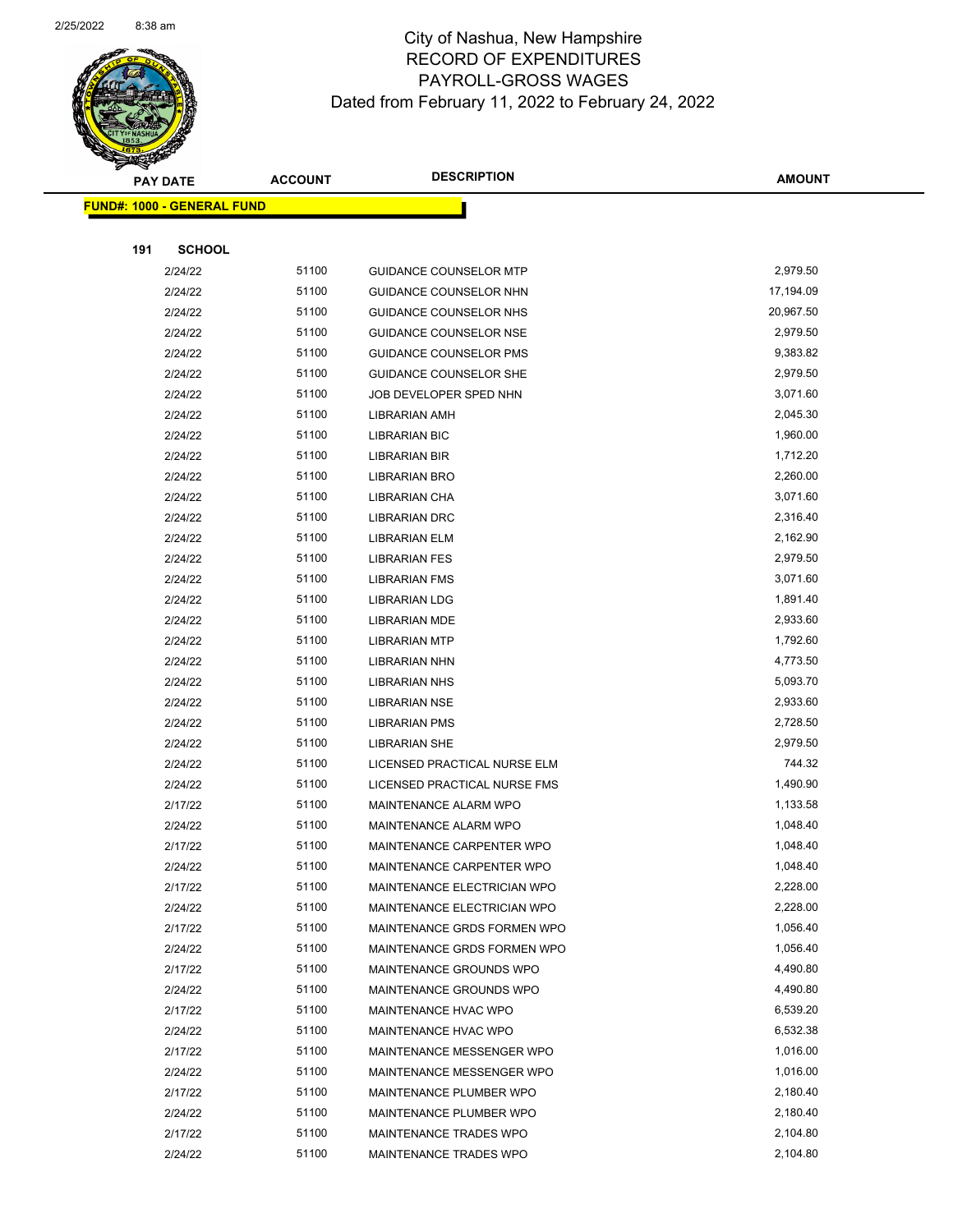# City of Nashua, New Hampshire
## RECORD OF EXPENDITURES
## PAYROLL-GROSS WAGES
### Dated from February 11, 2022 to February 24, 2022

**FUND#: 1000 - GENERAL FUND**

**191 SCHOOL**

| PAY DATE | ACCOUNT | DESCRIPTION | AMOUNT |
|---|---|---|---|
| 2/24/22 | 51100 | GUIDANCE COUNSELOR MTP | 2,979.50 |
| 2/24/22 | 51100 | GUIDANCE COUNSELOR NHN | 17,194.09 |
| 2/24/22 | 51100 | GUIDANCE COUNSELOR NHS | 20,967.50 |
| 2/24/22 | 51100 | GUIDANCE COUNSELOR NSE | 2,979.50 |
| 2/24/22 | 51100 | GUIDANCE COUNSELOR PMS | 9,383.82 |
| 2/24/22 | 51100 | GUIDANCE COUNSELOR SHE | 2,979.50 |
| 2/24/22 | 51100 | JOB DEVELOPER SPED NHN | 3,071.60 |
| 2/24/22 | 51100 | LIBRARIAN AMH | 2,045.30 |
| 2/24/22 | 51100 | LIBRARIAN BIC | 1,960.00 |
| 2/24/22 | 51100 | LIBRARIAN BIR | 1,712.20 |
| 2/24/22 | 51100 | LIBRARIAN BRO | 2,260.00 |
| 2/24/22 | 51100 | LIBRARIAN CHA | 3,071.60 |
| 2/24/22 | 51100 | LIBRARIAN DRC | 2,316.40 |
| 2/24/22 | 51100 | LIBRARIAN ELM | 2,162.90 |
| 2/24/22 | 51100 | LIBRARIAN FES | 2,979.50 |
| 2/24/22 | 51100 | LIBRARIAN FMS | 3,071.60 |
| 2/24/22 | 51100 | LIBRARIAN LDG | 1,891.40 |
| 2/24/22 | 51100 | LIBRARIAN MDE | 2,933.60 |
| 2/24/22 | 51100 | LIBRARIAN MTP | 1,792.60 |
| 2/24/22 | 51100 | LIBRARIAN NHN | 4,773.50 |
| 2/24/22 | 51100 | LIBRARIAN NHS | 5,093.70 |
| 2/24/22 | 51100 | LIBRARIAN NSE | 2,933.60 |
| 2/24/22 | 51100 | LIBRARIAN PMS | 2,728.50 |
| 2/24/22 | 51100 | LIBRARIAN SHE | 2,979.50 |
| 2/24/22 | 51100 | LICENSED PRACTICAL NURSE ELM | 744.32 |
| 2/24/22 | 51100 | LICENSED PRACTICAL NURSE FMS | 1,490.90 |
| 2/17/22 | 51100 | MAINTENANCE ALARM WPO | 1,133.58 |
| 2/24/22 | 51100 | MAINTENANCE ALARM WPO | 1,048.40 |
| 2/17/22 | 51100 | MAINTENANCE CARPENTER WPO | 1,048.40 |
| 2/24/22 | 51100 | MAINTENANCE CARPENTER WPO | 1,048.40 |
| 2/17/22 | 51100 | MAINTENANCE ELECTRICIAN WPO | 2,228.00 |
| 2/24/22 | 51100 | MAINTENANCE ELECTRICIAN WPO | 2,228.00 |
| 2/17/22 | 51100 | MAINTENANCE GRDS FORMEN WPO | 1,056.40 |
| 2/24/22 | 51100 | MAINTENANCE GRDS FORMEN WPO | 1,056.40 |
| 2/17/22 | 51100 | MAINTENANCE GROUNDS WPO | 4,490.80 |
| 2/24/22 | 51100 | MAINTENANCE GROUNDS WPO | 4,490.80 |
| 2/17/22 | 51100 | MAINTENANCE HVAC WPO | 6,539.20 |
| 2/24/22 | 51100 | MAINTENANCE HVAC WPO | 6,532.38 |
| 2/17/22 | 51100 | MAINTENANCE MESSENGER WPO | 1,016.00 |
| 2/24/22 | 51100 | MAINTENANCE MESSENGER WPO | 1,016.00 |
| 2/17/22 | 51100 | MAINTENANCE PLUMBER WPO | 2,180.40 |
| 2/24/22 | 51100 | MAINTENANCE PLUMBER WPO | 2,180.40 |
| 2/17/22 | 51100 | MAINTENANCE TRADES WPO | 2,104.80 |
| 2/24/22 | 51100 | MAINTENANCE TRADES WPO | 2,104.80 |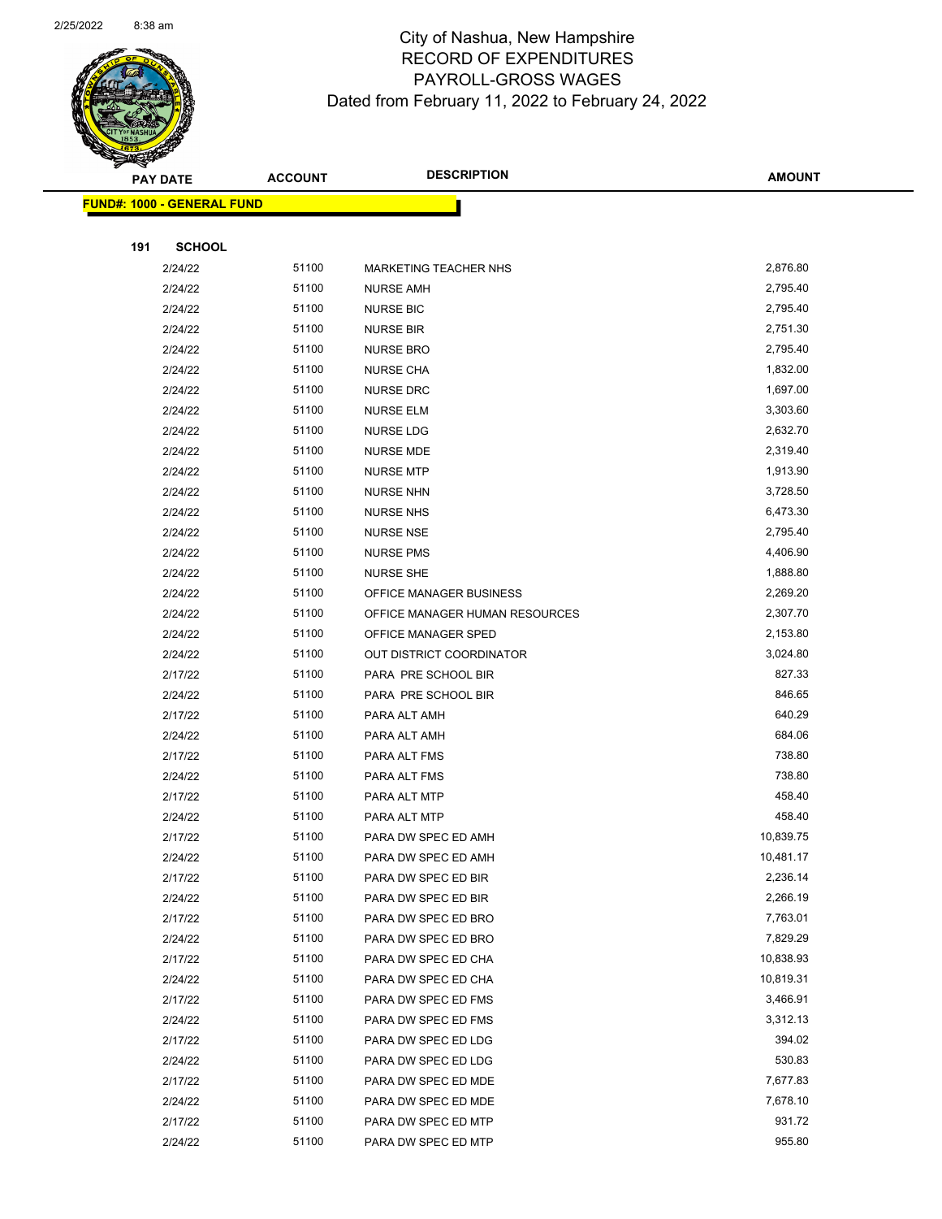# City of Nashua, New Hampshire
## RECORD OF EXPENDITURES
## PAYROLL-GROSS WAGES
### Dated from February 11, 2022 to February 24, 2022

| PAY DATE | ACCOUNT | DESCRIPTION | AMOUNT |
|---|---|---|---|
| **FUND#: 1000 - GENERAL FUND** | | | |
| **191 SCHOOL** | | | |
| 2/24/22 | 51100 | MARKETING TEACHER NHS | 2,876.80 |
| 2/24/22 | 51100 | NURSE AMH | 2,795.40 |
| 2/24/22 | 51100 | NURSE BIC | 2,795.40 |
| 2/24/22 | 51100 | NURSE BIR | 2,751.30 |
| 2/24/22 | 51100 | NURSE BRO | 2,795.40 |
| 2/24/22 | 51100 | NURSE CHA | 1,832.00 |
| 2/24/22 | 51100 | NURSE DRC | 1,697.00 |
| 2/24/22 | 51100 | NURSE ELM | 3,303.60 |
| 2/24/22 | 51100 | NURSE LDG | 2,632.70 |
| 2/24/22 | 51100 | NURSE MDE | 2,319.40 |
| 2/24/22 | 51100 | NURSE MTP | 1,913.90 |
| 2/24/22 | 51100 | NURSE NHN | 3,728.50 |
| 2/24/22 | 51100 | NURSE NHS | 6,473.30 |
| 2/24/22 | 51100 | NURSE NSE | 2,795.40 |
| 2/24/22 | 51100 | NURSE PMS | 4,406.90 |
| 2/24/22 | 51100 | NURSE SHE | 1,888.80 |
| 2/24/22 | 51100 | OFFICE MANAGER BUSINESS | 2,269.20 |
| 2/24/22 | 51100 | OFFICE MANAGER HUMAN RESOURCES | 2,307.70 |
| 2/24/22 | 51100 | OFFICE MANAGER SPED | 2,153.80 |
| 2/24/22 | 51100 | OUT DISTRICT COORDINATOR | 3,024.80 |
| 2/17/22 | 51100 | PARA PRE SCHOOL BIR | 827.33 |
| 2/24/22 | 51100 | PARA PRE SCHOOL BIR | 846.65 |
| 2/17/22 | 51100 | PARA ALT AMH | 640.29 |
| 2/24/22 | 51100 | PARA ALT AMH | 684.06 |
| 2/17/22 | 51100 | PARA ALT FMS | 738.80 |
| 2/24/22 | 51100 | PARA ALT FMS | 738.80 |
| 2/17/22 | 51100 | PARA ALT MTP | 458.40 |
| 2/24/22 | 51100 | PARA ALT MTP | 458.40 |
| 2/17/22 | 51100 | PARA DW SPEC ED AMH | 10,839.75 |
| 2/24/22 | 51100 | PARA DW SPEC ED AMH | 10,481.17 |
| 2/17/22 | 51100 | PARA DW SPEC ED BIR | 2,236.14 |
| 2/24/22 | 51100 | PARA DW SPEC ED BIR | 2,266.19 |
| 2/17/22 | 51100 | PARA DW SPEC ED BRO | 7,763.01 |
| 2/24/22 | 51100 | PARA DW SPEC ED BRO | 7,829.29 |
| 2/17/22 | 51100 | PARA DW SPEC ED CHA | 10,838.93 |
| 2/24/22 | 51100 | PARA DW SPEC ED CHA | 10,819.31 |
| 2/17/22 | 51100 | PARA DW SPEC ED FMS | 3,466.91 |
| 2/24/22 | 51100 | PARA DW SPEC ED FMS | 3,312.13 |
| 2/17/22 | 51100 | PARA DW SPEC ED LDG | 394.02 |
| 2/24/22 | 51100 | PARA DW SPEC ED LDG | 530.83 |
| 2/17/22 | 51100 | PARA DW SPEC ED MDE | 7,677.83 |
| 2/24/22 | 51100 | PARA DW SPEC ED MDE | 7,678.10 |
| 2/17/22 | 51100 | PARA DW SPEC ED MTP | 931.72 |
| 2/24/22 | 51100 | PARA DW SPEC ED MTP | 955.80 |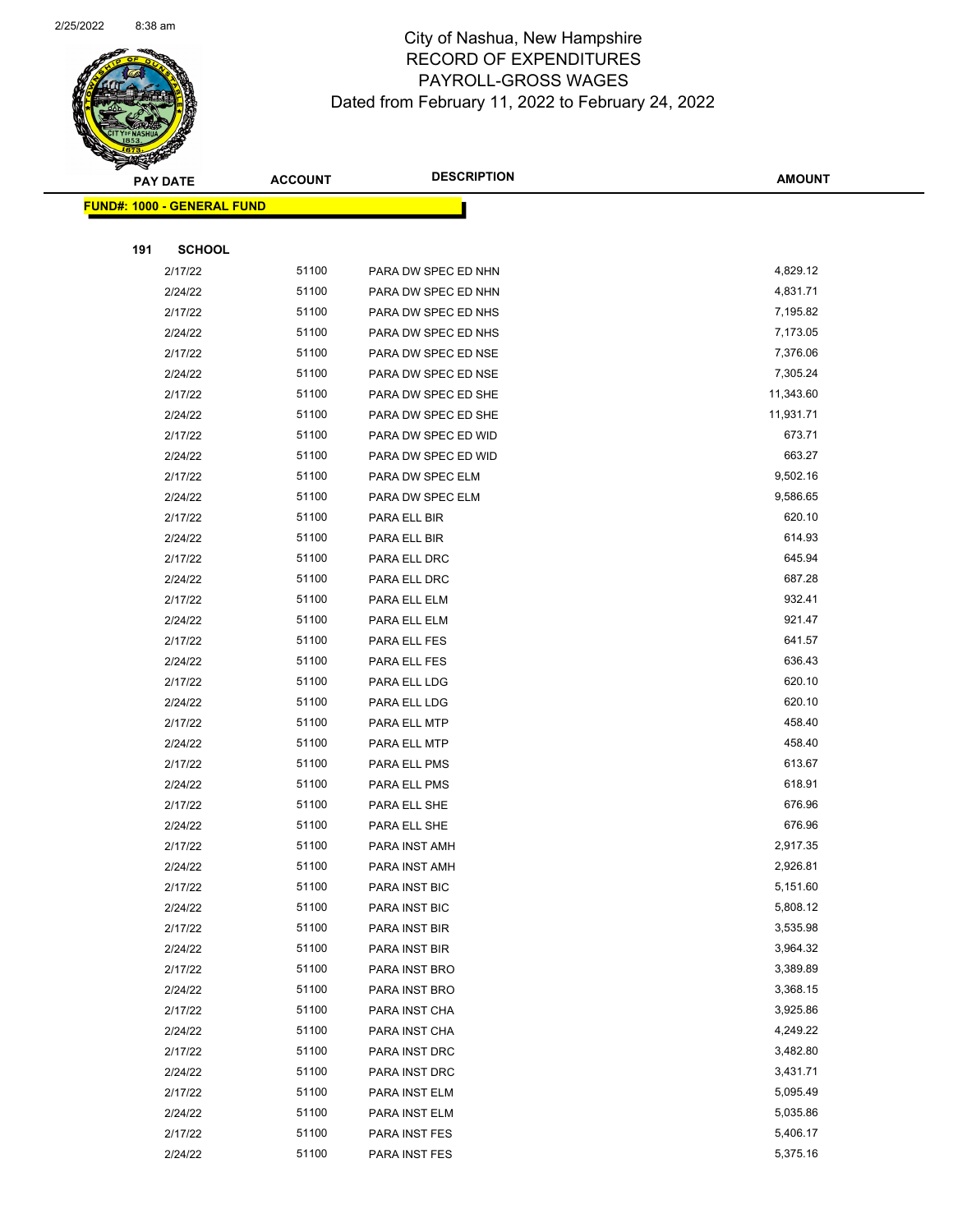# City of Nashua, New Hampshire
## RECORD OF EXPENDITURES
## PAYROLL-GROSS WAGES
### Dated from February 11, 2022 to February 24, 2022

| PAY DATE | ACCOUNT | DESCRIPTION | AMOUNT |
|---|---|---|---|
| **FUND#: 1000 - GENERAL FUND** | | | |
| **191 SCHOOL** | | | |
| 2/17/22 | 51100 | PARA DW SPEC ED NHN | 4,829.12 |
| 2/24/22 | 51100 | PARA DW SPEC ED NHN | 4,831.71 |
| 2/17/22 | 51100 | PARA DW SPEC ED NHS | 7,195.82 |
| 2/24/22 | 51100 | PARA DW SPEC ED NHS | 7,173.05 |
| 2/17/22 | 51100 | PARA DW SPEC ED NSE | 7,376.06 |
| 2/24/22 | 51100 | PARA DW SPEC ED NSE | 7,305.24 |
| 2/17/22 | 51100 | PARA DW SPEC ED SHE | 11,343.60 |
| 2/24/22 | 51100 | PARA DW SPEC ED SHE | 11,931.71 |
| 2/17/22 | 51100 | PARA DW SPEC ED WID | 673.71 |
| 2/24/22 | 51100 | PARA DW SPEC ED WID | 663.27 |
| 2/17/22 | 51100 | PARA DW SPEC ELM | 9,502.16 |
| 2/24/22 | 51100 | PARA DW SPEC ELM | 9,586.65 |
| 2/17/22 | 51100 | PARA ELL BIR | 620.10 |
| 2/24/22 | 51100 | PARA ELL BIR | 614.93 |
| 2/17/22 | 51100 | PARA ELL DRC | 645.94 |
| 2/24/22 | 51100 | PARA ELL DRC | 687.28 |
| 2/17/22 | 51100 | PARA ELL ELM | 932.41 |
| 2/24/22 | 51100 | PARA ELL ELM | 921.47 |
| 2/17/22 | 51100 | PARA ELL FES | 641.57 |
| 2/24/22 | 51100 | PARA ELL FES | 636.43 |
| 2/17/22 | 51100 | PARA ELL LDG | 620.10 |
| 2/24/22 | 51100 | PARA ELL LDG | 620.10 |
| 2/17/22 | 51100 | PARA ELL MTP | 458.40 |
| 2/24/22 | 51100 | PARA ELL MTP | 458.40 |
| 2/17/22 | 51100 | PARA ELL PMS | 613.67 |
| 2/24/22 | 51100 | PARA ELL PMS | 618.91 |
| 2/17/22 | 51100 | PARA ELL SHE | 676.96 |
| 2/24/22 | 51100 | PARA ELL SHE | 676.96 |
| 2/17/22 | 51100 | PARA INST AMH | 2,917.35 |
| 2/24/22 | 51100 | PARA INST AMH | 2,926.81 |
| 2/17/22 | 51100 | PARA INST BIC | 5,151.60 |
| 2/24/22 | 51100 | PARA INST BIC | 5,808.12 |
| 2/17/22 | 51100 | PARA INST BIR | 3,535.98 |
| 2/24/22 | 51100 | PARA INST BIR | 3,964.32 |
| 2/17/22 | 51100 | PARA INST BRO | 3,389.89 |
| 2/24/22 | 51100 | PARA INST BRO | 3,368.15 |
| 2/17/22 | 51100 | PARA INST CHA | 3,925.86 |
| 2/24/22 | 51100 | PARA INST CHA | 4,249.22 |
| 2/17/22 | 51100 | PARA INST DRC | 3,482.80 |
| 2/24/22 | 51100 | PARA INST DRC | 3,431.71 |
| 2/17/22 | 51100 | PARA INST ELM | 5,095.49 |
| 2/24/22 | 51100 | PARA INST ELM | 5,035.86 |
| 2/17/22 | 51100 | PARA INST FES | 5,406.17 |
| 2/24/22 | 51100 | PARA INST FES | 5,375.16 |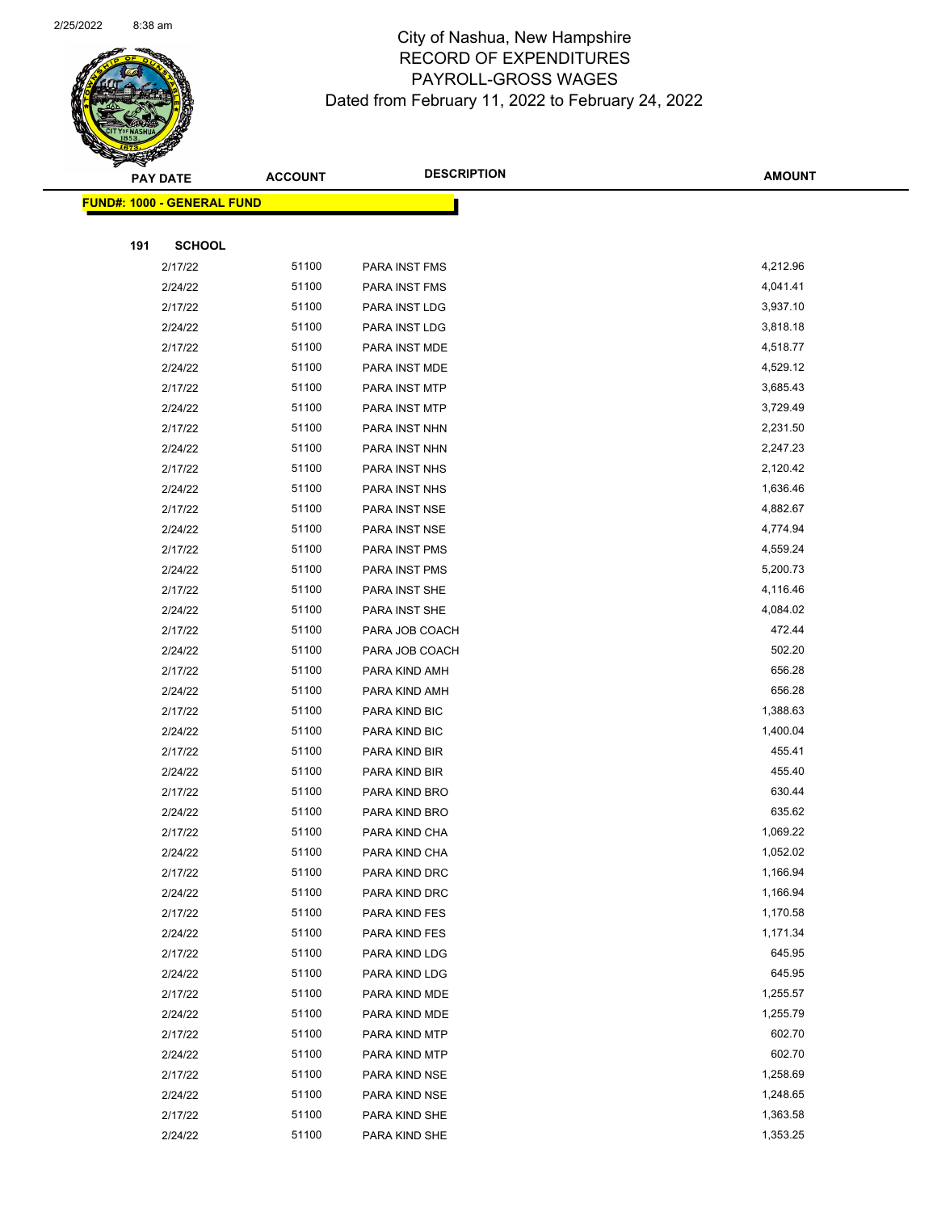City of Nashua, New Hampshire
RECORD OF EXPENDITURES
PAYROLL-GROSS WAGES
Dated from February 11, 2022 to February 24, 2022

| PAY DATE | ACCOUNT | DESCRIPTION | AMOUNT |
|---|---|---|---|
| **FUND#: 1000 - GENERAL FUND** | | | |
| **191 SCHOOL** | | | |
| 2/17/22 | 51100 | PARA INST FMS | 4,212.96 |
| 2/24/22 | 51100 | PARA INST FMS | 4,041.41 |
| 2/17/22 | 51100 | PARA INST LDG | 3,937.10 |
| 2/24/22 | 51100 | PARA INST LDG | 3,818.18 |
| 2/17/22 | 51100 | PARA INST MDE | 4,518.77 |
| 2/24/22 | 51100 | PARA INST MDE | 4,529.12 |
| 2/17/22 | 51100 | PARA INST MTP | 3,685.43 |
| 2/24/22 | 51100 | PARA INST MTP | 3,729.49 |
| 2/17/22 | 51100 | PARA INST NHN | 2,231.50 |
| 2/24/22 | 51100 | PARA INST NHN | 2,247.23 |
| 2/17/22 | 51100 | PARA INST NHS | 2,120.42 |
| 2/24/22 | 51100 | PARA INST NHS | 1,636.46 |
| 2/17/22 | 51100 | PARA INST NSE | 4,882.67 |
| 2/24/22 | 51100 | PARA INST NSE | 4,774.94 |
| 2/17/22 | 51100 | PARA INST PMS | 4,559.24 |
| 2/24/22 | 51100 | PARA INST PMS | 5,200.73 |
| 2/17/22 | 51100 | PARA INST SHE | 4,116.46 |
| 2/24/22 | 51100 | PARA INST SHE | 4,084.02 |
| 2/17/22 | 51100 | PARA JOB COACH | 472.44 |
| 2/24/22 | 51100 | PARA JOB COACH | 502.20 |
| 2/17/22 | 51100 | PARA KIND AMH | 656.28 |
| 2/24/22 | 51100 | PARA KIND AMH | 656.28 |
| 2/17/22 | 51100 | PARA KIND BIC | 1,388.63 |
| 2/24/22 | 51100 | PARA KIND BIC | 1,400.04 |
| 2/17/22 | 51100 | PARA KIND BIR | 455.41 |
| 2/24/22 | 51100 | PARA KIND BIR | 455.40 |
| 2/17/22 | 51100 | PARA KIND BRO | 630.44 |
| 2/24/22 | 51100 | PARA KIND BRO | 635.62 |
| 2/17/22 | 51100 | PARA KIND CHA | 1,069.22 |
| 2/24/22 | 51100 | PARA KIND CHA | 1,052.02 |
| 2/17/22 | 51100 | PARA KIND DRC | 1,166.94 |
| 2/24/22 | 51100 | PARA KIND DRC | 1,166.94 |
| 2/17/22 | 51100 | PARA KIND FES | 1,170.58 |
| 2/24/22 | 51100 | PARA KIND FES | 1,171.34 |
| 2/17/22 | 51100 | PARA KIND LDG | 645.95 |
| 2/24/22 | 51100 | PARA KIND LDG | 645.95 |
| 2/17/22 | 51100 | PARA KIND MDE | 1,255.57 |
| 2/24/22 | 51100 | PARA KIND MDE | 1,255.79 |
| 2/17/22 | 51100 | PARA KIND MTP | 602.70 |
| 2/24/22 | 51100 | PARA KIND MTP | 602.70 |
| 2/17/22 | 51100 | PARA KIND NSE | 1,258.69 |
| 2/24/22 | 51100 | PARA KIND NSE | 1,248.65 |
| 2/17/22 | 51100 | PARA KIND SHE | 1,363.58 |
| 2/24/22 | 51100 | PARA KIND SHE | 1,353.25 |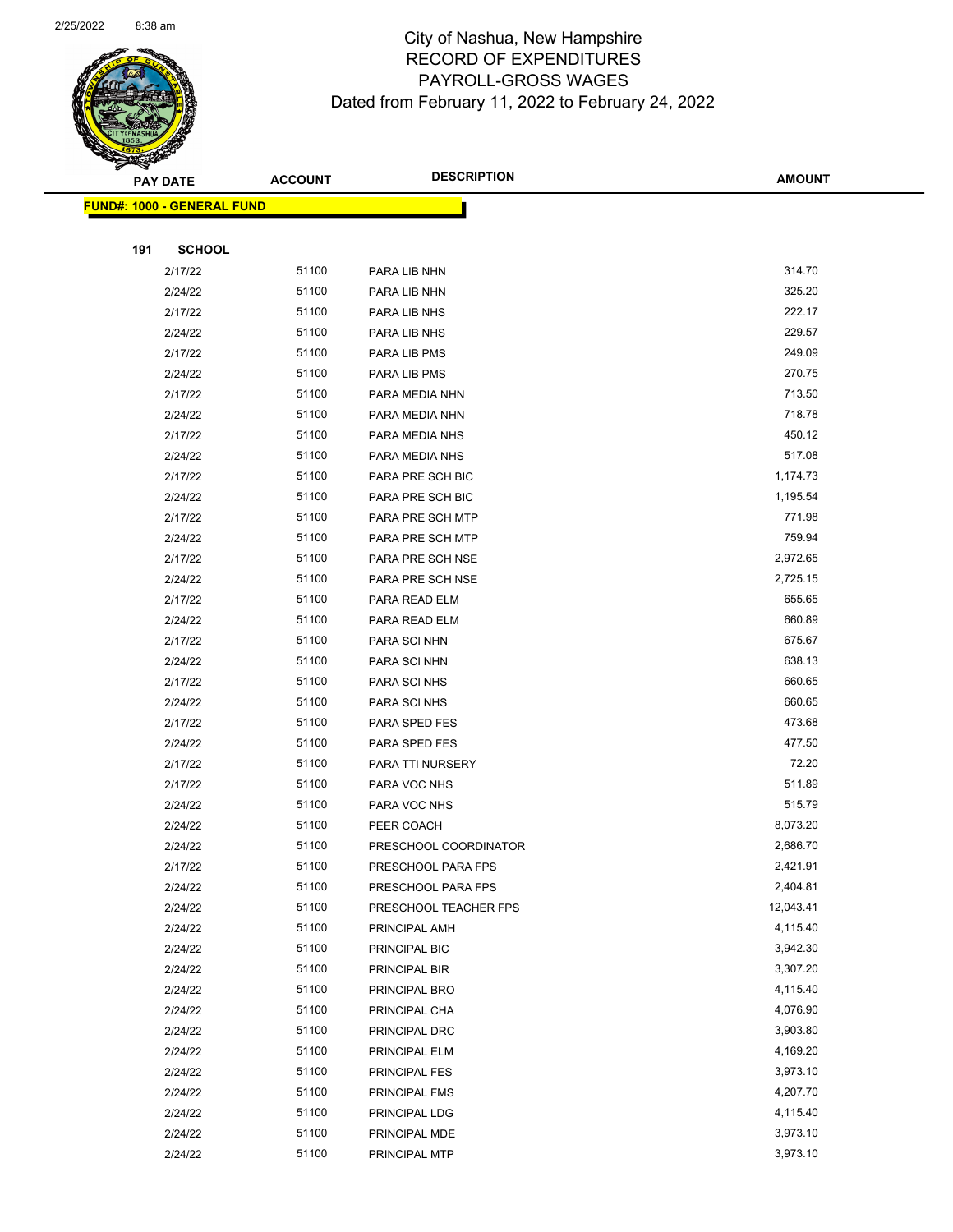# City of Nashua, New Hampshire
## RECORD OF EXPENDITURES
## PAYROLL-GROSS WAGES
### Dated from February 11, 2022 to February 24, 2022

| PAY DATE | ACCOUNT | DESCRIPTION | AMOUNT |
|---|---|---|---|

**FUND#: 1000 - GENERAL FUND**

**191 SCHOOL**

| PAY DATE | ACCOUNT | DESCRIPTION | AMOUNT |
|---|---|---|---|
| 2/17/22 | 51100 | PARA LIB NHN | 314.70 |
| 2/24/22 | 51100 | PARA LIB NHN | 325.20 |
| 2/17/22 | 51100 | PARA LIB NHS | 222.17 |
| 2/24/22 | 51100 | PARA LIB NHS | 229.57 |
| 2/17/22 | 51100 | PARA LIB PMS | 249.09 |
| 2/24/22 | 51100 | PARA LIB PMS | 270.75 |
| 2/17/22 | 51100 | PARA MEDIA NHN | 713.50 |
| 2/24/22 | 51100 | PARA MEDIA NHN | 718.78 |
| 2/17/22 | 51100 | PARA MEDIA NHS | 450.12 |
| 2/24/22 | 51100 | PARA MEDIA NHS | 517.08 |
| 2/17/22 | 51100 | PARA PRE SCH BIC | 1,174.73 |
| 2/24/22 | 51100 | PARA PRE SCH BIC | 1,195.54 |
| 2/17/22 | 51100 | PARA PRE SCH MTP | 771.98 |
| 2/24/22 | 51100 | PARA PRE SCH MTP | 759.94 |
| 2/17/22 | 51100 | PARA PRE SCH NSE | 2,972.65 |
| 2/24/22 | 51100 | PARA PRE SCH NSE | 2,725.15 |
| 2/17/22 | 51100 | PARA READ ELM | 655.65 |
| 2/24/22 | 51100 | PARA READ ELM | 660.89 |
| 2/17/22 | 51100 | PARA SCI NHN | 675.67 |
| 2/24/22 | 51100 | PARA SCI NHN | 638.13 |
| 2/17/22 | 51100 | PARA SCI NHS | 660.65 |
| 2/24/22 | 51100 | PARA SCI NHS | 660.65 |
| 2/17/22 | 51100 | PARA SPED FES | 473.68 |
| 2/24/22 | 51100 | PARA SPED FES | 477.50 |
| 2/17/22 | 51100 | PARA TTI NURSERY | 72.20 |
| 2/17/22 | 51100 | PARA VOC NHS | 511.89 |
| 2/24/22 | 51100 | PARA VOC NHS | 515.79 |
| 2/24/22 | 51100 | PEER COACH | 8,073.20 |
| 2/24/22 | 51100 | PRESCHOOL COORDINATOR | 2,686.70 |
| 2/17/22 | 51100 | PRESCHOOL PARA FPS | 2,421.91 |
| 2/24/22 | 51100 | PRESCHOOL PARA FPS | 2,404.81 |
| 2/24/22 | 51100 | PRESCHOOL TEACHER FPS | 12,043.41 |
| 2/24/22 | 51100 | PRINCIPAL AMH | 4,115.40 |
| 2/24/22 | 51100 | PRINCIPAL BIC | 3,942.30 |
| 2/24/22 | 51100 | PRINCIPAL BIR | 3,307.20 |
| 2/24/22 | 51100 | PRINCIPAL BRO | 4,115.40 |
| 2/24/22 | 51100 | PRINCIPAL CHA | 4,076.90 |
| 2/24/22 | 51100 | PRINCIPAL DRC | 3,903.80 |
| 2/24/22 | 51100 | PRINCIPAL ELM | 4,169.20 |
| 2/24/22 | 51100 | PRINCIPAL FES | 3,973.10 |
| 2/24/22 | 51100 | PRINCIPAL FMS | 4,207.70 |
| 2/24/22 | 51100 | PRINCIPAL LDG | 4,115.40 |
| 2/24/22 | 51100 | PRINCIPAL MDE | 3,973.10 |
| 2/24/22 | 51100 | PRINCIPAL MTP | 3,973.10 |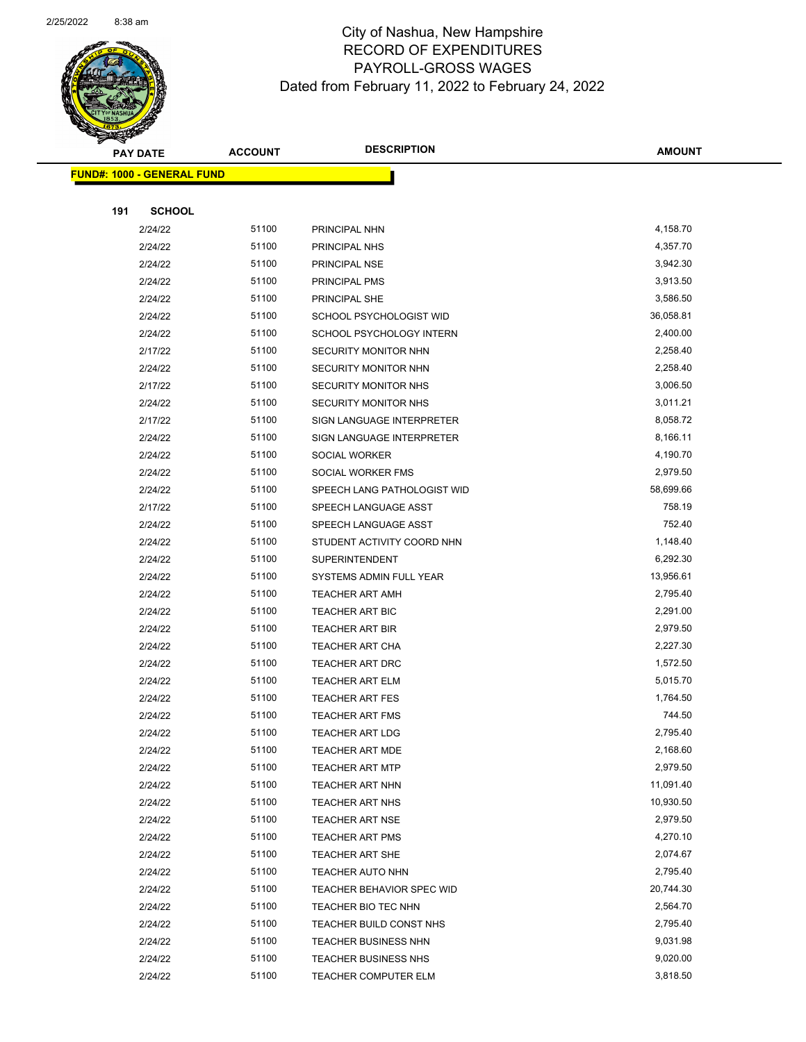# City of Nashua, New Hampshire
## RECORD OF EXPENDITURES
## PAYROLL-GROSS WAGES
## Dated from February 11, 2022 to February 24, 2022

2/25/2022 8:38 am

| PAY DATE | ACCOUNT | DESCRIPTION | AMOUNT |
|---|---|---|---|
| **FUND#: 1000 - GENERAL FUND** | | | |
| **191 SCHOOL** | | | |
| 2/24/22 | 51100 | PRINCIPAL NHN | 4,158.70 |
| 2/24/22 | 51100 | PRINCIPAL NHS | 4,357.70 |
| 2/24/22 | 51100 | PRINCIPAL NSE | 3,942.30 |
| 2/24/22 | 51100 | PRINCIPAL PMS | 3,913.50 |
| 2/24/22 | 51100 | PRINCIPAL SHE | 3,586.50 |
| 2/24/22 | 51100 | SCHOOL PSYCHOLOGIST WID | 36,058.81 |
| 2/24/22 | 51100 | SCHOOL PSYCHOLOGY INTERN | 2,400.00 |
| 2/17/22 | 51100 | SECURITY MONITOR NHN | 2,258.40 |
| 2/24/22 | 51100 | SECURITY MONITOR NHN | 2,258.40 |
| 2/17/22 | 51100 | SECURITY MONITOR NHS | 3,006.50 |
| 2/24/22 | 51100 | SECURITY MONITOR NHS | 3,011.21 |
| 2/17/22 | 51100 | SIGN LANGUAGE INTERPRETER | 8,058.72 |
| 2/24/22 | 51100 | SIGN LANGUAGE INTERPRETER | 8,166.11 |
| 2/24/22 | 51100 | SOCIAL WORKER | 4,190.70 |
| 2/24/22 | 51100 | SOCIAL WORKER FMS | 2,979.50 |
| 2/24/22 | 51100 | SPEECH LANG PATHOLOGIST WID | 58,699.66 |
| 2/17/22 | 51100 | SPEECH LANGUAGE ASST | 758.19 |
| 2/24/22 | 51100 | SPEECH LANGUAGE ASST | 752.40 |
| 2/24/22 | 51100 | STUDENT ACTIVITY COORD NHN | 1,148.40 |
| 2/24/22 | 51100 | SUPERINTENDENT | 6,292.30 |
| 2/24/22 | 51100 | SYSTEMS ADMIN FULL YEAR | 13,956.61 |
| 2/24/22 | 51100 | TEACHER ART AMH | 2,795.40 |
| 2/24/22 | 51100 | TEACHER ART BIC | 2,291.00 |
| 2/24/22 | 51100 | TEACHER ART BIR | 2,979.50 |
| 2/24/22 | 51100 | TEACHER ART CHA | 2,227.30 |
| 2/24/22 | 51100 | TEACHER ART DRC | 1,572.50 |
| 2/24/22 | 51100 | TEACHER ART ELM | 5,015.70 |
| 2/24/22 | 51100 | TEACHER ART FES | 1,764.50 |
| 2/24/22 | 51100 | TEACHER ART FMS | 744.50 |
| 2/24/22 | 51100 | TEACHER ART LDG | 2,795.40 |
| 2/24/22 | 51100 | TEACHER ART MDE | 2,168.60 |
| 2/24/22 | 51100 | TEACHER ART MTP | 2,979.50 |
| 2/24/22 | 51100 | TEACHER ART NHN | 11,091.40 |
| 2/24/22 | 51100 | TEACHER ART NHS | 10,930.50 |
| 2/24/22 | 51100 | TEACHER ART NSE | 2,979.50 |
| 2/24/22 | 51100 | TEACHER ART PMS | 4,270.10 |
| 2/24/22 | 51100 | TEACHER ART SHE | 2,074.67 |
| 2/24/22 | 51100 | TEACHER AUTO NHN | 2,795.40 |
| 2/24/22 | 51100 | TEACHER BEHAVIOR SPEC WID | 20,744.30 |
| 2/24/22 | 51100 | TEACHER BIO TEC NHN | 2,564.70 |
| 2/24/22 | 51100 | TEACHER BUILD CONST NHS | 2,795.40 |
| 2/24/22 | 51100 | TEACHER BUSINESS NHN | 9,031.98 |
| 2/24/22 | 51100 | TEACHER BUSINESS NHS | 9,020.00 |
| 2/24/22 | 51100 | TEACHER COMPUTER ELM | 3,818.50 |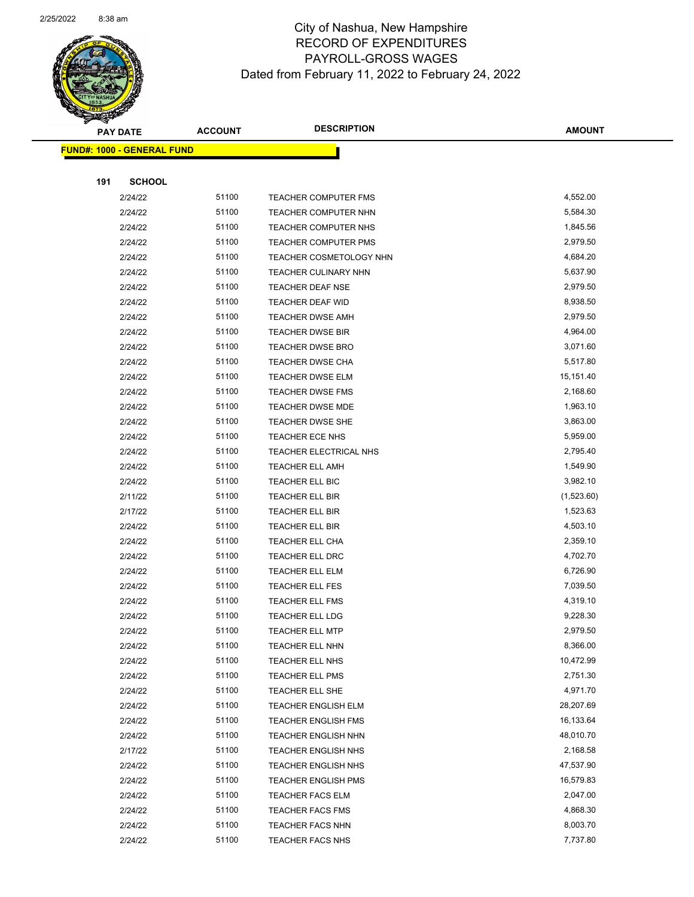# City of Nashua, New Hampshire
## RECORD OF EXPENDITURES
## PAYROLL-GROSS WAGES
### Dated from February 11, 2022 to February 24, 2022

| PAY DATE | ACCOUNT | DESCRIPTION | AMOUNT |
|---|---|---|---|
| **FUND#: 1000 - GENERAL FUND** | | | |
| **191 SCHOOL** | | | |
| 2/24/22 | 51100 | TEACHER COMPUTER FMS | 4,552.00 |
| 2/24/22 | 51100 | TEACHER COMPUTER NHN | 5,584.30 |
| 2/24/22 | 51100 | TEACHER COMPUTER NHS | 1,845.56 |
| 2/24/22 | 51100 | TEACHER COMPUTER PMS | 2,979.50 |
| 2/24/22 | 51100 | TEACHER COSMETOLOGY NHN | 4,684.20 |
| 2/24/22 | 51100 | TEACHER CULINARY NHN | 5,637.90 |
| 2/24/22 | 51100 | TEACHER DEAF NSE | 2,979.50 |
| 2/24/22 | 51100 | TEACHER DEAF WID | 8,938.50 |
| 2/24/22 | 51100 | TEACHER DWSE AMH | 2,979.50 |
| 2/24/22 | 51100 | TEACHER DWSE BIR | 4,964.00 |
| 2/24/22 | 51100 | TEACHER DWSE BRO | 3,071.60 |
| 2/24/22 | 51100 | TEACHER DWSE CHA | 5,517.80 |
| 2/24/22 | 51100 | TEACHER DWSE ELM | 15,151.40 |
| 2/24/22 | 51100 | TEACHER DWSE FMS | 2,168.60 |
| 2/24/22 | 51100 | TEACHER DWSE MDE | 1,963.10 |
| 2/24/22 | 51100 | TEACHER DWSE SHE | 3,863.00 |
| 2/24/22 | 51100 | TEACHER ECE NHS | 5,959.00 |
| 2/24/22 | 51100 | TEACHER ELECTRICAL NHS | 2,795.40 |
| 2/24/22 | 51100 | TEACHER ELL AMH | 1,549.90 |
| 2/24/22 | 51100 | TEACHER ELL BIC | 3,982.10 |
| 2/11/22 | 51100 | TEACHER ELL BIR | (1,523.60) |
| 2/17/22 | 51100 | TEACHER ELL BIR | 1,523.63 |
| 2/24/22 | 51100 | TEACHER ELL BIR | 4,503.10 |
| 2/24/22 | 51100 | TEACHER ELL CHA | 2,359.10 |
| 2/24/22 | 51100 | TEACHER ELL DRC | 4,702.70 |
| 2/24/22 | 51100 | TEACHER ELL ELM | 6,726.90 |
| 2/24/22 | 51100 | TEACHER ELL FES | 7,039.50 |
| 2/24/22 | 51100 | TEACHER ELL FMS | 4,319.10 |
| 2/24/22 | 51100 | TEACHER ELL LDG | 9,228.30 |
| 2/24/22 | 51100 | TEACHER ELL MTP | 2,979.50 |
| 2/24/22 | 51100 | TEACHER ELL NHN | 8,366.00 |
| 2/24/22 | 51100 | TEACHER ELL NHS | 10,472.99 |
| 2/24/22 | 51100 | TEACHER ELL PMS | 2,751.30 |
| 2/24/22 | 51100 | TEACHER ELL SHE | 4,971.70 |
| 2/24/22 | 51100 | TEACHER ENGLISH ELM | 28,207.69 |
| 2/24/22 | 51100 | TEACHER ENGLISH FMS | 16,133.64 |
| 2/24/22 | 51100 | TEACHER ENGLISH NHN | 48,010.70 |
| 2/17/22 | 51100 | TEACHER ENGLISH NHS | 2,168.58 |
| 2/24/22 | 51100 | TEACHER ENGLISH NHS | 47,537.90 |
| 2/24/22 | 51100 | TEACHER ENGLISH PMS | 16,579.83 |
| 2/24/22 | 51100 | TEACHER FACS ELM | 2,047.00 |
| 2/24/22 | 51100 | TEACHER FACS FMS | 4,868.30 |
| 2/24/22 | 51100 | TEACHER FACS NHN | 8,003.70 |
| 2/24/22 | 51100 | TEACHER FACS NHS | 7,737.80 |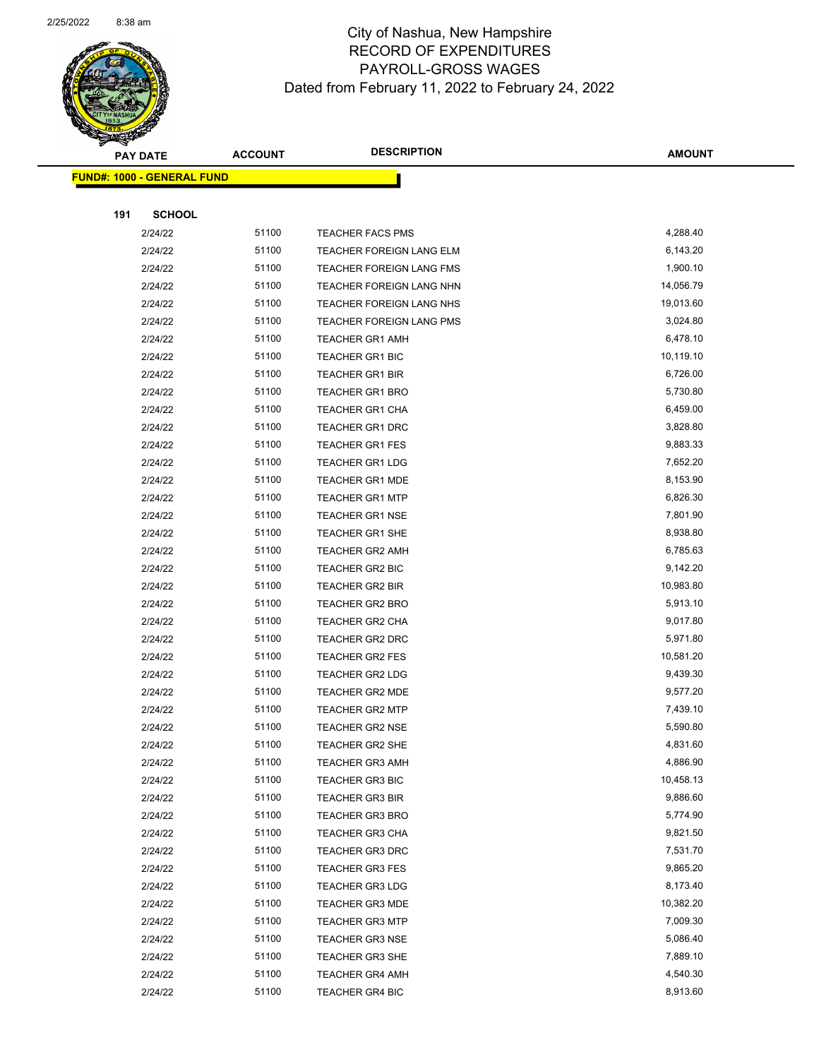# City of Nashua, New Hampshire
## RECORD OF EXPENDITURES
## PAYROLL-GROSS WAGES
### Dated from February 11, 2022 to February 24, 2022

**FUND#: 1000 - GENERAL FUND**

**191 SCHOOL**

| PAY DATE | ACCOUNT | DESCRIPTION | AMOUNT |
|---|---|---|---|
| 2/24/22 | 51100 | TEACHER FACS PMS | 4,288.40 |
| 2/24/22 | 51100 | TEACHER FOREIGN LANG ELM | 6,143.20 |
| 2/24/22 | 51100 | TEACHER FOREIGN LANG FMS | 1,900.10 |
| 2/24/22 | 51100 | TEACHER FOREIGN LANG NHN | 14,056.79 |
| 2/24/22 | 51100 | TEACHER FOREIGN LANG NHS | 19,013.60 |
| 2/24/22 | 51100 | TEACHER FOREIGN LANG PMS | 3,024.80 |
| 2/24/22 | 51100 | TEACHER GR1 AMH | 6,478.10 |
| 2/24/22 | 51100 | TEACHER GR1 BIC | 10,119.10 |
| 2/24/22 | 51100 | TEACHER GR1 BIR | 6,726.00 |
| 2/24/22 | 51100 | TEACHER GR1 BRO | 5,730.80 |
| 2/24/22 | 51100 | TEACHER GR1 CHA | 6,459.00 |
| 2/24/22 | 51100 | TEACHER GR1 DRC | 3,828.80 |
| 2/24/22 | 51100 | TEACHER GR1 FES | 9,883.33 |
| 2/24/22 | 51100 | TEACHER GR1 LDG | 7,652.20 |
| 2/24/22 | 51100 | TEACHER GR1 MDE | 8,153.90 |
| 2/24/22 | 51100 | TEACHER GR1 MTP | 6,826.30 |
| 2/24/22 | 51100 | TEACHER GR1 NSE | 7,801.90 |
| 2/24/22 | 51100 | TEACHER GR1 SHE | 8,938.80 |
| 2/24/22 | 51100 | TEACHER GR2 AMH | 6,785.63 |
| 2/24/22 | 51100 | TEACHER GR2 BIC | 9,142.20 |
| 2/24/22 | 51100 | TEACHER GR2 BIR | 10,983.80 |
| 2/24/22 | 51100 | TEACHER GR2 BRO | 5,913.10 |
| 2/24/22 | 51100 | TEACHER GR2 CHA | 9,017.80 |
| 2/24/22 | 51100 | TEACHER GR2 DRC | 5,971.80 |
| 2/24/22 | 51100 | TEACHER GR2 FES | 10,581.20 |
| 2/24/22 | 51100 | TEACHER GR2 LDG | 9,439.30 |
| 2/24/22 | 51100 | TEACHER GR2 MDE | 9,577.20 |
| 2/24/22 | 51100 | TEACHER GR2 MTP | 7,439.10 |
| 2/24/22 | 51100 | TEACHER GR2 NSE | 5,590.80 |
| 2/24/22 | 51100 | TEACHER GR2 SHE | 4,831.60 |
| 2/24/22 | 51100 | TEACHER GR3 AMH | 4,886.90 |
| 2/24/22 | 51100 | TEACHER GR3 BIC | 10,458.13 |
| 2/24/22 | 51100 | TEACHER GR3 BIR | 9,886.60 |
| 2/24/22 | 51100 | TEACHER GR3 BRO | 5,774.90 |
| 2/24/22 | 51100 | TEACHER GR3 CHA | 9,821.50 |
| 2/24/22 | 51100 | TEACHER GR3 DRC | 7,531.70 |
| 2/24/22 | 51100 | TEACHER GR3 FES | 9,865.20 |
| 2/24/22 | 51100 | TEACHER GR3 LDG | 8,173.40 |
| 2/24/22 | 51100 | TEACHER GR3 MDE | 10,382.20 |
| 2/24/22 | 51100 | TEACHER GR3 MTP | 7,009.30 |
| 2/24/22 | 51100 | TEACHER GR3 NSE | 5,086.40 |
| 2/24/22 | 51100 | TEACHER GR3 SHE | 7,889.10 |
| 2/24/22 | 51100 | TEACHER GR4 AMH | 4,540.30 |
| 2/24/22 | 51100 | TEACHER GR4 BIC | 8,913.60 |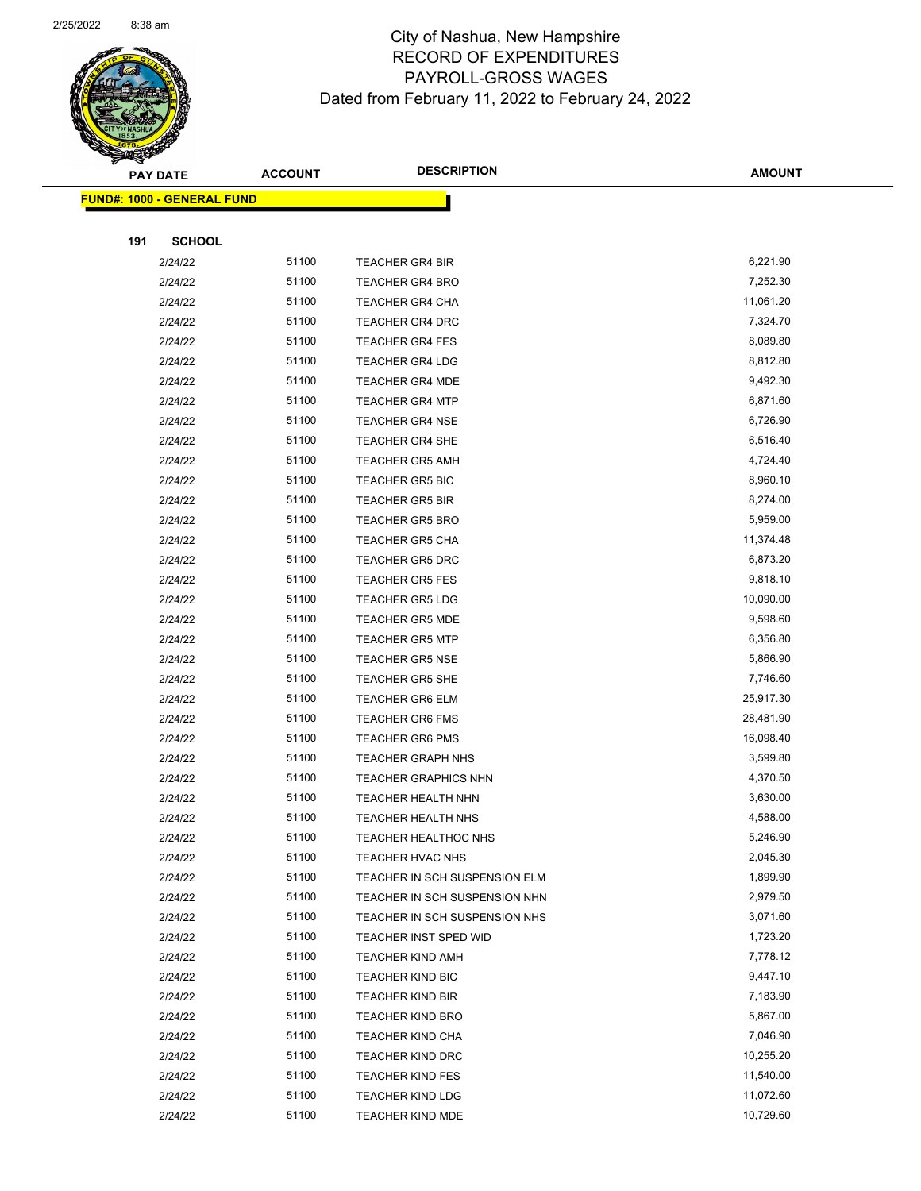# City of Nashua, New Hampshire
## RECORD OF EXPENDITURES
## PAYROLL-GROSS WAGES
### Dated from February 11, 2022 to February 24, 2022

| PAY DATE | ACCOUNT | DESCRIPTION | AMOUNT |
|---|---|---|---|
| **FUND#: 1000 - GENERAL FUND** | | | |
| **191 SCHOOL** | | | |
| 2/24/22 | 51100 | TEACHER GR4 BIR | 6,221.90 |
| 2/24/22 | 51100 | TEACHER GR4 BRO | 7,252.30 |
| 2/24/22 | 51100 | TEACHER GR4 CHA | 11,061.20 |
| 2/24/22 | 51100 | TEACHER GR4 DRC | 7,324.70 |
| 2/24/22 | 51100 | TEACHER GR4 FES | 8,089.80 |
| 2/24/22 | 51100 | TEACHER GR4 LDG | 8,812.80 |
| 2/24/22 | 51100 | TEACHER GR4 MDE | 9,492.30 |
| 2/24/22 | 51100 | TEACHER GR4 MTP | 6,871.60 |
| 2/24/22 | 51100 | TEACHER GR4 NSE | 6,726.90 |
| 2/24/22 | 51100 | TEACHER GR4 SHE | 6,516.40 |
| 2/24/22 | 51100 | TEACHER GR5 AMH | 4,724.40 |
| 2/24/22 | 51100 | TEACHER GR5 BIC | 8,960.10 |
| 2/24/22 | 51100 | TEACHER GR5 BIR | 8,274.00 |
| 2/24/22 | 51100 | TEACHER GR5 BRO | 5,959.00 |
| 2/24/22 | 51100 | TEACHER GR5 CHA | 11,374.48 |
| 2/24/22 | 51100 | TEACHER GR5 DRC | 6,873.20 |
| 2/24/22 | 51100 | TEACHER GR5 FES | 9,818.10 |
| 2/24/22 | 51100 | TEACHER GR5 LDG | 10,090.00 |
| 2/24/22 | 51100 | TEACHER GR5 MDE | 9,598.60 |
| 2/24/22 | 51100 | TEACHER GR5 MTP | 6,356.80 |
| 2/24/22 | 51100 | TEACHER GR5 NSE | 5,866.90 |
| 2/24/22 | 51100 | TEACHER GR5 SHE | 7,746.60 |
| 2/24/22 | 51100 | TEACHER GR6 ELM | 25,917.30 |
| 2/24/22 | 51100 | TEACHER GR6 FMS | 28,481.90 |
| 2/24/22 | 51100 | TEACHER GR6 PMS | 16,098.40 |
| 2/24/22 | 51100 | TEACHER GRAPH NHS | 3,599.80 |
| 2/24/22 | 51100 | TEACHER GRAPHICS NHN | 4,370.50 |
| 2/24/22 | 51100 | TEACHER HEALTH NHN | 3,630.00 |
| 2/24/22 | 51100 | TEACHER HEALTH NHS | 4,588.00 |
| 2/24/22 | 51100 | TEACHER HEALTHOC NHS | 5,246.90 |
| 2/24/22 | 51100 | TEACHER HVAC NHS | 2,045.30 |
| 2/24/22 | 51100 | TEACHER IN SCH SUSPENSION ELM | 1,899.90 |
| 2/24/22 | 51100 | TEACHER IN SCH SUSPENSION NHN | 2,979.50 |
| 2/24/22 | 51100 | TEACHER IN SCH SUSPENSION NHS | 3,071.60 |
| 2/24/22 | 51100 | TEACHER INST SPED WID | 1,723.20 |
| 2/24/22 | 51100 | TEACHER KIND AMH | 7,778.12 |
| 2/24/22 | 51100 | TEACHER KIND BIC | 9,447.10 |
| 2/24/22 | 51100 | TEACHER KIND BIR | 7,183.90 |
| 2/24/22 | 51100 | TEACHER KIND BRO | 5,867.00 |
| 2/24/22 | 51100 | TEACHER KIND CHA | 7,046.90 |
| 2/24/22 | 51100 | TEACHER KIND DRC | 10,255.20 |
| 2/24/22 | 51100 | TEACHER KIND FES | 11,540.00 |
| 2/24/22 | 51100 | TEACHER KIND LDG | 11,072.60 |
| 2/24/22 | 51100 | TEACHER KIND MDE | 10,729.60 |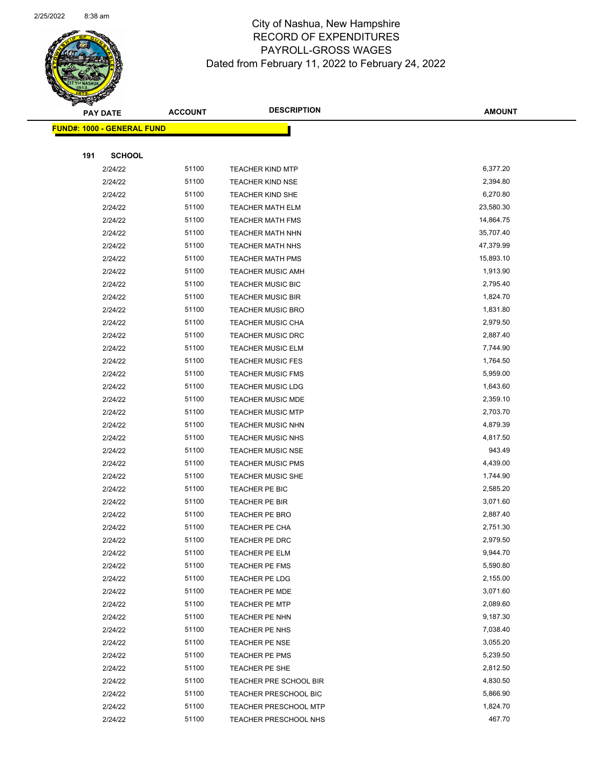# City of Nashua, New Hampshire
## RECORD OF EXPENDITURES
## PAYROLL-GROSS WAGES
## Dated from February 11, 2022 to February 24, 2022

2/25/2022 8:38 am

**FUND#: 1000 - GENERAL FUND**

**191 SCHOOL**

| PAY DATE | ACCOUNT | DESCRIPTION | AMOUNT |
|---|---|---|---|
| 2/24/22 | 51100 | TEACHER KIND MTP | 6,377.20 |
| 2/24/22 | 51100 | TEACHER KIND NSE | 2,394.80 |
| 2/24/22 | 51100 | TEACHER KIND SHE | 6,270.80 |
| 2/24/22 | 51100 | TEACHER MATH ELM | 23,580.30 |
| 2/24/22 | 51100 | TEACHER MATH FMS | 14,864.75 |
| 2/24/22 | 51100 | TEACHER MATH NHN | 35,707.40 |
| 2/24/22 | 51100 | TEACHER MATH NHS | 47,379.99 |
| 2/24/22 | 51100 | TEACHER MATH PMS | 15,893.10 |
| 2/24/22 | 51100 | TEACHER MUSIC AMH | 1,913.90 |
| 2/24/22 | 51100 | TEACHER MUSIC BIC | 2,795.40 |
| 2/24/22 | 51100 | TEACHER MUSIC BIR | 1,824.70 |
| 2/24/22 | 51100 | TEACHER MUSIC BRO | 1,831.80 |
| 2/24/22 | 51100 | TEACHER MUSIC CHA | 2,979.50 |
| 2/24/22 | 51100 | TEACHER MUSIC DRC | 2,887.40 |
| 2/24/22 | 51100 | TEACHER MUSIC ELM | 7,744.90 |
| 2/24/22 | 51100 | TEACHER MUSIC FES | 1,764.50 |
| 2/24/22 | 51100 | TEACHER MUSIC FMS | 5,959.00 |
| 2/24/22 | 51100 | TEACHER MUSIC LDG | 1,643.60 |
| 2/24/22 | 51100 | TEACHER MUSIC MDE | 2,359.10 |
| 2/24/22 | 51100 | TEACHER MUSIC MTP | 2,703.70 |
| 2/24/22 | 51100 | TEACHER MUSIC NHN | 4,879.39 |
| 2/24/22 | 51100 | TEACHER MUSIC NHS | 4,817.50 |
| 2/24/22 | 51100 | TEACHER MUSIC NSE | 943.49 |
| 2/24/22 | 51100 | TEACHER MUSIC PMS | 4,439.00 |
| 2/24/22 | 51100 | TEACHER MUSIC SHE | 1,744.90 |
| 2/24/22 | 51100 | TEACHER PE BIC | 2,585.20 |
| 2/24/22 | 51100 | TEACHER PE BIR | 3,071.60 |
| 2/24/22 | 51100 | TEACHER PE BRO | 2,887.40 |
| 2/24/22 | 51100 | TEACHER PE CHA | 2,751.30 |
| 2/24/22 | 51100 | TEACHER PE DRC | 2,979.50 |
| 2/24/22 | 51100 | TEACHER PE ELM | 9,944.70 |
| 2/24/22 | 51100 | TEACHER PE FMS | 5,590.80 |
| 2/24/22 | 51100 | TEACHER PE LDG | 2,155.00 |
| 2/24/22 | 51100 | TEACHER PE MDE | 3,071.60 |
| 2/24/22 | 51100 | TEACHER PE MTP | 2,089.60 |
| 2/24/22 | 51100 | TEACHER PE NHN | 9,187.30 |
| 2/24/22 | 51100 | TEACHER PE NHS | 7,038.40 |
| 2/24/22 | 51100 | TEACHER PE NSE | 3,055.20 |
| 2/24/22 | 51100 | TEACHER PE PMS | 5,239.50 |
| 2/24/22 | 51100 | TEACHER PE SHE | 2,812.50 |
| 2/24/22 | 51100 | TEACHER PRE SCHOOL BIR | 4,830.50 |
| 2/24/22 | 51100 | TEACHER PRESCHOOL BIC | 5,866.90 |
| 2/24/22 | 51100 | TEACHER PRESCHOOL MTP | 1,824.70 |
| 2/24/22 | 51100 | TEACHER PRESCHOOL NHS | 467.70 |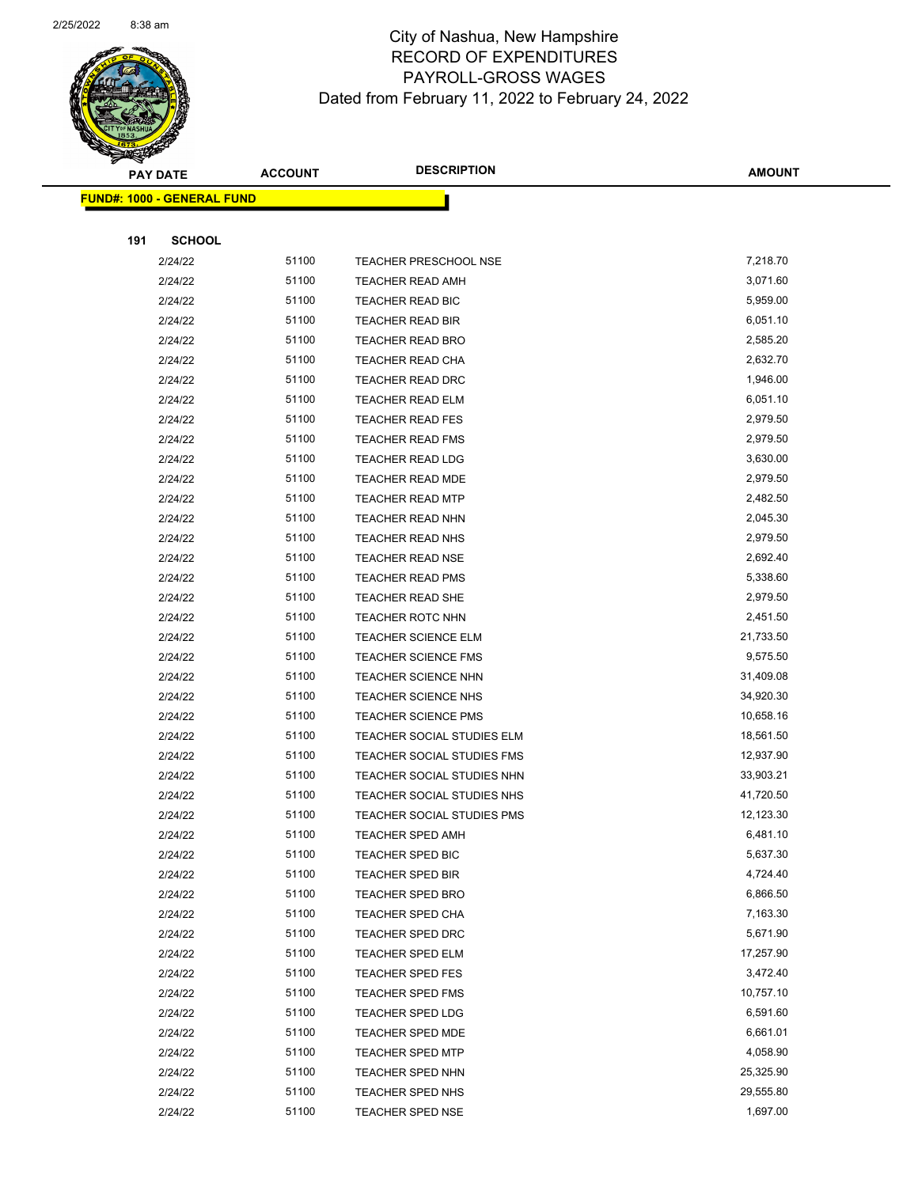# City of Nashua, New Hampshire
## RECORD OF EXPENDITURES
## PAYROLL-GROSS WAGES
### Dated from February 11, 2022 to February 24, 2022

**FUND#: 1000 - GENERAL FUND**

**191 SCHOOL**

| PAY DATE | ACCOUNT | DESCRIPTION | AMOUNT |
|---|---|---|---|
| 2/24/22 | 51100 | TEACHER PRESCHOOL NSE | 7,218.70 |
| 2/24/22 | 51100 | TEACHER READ AMH | 3,071.60 |
| 2/24/22 | 51100 | TEACHER READ BIC | 5,959.00 |
| 2/24/22 | 51100 | TEACHER READ BIR | 6,051.10 |
| 2/24/22 | 51100 | TEACHER READ BRO | 2,585.20 |
| 2/24/22 | 51100 | TEACHER READ CHA | 2,632.70 |
| 2/24/22 | 51100 | TEACHER READ DRC | 1,946.00 |
| 2/24/22 | 51100 | TEACHER READ ELM | 6,051.10 |
| 2/24/22 | 51100 | TEACHER READ FES | 2,979.50 |
| 2/24/22 | 51100 | TEACHER READ FMS | 2,979.50 |
| 2/24/22 | 51100 | TEACHER READ LDG | 3,630.00 |
| 2/24/22 | 51100 | TEACHER READ MDE | 2,979.50 |
| 2/24/22 | 51100 | TEACHER READ MTP | 2,482.50 |
| 2/24/22 | 51100 | TEACHER READ NHN | 2,045.30 |
| 2/24/22 | 51100 | TEACHER READ NHS | 2,979.50 |
| 2/24/22 | 51100 | TEACHER READ NSE | 2,692.40 |
| 2/24/22 | 51100 | TEACHER READ PMS | 5,338.60 |
| 2/24/22 | 51100 | TEACHER READ SHE | 2,979.50 |
| 2/24/22 | 51100 | TEACHER ROTC NHN | 2,451.50 |
| 2/24/22 | 51100 | TEACHER SCIENCE ELM | 21,733.50 |
| 2/24/22 | 51100 | TEACHER SCIENCE FMS | 9,575.50 |
| 2/24/22 | 51100 | TEACHER SCIENCE NHN | 31,409.08 |
| 2/24/22 | 51100 | TEACHER SCIENCE NHS | 34,920.30 |
| 2/24/22 | 51100 | TEACHER SCIENCE PMS | 10,658.16 |
| 2/24/22 | 51100 | TEACHER SOCIAL STUDIES ELM | 18,561.50 |
| 2/24/22 | 51100 | TEACHER SOCIAL STUDIES FMS | 12,937.90 |
| 2/24/22 | 51100 | TEACHER SOCIAL STUDIES NHN | 33,903.21 |
| 2/24/22 | 51100 | TEACHER SOCIAL STUDIES NHS | 41,720.50 |
| 2/24/22 | 51100 | TEACHER SOCIAL STUDIES PMS | 12,123.30 |
| 2/24/22 | 51100 | TEACHER SPED AMH | 6,481.10 |
| 2/24/22 | 51100 | TEACHER SPED BIC | 5,637.30 |
| 2/24/22 | 51100 | TEACHER SPED BIR | 4,724.40 |
| 2/24/22 | 51100 | TEACHER SPED BRO | 6,866.50 |
| 2/24/22 | 51100 | TEACHER SPED CHA | 7,163.30 |
| 2/24/22 | 51100 | TEACHER SPED DRC | 5,671.90 |
| 2/24/22 | 51100 | TEACHER SPED ELM | 17,257.90 |
| 2/24/22 | 51100 | TEACHER SPED FES | 3,472.40 |
| 2/24/22 | 51100 | TEACHER SPED FMS | 10,757.10 |
| 2/24/22 | 51100 | TEACHER SPED LDG | 6,591.60 |
| 2/24/22 | 51100 | TEACHER SPED MDE | 6,661.01 |
| 2/24/22 | 51100 | TEACHER SPED MTP | 4,058.90 |
| 2/24/22 | 51100 | TEACHER SPED NHN | 25,325.90 |
| 2/24/22 | 51100 | TEACHER SPED NHS | 29,555.80 |
| 2/24/22 | 51100 | TEACHER SPED NSE | 1,697.00 |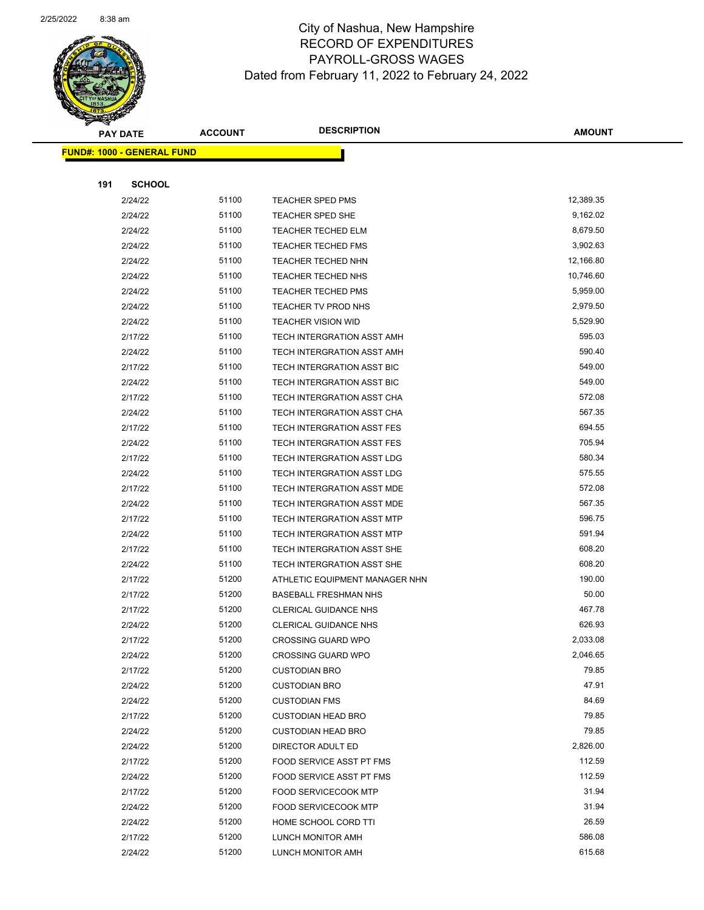# City of Nashua, New Hampshire
## RECORD OF EXPENDITURES
## PAYROLL-GROSS WAGES
## Dated from February 11, 2022 to February 24, 2022

| PAY DATE | ACCOUNT | DESCRIPTION | AMOUNT |
|---|---|---|---|
| **FUND#: 1000 - GENERAL FUND** | | | |
| **191 SCHOOL** | | | |
| 2/24/22 | 51100 | TEACHER SPED PMS | 12,389.35 |
| 2/24/22 | 51100 | TEACHER SPED SHE | 9,162.02 |
| 2/24/22 | 51100 | TEACHER TECHED ELM | 8,679.50 |
| 2/24/22 | 51100 | TEACHER TECHED FMS | 3,902.63 |
| 2/24/22 | 51100 | TEACHER TECHED NHN | 12,166.80 |
| 2/24/22 | 51100 | TEACHER TECHED NHS | 10,746.60 |
| 2/24/22 | 51100 | TEACHER TECHED PMS | 5,959.00 |
| 2/24/22 | 51100 | TEACHER TV PROD NHS | 2,979.50 |
| 2/24/22 | 51100 | TEACHER VISION WID | 5,529.90 |
| 2/17/22 | 51100 | TECH INTERGRATION ASST AMH | 595.03 |
| 2/24/22 | 51100 | TECH INTERGRATION ASST AMH | 590.40 |
| 2/17/22 | 51100 | TECH INTERGRATION ASST BIC | 549.00 |
| 2/24/22 | 51100 | TECH INTERGRATION ASST BIC | 549.00 |
| 2/17/22 | 51100 | TECH INTERGRATION ASST CHA | 572.08 |
| 2/24/22 | 51100 | TECH INTERGRATION ASST CHA | 567.35 |
| 2/17/22 | 51100 | TECH INTERGRATION ASST FES | 694.55 |
| 2/24/22 | 51100 | TECH INTERGRATION ASST FES | 705.94 |
| 2/17/22 | 51100 | TECH INTERGRATION ASST LDG | 580.34 |
| 2/24/22 | 51100 | TECH INTERGRATION ASST LDG | 575.55 |
| 2/17/22 | 51100 | TECH INTERGRATION ASST MDE | 572.08 |
| 2/24/22 | 51100 | TECH INTERGRATION ASST MDE | 567.35 |
| 2/17/22 | 51100 | TECH INTERGRATION ASST MTP | 596.75 |
| 2/24/22 | 51100 | TECH INTERGRATION ASST MTP | 591.94 |
| 2/17/22 | 51100 | TECH INTERGRATION ASST SHE | 608.20 |
| 2/24/22 | 51100 | TECH INTERGRATION ASST SHE | 608.20 |
| 2/17/22 | 51200 | ATHLETIC EQUIPMENT MANAGER NHN | 190.00 |
| 2/17/22 | 51200 | BASEBALL FRESHMAN NHS | 50.00 |
| 2/17/22 | 51200 | CLERICAL GUIDANCE NHS | 467.78 |
| 2/24/22 | 51200 | CLERICAL GUIDANCE NHS | 626.93 |
| 2/17/22 | 51200 | CROSSING GUARD WPO | 2,033.08 |
| 2/24/22 | 51200 | CROSSING GUARD WPO | 2,046.65 |
| 2/17/22 | 51200 | CUSTODIAN BRO | 79.85 |
| 2/24/22 | 51200 | CUSTODIAN BRO | 47.91 |
| 2/24/22 | 51200 | CUSTODIAN FMS | 84.69 |
| 2/17/22 | 51200 | CUSTODIAN HEAD BRO | 79.85 |
| 2/24/22 | 51200 | CUSTODIAN HEAD BRO | 79.85 |
| 2/24/22 | 51200 | DIRECTOR ADULT ED | 2,826.00 |
| 2/17/22 | 51200 | FOOD SERVICE ASST PT FMS | 112.59 |
| 2/24/22 | 51200 | FOOD SERVICE ASST PT FMS | 112.59 |
| 2/17/22 | 51200 | FOOD SERVICECOOK MTP | 31.94 |
| 2/24/22 | 51200 | FOOD SERVICECOOK MTP | 31.94 |
| 2/24/22 | 51200 | HOME SCHOOL CORD TTI | 26.59 |
| 2/17/22 | 51200 | LUNCH MONITOR AMH | 586.08 |
| 2/24/22 | 51200 | LUNCH MONITOR AMH | 615.68 |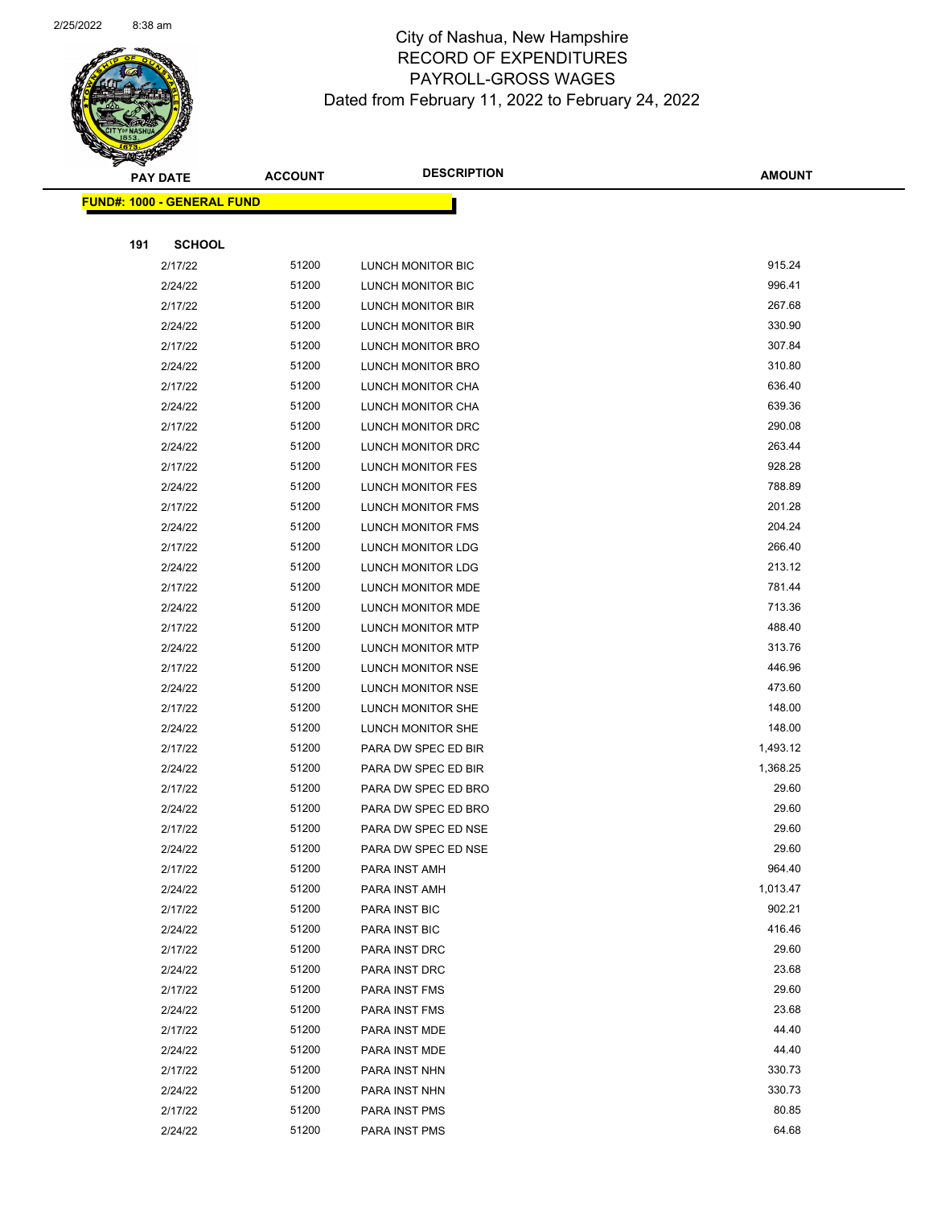# City of Nashua, New Hampshire
## RECORD OF EXPENDITURES
## PAYROLL-GROSS WAGES
### Dated from February 11, 2022 to February 24, 2022

| PAY DATE | ACCOUNT | DESCRIPTION | AMOUNT |
|---|---|---|---|
| **FUND#: 1000 - GENERAL FUND** | | | |
| **191 SCHOOL** | | | |
| 2/17/22 | 51200 | LUNCH MONITOR BIC | 915.24 |
| 2/24/22 | 51200 | LUNCH MONITOR BIC | 996.41 |
| 2/17/22 | 51200 | LUNCH MONITOR BIR | 267.68 |
| 2/24/22 | 51200 | LUNCH MONITOR BIR | 330.90 |
| 2/17/22 | 51200 | LUNCH MONITOR BRO | 307.84 |
| 2/24/22 | 51200 | LUNCH MONITOR BRO | 310.80 |
| 2/17/22 | 51200 | LUNCH MONITOR CHA | 636.40 |
| 2/24/22 | 51200 | LUNCH MONITOR CHA | 639.36 |
| 2/17/22 | 51200 | LUNCH MONITOR DRC | 290.08 |
| 2/24/22 | 51200 | LUNCH MONITOR DRC | 263.44 |
| 2/17/22 | 51200 | LUNCH MONITOR FES | 928.28 |
| 2/24/22 | 51200 | LUNCH MONITOR FES | 788.89 |
| 2/17/22 | 51200 | LUNCH MONITOR FMS | 201.28 |
| 2/24/22 | 51200 | LUNCH MONITOR FMS | 204.24 |
| 2/17/22 | 51200 | LUNCH MONITOR LDG | 266.40 |
| 2/24/22 | 51200 | LUNCH MONITOR LDG | 213.12 |
| 2/17/22 | 51200 | LUNCH MONITOR MDE | 781.44 |
| 2/24/22 | 51200 | LUNCH MONITOR MDE | 713.36 |
| 2/17/22 | 51200 | LUNCH MONITOR MTP | 488.40 |
| 2/24/22 | 51200 | LUNCH MONITOR MTP | 313.76 |
| 2/17/22 | 51200 | LUNCH MONITOR NSE | 446.96 |
| 2/24/22 | 51200 | LUNCH MONITOR NSE | 473.60 |
| 2/17/22 | 51200 | LUNCH MONITOR SHE | 148.00 |
| 2/24/22 | 51200 | LUNCH MONITOR SHE | 148.00 |
| 2/17/22 | 51200 | PARA DW SPEC ED BIR | 1,493.12 |
| 2/24/22 | 51200 | PARA DW SPEC ED BIR | 1,368.25 |
| 2/17/22 | 51200 | PARA DW SPEC ED BRO | 29.60 |
| 2/24/22 | 51200 | PARA DW SPEC ED BRO | 29.60 |
| 2/17/22 | 51200 | PARA DW SPEC ED NSE | 29.60 |
| 2/24/22 | 51200 | PARA DW SPEC ED NSE | 29.60 |
| 2/17/22 | 51200 | PARA INST AMH | 964.40 |
| 2/24/22 | 51200 | PARA INST AMH | 1,013.47 |
| 2/17/22 | 51200 | PARA INST BIC | 902.21 |
| 2/24/22 | 51200 | PARA INST BIC | 416.46 |
| 2/17/22 | 51200 | PARA INST DRC | 29.60 |
| 2/24/22 | 51200 | PARA INST DRC | 23.68 |
| 2/17/22 | 51200 | PARA INST FMS | 29.60 |
| 2/24/22 | 51200 | PARA INST FMS | 23.68 |
| 2/17/22 | 51200 | PARA INST MDE | 44.40 |
| 2/24/22 | 51200 | PARA INST MDE | 44.40 |
| 2/17/22 | 51200 | PARA INST NHN | 330.73 |
| 2/24/22 | 51200 | PARA INST NHN | 330.73 |
| 2/17/22 | 51200 | PARA INST PMS | 80.85 |
| 2/24/22 | 51200 | PARA INST PMS | 64.68 |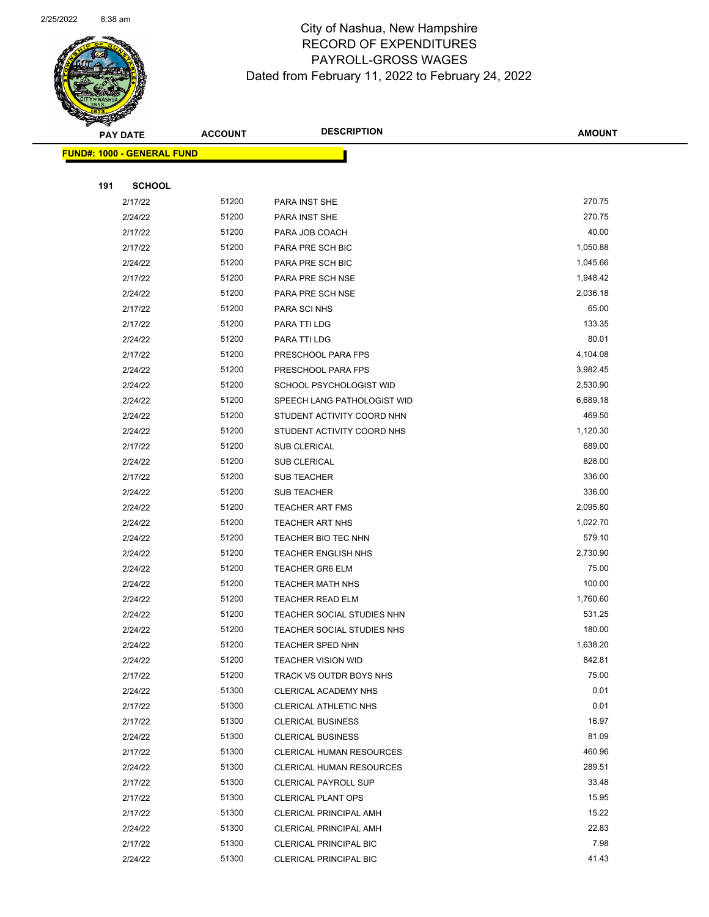# City of Nashua, New Hampshire
## RECORD OF EXPENDITURES
## PAYROLL-GROSS WAGES
### Dated from February 11, 2022 to February 24, 2022

2/25/2022 8:38 am

**FUND#: 1000 - GENERAL FUND**

**191 SCHOOL**

| PAY DATE | ACCOUNT | DESCRIPTION | AMOUNT |
|---|---|---|---|
| 2/17/22 | 51200 | PARA INST SHE | 270.75 |
| 2/24/22 | 51200 | PARA INST SHE | 270.75 |
| 2/17/22 | 51200 | PARA JOB COACH | 40.00 |
| 2/17/22 | 51200 | PARA PRE SCH BIC | 1,050.88 |
| 2/24/22 | 51200 | PARA PRE SCH BIC | 1,045.66 |
| 2/17/22 | 51200 | PARA PRE SCH NSE | 1,948.42 |
| 2/24/22 | 51200 | PARA PRE SCH NSE | 2,036.18 |
| 2/17/22 | 51200 | PARA SCI NHS | 65.00 |
| 2/17/22 | 51200 | PARA TTI LDG | 133.35 |
| 2/24/22 | 51200 | PARA TTI LDG | 80.01 |
| 2/17/22 | 51200 | PRESCHOOL PARA FPS | 4,104.08 |
| 2/24/22 | 51200 | PRESCHOOL PARA FPS | 3,982.45 |
| 2/24/22 | 51200 | SCHOOL PSYCHOLOGIST WID | 2,530.90 |
| 2/24/22 | 51200 | SPEECH LANG PATHOLOGIST WID | 6,689.18 |
| 2/24/22 | 51200 | STUDENT ACTIVITY COORD NHN | 469.50 |
| 2/24/22 | 51200 | STUDENT ACTIVITY COORD NHS | 1,120.30 |
| 2/17/22 | 51200 | SUB CLERICAL | 689.00 |
| 2/24/22 | 51200 | SUB CLERICAL | 828.00 |
| 2/17/22 | 51200 | SUB TEACHER | 336.00 |
| 2/24/22 | 51200 | SUB TEACHER | 336.00 |
| 2/24/22 | 51200 | TEACHER ART FMS | 2,095.80 |
| 2/24/22 | 51200 | TEACHER ART NHS | 1,022.70 |
| 2/24/22 | 51200 | TEACHER BIO TEC NHN | 579.10 |
| 2/24/22 | 51200 | TEACHER ENGLISH NHS | 2,730.90 |
| 2/24/22 | 51200 | TEACHER GR6 ELM | 75.00 |
| 2/24/22 | 51200 | TEACHER MATH NHS | 100.00 |
| 2/24/22 | 51200 | TEACHER READ ELM | 1,760.60 |
| 2/24/22 | 51200 | TEACHER SOCIAL STUDIES NHN | 531.25 |
| 2/24/22 | 51200 | TEACHER SOCIAL STUDIES NHS | 180.00 |
| 2/24/22 | 51200 | TEACHER SPED NHN | 1,638.20 |
| 2/24/22 | 51200 | TEACHER VISION WID | 842.81 |
| 2/17/22 | 51200 | TRACK VS OUTDR BOYS NHS | 75.00 |
| 2/24/22 | 51300 | CLERICAL ACADEMY NHS | 0.01 |
| 2/17/22 | 51300 | CLERICAL ATHLETIC NHS | 0.01 |
| 2/17/22 | 51300 | CLERICAL BUSINESS | 16.97 |
| 2/24/22 | 51300 | CLERICAL BUSINESS | 81.09 |
| 2/17/22 | 51300 | CLERICAL HUMAN RESOURCES | 460.96 |
| 2/24/22 | 51300 | CLERICAL HUMAN RESOURCES | 289.51 |
| 2/17/22 | 51300 | CLERICAL PAYROLL SUP | 33.48 |
| 2/17/22 | 51300 | CLERICAL PLANT OPS | 15.95 |
| 2/17/22 | 51300 | CLERICAL PRINCIPAL AMH | 15.22 |
| 2/24/22 | 51300 | CLERICAL PRINCIPAL AMH | 22.83 |
| 2/17/22 | 51300 | CLERICAL PRINCIPAL BIC | 7.98 |
| 2/24/22 | 51300 | CLERICAL PRINCIPAL BIC | 41.43 |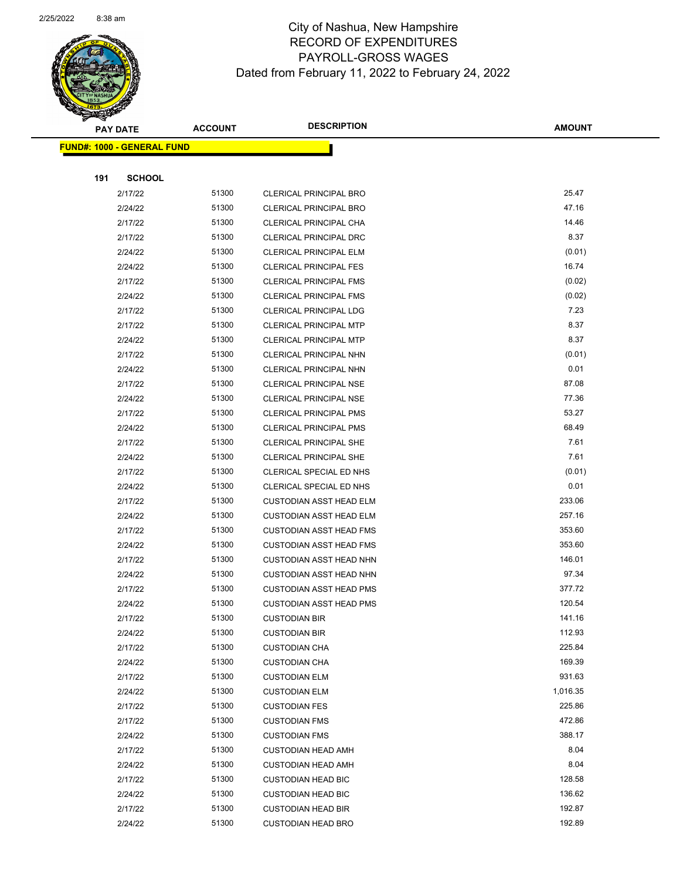# City of Nashua, New Hampshire
## RECORD OF EXPENDITURES
## PAYROLL-GROSS WAGES
### Dated from February 11, 2022 to February 24, 2022

| PAY DATE | ACCOUNT | DESCRIPTION | AMOUNT |
|---|---|---|---|
| **FUND#: 1000 - GENERAL FUND** | | | |
| **191 SCHOOL** | | | |
| 2/17/22 | 51300 | CLERICAL PRINCIPAL BRO | 25.47 |
| 2/24/22 | 51300 | CLERICAL PRINCIPAL BRO | 47.16 |
| 2/17/22 | 51300 | CLERICAL PRINCIPAL CHA | 14.46 |
| 2/17/22 | 51300 | CLERICAL PRINCIPAL DRC | 8.37 |
| 2/24/22 | 51300 | CLERICAL PRINCIPAL ELM | (0.01) |
| 2/24/22 | 51300 | CLERICAL PRINCIPAL FES | 16.74 |
| 2/17/22 | 51300 | CLERICAL PRINCIPAL FMS | (0.02) |
| 2/24/22 | 51300 | CLERICAL PRINCIPAL FMS | (0.02) |
| 2/17/22 | 51300 | CLERICAL PRINCIPAL LDG | 7.23 |
| 2/17/22 | 51300 | CLERICAL PRINCIPAL MTP | 8.37 |
| 2/24/22 | 51300 | CLERICAL PRINCIPAL MTP | 8.37 |
| 2/17/22 | 51300 | CLERICAL PRINCIPAL NHN | (0.01) |
| 2/24/22 | 51300 | CLERICAL PRINCIPAL NHN | 0.01 |
| 2/17/22 | 51300 | CLERICAL PRINCIPAL NSE | 87.08 |
| 2/24/22 | 51300 | CLERICAL PRINCIPAL NSE | 77.36 |
| 2/17/22 | 51300 | CLERICAL PRINCIPAL PMS | 53.27 |
| 2/24/22 | 51300 | CLERICAL PRINCIPAL PMS | 68.49 |
| 2/17/22 | 51300 | CLERICAL PRINCIPAL SHE | 7.61 |
| 2/24/22 | 51300 | CLERICAL PRINCIPAL SHE | 7.61 |
| 2/17/22 | 51300 | CLERICAL SPECIAL ED NHS | (0.01) |
| 2/24/22 | 51300 | CLERICAL SPECIAL ED NHS | 0.01 |
| 2/17/22 | 51300 | CUSTODIAN ASST HEAD ELM | 233.06 |
| 2/24/22 | 51300 | CUSTODIAN ASST HEAD ELM | 257.16 |
| 2/17/22 | 51300 | CUSTODIAN ASST HEAD FMS | 353.60 |
| 2/24/22 | 51300 | CUSTODIAN ASST HEAD FMS | 353.60 |
| 2/17/22 | 51300 | CUSTODIAN ASST HEAD NHN | 146.01 |
| 2/24/22 | 51300 | CUSTODIAN ASST HEAD NHN | 97.34 |
| 2/17/22 | 51300 | CUSTODIAN ASST HEAD PMS | 377.72 |
| 2/24/22 | 51300 | CUSTODIAN ASST HEAD PMS | 120.54 |
| 2/17/22 | 51300 | CUSTODIAN BIR | 141.16 |
| 2/24/22 | 51300 | CUSTODIAN BIR | 112.93 |
| 2/17/22 | 51300 | CUSTODIAN CHA | 225.84 |
| 2/24/22 | 51300 | CUSTODIAN CHA | 169.39 |
| 2/17/22 | 51300 | CUSTODIAN ELM | 931.63 |
| 2/24/22 | 51300 | CUSTODIAN ELM | 1,016.35 |
| 2/17/22 | 51300 | CUSTODIAN FES | 225.86 |
| 2/17/22 | 51300 | CUSTODIAN FMS | 472.86 |
| 2/24/22 | 51300 | CUSTODIAN FMS | 388.17 |
| 2/17/22 | 51300 | CUSTODIAN HEAD AMH | 8.04 |
| 2/24/22 | 51300 | CUSTODIAN HEAD AMH | 8.04 |
| 2/17/22 | 51300 | CUSTODIAN HEAD BIC | 128.58 |
| 2/24/22 | 51300 | CUSTODIAN HEAD BIC | 136.62 |
| 2/17/22 | 51300 | CUSTODIAN HEAD BIR | 192.87 |
| 2/24/22 | 51300 | CUSTODIAN HEAD BRO | 192.89 |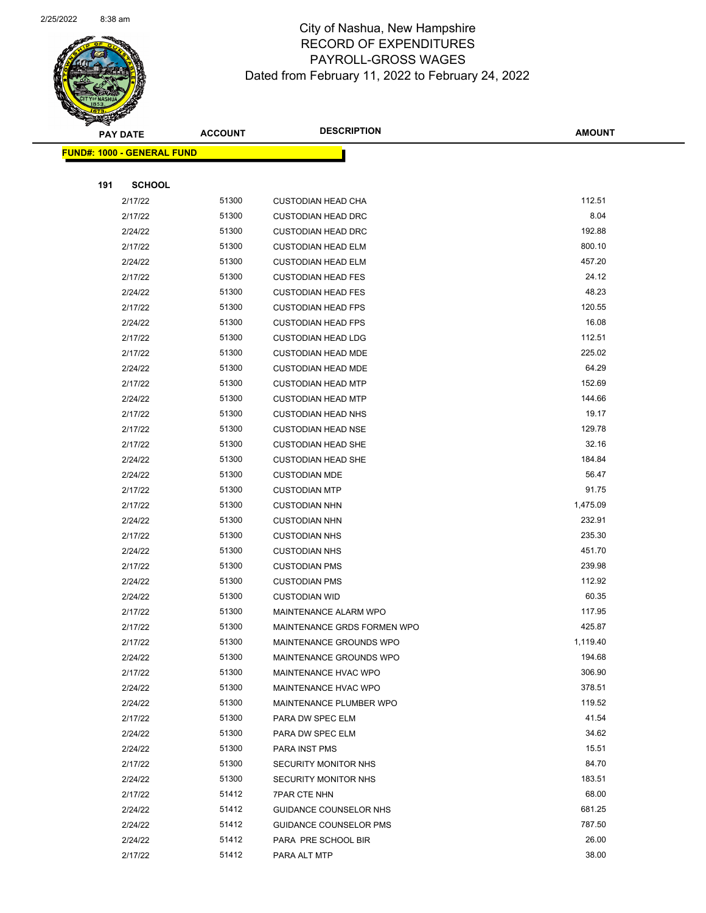# City of Nashua, New Hampshire
## RECORD OF EXPENDITURES
## PAYROLL-GROSS WAGES
### Dated from February 11, 2022 to February 24, 2022

| PAY DATE | ACCOUNT | DESCRIPTION | AMOUNT |
|---|---|---|---|
| **FUND#: 1000 - GENERAL FUND** | | | |
| **191 SCHOOL** | | | |
| 2/17/22 | 51300 | CUSTODIAN HEAD CHA | 112.51 |
| 2/17/22 | 51300 | CUSTODIAN HEAD DRC | 8.04 |
| 2/24/22 | 51300 | CUSTODIAN HEAD DRC | 192.88 |
| 2/17/22 | 51300 | CUSTODIAN HEAD ELM | 800.10 |
| 2/24/22 | 51300 | CUSTODIAN HEAD ELM | 457.20 |
| 2/17/22 | 51300 | CUSTODIAN HEAD FES | 24.12 |
| 2/24/22 | 51300 | CUSTODIAN HEAD FES | 48.23 |
| 2/17/22 | 51300 | CUSTODIAN HEAD FPS | 120.55 |
| 2/24/22 | 51300 | CUSTODIAN HEAD FPS | 16.08 |
| 2/17/22 | 51300 | CUSTODIAN HEAD LDG | 112.51 |
| 2/17/22 | 51300 | CUSTODIAN HEAD MDE | 225.02 |
| 2/24/22 | 51300 | CUSTODIAN HEAD MDE | 64.29 |
| 2/17/22 | 51300 | CUSTODIAN HEAD MTP | 152.69 |
| 2/24/22 | 51300 | CUSTODIAN HEAD MTP | 144.66 |
| 2/17/22 | 51300 | CUSTODIAN HEAD NHS | 19.17 |
| 2/17/22 | 51300 | CUSTODIAN HEAD NSE | 129.78 |
| 2/17/22 | 51300 | CUSTODIAN HEAD SHE | 32.16 |
| 2/24/22 | 51300 | CUSTODIAN HEAD SHE | 184.84 |
| 2/24/22 | 51300 | CUSTODIAN MDE | 56.47 |
| 2/17/22 | 51300 | CUSTODIAN MTP | 91.75 |
| 2/17/22 | 51300 | CUSTODIAN NHN | 1,475.09 |
| 2/24/22 | 51300 | CUSTODIAN NHN | 232.91 |
| 2/17/22 | 51300 | CUSTODIAN NHS | 235.30 |
| 2/24/22 | 51300 | CUSTODIAN NHS | 451.70 |
| 2/17/22 | 51300 | CUSTODIAN PMS | 239.98 |
| 2/24/22 | 51300 | CUSTODIAN PMS | 112.92 |
| 2/24/22 | 51300 | CUSTODIAN WID | 60.35 |
| 2/17/22 | 51300 | MAINTENANCE ALARM WPO | 117.95 |
| 2/17/22 | 51300 | MAINTENANCE GRDS FORMEN WPO | 425.87 |
| 2/17/22 | 51300 | MAINTENANCE GROUNDS WPO | 1,119.40 |
| 2/24/22 | 51300 | MAINTENANCE GROUNDS WPO | 194.68 |
| 2/17/22 | 51300 | MAINTENANCE HVAC WPO | 306.90 |
| 2/24/22 | 51300 | MAINTENANCE HVAC WPO | 378.51 |
| 2/24/22 | 51300 | MAINTENANCE PLUMBER WPO | 119.52 |
| 2/17/22 | 51300 | PARA DW SPEC ELM | 41.54 |
| 2/24/22 | 51300 | PARA DW SPEC ELM | 34.62 |
| 2/24/22 | 51300 | PARA INST PMS | 15.51 |
| 2/17/22 | 51300 | SECURITY MONITOR NHS | 84.70 |
| 2/24/22 | 51300 | SECURITY MONITOR NHS | 183.51 |
| 2/17/22 | 51412 | 7PAR CTE NHN | 68.00 |
| 2/24/22 | 51412 | GUIDANCE COUNSELOR NHS | 681.25 |
| 2/24/22 | 51412 | GUIDANCE COUNSELOR PMS | 787.50 |
| 2/24/22 | 51412 | PARA PRE SCHOOL BIR | 26.00 |
| 2/17/22 | 51412 | PARA ALT MTP | 38.00 |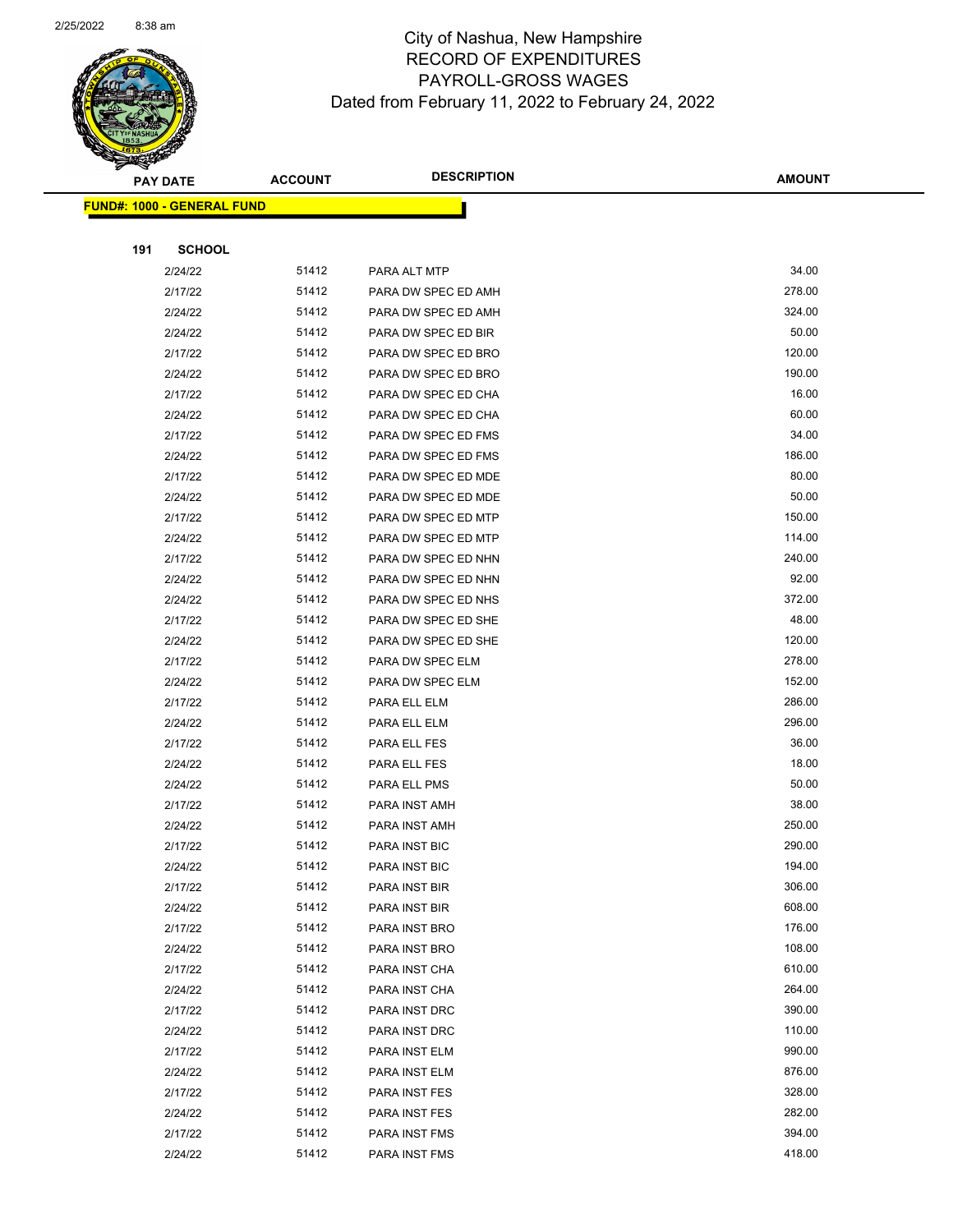# City of Nashua, New Hampshire
## RECORD OF EXPENDITURES
## PAYROLL-GROSS WAGES
### Dated from February 11, 2022 to February 24, 2022

**FUND#: 1000 - GENERAL FUND**

**191 SCHOOL**

| PAY DATE | ACCOUNT | DESCRIPTION | AMOUNT |
|---|---|---|---|
| 2/24/22 | 51412 | PARA ALT MTP | 34.00 |
| 2/17/22 | 51412 | PARA DW SPEC ED AMH | 278.00 |
| 2/24/22 | 51412 | PARA DW SPEC ED AMH | 324.00 |
| 2/24/22 | 51412 | PARA DW SPEC ED BIR | 50.00 |
| 2/17/22 | 51412 | PARA DW SPEC ED BRO | 120.00 |
| 2/24/22 | 51412 | PARA DW SPEC ED BRO | 190.00 |
| 2/17/22 | 51412 | PARA DW SPEC ED CHA | 16.00 |
| 2/24/22 | 51412 | PARA DW SPEC ED CHA | 60.00 |
| 2/17/22 | 51412 | PARA DW SPEC ED FMS | 34.00 |
| 2/24/22 | 51412 | PARA DW SPEC ED FMS | 186.00 |
| 2/17/22 | 51412 | PARA DW SPEC ED MDE | 80.00 |
| 2/24/22 | 51412 | PARA DW SPEC ED MDE | 50.00 |
| 2/17/22 | 51412 | PARA DW SPEC ED MTP | 150.00 |
| 2/24/22 | 51412 | PARA DW SPEC ED MTP | 114.00 |
| 2/17/22 | 51412 | PARA DW SPEC ED NHN | 240.00 |
| 2/24/22 | 51412 | PARA DW SPEC ED NHN | 92.00 |
| 2/24/22 | 51412 | PARA DW SPEC ED NHS | 372.00 |
| 2/17/22 | 51412 | PARA DW SPEC ED SHE | 48.00 |
| 2/24/22 | 51412 | PARA DW SPEC ED SHE | 120.00 |
| 2/17/22 | 51412 | PARA DW SPEC ELM | 278.00 |
| 2/24/22 | 51412 | PARA DW SPEC ELM | 152.00 |
| 2/17/22 | 51412 | PARA ELL ELM | 286.00 |
| 2/24/22 | 51412 | PARA ELL ELM | 296.00 |
| 2/17/22 | 51412 | PARA ELL FES | 36.00 |
| 2/24/22 | 51412 | PARA ELL FES | 18.00 |
| 2/24/22 | 51412 | PARA ELL PMS | 50.00 |
| 2/17/22 | 51412 | PARA INST AMH | 38.00 |
| 2/24/22 | 51412 | PARA INST AMH | 250.00 |
| 2/17/22 | 51412 | PARA INST BIC | 290.00 |
| 2/24/22 | 51412 | PARA INST BIC | 194.00 |
| 2/17/22 | 51412 | PARA INST BIR | 306.00 |
| 2/24/22 | 51412 | PARA INST BIR | 608.00 |
| 2/17/22 | 51412 | PARA INST BRO | 176.00 |
| 2/24/22 | 51412 | PARA INST BRO | 108.00 |
| 2/17/22 | 51412 | PARA INST CHA | 610.00 |
| 2/24/22 | 51412 | PARA INST CHA | 264.00 |
| 2/17/22 | 51412 | PARA INST DRC | 390.00 |
| 2/24/22 | 51412 | PARA INST DRC | 110.00 |
| 2/17/22 | 51412 | PARA INST ELM | 990.00 |
| 2/24/22 | 51412 | PARA INST ELM | 876.00 |
| 2/17/22 | 51412 | PARA INST FES | 328.00 |
| 2/24/22 | 51412 | PARA INST FES | 282.00 |
| 2/17/22 | 51412 | PARA INST FMS | 394.00 |
| 2/24/22 | 51412 | PARA INST FMS | 418.00 |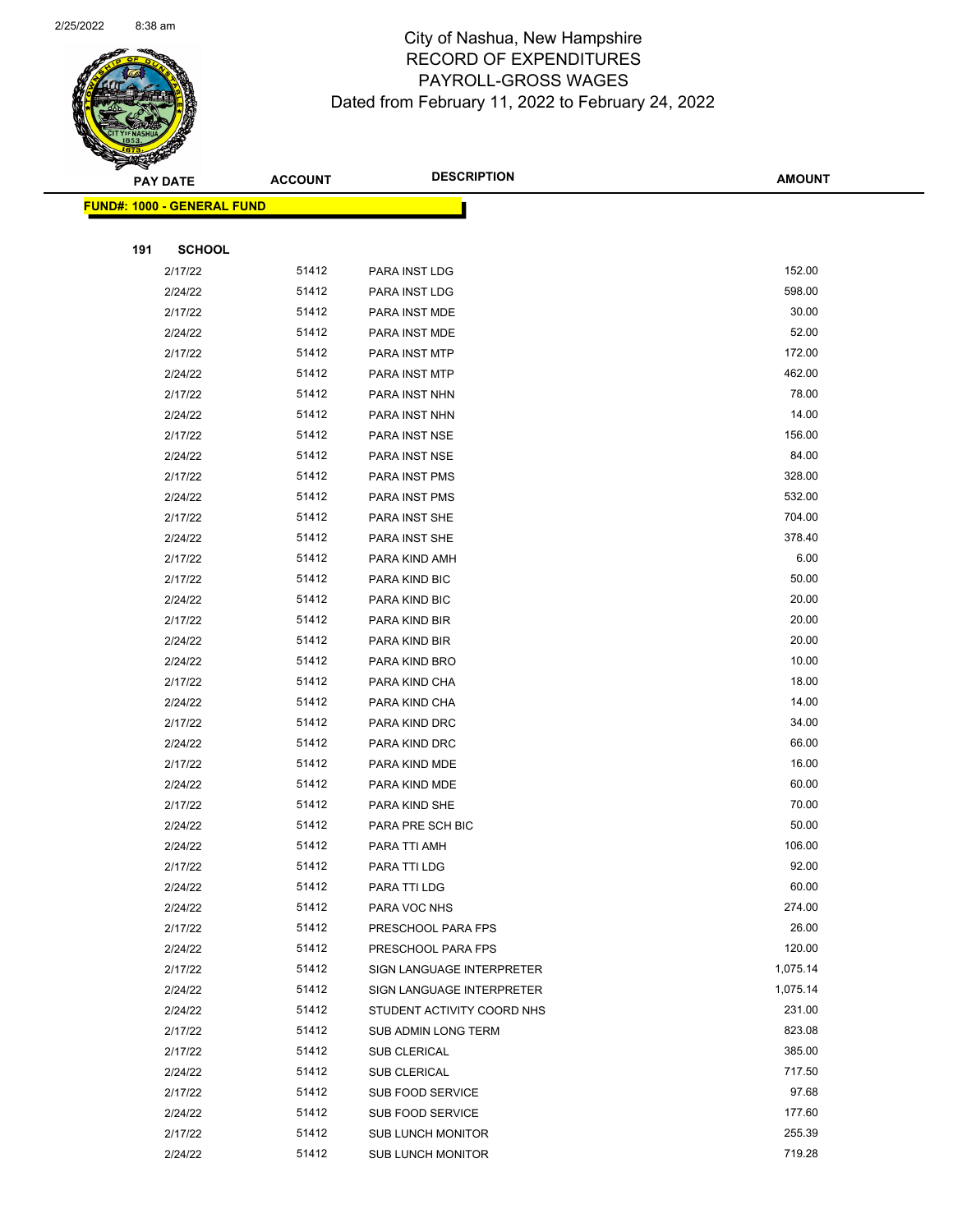# City of Nashua, New Hampshire
## RECORD OF EXPENDITURES
## PAYROLL-GROSS WAGES
### Dated from February 11, 2022 to February 24, 2022

**FUND#: 1000 - GENERAL FUND**

**191 SCHOOL**

| PAY DATE | ACCOUNT | DESCRIPTION | AMOUNT |
|---|---|---|---|
| 2/17/22 | 51412 | PARA INST LDG | 152.00 |
| 2/24/22 | 51412 | PARA INST LDG | 598.00 |
| 2/17/22 | 51412 | PARA INST MDE | 30.00 |
| 2/24/22 | 51412 | PARA INST MDE | 52.00 |
| 2/17/22 | 51412 | PARA INST MTP | 172.00 |
| 2/24/22 | 51412 | PARA INST MTP | 462.00 |
| 2/17/22 | 51412 | PARA INST NHN | 78.00 |
| 2/24/22 | 51412 | PARA INST NHN | 14.00 |
| 2/17/22 | 51412 | PARA INST NSE | 156.00 |
| 2/24/22 | 51412 | PARA INST NSE | 84.00 |
| 2/17/22 | 51412 | PARA INST PMS | 328.00 |
| 2/24/22 | 51412 | PARA INST PMS | 532.00 |
| 2/17/22 | 51412 | PARA INST SHE | 704.00 |
| 2/24/22 | 51412 | PARA INST SHE | 378.40 |
| 2/17/22 | 51412 | PARA KIND AMH | 6.00 |
| 2/17/22 | 51412 | PARA KIND BIC | 50.00 |
| 2/24/22 | 51412 | PARA KIND BIC | 20.00 |
| 2/17/22 | 51412 | PARA KIND BIR | 20.00 |
| 2/24/22 | 51412 | PARA KIND BIR | 20.00 |
| 2/24/22 | 51412 | PARA KIND BRO | 10.00 |
| 2/17/22 | 51412 | PARA KIND CHA | 18.00 |
| 2/24/22 | 51412 | PARA KIND CHA | 14.00 |
| 2/17/22 | 51412 | PARA KIND DRC | 34.00 |
| 2/24/22 | 51412 | PARA KIND DRC | 66.00 |
| 2/17/22 | 51412 | PARA KIND MDE | 16.00 |
| 2/24/22 | 51412 | PARA KIND MDE | 60.00 |
| 2/17/22 | 51412 | PARA KIND SHE | 70.00 |
| 2/24/22 | 51412 | PARA PRE SCH BIC | 50.00 |
| 2/24/22 | 51412 | PARA TTI AMH | 106.00 |
| 2/17/22 | 51412 | PARA TTI LDG | 92.00 |
| 2/24/22 | 51412 | PARA TTI LDG | 60.00 |
| 2/24/22 | 51412 | PARA VOC NHS | 274.00 |
| 2/17/22 | 51412 | PRESCHOOL PARA FPS | 26.00 |
| 2/24/22 | 51412 | PRESCHOOL PARA FPS | 120.00 |
| 2/17/22 | 51412 | SIGN LANGUAGE INTERPRETER | 1,075.14 |
| 2/24/22 | 51412 | SIGN LANGUAGE INTERPRETER | 1,075.14 |
| 2/24/22 | 51412 | STUDENT ACTIVITY COORD NHS | 231.00 |
| 2/17/22 | 51412 | SUB ADMIN LONG TERM | 823.08 |
| 2/17/22 | 51412 | SUB CLERICAL | 385.00 |
| 2/24/22 | 51412 | SUB CLERICAL | 717.50 |
| 2/17/22 | 51412 | SUB FOOD SERVICE | 97.68 |
| 2/24/22 | 51412 | SUB FOOD SERVICE | 177.60 |
| 2/17/22 | 51412 | SUB LUNCH MONITOR | 255.39 |
| 2/24/22 | 51412 | SUB LUNCH MONITOR | 719.28 |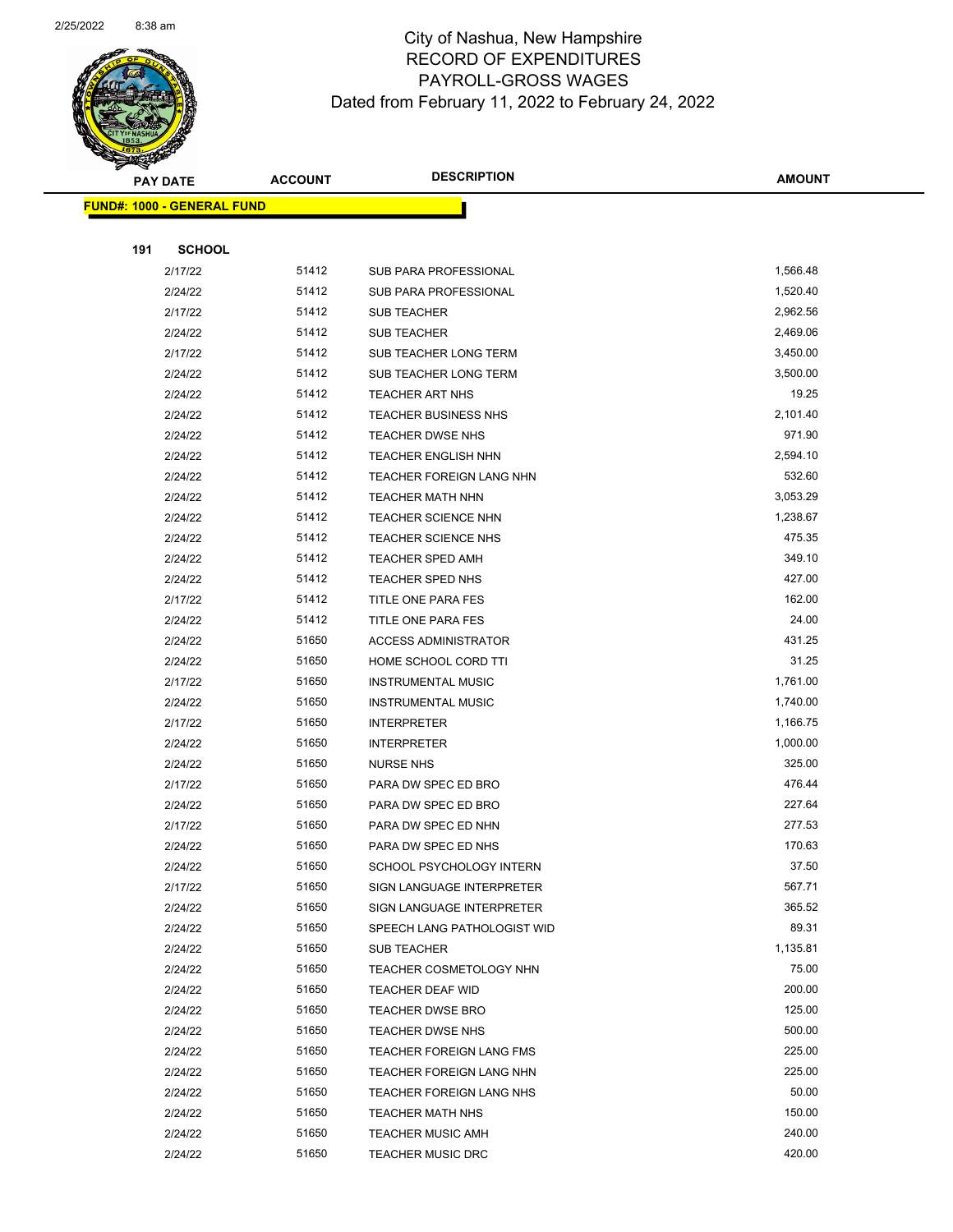# City of Nashua, New Hampshire
## RECORD OF EXPENDITURES
## PAYROLL-GROSS WAGES
### Dated from February 11, 2022 to February 24, 2022

**FUND#: 1000 - GENERAL FUND**

**191 SCHOOL**

| PAY DATE | ACCOUNT | DESCRIPTION | AMOUNT |
|---|---|---|---|
| 2/17/22 | 51412 | SUB PARA PROFESSIONAL | 1,566.48 |
| 2/24/22 | 51412 | SUB PARA PROFESSIONAL | 1,520.40 |
| 2/17/22 | 51412 | SUB TEACHER | 2,962.56 |
| 2/24/22 | 51412 | SUB TEACHER | 2,469.06 |
| 2/17/22 | 51412 | SUB TEACHER LONG TERM | 3,450.00 |
| 2/24/22 | 51412 | SUB TEACHER LONG TERM | 3,500.00 |
| 2/24/22 | 51412 | TEACHER ART NHS | 19.25 |
| 2/24/22 | 51412 | TEACHER BUSINESS NHS | 2,101.40 |
| 2/24/22 | 51412 | TEACHER DWSE NHS | 971.90 |
| 2/24/22 | 51412 | TEACHER ENGLISH NHN | 2,594.10 |
| 2/24/22 | 51412 | TEACHER FOREIGN LANG NHN | 532.60 |
| 2/24/22 | 51412 | TEACHER MATH NHN | 3,053.29 |
| 2/24/22 | 51412 | TEACHER SCIENCE NHN | 1,238.67 |
| 2/24/22 | 51412 | TEACHER SCIENCE NHS | 475.35 |
| 2/24/22 | 51412 | TEACHER SPED AMH | 349.10 |
| 2/24/22 | 51412 | TEACHER SPED NHS | 427.00 |
| 2/17/22 | 51412 | TITLE ONE PARA FES | 162.00 |
| 2/24/22 | 51412 | TITLE ONE PARA FES | 24.00 |
| 2/24/22 | 51650 | ACCESS ADMINISTRATOR | 431.25 |
| 2/24/22 | 51650 | HOME SCHOOL CORD TTI | 31.25 |
| 2/17/22 | 51650 | INSTRUMENTAL MUSIC | 1,761.00 |
| 2/24/22 | 51650 | INSTRUMENTAL MUSIC | 1,740.00 |
| 2/17/22 | 51650 | INTERPRETER | 1,166.75 |
| 2/24/22 | 51650 | INTERPRETER | 1,000.00 |
| 2/24/22 | 51650 | NURSE NHS | 325.00 |
| 2/17/22 | 51650 | PARA DW SPEC ED BRO | 476.44 |
| 2/24/22 | 51650 | PARA DW SPEC ED BRO | 227.64 |
| 2/17/22 | 51650 | PARA DW SPEC ED NHN | 277.53 |
| 2/24/22 | 51650 | PARA DW SPEC ED NHS | 170.63 |
| 2/24/22 | 51650 | SCHOOL PSYCHOLOGY INTERN | 37.50 |
| 2/17/22 | 51650 | SIGN LANGUAGE INTERPRETER | 567.71 |
| 2/24/22 | 51650 | SIGN LANGUAGE INTERPRETER | 365.52 |
| 2/24/22 | 51650 | SPEECH LANG PATHOLOGIST WID | 89.31 |
| 2/24/22 | 51650 | SUB TEACHER | 1,135.81 |
| 2/24/22 | 51650 | TEACHER COSMETOLOGY NHN | 75.00 |
| 2/24/22 | 51650 | TEACHER DEAF WID | 200.00 |
| 2/24/22 | 51650 | TEACHER DWSE BRO | 125.00 |
| 2/24/22 | 51650 | TEACHER DWSE NHS | 500.00 |
| 2/24/22 | 51650 | TEACHER FOREIGN LANG FMS | 225.00 |
| 2/24/22 | 51650 | TEACHER FOREIGN LANG NHN | 225.00 |
| 2/24/22 | 51650 | TEACHER FOREIGN LANG NHS | 50.00 |
| 2/24/22 | 51650 | TEACHER MATH NHS | 150.00 |
| 2/24/22 | 51650 | TEACHER MUSIC AMH | 240.00 |
| 2/24/22 | 51650 | TEACHER MUSIC DRC | 420.00 |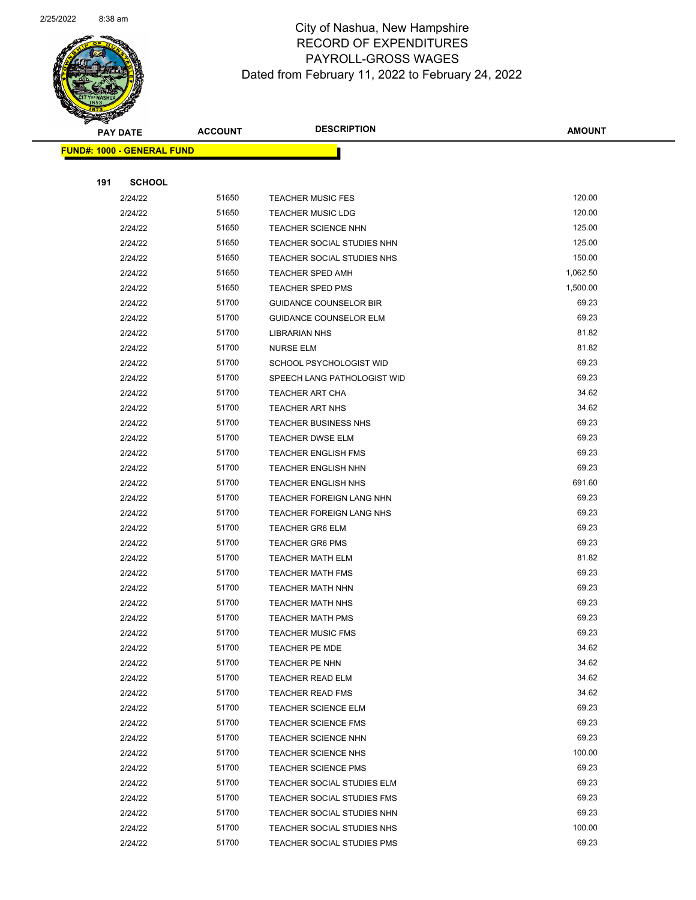# City of Nashua, New Hampshire
# RECORD OF EXPENDITURES
# PAYROLL-GROSS WAGES
# Dated from February 11, 2022 to February 24, 2022

| PAY DATE | ACCOUNT | DESCRIPTION | AMOUNT |
|---|---|---|---|
| **FUND#: 1000 - GENERAL FUND** | | | |
| **191 SCHOOL** | | | |
| 2/24/22 | 51650 | TEACHER MUSIC FES | 120.00 |
| 2/24/22 | 51650 | TEACHER MUSIC LDG | 120.00 |
| 2/24/22 | 51650 | TEACHER SCIENCE NHN | 125.00 |
| 2/24/22 | 51650 | TEACHER SOCIAL STUDIES NHN | 125.00 |
| 2/24/22 | 51650 | TEACHER SOCIAL STUDIES NHS | 150.00 |
| 2/24/22 | 51650 | TEACHER SPED AMH | 1,062.50 |
| 2/24/22 | 51650 | TEACHER SPED PMS | 1,500.00 |
| 2/24/22 | 51700 | GUIDANCE COUNSELOR BIR | 69.23 |
| 2/24/22 | 51700 | GUIDANCE COUNSELOR ELM | 69.23 |
| 2/24/22 | 51700 | LIBRARIAN NHS | 81.82 |
| 2/24/22 | 51700 | NURSE ELM | 81.82 |
| 2/24/22 | 51700 | SCHOOL PSYCHOLOGIST WID | 69.23 |
| 2/24/22 | 51700 | SPEECH LANG PATHOLOGIST WID | 69.23 |
| 2/24/22 | 51700 | TEACHER ART CHA | 34.62 |
| 2/24/22 | 51700 | TEACHER ART NHS | 34.62 |
| 2/24/22 | 51700 | TEACHER BUSINESS NHS | 69.23 |
| 2/24/22 | 51700 | TEACHER DWSE ELM | 69.23 |
| 2/24/22 | 51700 | TEACHER ENGLISH FMS | 69.23 |
| 2/24/22 | 51700 | TEACHER ENGLISH NHN | 69.23 |
| 2/24/22 | 51700 | TEACHER ENGLISH NHS | 691.60 |
| 2/24/22 | 51700 | TEACHER FOREIGN LANG NHN | 69.23 |
| 2/24/22 | 51700 | TEACHER FOREIGN LANG NHS | 69.23 |
| 2/24/22 | 51700 | TEACHER GR6 ELM | 69.23 |
| 2/24/22 | 51700 | TEACHER GR6 PMS | 69.23 |
| 2/24/22 | 51700 | TEACHER MATH ELM | 81.82 |
| 2/24/22 | 51700 | TEACHER MATH FMS | 69.23 |
| 2/24/22 | 51700 | TEACHER MATH NHN | 69.23 |
| 2/24/22 | 51700 | TEACHER MATH NHS | 69.23 |
| 2/24/22 | 51700 | TEACHER MATH PMS | 69.23 |
| 2/24/22 | 51700 | TEACHER MUSIC FMS | 69.23 |
| 2/24/22 | 51700 | TEACHER PE MDE | 34.62 |
| 2/24/22 | 51700 | TEACHER PE NHN | 34.62 |
| 2/24/22 | 51700 | TEACHER READ ELM | 34.62 |
| 2/24/22 | 51700 | TEACHER READ FMS | 34.62 |
| 2/24/22 | 51700 | TEACHER SCIENCE ELM | 69.23 |
| 2/24/22 | 51700 | TEACHER SCIENCE FMS | 69.23 |
| 2/24/22 | 51700 | TEACHER SCIENCE NHN | 69.23 |
| 2/24/22 | 51700 | TEACHER SCIENCE NHS | 100.00 |
| 2/24/22 | 51700 | TEACHER SCIENCE PMS | 69.23 |
| 2/24/22 | 51700 | TEACHER SOCIAL STUDIES ELM | 69.23 |
| 2/24/22 | 51700 | TEACHER SOCIAL STUDIES FMS | 69.23 |
| 2/24/22 | 51700 | TEACHER SOCIAL STUDIES NHN | 69.23 |
| 2/24/22 | 51700 | TEACHER SOCIAL STUDIES NHS | 100.00 |
| 2/24/22 | 51700 | TEACHER SOCIAL STUDIES PMS | 69.23 |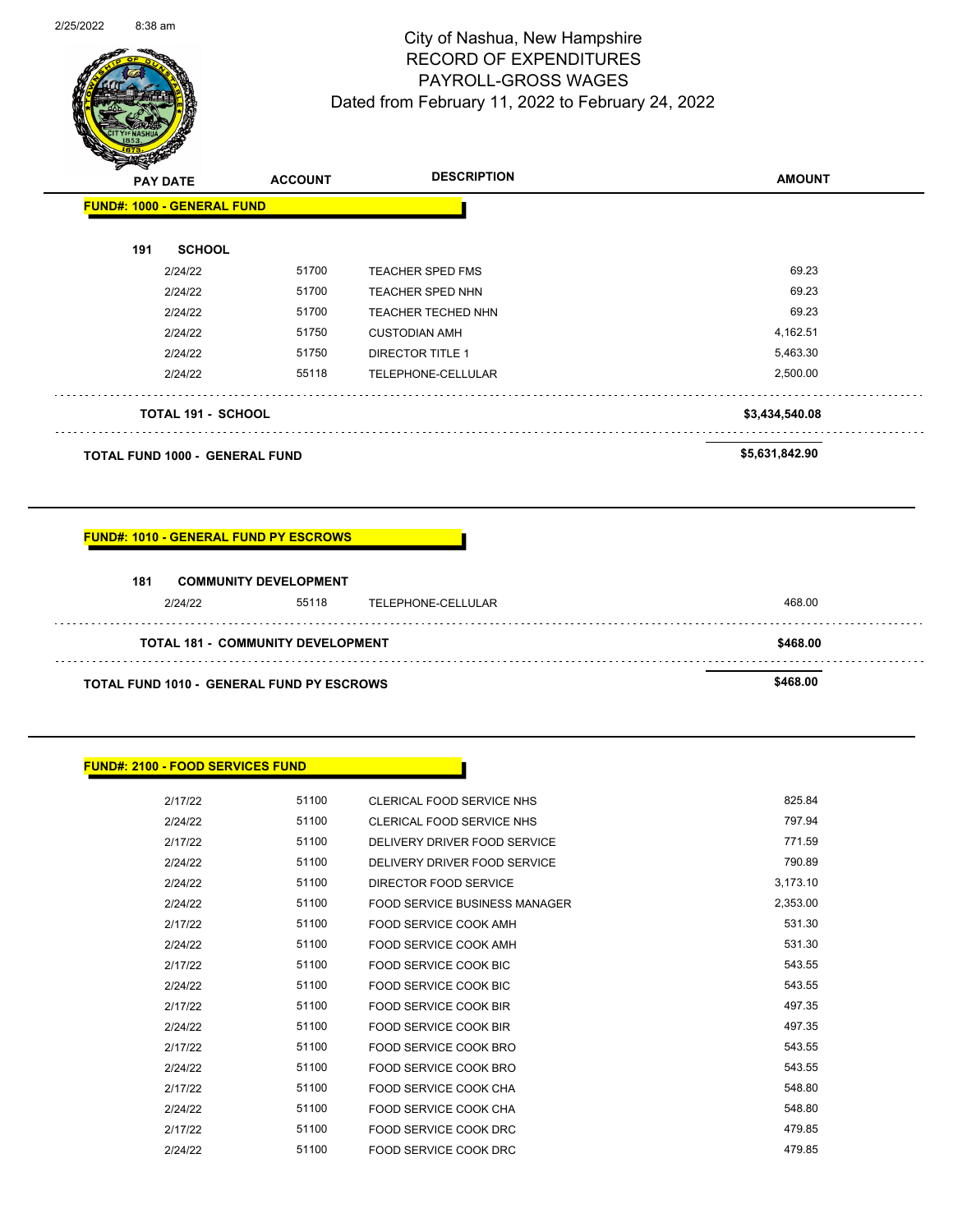# City of Nashua, New Hampshire
## RECORD OF EXPENDITURES
## PAYROLL-GROSS WAGES
### Dated from February 11, 2022 to February 24, 2022

| PAY DATE | ACCOUNT | DESCRIPTION | AMOUNT |
|---|---|---|---|
| **FUND#: 1000 - GENERAL FUND** | | | |
| **191 SCHOOL** | | | |
| 2/24/22 | 51700 | TEACHER SPED FMS | 69.23 |
| 2/24/22 | 51700 | TEACHER SPED NHN | 69.23 |
| 2/24/22 | 51700 | TEACHER TECHED NHN | 69.23 |
| 2/24/22 | 51750 | CUSTODIAN AMH | 4,162.51 |
| 2/24/22 | 51750 | DIRECTOR TITLE 1 | 5,463.30 |
| 2/24/22 | 55118 | TELEPHONE-CELLULAR | 2,500.00 |
| **TOTAL 191 - SCHOOL** | | | **$3,434,540.08** |
| **TOTAL FUND 1000 - GENERAL FUND** | | | **$5,631,842.90** |

| PAY DATE | ACCOUNT | DESCRIPTION | AMOUNT |
|---|---|---|---|
| **FUND#: 1010 - GENERAL FUND PY ESCROWS** | | | |
| **181 COMMUNITY DEVELOPMENT** | | | |
| 2/24/22 | 55118 | TELEPHONE-CELLULAR | 468.00 |
| **TOTAL 181 - COMMUNITY DEVELOPMENT** | | | **$468.00** |
| **TOTAL FUND 1010 - GENERAL FUND PY ESCROWS** | | | **$468.00** |

| PAY DATE | ACCOUNT | DESCRIPTION | AMOUNT |
|---|---|---|---|
| **FUND#: 2100 - FOOD SERVICES FUND** | | | |
| 2/17/22 | 51100 | CLERICAL FOOD SERVICE NHS | 825.84 |
| 2/24/22 | 51100 | CLERICAL FOOD SERVICE NHS | 797.94 |
| 2/17/22 | 51100 | DELIVERY DRIVER FOOD SERVICE | 771.59 |
| 2/24/22 | 51100 | DELIVERY DRIVER FOOD SERVICE | 790.89 |
| 2/24/22 | 51100 | DIRECTOR FOOD SERVICE | 3,173.10 |
| 2/24/22 | 51100 | FOOD SERVICE BUSINESS MANAGER | 2,353.00 |
| 2/17/22 | 51100 | FOOD SERVICE COOK AMH | 531.30 |
| 2/24/22 | 51100 | FOOD SERVICE COOK AMH | 531.30 |
| 2/17/22 | 51100 | FOOD SERVICE COOK BIC | 543.55 |
| 2/24/22 | 51100 | FOOD SERVICE COOK BIC | 543.55 |
| 2/17/22 | 51100 | FOOD SERVICE COOK BIR | 497.35 |
| 2/24/22 | 51100 | FOOD SERVICE COOK BIR | 497.35 |
| 2/17/22 | 51100 | FOOD SERVICE COOK BRO | 543.55 |
| 2/24/22 | 51100 | FOOD SERVICE COOK BRO | 543.55 |
| 2/17/22 | 51100 | FOOD SERVICE COOK CHA | 548.80 |
| 2/24/22 | 51100 | FOOD SERVICE COOK CHA | 548.80 |
| 2/17/22 | 51100 | FOOD SERVICE COOK DRC | 479.85 |
| 2/24/22 | 51100 | FOOD SERVICE COOK DRC | 479.85 |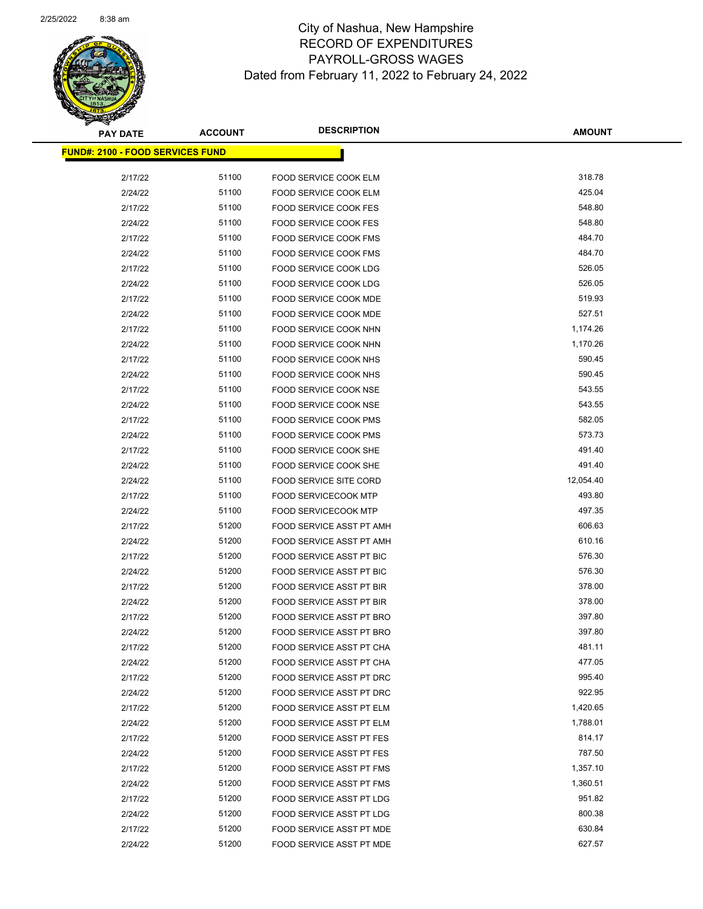# City of Nashua, New Hampshire
## RECORD OF EXPENDITURES
## PAYROLL-GROSS WAGES
### Dated from February 11, 2022 to February 24, 2022

**FUND#: 2100 - FOOD SERVICES FUND**

| PAY DATE | ACCOUNT | DESCRIPTION | AMOUNT |
|---|---|---|---|
| 2/17/22 | 51100 | FOOD SERVICE COOK ELM | 318.78 |
| 2/24/22 | 51100 | FOOD SERVICE COOK ELM | 425.04 |
| 2/17/22 | 51100 | FOOD SERVICE COOK FES | 548.80 |
| 2/24/22 | 51100 | FOOD SERVICE COOK FES | 548.80 |
| 2/17/22 | 51100 | FOOD SERVICE COOK FMS | 484.70 |
| 2/24/22 | 51100 | FOOD SERVICE COOK FMS | 484.70 |
| 2/17/22 | 51100 | FOOD SERVICE COOK LDG | 526.05 |
| 2/24/22 | 51100 | FOOD SERVICE COOK LDG | 526.05 |
| 2/17/22 | 51100 | FOOD SERVICE COOK MDE | 519.93 |
| 2/24/22 | 51100 | FOOD SERVICE COOK MDE | 527.51 |
| 2/17/22 | 51100 | FOOD SERVICE COOK NHN | 1,174.26 |
| 2/24/22 | 51100 | FOOD SERVICE COOK NHN | 1,170.26 |
| 2/17/22 | 51100 | FOOD SERVICE COOK NHS | 590.45 |
| 2/24/22 | 51100 | FOOD SERVICE COOK NHS | 590.45 |
| 2/17/22 | 51100 | FOOD SERVICE COOK NSE | 543.55 |
| 2/24/22 | 51100 | FOOD SERVICE COOK NSE | 543.55 |
| 2/17/22 | 51100 | FOOD SERVICE COOK PMS | 582.05 |
| 2/24/22 | 51100 | FOOD SERVICE COOK PMS | 573.73 |
| 2/17/22 | 51100 | FOOD SERVICE COOK SHE | 491.40 |
| 2/24/22 | 51100 | FOOD SERVICE COOK SHE | 491.40 |
| 2/24/22 | 51100 | FOOD SERVICE SITE CORD | 12,054.40 |
| 2/17/22 | 51100 | FOOD SERVICECOOK MTP | 493.80 |
| 2/24/22 | 51100 | FOOD SERVICECOOK MTP | 497.35 |
| 2/17/22 | 51200 | FOOD SERVICE ASST PT AMH | 606.63 |
| 2/24/22 | 51200 | FOOD SERVICE ASST PT AMH | 610.16 |
| 2/17/22 | 51200 | FOOD SERVICE ASST PT BIC | 576.30 |
| 2/24/22 | 51200 | FOOD SERVICE ASST PT BIC | 576.30 |
| 2/17/22 | 51200 | FOOD SERVICE ASST PT BIR | 378.00 |
| 2/24/22 | 51200 | FOOD SERVICE ASST PT BIR | 378.00 |
| 2/17/22 | 51200 | FOOD SERVICE ASST PT BRO | 397.80 |
| 2/24/22 | 51200 | FOOD SERVICE ASST PT BRO | 397.80 |
| 2/17/22 | 51200 | FOOD SERVICE ASST PT CHA | 481.11 |
| 2/24/22 | 51200 | FOOD SERVICE ASST PT CHA | 477.05 |
| 2/17/22 | 51200 | FOOD SERVICE ASST PT DRC | 995.40 |
| 2/24/22 | 51200 | FOOD SERVICE ASST PT DRC | 922.95 |
| 2/17/22 | 51200 | FOOD SERVICE ASST PT ELM | 1,420.65 |
| 2/24/22 | 51200 | FOOD SERVICE ASST PT ELM | 1,788.01 |
| 2/17/22 | 51200 | FOOD SERVICE ASST PT FES | 814.17 |
| 2/24/22 | 51200 | FOOD SERVICE ASST PT FES | 787.50 |
| 2/17/22 | 51200 | FOOD SERVICE ASST PT FMS | 1,357.10 |
| 2/24/22 | 51200 | FOOD SERVICE ASST PT FMS | 1,360.51 |
| 2/17/22 | 51200 | FOOD SERVICE ASST PT LDG | 951.82 |
| 2/24/22 | 51200 | FOOD SERVICE ASST PT LDG | 800.38 |
| 2/17/22 | 51200 | FOOD SERVICE ASST PT MDE | 630.84 |
| 2/24/22 | 51200 | FOOD SERVICE ASST PT MDE | 627.57 |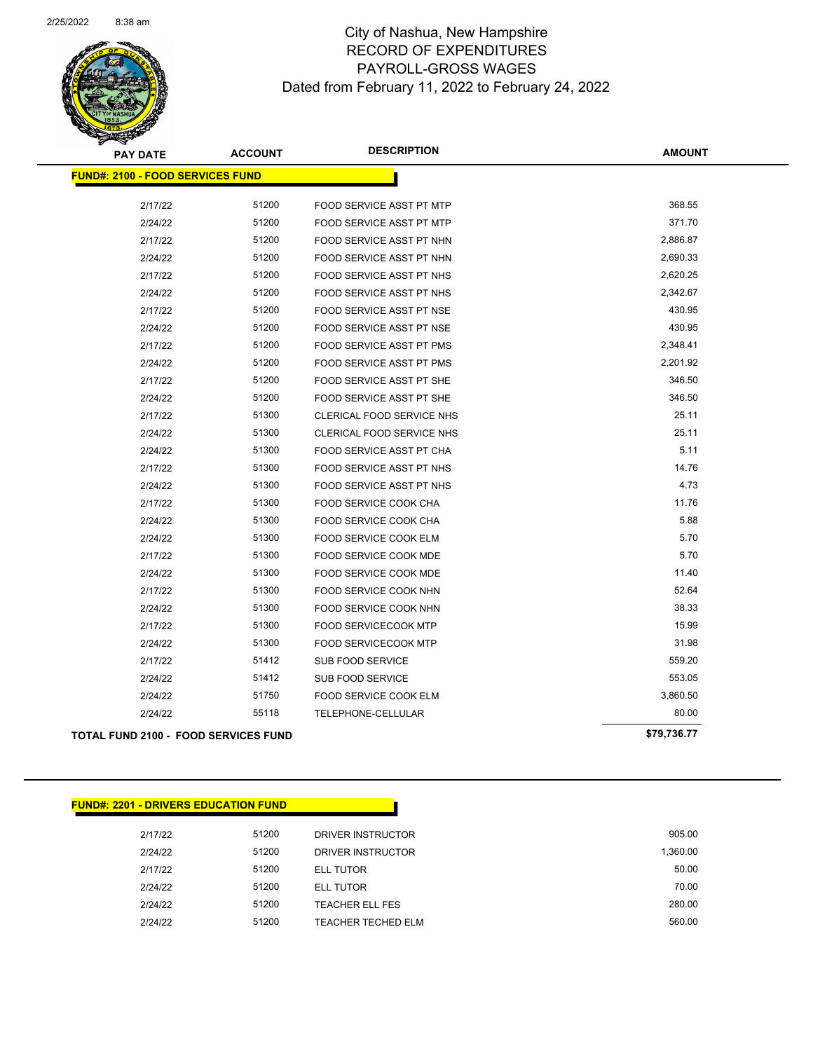# City of Nashua, New Hampshire
## RECORD OF EXPENDITURES
## PAYROLL-GROSS WAGES
### Dated from February 11, 2022 to February 24, 2022

**FUND#: 2100 - FOOD SERVICES FUND**

| PAY DATE | ACCOUNT | DESCRIPTION | AMOUNT |
|---|---|---|---|
| 2/17/22 | 51200 | FOOD SERVICE ASST PT MTP | 368.55 |
| 2/24/22 | 51200 | FOOD SERVICE ASST PT MTP | 371.70 |
| 2/17/22 | 51200 | FOOD SERVICE ASST PT NHN | 2,886.87 |
| 2/24/22 | 51200 | FOOD SERVICE ASST PT NHN | 2,690.33 |
| 2/17/22 | 51200 | FOOD SERVICE ASST PT NHS | 2,620.25 |
| 2/24/22 | 51200 | FOOD SERVICE ASST PT NHS | 2,342.67 |
| 2/17/22 | 51200 | FOOD SERVICE ASST PT NSE | 430.95 |
| 2/24/22 | 51200 | FOOD SERVICE ASST PT NSE | 430.95 |
| 2/17/22 | 51200 | FOOD SERVICE ASST PT PMS | 2,348.41 |
| 2/24/22 | 51200 | FOOD SERVICE ASST PT PMS | 2,201.92 |
| 2/17/22 | 51200 | FOOD SERVICE ASST PT SHE | 346.50 |
| 2/24/22 | 51200 | FOOD SERVICE ASST PT SHE | 346.50 |
| 2/17/22 | 51300 | CLERICAL FOOD SERVICE NHS | 25.11 |
| 2/24/22 | 51300 | CLERICAL FOOD SERVICE NHS | 25.11 |
| 2/24/22 | 51300 | FOOD SERVICE ASST PT CHA | 5.11 |
| 2/17/22 | 51300 | FOOD SERVICE ASST PT NHS | 14.76 |
| 2/24/22 | 51300 | FOOD SERVICE ASST PT NHS | 4.73 |
| 2/17/22 | 51300 | FOOD SERVICE COOK CHA | 11.76 |
| 2/24/22 | 51300 | FOOD SERVICE COOK CHA | 5.88 |
| 2/24/22 | 51300 | FOOD SERVICE COOK ELM | 5.70 |
| 2/17/22 | 51300 | FOOD SERVICE COOK MDE | 5.70 |
| 2/24/22 | 51300 | FOOD SERVICE COOK MDE | 11.40 |
| 2/17/22 | 51300 | FOOD SERVICE COOK NHN | 52.64 |
| 2/24/22 | 51300 | FOOD SERVICE COOK NHN | 38.33 |
| 2/17/22 | 51300 | FOOD SERVICECOOK MTP | 15.99 |
| 2/24/22 | 51300 | FOOD SERVICECOOK MTP | 31.98 |
| 2/17/22 | 51412 | SUB FOOD SERVICE | 559.20 |
| 2/24/22 | 51412 | SUB FOOD SERVICE | 553.05 |
| 2/24/22 | 51750 | FOOD SERVICE COOK ELM | 3,860.50 |
| 2/24/22 | 55118 | TELEPHONE-CELLULAR | 80.00 |
| **TOTAL FUND 2100 - FOOD SERVICES FUND** | | | **$79,736.77** |

**FUND#: 2201 - DRIVERS EDUCATION FUND**

| PAY DATE | ACCOUNT | DESCRIPTION | AMOUNT |
|---|---|---|---|
| 2/17/22 | 51200 | DRIVER INSTRUCTOR | 905.00 |
| 2/24/22 | 51200 | DRIVER INSTRUCTOR | 1,360.00 |
| 2/17/22 | 51200 | ELL TUTOR | 50.00 |
| 2/24/22 | 51200 | ELL TUTOR | 70.00 |
| 2/24/22 | 51200 | TEACHER ELL FES | 280.00 |
| 2/24/22 | 51200 | TEACHER TECHED ELM | 560.00 |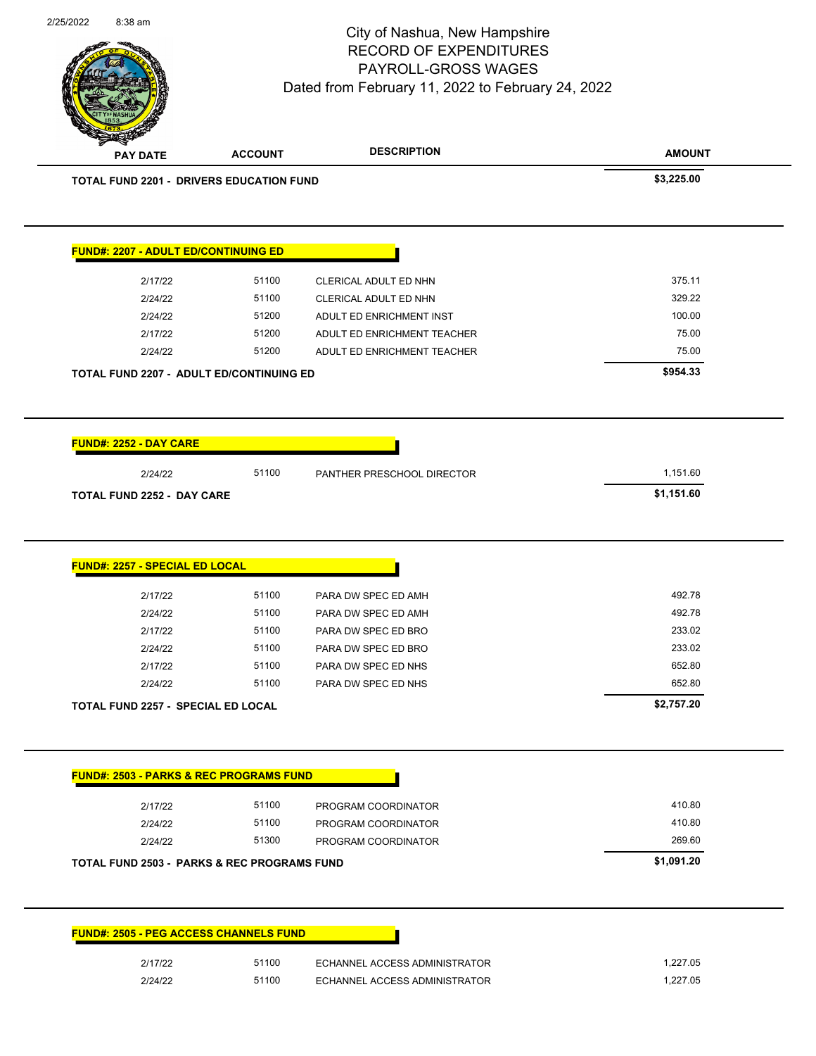| PAY DATE | ACCOUNT | DESCRIPTION | AMOUNT |
|---|---|---|---|
| **TOTAL FUND 2201 - DRIVERS EDUCATION FUND** | | | **$3,225.00** |

**FUND#: 2207 - ADULT ED/CONTINUING ED**

| PAY DATE | ACCOUNT | DESCRIPTION | AMOUNT |
|---|---|---|---|
| 2/17/22 | 51100 | CLERICAL ADULT ED NHN | 375.11 |
| 2/24/22 | 51100 | CLERICAL ADULT ED NHN | 329.22 |
| 2/24/22 | 51200 | ADULT ED ENRICHMENT INST | 100.00 |
| 2/17/22 | 51200 | ADULT ED ENRICHMENT TEACHER | 75.00 |
| 2/24/22 | 51200 | ADULT ED ENRICHMENT TEACHER | 75.00 |
| **TOTAL FUND 2207 - ADULT ED/CONTINUING ED** | | | **$954.33** |

**FUND#: 2252 - DAY CARE**

| PAY DATE | ACCOUNT | DESCRIPTION | AMOUNT |
|---|---|---|---|
| 2/24/22 | 51100 | PANTHER PRESCHOOL DIRECTOR | 1,151.60 |
| **TOTAL FUND 2252 - DAY CARE** | | | **$1,151.60** |

**FUND#: 2257 - SPECIAL ED LOCAL**

| PAY DATE | ACCOUNT | DESCRIPTION | AMOUNT |
|---|---|---|---|
| 2/17/22 | 51100 | PARA DW SPEC ED AMH | 492.78 |
| 2/24/22 | 51100 | PARA DW SPEC ED AMH | 492.78 |
| 2/17/22 | 51100 | PARA DW SPEC ED BRO | 233.02 |
| 2/24/22 | 51100 | PARA DW SPEC ED BRO | 233.02 |
| 2/17/22 | 51100 | PARA DW SPEC ED NHS | 652.80 |
| 2/24/22 | 51100 | PARA DW SPEC ED NHS | 652.80 |
| **TOTAL FUND 2257 - SPECIAL ED LOCAL** | | | **$2,757.20** |

**FUND#: 2503 - PARKS & REC PROGRAMS FUND**

| PAY DATE | ACCOUNT | DESCRIPTION | AMOUNT |
|---|---|---|---|
| 2/17/22 | 51100 | PROGRAM COORDINATOR | 410.80 |
| 2/24/22 | 51100 | PROGRAM COORDINATOR | 410.80 |
| 2/24/22 | 51300 | PROGRAM COORDINATOR | 269.60 |
| **TOTAL FUND 2503 - PARKS & REC PROGRAMS FUND** | | | **$1,091.20** |

**FUND#: 2505 - PEG ACCESS CHANNELS FUND**

| PAY DATE | ACCOUNT | DESCRIPTION | AMOUNT |
|---|---|---|---|
| 2/17/22 | 51100 | ECHANNEL ACCESS ADMINISTRATOR | 1,227.05 |
| 2/24/22 | 51100 | ECHANNEL ACCESS ADMINISTRATOR | 1,227.05 |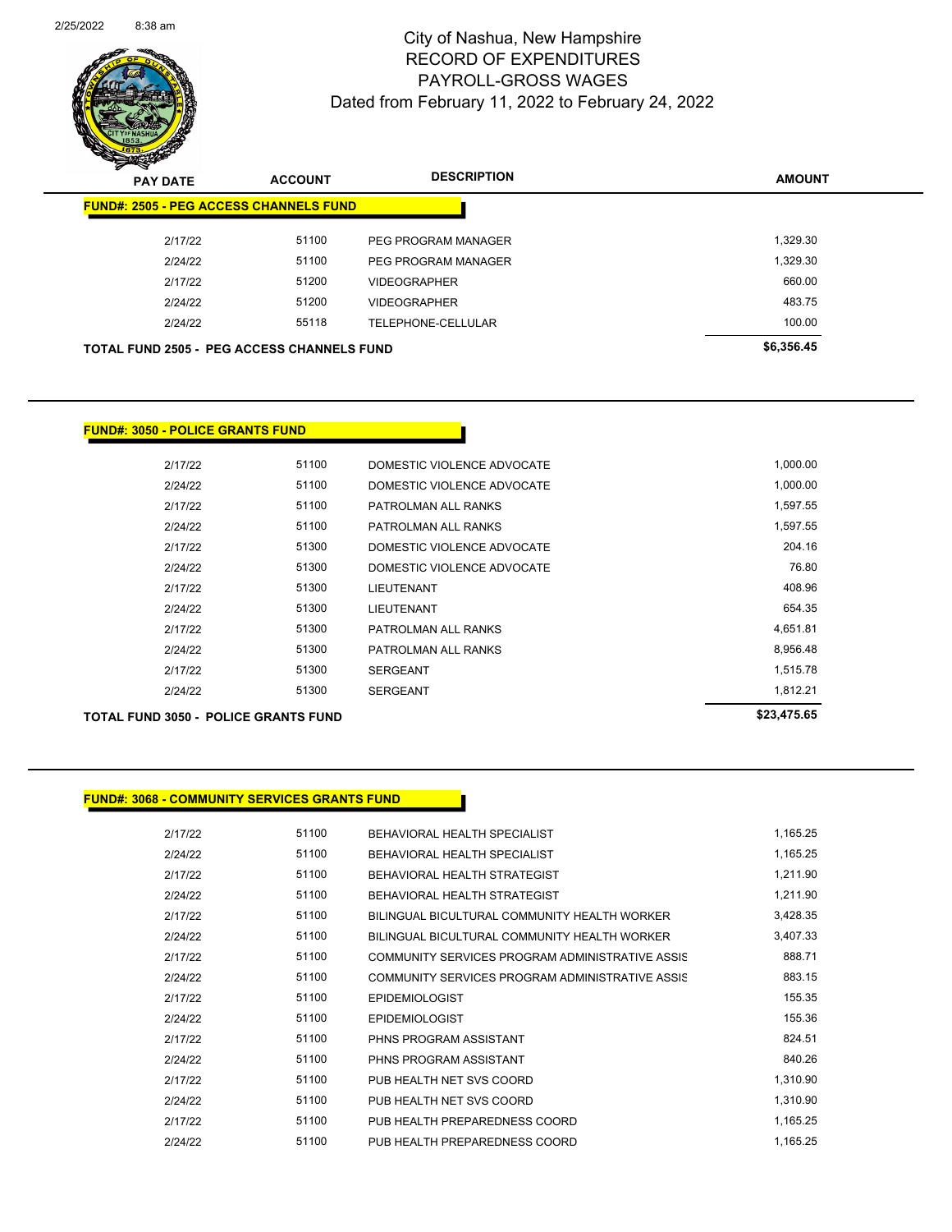# City of Nashua, New Hampshire
## RECORD OF EXPENDITURES
## PAYROLL-GROSS WAGES
### Dated from February 11, 2022 to February 24, 2022

2/25/2022 8:38 am

| PAY DATE | ACCOUNT | DESCRIPTION | AMOUNT |
|---|---|---|---|
| **FUND#: 2505 - PEG ACCESS CHANNELS FUND** | | | |
| 2/17/22 | 51100 | PEG PROGRAM MANAGER | 1,329.30 |
| 2/24/22 | 51100 | PEG PROGRAM MANAGER | 1,329.30 |
| 2/17/22 | 51200 | VIDEOGRAPHER | 660.00 |
| 2/24/22 | 51200 | VIDEOGRAPHER | 483.75 |
| 2/24/22 | 55118 | TELEPHONE-CELLULAR | 100.00 |
| **TOTAL FUND 2505 - PEG ACCESS CHANNELS FUND** | | | **$6,356.45** |

| PAY DATE | ACCOUNT | DESCRIPTION | AMOUNT |
|---|---|---|---|
| **FUND#: 3050 - POLICE GRANTS FUND** | | | |
| 2/17/22 | 51100 | DOMESTIC VIOLENCE ADVOCATE | 1,000.00 |
| 2/24/22 | 51100 | DOMESTIC VIOLENCE ADVOCATE | 1,000.00 |
| 2/17/22 | 51100 | PATROLMAN ALL RANKS | 1,597.55 |
| 2/24/22 | 51100 | PATROLMAN ALL RANKS | 1,597.55 |
| 2/17/22 | 51300 | DOMESTIC VIOLENCE ADVOCATE | 204.16 |
| 2/24/22 | 51300 | DOMESTIC VIOLENCE ADVOCATE | 76.80 |
| 2/17/22 | 51300 | LIEUTENANT | 408.96 |
| 2/24/22 | 51300 | LIEUTENANT | 654.35 |
| 2/17/22 | 51300 | PATROLMAN ALL RANKS | 4,651.81 |
| 2/24/22 | 51300 | PATROLMAN ALL RANKS | 8,956.48 |
| 2/17/22 | 51300 | SERGEANT | 1,515.78 |
| 2/24/22 | 51300 | SERGEANT | 1,812.21 |
| **TOTAL FUND 3050 - POLICE GRANTS FUND** | | | **$23,475.65** |

| PAY DATE | ACCOUNT | DESCRIPTION | AMOUNT |
|---|---|---|---|
| **FUND#: 3068 - COMMUNITY SERVICES GRANTS FUND** | | | |
| 2/17/22 | 51100 | BEHAVIORAL HEALTH SPECIALIST | 1,165.25 |
| 2/24/22 | 51100 | BEHAVIORAL HEALTH SPECIALIST | 1,165.25 |
| 2/17/22 | 51100 | BEHAVIORAL HEALTH STRATEGIST | 1,211.90 |
| 2/24/22 | 51100 | BEHAVIORAL HEALTH STRATEGIST | 1,211.90 |
| 2/17/22 | 51100 | BILINGUAL BICULTURAL COMMUNITY HEALTH WORKER | 3,428.35 |
| 2/24/22 | 51100 | BILINGUAL BICULTURAL COMMUNITY HEALTH WORKER | 3,407.33 |
| 2/17/22 | 51100 | COMMUNITY SERVICES PROGRAM ADMINISTRATIVE ASSIS | 888.71 |
| 2/24/22 | 51100 | COMMUNITY SERVICES PROGRAM ADMINISTRATIVE ASSIS | 883.15 |
| 2/17/22 | 51100 | EPIDEMIOLOGIST | 155.35 |
| 2/24/22 | 51100 | EPIDEMIOLOGIST | 155.36 |
| 2/17/22 | 51100 | PHNS PROGRAM ASSISTANT | 824.51 |
| 2/24/22 | 51100 | PHNS PROGRAM ASSISTANT | 840.26 |
| 2/17/22 | 51100 | PUB HEALTH NET SVS COORD | 1,310.90 |
| 2/24/22 | 51100 | PUB HEALTH NET SVS COORD | 1,310.90 |
| 2/17/22 | 51100 | PUB HEALTH PREPAREDNESS COORD | 1,165.25 |
| 2/24/22 | 51100 | PUB HEALTH PREPAREDNESS COORD | 1,165.25 |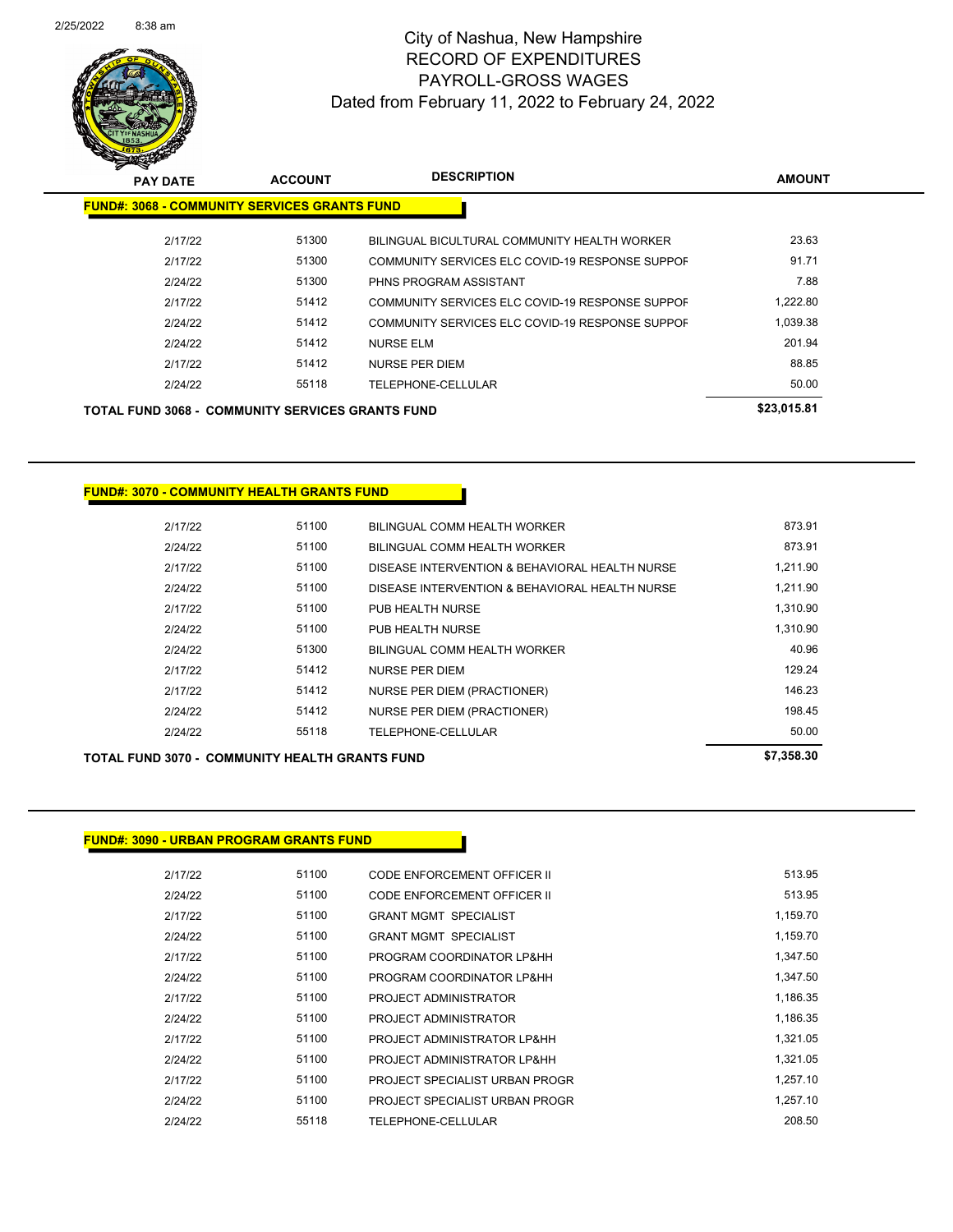# City of Nashua, New Hampshire
## RECORD OF EXPENDITURES
## PAYROLL-GROSS WAGES
## Dated from February 11, 2022 to February 24, 2022

| PAY DATE | ACCOUNT | DESCRIPTION | AMOUNT |
|---|---|---|---|
| **FUND#: 3068 - COMMUNITY SERVICES GRANTS FUND** | | | |
| 2/17/22 | 51300 | BILINGUAL BICULTURAL COMMUNITY HEALTH WORKER | 23.63 |
| 2/17/22 | 51300 | COMMUNITY SERVICES ELC COVID-19 RESPONSE SUPPOF | 91.71 |
| 2/24/22 | 51300 | PHNS PROGRAM ASSISTANT | 7.88 |
| 2/17/22 | 51412 | COMMUNITY SERVICES ELC COVID-19 RESPONSE SUPPOF | 1,222.80 |
| 2/24/22 | 51412 | COMMUNITY SERVICES ELC COVID-19 RESPONSE SUPPOF | 1,039.38 |
| 2/24/22 | 51412 | NURSE ELM | 201.94 |
| 2/17/22 | 51412 | NURSE PER DIEM | 88.85 |
| 2/24/22 | 55118 | TELEPHONE-CELLULAR | 50.00 |
| **TOTAL FUND 3068 - COMMUNITY SERVICES GRANTS FUND** | | | **$23,015.81** |

| PAY DATE | ACCOUNT | DESCRIPTION | AMOUNT |
|---|---|---|---|
| **FUND#: 3070 - COMMUNITY HEALTH GRANTS FUND** | | | |
| 2/17/22 | 51100 | BILINGUAL COMM HEALTH WORKER | 873.91 |
| 2/24/22 | 51100 | BILINGUAL COMM HEALTH WORKER | 873.91 |
| 2/17/22 | 51100 | DISEASE INTERVENTION & BEHAVIORAL HEALTH NURSE | 1,211.90 |
| 2/24/22 | 51100 | DISEASE INTERVENTION & BEHAVIORAL HEALTH NURSE | 1,211.90 |
| 2/17/22 | 51100 | PUB HEALTH NURSE | 1,310.90 |
| 2/24/22 | 51100 | PUB HEALTH NURSE | 1,310.90 |
| 2/24/22 | 51300 | BILINGUAL COMM HEALTH WORKER | 40.96 |
| 2/17/22 | 51412 | NURSE PER DIEM | 129.24 |
| 2/17/22 | 51412 | NURSE PER DIEM (PRACTIONER) | 146.23 |
| 2/24/22 | 51412 | NURSE PER DIEM (PRACTIONER) | 198.45 |
| 2/24/22 | 55118 | TELEPHONE-CELLULAR | 50.00 |
| **TOTAL FUND 3070 - COMMUNITY HEALTH GRANTS FUND** | | | **$7,358.30** |

| PAY DATE | ACCOUNT | DESCRIPTION | AMOUNT |
|---|---|---|---|
| **FUND#: 3090 - URBAN PROGRAM GRANTS FUND** | | | |
| 2/17/22 | 51100 | CODE ENFORCEMENT OFFICER II | 513.95 |
| 2/24/22 | 51100 | CODE ENFORCEMENT OFFICER II | 513.95 |
| 2/17/22 | 51100 | GRANT MGMT SPECIALIST | 1,159.70 |
| 2/24/22 | 51100 | GRANT MGMT SPECIALIST | 1,159.70 |
| 2/17/22 | 51100 | PROGRAM COORDINATOR LP&HH | 1,347.50 |
| 2/24/22 | 51100 | PROGRAM COORDINATOR LP&HH | 1,347.50 |
| 2/17/22 | 51100 | PROJECT ADMINISTRATOR | 1,186.35 |
| 2/24/22 | 51100 | PROJECT ADMINISTRATOR | 1,186.35 |
| 2/17/22 | 51100 | PROJECT ADMINISTRATOR LP&HH | 1,321.05 |
| 2/24/22 | 51100 | PROJECT ADMINISTRATOR LP&HH | 1,321.05 |
| 2/17/22 | 51100 | PROJECT SPECIALIST URBAN PROGR | 1,257.10 |
| 2/24/22 | 51100 | PROJECT SPECIALIST URBAN PROGR | 1,257.10 |
| 2/24/22 | 55118 | TELEPHONE-CELLULAR | 208.50 |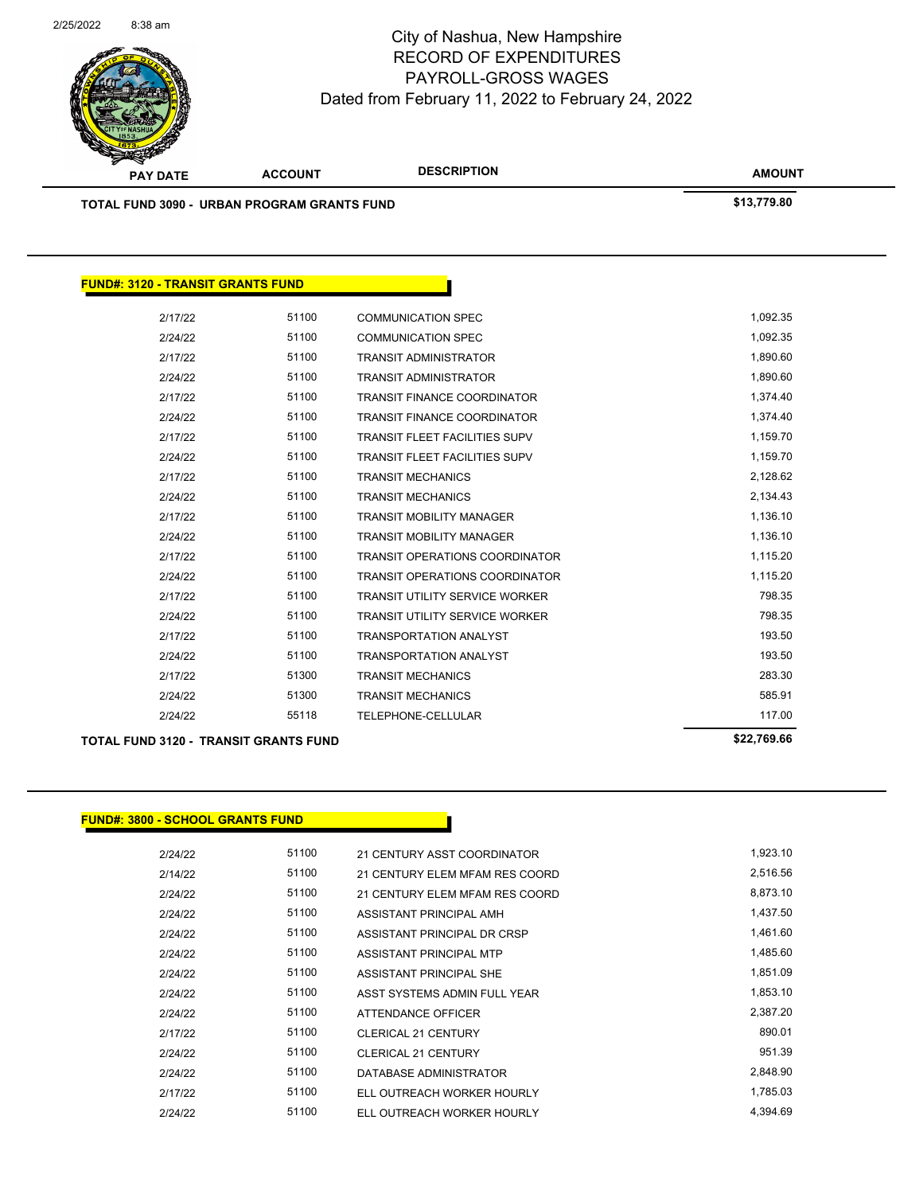# City of Nashua, New Hampshire
## RECORD OF EXPENDITURES
## PAYROLL-GROSS WAGES
### Dated from February 11, 2022 to February 24, 2022

| PAY DATE | ACCOUNT | DESCRIPTION | AMOUNT |
|---|---|---|---|
| **TOTAL FUND 3090 - URBAN PROGRAM GRANTS FUND** | | | **$13,779.80** |

**FUND#: 3120 - TRANSIT GRANTS FUND**

| PAY DATE | ACCOUNT | DESCRIPTION | AMOUNT |
|---|---|---|---|
| 2/17/22 | 51100 | COMMUNICATION SPEC | 1,092.35 |
| 2/24/22 | 51100 | COMMUNICATION SPEC | 1,092.35 |
| 2/17/22 | 51100 | TRANSIT ADMINISTRATOR | 1,890.60 |
| 2/24/22 | 51100 | TRANSIT ADMINISTRATOR | 1,890.60 |
| 2/17/22 | 51100 | TRANSIT FINANCE COORDINATOR | 1,374.40 |
| 2/24/22 | 51100 | TRANSIT FINANCE COORDINATOR | 1,374.40 |
| 2/17/22 | 51100 | TRANSIT FLEET FACILITIES SUPV | 1,159.70 |
| 2/24/22 | 51100 | TRANSIT FLEET FACILITIES SUPV | 1,159.70 |
| 2/17/22 | 51100 | TRANSIT MECHANICS | 2,128.62 |
| 2/24/22 | 51100 | TRANSIT MECHANICS | 2,134.43 |
| 2/17/22 | 51100 | TRANSIT MOBILITY MANAGER | 1,136.10 |
| 2/24/22 | 51100 | TRANSIT MOBILITY MANAGER | 1,136.10 |
| 2/17/22 | 51100 | TRANSIT OPERATIONS COORDINATOR | 1,115.20 |
| 2/24/22 | 51100 | TRANSIT OPERATIONS COORDINATOR | 1,115.20 |
| 2/17/22 | 51100 | TRANSIT UTILITY SERVICE WORKER | 798.35 |
| 2/24/22 | 51100 | TRANSIT UTILITY SERVICE WORKER | 798.35 |
| 2/17/22 | 51100 | TRANSPORTATION ANALYST | 193.50 |
| 2/24/22 | 51100 | TRANSPORTATION ANALYST | 193.50 |
| 2/17/22 | 51300 | TRANSIT MECHANICS | 283.30 |
| 2/24/22 | 51300 | TRANSIT MECHANICS | 585.91 |
| 2/24/22 | 55118 | TELEPHONE-CELLULAR | 117.00 |
| **TOTAL FUND 3120 - TRANSIT GRANTS FUND** | | | **$22,769.66** |

**FUND#: 3800 - SCHOOL GRANTS FUND**

| PAY DATE | ACCOUNT | DESCRIPTION | AMOUNT |
|---|---|---|---|
| 2/24/22 | 51100 | 21 CENTURY ASST COORDINATOR | 1,923.10 |
| 2/14/22 | 51100 | 21 CENTURY ELEM MFAM RES COORD | 2,516.56 |
| 2/24/22 | 51100 | 21 CENTURY ELEM MFAM RES COORD | 8,873.10 |
| 2/24/22 | 51100 | ASSISTANT PRINCIPAL AMH | 1,437.50 |
| 2/24/22 | 51100 | ASSISTANT PRINCIPAL DR CRSP | 1,461.60 |
| 2/24/22 | 51100 | ASSISTANT PRINCIPAL MTP | 1,485.60 |
| 2/24/22 | 51100 | ASSISTANT PRINCIPAL SHE | 1,851.09 |
| 2/24/22 | 51100 | ASST SYSTEMS ADMIN FULL YEAR | 1,853.10 |
| 2/24/22 | 51100 | ATTENDANCE OFFICER | 2,387.20 |
| 2/17/22 | 51100 | CLERICAL 21 CENTURY | 890.01 |
| 2/24/22 | 51100 | CLERICAL 21 CENTURY | 951.39 |
| 2/24/22 | 51100 | DATABASE ADMINISTRATOR | 2,848.90 |
| 2/17/22 | 51100 | ELL OUTREACH WORKER HOURLY | 1,785.03 |
| 2/24/22 | 51100 | ELL OUTREACH WORKER HOURLY | 4,394.69 |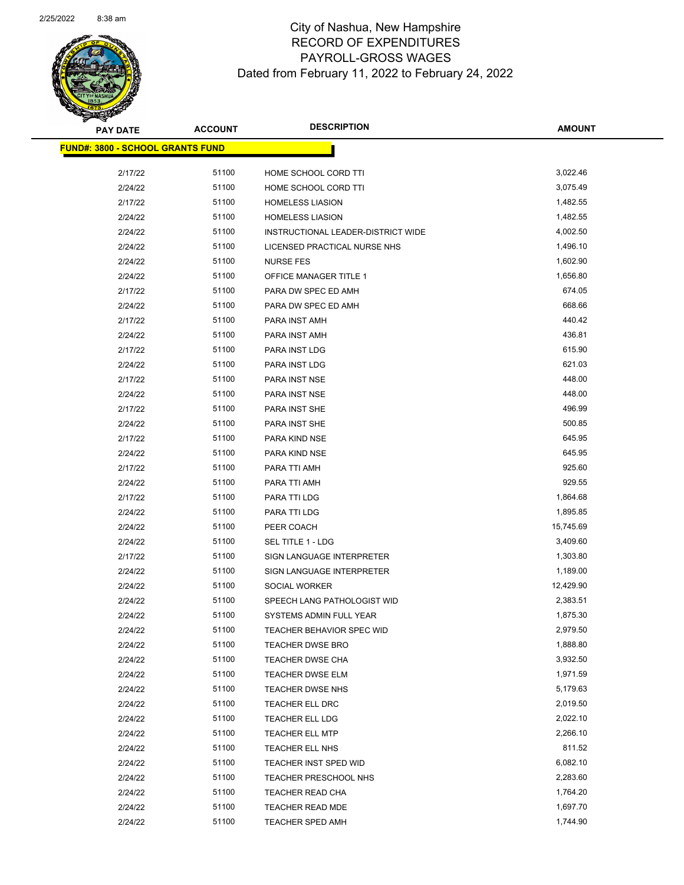# City of Nashua, New Hampshire
## RECORD OF EXPENDITURES
## PAYROLL-GROSS WAGES
### Dated from February 11, 2022 to February 24, 2022

**FUND#: 3800 - SCHOOL GRANTS FUND**

| PAY DATE | ACCOUNT | DESCRIPTION | AMOUNT |
|---|---|---|---|
| 2/17/22 | 51100 | HOME SCHOOL CORD TTI | 3,022.46 |
| 2/24/22 | 51100 | HOME SCHOOL CORD TTI | 3,075.49 |
| 2/17/22 | 51100 | HOMELESS LIASION | 1,482.55 |
| 2/24/22 | 51100 | HOMELESS LIASION | 1,482.55 |
| 2/24/22 | 51100 | INSTRUCTIONAL LEADER-DISTRICT WIDE | 4,002.50 |
| 2/24/22 | 51100 | LICENSED PRACTICAL NURSE NHS | 1,496.10 |
| 2/24/22 | 51100 | NURSE FES | 1,602.90 |
| 2/24/22 | 51100 | OFFICE MANAGER TITLE 1 | 1,656.80 |
| 2/17/22 | 51100 | PARA DW SPEC ED AMH | 674.05 |
| 2/24/22 | 51100 | PARA DW SPEC ED AMH | 668.66 |
| 2/17/22 | 51100 | PARA INST AMH | 440.42 |
| 2/24/22 | 51100 | PARA INST AMH | 436.81 |
| 2/17/22 | 51100 | PARA INST LDG | 615.90 |
| 2/24/22 | 51100 | PARA INST LDG | 621.03 |
| 2/17/22 | 51100 | PARA INST NSE | 448.00 |
| 2/24/22 | 51100 | PARA INST NSE | 448.00 |
| 2/17/22 | 51100 | PARA INST SHE | 496.99 |
| 2/24/22 | 51100 | PARA INST SHE | 500.85 |
| 2/17/22 | 51100 | PARA KIND NSE | 645.95 |
| 2/24/22 | 51100 | PARA KIND NSE | 645.95 |
| 2/17/22 | 51100 | PARA TTI AMH | 925.60 |
| 2/24/22 | 51100 | PARA TTI AMH | 929.55 |
| 2/17/22 | 51100 | PARA TTI LDG | 1,864.68 |
| 2/24/22 | 51100 | PARA TTI LDG | 1,895.85 |
| 2/24/22 | 51100 | PEER COACH | 15,745.69 |
| 2/24/22 | 51100 | SEL TITLE 1 - LDG | 3,409.60 |
| 2/17/22 | 51100 | SIGN LANGUAGE INTERPRETER | 1,303.80 |
| 2/24/22 | 51100 | SIGN LANGUAGE INTERPRETER | 1,189.00 |
| 2/24/22 | 51100 | SOCIAL WORKER | 12,429.90 |
| 2/24/22 | 51100 | SPEECH LANG PATHOLOGIST WID | 2,383.51 |
| 2/24/22 | 51100 | SYSTEMS ADMIN FULL YEAR | 1,875.30 |
| 2/24/22 | 51100 | TEACHER BEHAVIOR SPEC WID | 2,979.50 |
| 2/24/22 | 51100 | TEACHER DWSE BRO | 1,888.80 |
| 2/24/22 | 51100 | TEACHER DWSE CHA | 3,932.50 |
| 2/24/22 | 51100 | TEACHER DWSE ELM | 1,971.59 |
| 2/24/22 | 51100 | TEACHER DWSE NHS | 5,179.63 |
| 2/24/22 | 51100 | TEACHER ELL DRC | 2,019.50 |
| 2/24/22 | 51100 | TEACHER ELL LDG | 2,022.10 |
| 2/24/22 | 51100 | TEACHER ELL MTP | 2,266.10 |
| 2/24/22 | 51100 | TEACHER ELL NHS | 811.52 |
| 2/24/22 | 51100 | TEACHER INST SPED WID | 6,082.10 |
| 2/24/22 | 51100 | TEACHER PRESCHOOL NHS | 2,283.60 |
| 2/24/22 | 51100 | TEACHER READ CHA | 1,764.20 |
| 2/24/22 | 51100 | TEACHER READ MDE | 1,697.70 |
| 2/24/22 | 51100 | TEACHER SPED AMH | 1,744.90 |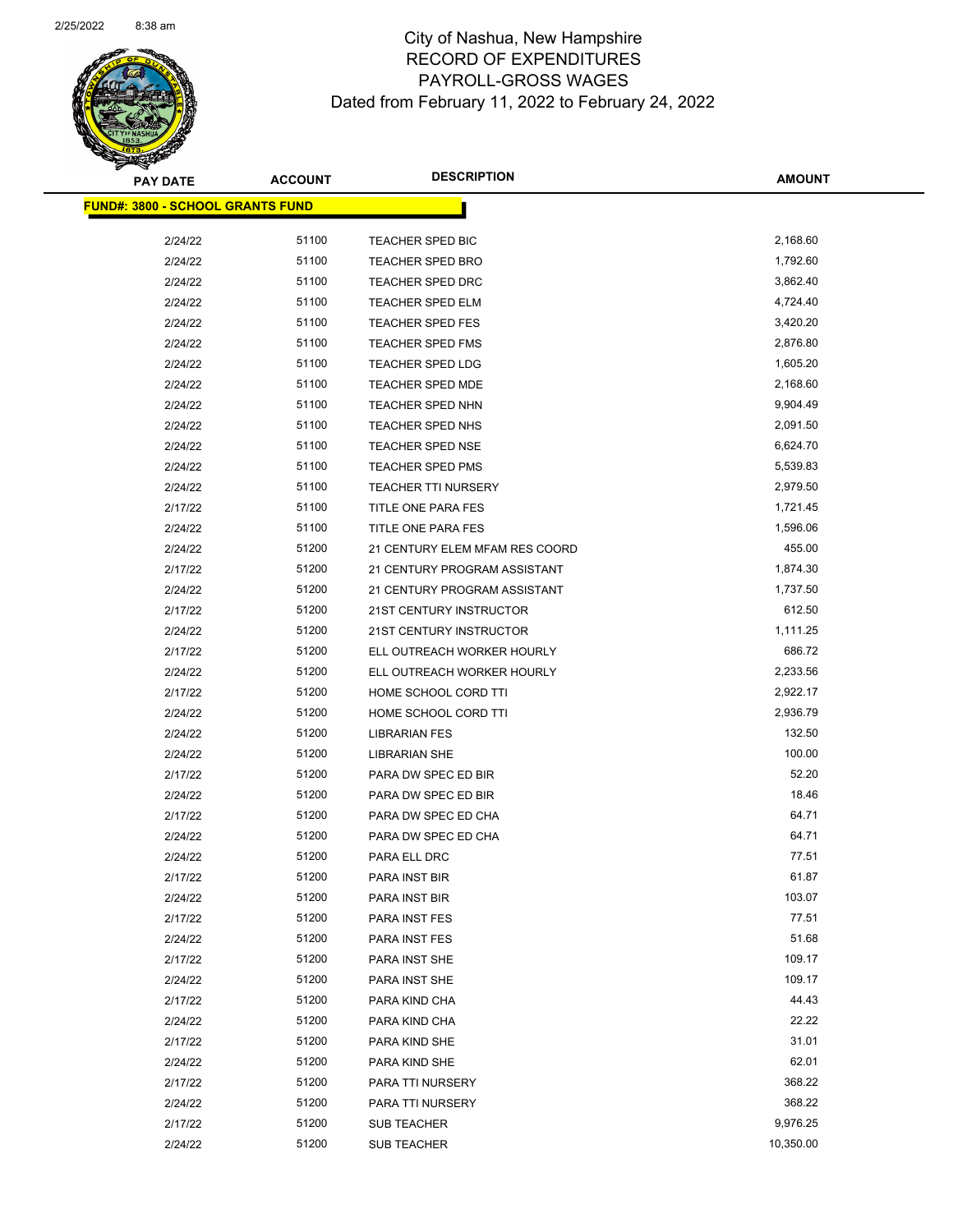# City of Nashua, New Hampshire
# RECORD OF EXPENDITURES
# PAYROLL-GROSS WAGES
## Dated from February 11, 2022 to February 24, 2022

| PAY DATE | ACCOUNT | DESCRIPTION | AMOUNT |
|---|---|---|---|
| **FUND#: 3800 - SCHOOL GRANTS FUND** | | | |
| 2/24/22 | 51100 | TEACHER SPED BIC | 2,168.60 |
| 2/24/22 | 51100 | TEACHER SPED BRO | 1,792.60 |
| 2/24/22 | 51100 | TEACHER SPED DRC | 3,862.40 |
| 2/24/22 | 51100 | TEACHER SPED ELM | 4,724.40 |
| 2/24/22 | 51100 | TEACHER SPED FES | 3,420.20 |
| 2/24/22 | 51100 | TEACHER SPED FMS | 2,876.80 |
| 2/24/22 | 51100 | TEACHER SPED LDG | 1,605.20 |
| 2/24/22 | 51100 | TEACHER SPED MDE | 2,168.60 |
| 2/24/22 | 51100 | TEACHER SPED NHN | 9,904.49 |
| 2/24/22 | 51100 | TEACHER SPED NHS | 2,091.50 |
| 2/24/22 | 51100 | TEACHER SPED NSE | 6,624.70 |
| 2/24/22 | 51100 | TEACHER SPED PMS | 5,539.83 |
| 2/24/22 | 51100 | TEACHER TTI NURSERY | 2,979.50 |
| 2/17/22 | 51100 | TITLE ONE PARA FES | 1,721.45 |
| 2/24/22 | 51100 | TITLE ONE PARA FES | 1,596.06 |
| 2/24/22 | 51200 | 21 CENTURY ELEM MFAM RES COORD | 455.00 |
| 2/17/22 | 51200 | 21 CENTURY PROGRAM ASSISTANT | 1,874.30 |
| 2/24/22 | 51200 | 21 CENTURY PROGRAM ASSISTANT | 1,737.50 |
| 2/17/22 | 51200 | 21ST CENTURY INSTRUCTOR | 612.50 |
| 2/24/22 | 51200 | 21ST CENTURY INSTRUCTOR | 1,111.25 |
| 2/17/22 | 51200 | ELL OUTREACH WORKER HOURLY | 686.72 |
| 2/24/22 | 51200 | ELL OUTREACH WORKER HOURLY | 2,233.56 |
| 2/17/22 | 51200 | HOME SCHOOL CORD TTI | 2,922.17 |
| 2/24/22 | 51200 | HOME SCHOOL CORD TTI | 2,936.79 |
| 2/24/22 | 51200 | LIBRARIAN FES | 132.50 |
| 2/24/22 | 51200 | LIBRARIAN SHE | 100.00 |
| 2/17/22 | 51200 | PARA DW SPEC ED BIR | 52.20 |
| 2/24/22 | 51200 | PARA DW SPEC ED BIR | 18.46 |
| 2/17/22 | 51200 | PARA DW SPEC ED CHA | 64.71 |
| 2/24/22 | 51200 | PARA DW SPEC ED CHA | 64.71 |
| 2/24/22 | 51200 | PARA ELL DRC | 77.51 |
| 2/17/22 | 51200 | PARA INST BIR | 61.87 |
| 2/24/22 | 51200 | PARA INST BIR | 103.07 |
| 2/17/22 | 51200 | PARA INST FES | 77.51 |
| 2/24/22 | 51200 | PARA INST FES | 51.68 |
| 2/17/22 | 51200 | PARA INST SHE | 109.17 |
| 2/24/22 | 51200 | PARA INST SHE | 109.17 |
| 2/17/22 | 51200 | PARA KIND CHA | 44.43 |
| 2/24/22 | 51200 | PARA KIND CHA | 22.22 |
| 2/17/22 | 51200 | PARA KIND SHE | 31.01 |
| 2/24/22 | 51200 | PARA KIND SHE | 62.01 |
| 2/17/22 | 51200 | PARA TTI NURSERY | 368.22 |
| 2/24/22 | 51200 | PARA TTI NURSERY | 368.22 |
| 2/17/22 | 51200 | SUB TEACHER | 9,976.25 |
| 2/24/22 | 51200 | SUB TEACHER | 10,350.00 |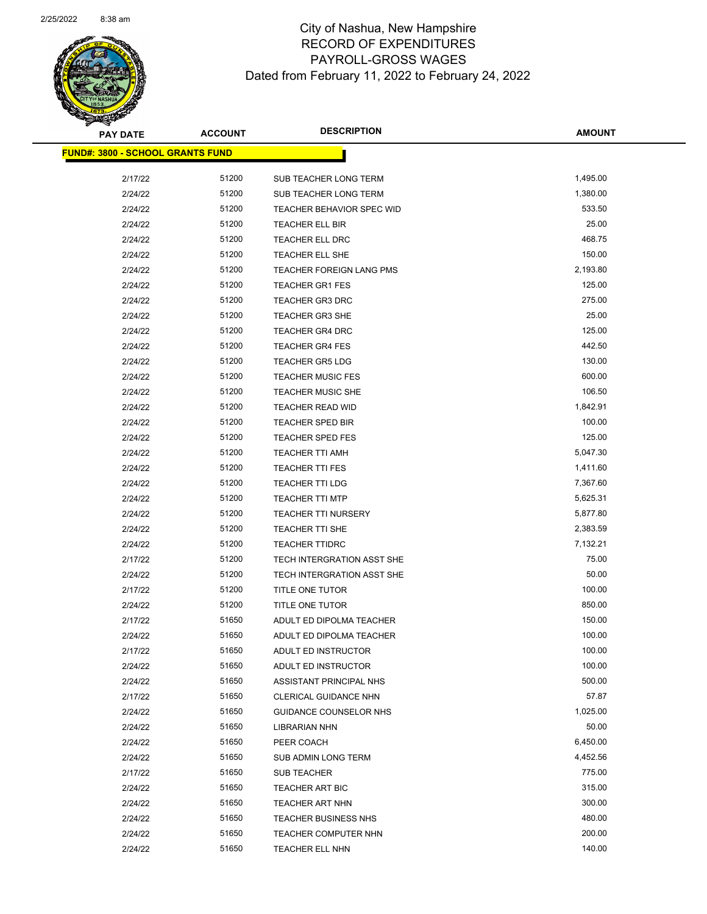# City of Nashua, New Hampshire
## RECORD OF EXPENDITURES
## PAYROLL-GROSS WAGES
## Dated from February 11, 2022 to February 24, 2022

| PAY DATE | ACCOUNT | DESCRIPTION | AMOUNT |
|---|---|---|---|
| **FUND#: 3800 - SCHOOL GRANTS FUND** | | | |
| 2/17/22 | 51200 | SUB TEACHER LONG TERM | 1,495.00 |
| 2/24/22 | 51200 | SUB TEACHER LONG TERM | 1,380.00 |
| 2/24/22 | 51200 | TEACHER BEHAVIOR SPEC WID | 533.50 |
| 2/24/22 | 51200 | TEACHER ELL BIR | 25.00 |
| 2/24/22 | 51200 | TEACHER ELL DRC | 468.75 |
| 2/24/22 | 51200 | TEACHER ELL SHE | 150.00 |
| 2/24/22 | 51200 | TEACHER FOREIGN LANG PMS | 2,193.80 |
| 2/24/22 | 51200 | TEACHER GR1 FES | 125.00 |
| 2/24/22 | 51200 | TEACHER GR3 DRC | 275.00 |
| 2/24/22 | 51200 | TEACHER GR3 SHE | 25.00 |
| 2/24/22 | 51200 | TEACHER GR4 DRC | 125.00 |
| 2/24/22 | 51200 | TEACHER GR4 FES | 442.50 |
| 2/24/22 | 51200 | TEACHER GR5 LDG | 130.00 |
| 2/24/22 | 51200 | TEACHER MUSIC FES | 600.00 |
| 2/24/22 | 51200 | TEACHER MUSIC SHE | 106.50 |
| 2/24/22 | 51200 | TEACHER READ WID | 1,842.91 |
| 2/24/22 | 51200 | TEACHER SPED BIR | 100.00 |
| 2/24/22 | 51200 | TEACHER SPED FES | 125.00 |
| 2/24/22 | 51200 | TEACHER TTI AMH | 5,047.30 |
| 2/24/22 | 51200 | TEACHER TTI FES | 1,411.60 |
| 2/24/22 | 51200 | TEACHER TTI LDG | 7,367.60 |
| 2/24/22 | 51200 | TEACHER TTI MTP | 5,625.31 |
| 2/24/22 | 51200 | TEACHER TTI NURSERY | 5,877.80 |
| 2/24/22 | 51200 | TEACHER TTI SHE | 2,383.59 |
| 2/24/22 | 51200 | TEACHER TTIDRC | 7,132.21 |
| 2/17/22 | 51200 | TECH INTERGRATION ASST SHE | 75.00 |
| 2/24/22 | 51200 | TECH INTERGRATION ASST SHE | 50.00 |
| 2/17/22 | 51200 | TITLE ONE TUTOR | 100.00 |
| 2/24/22 | 51200 | TITLE ONE TUTOR | 850.00 |
| 2/17/22 | 51650 | ADULT ED DIPOLMA TEACHER | 150.00 |
| 2/24/22 | 51650 | ADULT ED DIPOLMA TEACHER | 100.00 |
| 2/17/22 | 51650 | ADULT ED INSTRUCTOR | 100.00 |
| 2/24/22 | 51650 | ADULT ED INSTRUCTOR | 100.00 |
| 2/24/22 | 51650 | ASSISTANT PRINCIPAL NHS | 500.00 |
| 2/17/22 | 51650 | CLERICAL GUIDANCE NHN | 57.87 |
| 2/24/22 | 51650 | GUIDANCE COUNSELOR NHS | 1,025.00 |
| 2/24/22 | 51650 | LIBRARIAN NHN | 50.00 |
| 2/24/22 | 51650 | PEER COACH | 6,450.00 |
| 2/24/22 | 51650 | SUB ADMIN LONG TERM | 4,452.56 |
| 2/17/22 | 51650 | SUB TEACHER | 775.00 |
| 2/24/22 | 51650 | TEACHER ART BIC | 315.00 |
| 2/24/22 | 51650 | TEACHER ART NHN | 300.00 |
| 2/24/22 | 51650 | TEACHER BUSINESS NHS | 480.00 |
| 2/24/22 | 51650 | TEACHER COMPUTER NHN | 200.00 |
| 2/24/22 | 51650 | TEACHER ELL NHN | 140.00 |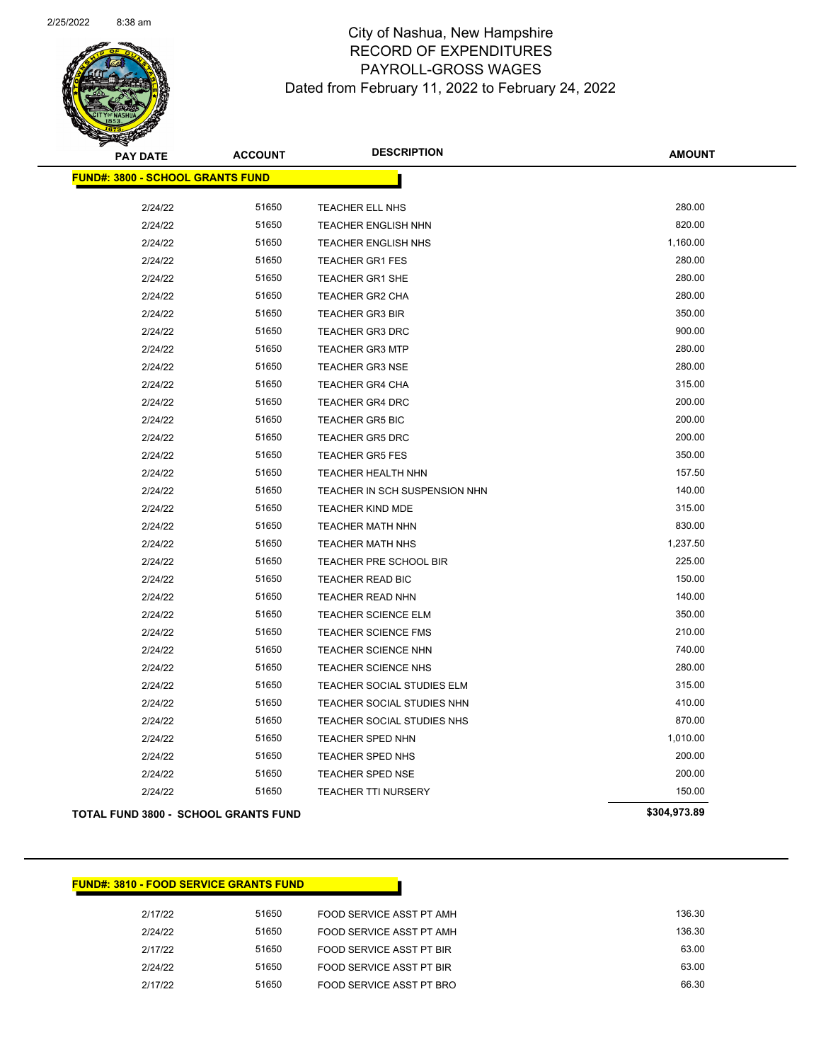City of Nashua, New Hampshire
RECORD OF EXPENDITURES
PAYROLL-GROSS WAGES
Dated from February 11, 2022 to February 24, 2022

| PAY DATE | ACCOUNT | DESCRIPTION | AMOUNT |
|---|---|---|---|
| **FUND#: 3800 - SCHOOL GRANTS FUND** | | | |
| 2/24/22 | 51650 | TEACHER ELL NHS | 280.00 |
| 2/24/22 | 51650 | TEACHER ENGLISH NHN | 820.00 |
| 2/24/22 | 51650 | TEACHER ENGLISH NHS | 1,160.00 |
| 2/24/22 | 51650 | TEACHER GR1 FES | 280.00 |
| 2/24/22 | 51650 | TEACHER GR1 SHE | 280.00 |
| 2/24/22 | 51650 | TEACHER GR2 CHA | 280.00 |
| 2/24/22 | 51650 | TEACHER GR3 BIR | 350.00 |
| 2/24/22 | 51650 | TEACHER GR3 DRC | 900.00 |
| 2/24/22 | 51650 | TEACHER GR3 MTP | 280.00 |
| 2/24/22 | 51650 | TEACHER GR3 NSE | 280.00 |
| 2/24/22 | 51650 | TEACHER GR4 CHA | 315.00 |
| 2/24/22 | 51650 | TEACHER GR4 DRC | 200.00 |
| 2/24/22 | 51650 | TEACHER GR5 BIC | 200.00 |
| 2/24/22 | 51650 | TEACHER GR5 DRC | 200.00 |
| 2/24/22 | 51650 | TEACHER GR5 FES | 350.00 |
| 2/24/22 | 51650 | TEACHER HEALTH NHN | 157.50 |
| 2/24/22 | 51650 | TEACHER IN SCH SUSPENSION NHN | 140.00 |
| 2/24/22 | 51650 | TEACHER KIND MDE | 315.00 |
| 2/24/22 | 51650 | TEACHER MATH NHN | 830.00 |
| 2/24/22 | 51650 | TEACHER MATH NHS | 1,237.50 |
| 2/24/22 | 51650 | TEACHER PRE SCHOOL BIR | 225.00 |
| 2/24/22 | 51650 | TEACHER READ BIC | 150.00 |
| 2/24/22 | 51650 | TEACHER READ NHN | 140.00 |
| 2/24/22 | 51650 | TEACHER SCIENCE ELM | 350.00 |
| 2/24/22 | 51650 | TEACHER SCIENCE FMS | 210.00 |
| 2/24/22 | 51650 | TEACHER SCIENCE NHN | 740.00 |
| 2/24/22 | 51650 | TEACHER SCIENCE NHS | 280.00 |
| 2/24/22 | 51650 | TEACHER SOCIAL STUDIES ELM | 315.00 |
| 2/24/22 | 51650 | TEACHER SOCIAL STUDIES NHN | 410.00 |
| 2/24/22 | 51650 | TEACHER SOCIAL STUDIES NHS | 870.00 |
| 2/24/22 | 51650 | TEACHER SPED NHN | 1,010.00 |
| 2/24/22 | 51650 | TEACHER SPED NHS | 200.00 |
| 2/24/22 | 51650 | TEACHER SPED NSE | 200.00 |
| 2/24/22 | 51650 | TEACHER TTI NURSERY | 150.00 |
| **TOTAL FUND 3800 - SCHOOL GRANTS FUND** | | | **$304,973.89** |

| PAY DATE | ACCOUNT | DESCRIPTION | AMOUNT |
|---|---|---|---|
| **FUND#: 3810 - FOOD SERVICE GRANTS FUND** | | | |
| 2/17/22 | 51650 | FOOD SERVICE ASST PT AMH | 136.30 |
| 2/24/22 | 51650 | FOOD SERVICE ASST PT AMH | 136.30 |
| 2/17/22 | 51650 | FOOD SERVICE ASST PT BIR | 63.00 |
| 2/24/22 | 51650 | FOOD SERVICE ASST PT BIR | 63.00 |
| 2/17/22 | 51650 | FOOD SERVICE ASST PT BRO | 66.30 |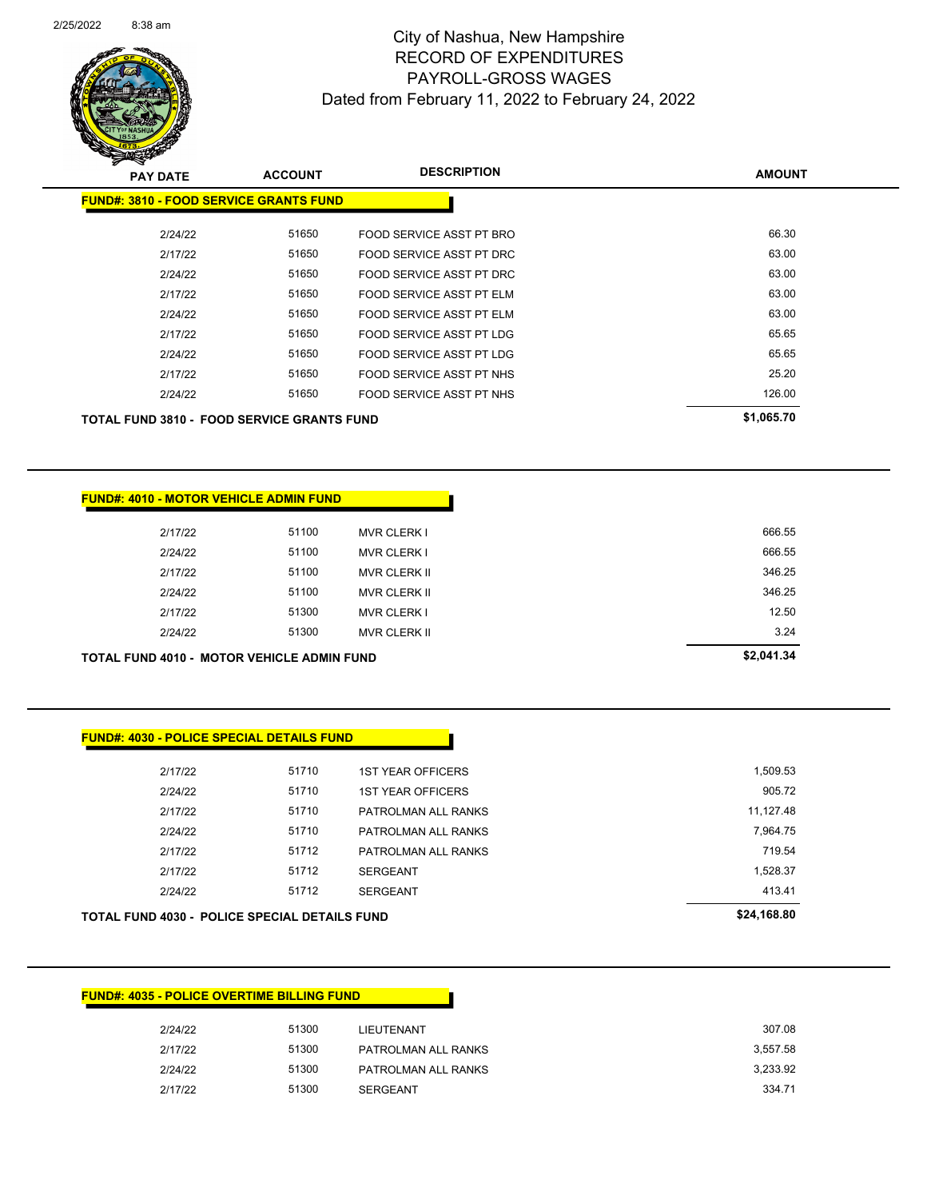# City of Nashua, New Hampshire
## RECORD OF EXPENDITURES
## PAYROLL-GROSS WAGES
### Dated from February 11, 2022 to February 24, 2022

| PAY DATE | ACCOUNT | DESCRIPTION | AMOUNT |
|---|---|---|---|
| **FUND#: 3810 - FOOD SERVICE GRANTS FUND** | | | |
| 2/24/22 | 51650 | FOOD SERVICE ASST PT BRO | 66.30 |
| 2/17/22 | 51650 | FOOD SERVICE ASST PT DRC | 63.00 |
| 2/24/22 | 51650 | FOOD SERVICE ASST PT DRC | 63.00 |
| 2/17/22 | 51650 | FOOD SERVICE ASST PT ELM | 63.00 |
| 2/24/22 | 51650 | FOOD SERVICE ASST PT ELM | 63.00 |
| 2/17/22 | 51650 | FOOD SERVICE ASST PT LDG | 65.65 |
| 2/24/22 | 51650 | FOOD SERVICE ASST PT LDG | 65.65 |
| 2/17/22 | 51650 | FOOD SERVICE ASST PT NHS | 25.20 |
| 2/24/22 | 51650 | FOOD SERVICE ASST PT NHS | 126.00 |
| **TOTAL FUND 3810 - FOOD SERVICE GRANTS FUND** | | | **$1,065.70** |

| PAY DATE | ACCOUNT | DESCRIPTION | AMOUNT |
|---|---|---|---|
| **FUND#: 4010 - MOTOR VEHICLE ADMIN FUND** | | | |
| 2/17/22 | 51100 | MVR CLERK I | 666.55 |
| 2/24/22 | 51100 | MVR CLERK I | 666.55 |
| 2/17/22 | 51100 | MVR CLERK II | 346.25 |
| 2/24/22 | 51100 | MVR CLERK II | 346.25 |
| 2/17/22 | 51300 | MVR CLERK I | 12.50 |
| 2/24/22 | 51300 | MVR CLERK II | 3.24 |
| **TOTAL FUND 4010 - MOTOR VEHICLE ADMIN FUND** | | | **$2,041.34** |

| PAY DATE | ACCOUNT | DESCRIPTION | AMOUNT |
|---|---|---|---|
| **FUND#: 4030 - POLICE SPECIAL DETAILS FUND** | | | |
| 2/17/22 | 51710 | 1ST YEAR OFFICERS | 1,509.53 |
| 2/24/22 | 51710 | 1ST YEAR OFFICERS | 905.72 |
| 2/17/22 | 51710 | PATROLMAN ALL RANKS | 11,127.48 |
| 2/24/22 | 51710 | PATROLMAN ALL RANKS | 7,964.75 |
| 2/17/22 | 51712 | PATROLMAN ALL RANKS | 719.54 |
| 2/17/22 | 51712 | SERGEANT | 1,528.37 |
| 2/24/22 | 51712 | SERGEANT | 413.41 |
| **TOTAL FUND 4030 - POLICE SPECIAL DETAILS FUND** | | | **$24,168.80** |

| PAY DATE | ACCOUNT | DESCRIPTION | AMOUNT |
|---|---|---|---|
| **FUND#: 4035 - POLICE OVERTIME BILLING FUND** | | | |
| 2/24/22 | 51300 | LIEUTENANT | 307.08 |
| 2/17/22 | 51300 | PATROLMAN ALL RANKS | 3,557.58 |
| 2/24/22 | 51300 | PATROLMAN ALL RANKS | 3,233.92 |
| 2/17/22 | 51300 | SERGEANT | 334.71 |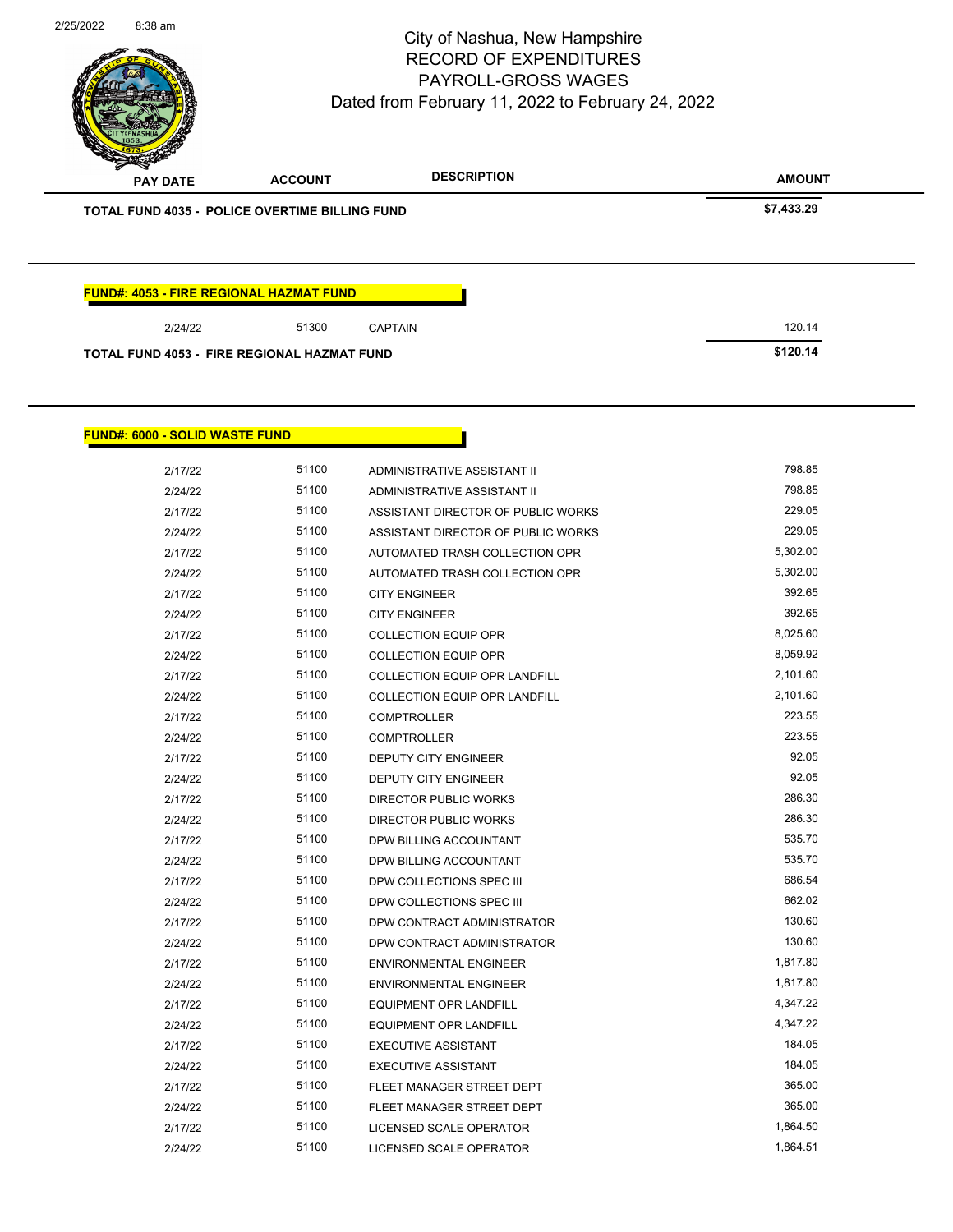# City of Nashua, New Hampshire
## RECORD OF EXPENDITURES
## PAYROLL-GROSS WAGES
### Dated from February 11, 2022 to February 24, 2022

| PAY DATE | ACCOUNT | DESCRIPTION | AMOUNT |
|---|---|---|---|
| **TOTAL FUND 4035 - POLICE OVERTIME BILLING FUND** | | | **$7,433.29** |

**FUND#: 4053 - FIRE REGIONAL HAZMAT FUND**

| PAY DATE | ACCOUNT | DESCRIPTION | AMOUNT |
|---|---|---|---|
| 2/24/22 | 51300 | CAPTAIN | 120.14 |
| **TOTAL FUND 4053 - FIRE REGIONAL HAZMAT FUND** | | | **$120.14** |

**FUND#: 6000 - SOLID WASTE FUND**

| PAY DATE | ACCOUNT | DESCRIPTION | AMOUNT |
|---|---|---|---|
| 2/17/22 | 51100 | ADMINISTRATIVE ASSISTANT II | 798.85 |
| 2/24/22 | 51100 | ADMINISTRATIVE ASSISTANT II | 798.85 |
| 2/17/22 | 51100 | ASSISTANT DIRECTOR OF PUBLIC WORKS | 229.05 |
| 2/24/22 | 51100 | ASSISTANT DIRECTOR OF PUBLIC WORKS | 229.05 |
| 2/17/22 | 51100 | AUTOMATED TRASH COLLECTION OPR | 5,302.00 |
| 2/24/22 | 51100 | AUTOMATED TRASH COLLECTION OPR | 5,302.00 |
| 2/17/22 | 51100 | CITY ENGINEER | 392.65 |
| 2/24/22 | 51100 | CITY ENGINEER | 392.65 |
| 2/17/22 | 51100 | COLLECTION EQUIP OPR | 8,025.60 |
| 2/24/22 | 51100 | COLLECTION EQUIP OPR | 8,059.92 |
| 2/17/22 | 51100 | COLLECTION EQUIP OPR LANDFILL | 2,101.60 |
| 2/24/22 | 51100 | COLLECTION EQUIP OPR LANDFILL | 2,101.60 |
| 2/17/22 | 51100 | COMPTROLLER | 223.55 |
| 2/24/22 | 51100 | COMPTROLLER | 223.55 |
| 2/17/22 | 51100 | DEPUTY CITY ENGINEER | 92.05 |
| 2/24/22 | 51100 | DEPUTY CITY ENGINEER | 92.05 |
| 2/17/22 | 51100 | DIRECTOR PUBLIC WORKS | 286.30 |
| 2/24/22 | 51100 | DIRECTOR PUBLIC WORKS | 286.30 |
| 2/17/22 | 51100 | DPW BILLING ACCOUNTANT | 535.70 |
| 2/24/22 | 51100 | DPW BILLING ACCOUNTANT | 535.70 |
| 2/17/22 | 51100 | DPW COLLECTIONS SPEC III | 686.54 |
| 2/24/22 | 51100 | DPW COLLECTIONS SPEC III | 662.02 |
| 2/17/22 | 51100 | DPW CONTRACT ADMINISTRATOR | 130.60 |
| 2/24/22 | 51100 | DPW CONTRACT ADMINISTRATOR | 130.60 |
| 2/17/22 | 51100 | ENVIRONMENTAL ENGINEER | 1,817.80 |
| 2/24/22 | 51100 | ENVIRONMENTAL ENGINEER | 1,817.80 |
| 2/17/22 | 51100 | EQUIPMENT OPR LANDFILL | 4,347.22 |
| 2/24/22 | 51100 | EQUIPMENT OPR LANDFILL | 4,347.22 |
| 2/17/22 | 51100 | EXECUTIVE ASSISTANT | 184.05 |
| 2/24/22 | 51100 | EXECUTIVE ASSISTANT | 184.05 |
| 2/17/22 | 51100 | FLEET MANAGER STREET DEPT | 365.00 |
| 2/24/22 | 51100 | FLEET MANAGER STREET DEPT | 365.00 |
| 2/17/22 | 51100 | LICENSED SCALE OPERATOR | 1,864.50 |
| 2/24/22 | 51100 | LICENSED SCALE OPERATOR | 1,864.51 |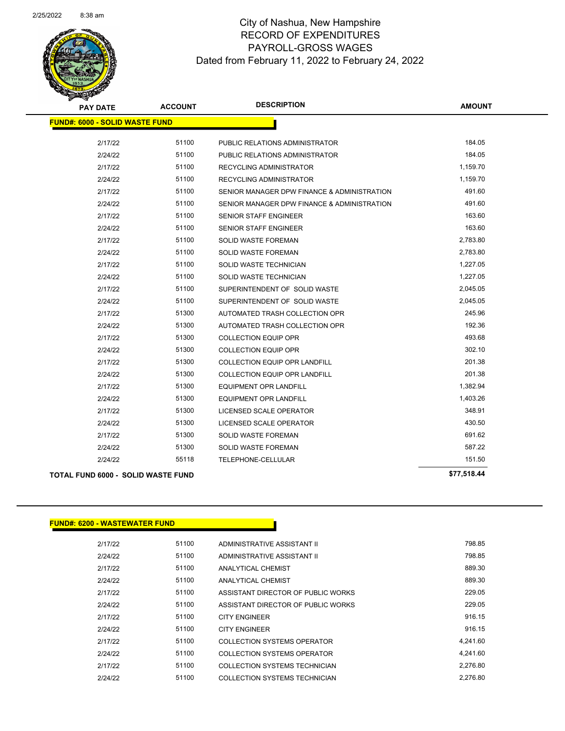# City of Nashua, New Hampshire
## RECORD OF EXPENDITURES
## PAYROLL-GROSS WAGES
### Dated from February 11, 2022 to February 24, 2022

| PAY DATE | ACCOUNT | DESCRIPTION | AMOUNT |
|---|---|---|---|
| **FUND#: 6000 - SOLID WASTE FUND** | | | |
| 2/17/22 | 51100 | PUBLIC RELATIONS ADMINISTRATOR | 184.05 |
| 2/24/22 | 51100 | PUBLIC RELATIONS ADMINISTRATOR | 184.05 |
| 2/17/22 | 51100 | RECYCLING ADMINISTRATOR | 1,159.70 |
| 2/24/22 | 51100 | RECYCLING ADMINISTRATOR | 1,159.70 |
| 2/17/22 | 51100 | SENIOR MANAGER DPW FINANCE & ADMINISTRATION | 491.60 |
| 2/24/22 | 51100 | SENIOR MANAGER DPW FINANCE & ADMINISTRATION | 491.60 |
| 2/17/22 | 51100 | SENIOR STAFF ENGINEER | 163.60 |
| 2/24/22 | 51100 | SENIOR STAFF ENGINEER | 163.60 |
| 2/17/22 | 51100 | SOLID WASTE FOREMAN | 2,783.80 |
| 2/24/22 | 51100 | SOLID WASTE FOREMAN | 2,783.80 |
| 2/17/22 | 51100 | SOLID WASTE TECHNICIAN | 1,227.05 |
| 2/24/22 | 51100 | SOLID WASTE TECHNICIAN | 1,227.05 |
| 2/17/22 | 51100 | SUPERINTENDENT OF SOLID WASTE | 2,045.05 |
| 2/24/22 | 51100 | SUPERINTENDENT OF SOLID WASTE | 2,045.05 |
| 2/17/22 | 51300 | AUTOMATED TRASH COLLECTION OPR | 245.96 |
| 2/24/22 | 51300 | AUTOMATED TRASH COLLECTION OPR | 192.36 |
| 2/17/22 | 51300 | COLLECTION EQUIP OPR | 493.68 |
| 2/24/22 | 51300 | COLLECTION EQUIP OPR | 302.10 |
| 2/17/22 | 51300 | COLLECTION EQUIP OPR LANDFILL | 201.38 |
| 2/24/22 | 51300 | COLLECTION EQUIP OPR LANDFILL | 201.38 |
| 2/17/22 | 51300 | EQUIPMENT OPR LANDFILL | 1,382.94 |
| 2/24/22 | 51300 | EQUIPMENT OPR LANDFILL | 1,403.26 |
| 2/17/22 | 51300 | LICENSED SCALE OPERATOR | 348.91 |
| 2/24/22 | 51300 | LICENSED SCALE OPERATOR | 430.50 |
| 2/17/22 | 51300 | SOLID WASTE FOREMAN | 691.62 |
| 2/24/22 | 51300 | SOLID WASTE FOREMAN | 587.22 |
| 2/24/22 | 55118 | TELEPHONE-CELLULAR | 151.50 |
| **TOTAL FUND 6000 - SOLID WASTE FUND** | | | **$77,518.44** |

| PAY DATE | ACCOUNT | DESCRIPTION | AMOUNT |
|---|---|---|---|
| **FUND#: 6200 - WASTEWATER FUND** | | | |
| 2/17/22 | 51100 | ADMINISTRATIVE ASSISTANT II | 798.85 |
| 2/24/22 | 51100 | ADMINISTRATIVE ASSISTANT II | 798.85 |
| 2/17/22 | 51100 | ANALYTICAL CHEMIST | 889.30 |
| 2/24/22 | 51100 | ANALYTICAL CHEMIST | 889.30 |
| 2/17/22 | 51100 | ASSISTANT DIRECTOR OF PUBLIC WORKS | 229.05 |
| 2/24/22 | 51100 | ASSISTANT DIRECTOR OF PUBLIC WORKS | 229.05 |
| 2/17/22 | 51100 | CITY ENGINEER | 916.15 |
| 2/24/22 | 51100 | CITY ENGINEER | 916.15 |
| 2/17/22 | 51100 | COLLECTION SYSTEMS OPERATOR | 4,241.60 |
| 2/24/22 | 51100 | COLLECTION SYSTEMS OPERATOR | 4,241.60 |
| 2/17/22 | 51100 | COLLECTION SYSTEMS TECHNICIAN | 2,276.80 |
| 2/24/22 | 51100 | COLLECTION SYSTEMS TECHNICIAN | 2,276.80 |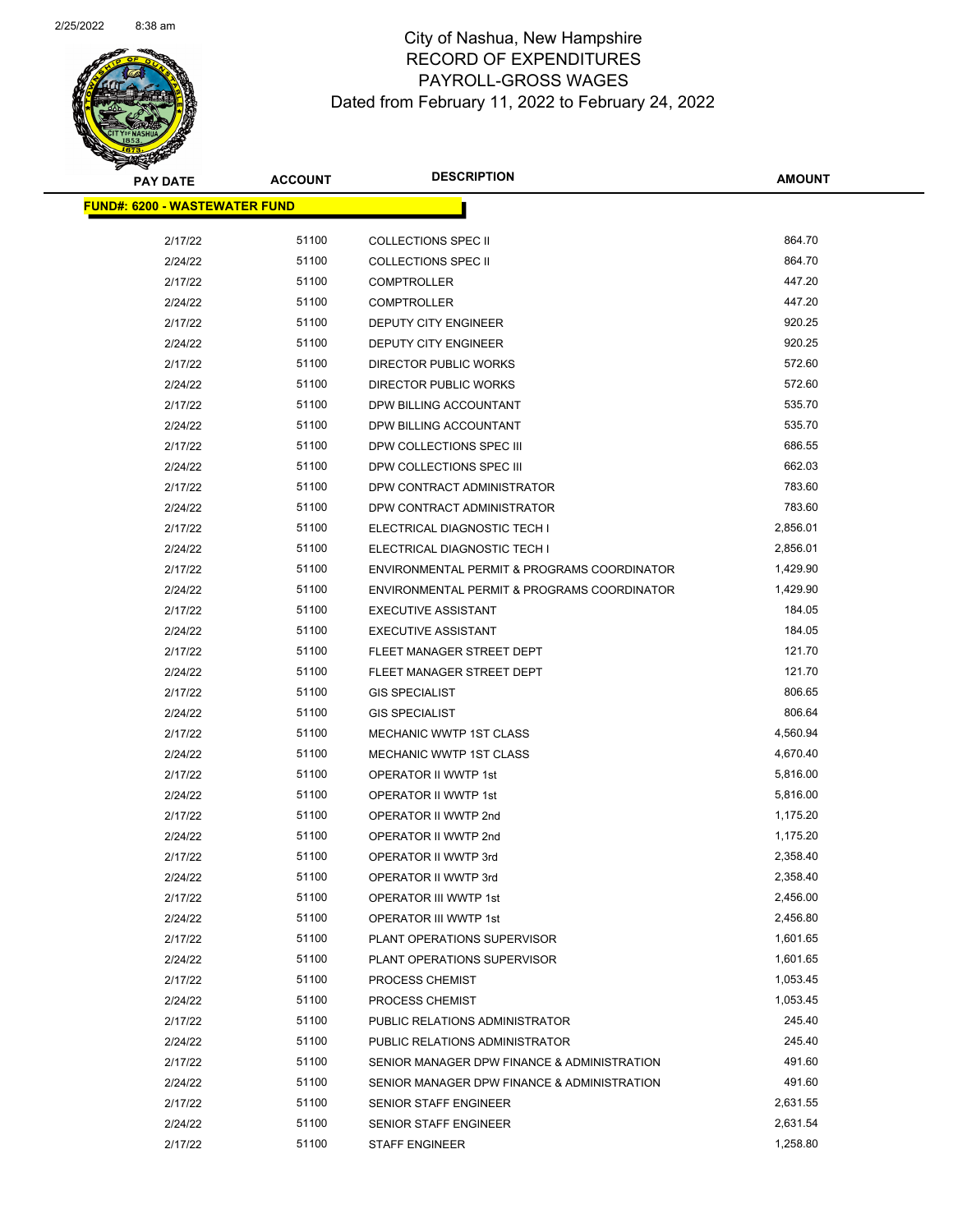# City of Nashua, New Hampshire
## RECORD OF EXPENDITURES
## PAYROLL-GROSS WAGES
## Dated from February 11, 2022 to February 24, 2022

| PAY DATE | ACCOUNT | DESCRIPTION | AMOUNT |
|---|---|---|---|
| **FUND#: 6200 - WASTEWATER FUND** | | | |
| 2/17/22 | 51100 | COLLECTIONS SPEC II | 864.70 |
| 2/24/22 | 51100 | COLLECTIONS SPEC II | 864.70 |
| 2/17/22 | 51100 | COMPTROLLER | 447.20 |
| 2/24/22 | 51100 | COMPTROLLER | 447.20 |
| 2/17/22 | 51100 | DEPUTY CITY ENGINEER | 920.25 |
| 2/24/22 | 51100 | DEPUTY CITY ENGINEER | 920.25 |
| 2/17/22 | 51100 | DIRECTOR PUBLIC WORKS | 572.60 |
| 2/24/22 | 51100 | DIRECTOR PUBLIC WORKS | 572.60 |
| 2/17/22 | 51100 | DPW BILLING ACCOUNTANT | 535.70 |
| 2/24/22 | 51100 | DPW BILLING ACCOUNTANT | 535.70 |
| 2/17/22 | 51100 | DPW COLLECTIONS SPEC III | 686.55 |
| 2/24/22 | 51100 | DPW COLLECTIONS SPEC III | 662.03 |
| 2/17/22 | 51100 | DPW CONTRACT ADMINISTRATOR | 783.60 |
| 2/24/22 | 51100 | DPW CONTRACT ADMINISTRATOR | 783.60 |
| 2/17/22 | 51100 | ELECTRICAL DIAGNOSTIC TECH I | 2,856.01 |
| 2/24/22 | 51100 | ELECTRICAL DIAGNOSTIC TECH I | 2,856.01 |
| 2/17/22 | 51100 | ENVIRONMENTAL PERMIT & PROGRAMS COORDINATOR | 1,429.90 |
| 2/24/22 | 51100 | ENVIRONMENTAL PERMIT & PROGRAMS COORDINATOR | 1,429.90 |
| 2/17/22 | 51100 | EXECUTIVE ASSISTANT | 184.05 |
| 2/24/22 | 51100 | EXECUTIVE ASSISTANT | 184.05 |
| 2/17/22 | 51100 | FLEET MANAGER STREET DEPT | 121.70 |
| 2/24/22 | 51100 | FLEET MANAGER STREET DEPT | 121.70 |
| 2/17/22 | 51100 | GIS SPECIALIST | 806.65 |
| 2/24/22 | 51100 | GIS SPECIALIST | 806.64 |
| 2/17/22 | 51100 | MECHANIC WWTP 1ST CLASS | 4,560.94 |
| 2/24/22 | 51100 | MECHANIC WWTP 1ST CLASS | 4,670.40 |
| 2/17/22 | 51100 | OPERATOR II WWTP 1st | 5,816.00 |
| 2/24/22 | 51100 | OPERATOR II WWTP 1st | 5,816.00 |
| 2/17/22 | 51100 | OPERATOR II WWTP 2nd | 1,175.20 |
| 2/24/22 | 51100 | OPERATOR II WWTP 2nd | 1,175.20 |
| 2/17/22 | 51100 | OPERATOR II WWTP 3rd | 2,358.40 |
| 2/24/22 | 51100 | OPERATOR II WWTP 3rd | 2,358.40 |
| 2/17/22 | 51100 | OPERATOR III WWTP 1st | 2,456.00 |
| 2/24/22 | 51100 | OPERATOR III WWTP 1st | 2,456.80 |
| 2/17/22 | 51100 | PLANT OPERATIONS SUPERVISOR | 1,601.65 |
| 2/24/22 | 51100 | PLANT OPERATIONS SUPERVISOR | 1,601.65 |
| 2/17/22 | 51100 | PROCESS CHEMIST | 1,053.45 |
| 2/24/22 | 51100 | PROCESS CHEMIST | 1,053.45 |
| 2/17/22 | 51100 | PUBLIC RELATIONS ADMINISTRATOR | 245.40 |
| 2/24/22 | 51100 | PUBLIC RELATIONS ADMINISTRATOR | 245.40 |
| 2/17/22 | 51100 | SENIOR MANAGER DPW FINANCE & ADMINISTRATION | 491.60 |
| 2/24/22 | 51100 | SENIOR MANAGER DPW FINANCE & ADMINISTRATION | 491.60 |
| 2/17/22 | 51100 | SENIOR STAFF ENGINEER | 2,631.55 |
| 2/24/22 | 51100 | SENIOR STAFF ENGINEER | 2,631.54 |
| 2/17/22 | 51100 | STAFF ENGINEER | 1,258.80 |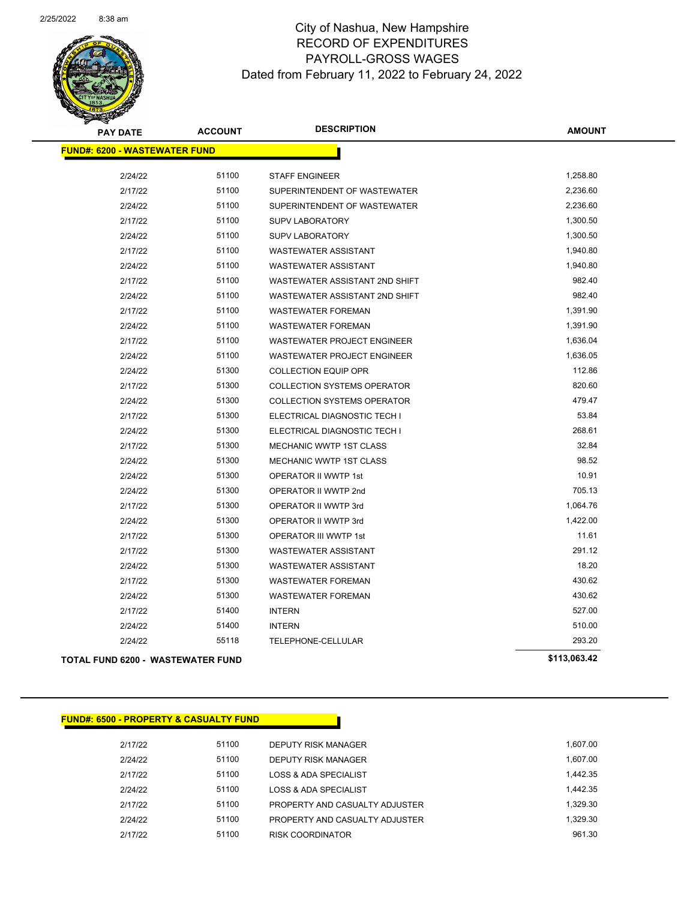# City of Nashua, New Hampshire
## RECORD OF EXPENDITURES
## PAYROLL-GROSS WAGES
### Dated from February 11, 2022 to February 24, 2022

| PAY DATE | ACCOUNT | DESCRIPTION | AMOUNT |
|---|---|---|---|
| **FUND#: 6200 - WASTEWATER FUND** | | | |
| 2/24/22 | 51100 | STAFF ENGINEER | 1,258.80 |
| 2/17/22 | 51100 | SUPERINTENDENT OF WASTEWATER | 2,236.60 |
| 2/24/22 | 51100 | SUPERINTENDENT OF WASTEWATER | 2,236.60 |
| 2/17/22 | 51100 | SUPV LABORATORY | 1,300.50 |
| 2/24/22 | 51100 | SUPV LABORATORY | 1,300.50 |
| 2/17/22 | 51100 | WASTEWATER ASSISTANT | 1,940.80 |
| 2/24/22 | 51100 | WASTEWATER ASSISTANT | 1,940.80 |
| 2/17/22 | 51100 | WASTEWATER ASSISTANT 2ND SHIFT | 982.40 |
| 2/24/22 | 51100 | WASTEWATER ASSISTANT 2ND SHIFT | 982.40 |
| 2/17/22 | 51100 | WASTEWATER FOREMAN | 1,391.90 |
| 2/24/22 | 51100 | WASTEWATER FOREMAN | 1,391.90 |
| 2/17/22 | 51100 | WASTEWATER PROJECT ENGINEER | 1,636.04 |
| 2/24/22 | 51100 | WASTEWATER PROJECT ENGINEER | 1,636.05 |
| 2/24/22 | 51300 | COLLECTION EQUIP OPR | 112.86 |
| 2/17/22 | 51300 | COLLECTION SYSTEMS OPERATOR | 820.60 |
| 2/24/22 | 51300 | COLLECTION SYSTEMS OPERATOR | 479.47 |
| 2/17/22 | 51300 | ELECTRICAL DIAGNOSTIC TECH I | 53.84 |
| 2/24/22 | 51300 | ELECTRICAL DIAGNOSTIC TECH I | 268.61 |
| 2/17/22 | 51300 | MECHANIC WWTP 1ST CLASS | 32.84 |
| 2/24/22 | 51300 | MECHANIC WWTP 1ST CLASS | 98.52 |
| 2/24/22 | 51300 | OPERATOR II WWTP 1st | 10.91 |
| 2/24/22 | 51300 | OPERATOR II WWTP 2nd | 705.13 |
| 2/17/22 | 51300 | OPERATOR II WWTP 3rd | 1,064.76 |
| 2/24/22 | 51300 | OPERATOR II WWTP 3rd | 1,422.00 |
| 2/17/22 | 51300 | OPERATOR III WWTP 1st | 11.61 |
| 2/17/22 | 51300 | WASTEWATER ASSISTANT | 291.12 |
| 2/24/22 | 51300 | WASTEWATER ASSISTANT | 18.20 |
| 2/17/22 | 51300 | WASTEWATER FOREMAN | 430.62 |
| 2/24/22 | 51300 | WASTEWATER FOREMAN | 430.62 |
| 2/17/22 | 51400 | INTERN | 527.00 |
| 2/24/22 | 51400 | INTERN | 510.00 |
| 2/24/22 | 55118 | TELEPHONE-CELLULAR | 293.20 |
| **TOTAL FUND 6200 - WASTEWATER FUND** | | | **$113,063.42** |

| PAY DATE | ACCOUNT | DESCRIPTION | AMOUNT |
|---|---|---|---|
| **FUND#: 6500 - PROPERTY & CASUALTY FUND** | | | |
| 2/17/22 | 51100 | DEPUTY RISK MANAGER | 1,607.00 |
| 2/24/22 | 51100 | DEPUTY RISK MANAGER | 1,607.00 |
| 2/17/22 | 51100 | LOSS & ADA SPECIALIST | 1,442.35 |
| 2/24/22 | 51100 | LOSS & ADA SPECIALIST | 1,442.35 |
| 2/17/22 | 51100 | PROPERTY AND CASUALTY ADJUSTER | 1,329.30 |
| 2/24/22 | 51100 | PROPERTY AND CASUALTY ADJUSTER | 1,329.30 |
| 2/17/22 | 51100 | RISK COORDINATOR | 961.30 |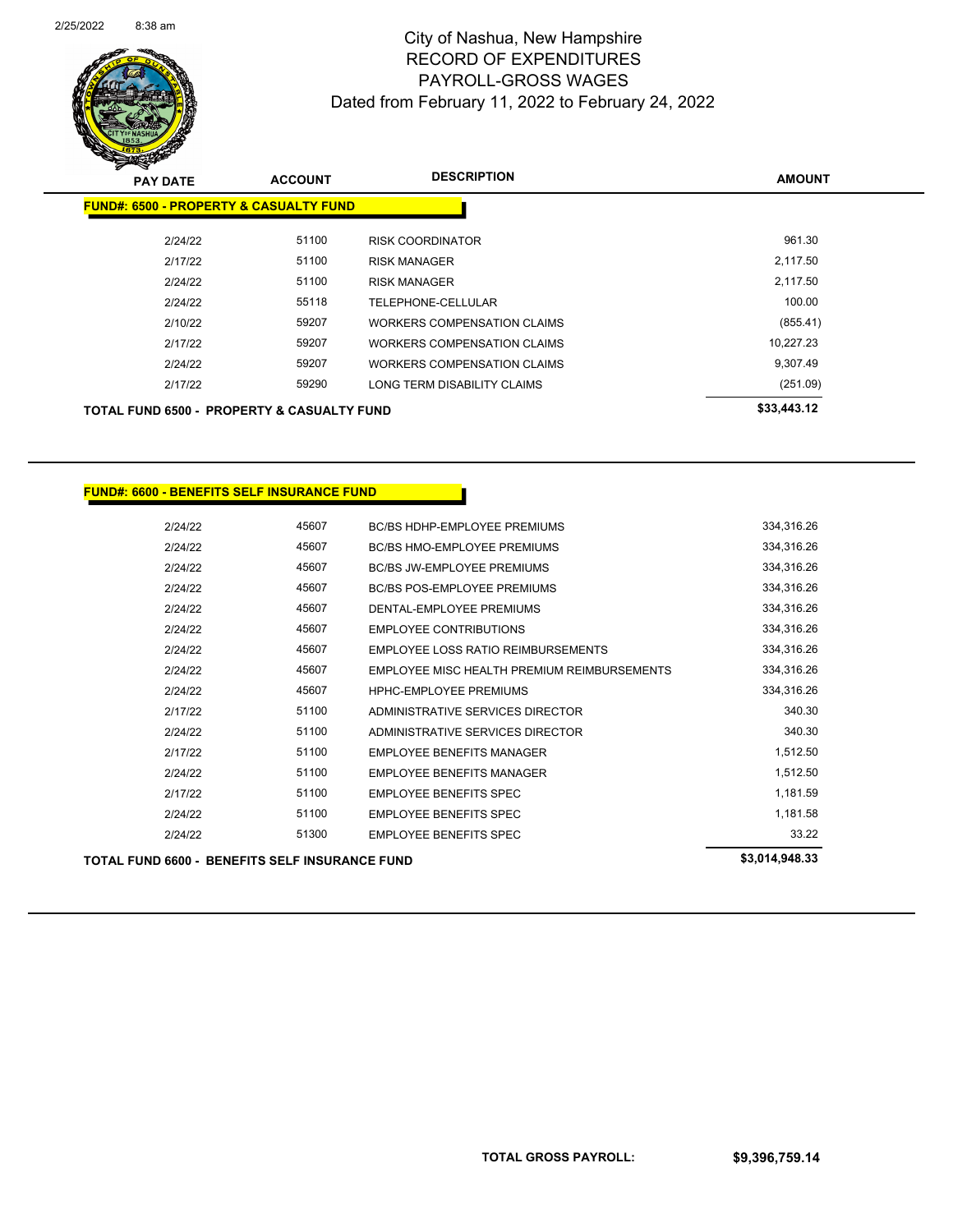# City of Nashua, New Hampshire
## RECORD OF EXPENDITURES
## PAYROLL-GROSS WAGES
### Dated from February 11, 2022 to February 24, 2022

2/25/2022 8:38 am

| PAY DATE | ACCOUNT | DESCRIPTION | AMOUNT |
|---|---|---|---|
| **FUND#: 6500 - PROPERTY & CASUALTY FUND** | | | |
| 2/24/22 | 51100 | RISK COORDINATOR | 961.30 |
| 2/17/22 | 51100 | RISK MANAGER | 2,117.50 |
| 2/24/22 | 51100 | RISK MANAGER | 2,117.50 |
| 2/24/22 | 55118 | TELEPHONE-CELLULAR | 100.00 |
| 2/10/22 | 59207 | WORKERS COMPENSATION CLAIMS | (855.41) |
| 2/17/22 | 59207 | WORKERS COMPENSATION CLAIMS | 10,227.23 |
| 2/24/22 | 59207 | WORKERS COMPENSATION CLAIMS | 9,307.49 |
| 2/17/22 | 59290 | LONG TERM DISABILITY CLAIMS | (251.09) |
| **TOTAL FUND 6500 - PROPERTY & CASUALTY FUND** | | | **$33,443.12** |

| PAY DATE | ACCOUNT | DESCRIPTION | AMOUNT |
|---|---|---|---|
| **FUND#: 6600 - BENEFITS SELF INSURANCE FUND** | | | |
| 2/24/22 | 45607 | BC/BS HDHP-EMPLOYEE PREMIUMS | 334,316.26 |
| 2/24/22 | 45607 | BC/BS HMO-EMPLOYEE PREMIUMS | 334,316.26 |
| 2/24/22 | 45607 | BC/BS JW-EMPLOYEE PREMIUMS | 334,316.26 |
| 2/24/22 | 45607 | BC/BS POS-EMPLOYEE PREMIUMS | 334,316.26 |
| 2/24/22 | 45607 | DENTAL-EMPLOYEE PREMIUMS | 334,316.26 |
| 2/24/22 | 45607 | EMPLOYEE CONTRIBUTIONS | 334,316.26 |
| 2/24/22 | 45607 | EMPLOYEE LOSS RATIO REIMBURSEMENTS | 334,316.26 |
| 2/24/22 | 45607 | EMPLOYEE MISC HEALTH PREMIUM REIMBURSEMENTS | 334,316.26 |
| 2/24/22 | 45607 | HPHC-EMPLOYEE PREMIUMS | 334,316.26 |
| 2/17/22 | 51100 | ADMINISTRATIVE SERVICES DIRECTOR | 340.30 |
| 2/24/22 | 51100 | ADMINISTRATIVE SERVICES DIRECTOR | 340.30 |
| 2/17/22 | 51100 | EMPLOYEE BENEFITS MANAGER | 1,512.50 |
| 2/24/22 | 51100 | EMPLOYEE BENEFITS MANAGER | 1,512.50 |
| 2/17/22 | 51100 | EMPLOYEE BENEFITS SPEC | 1,181.59 |
| 2/24/22 | 51100 | EMPLOYEE BENEFITS SPEC | 1,181.58 |
| 2/24/22 | 51300 | EMPLOYEE BENEFITS SPEC | 33.22 |
| **TOTAL FUND 6600 - BENEFITS SELF INSURANCE FUND** | | | **$3,014,948.33** |

**TOTAL GROSS PAYROLL: $9,396,759.14**